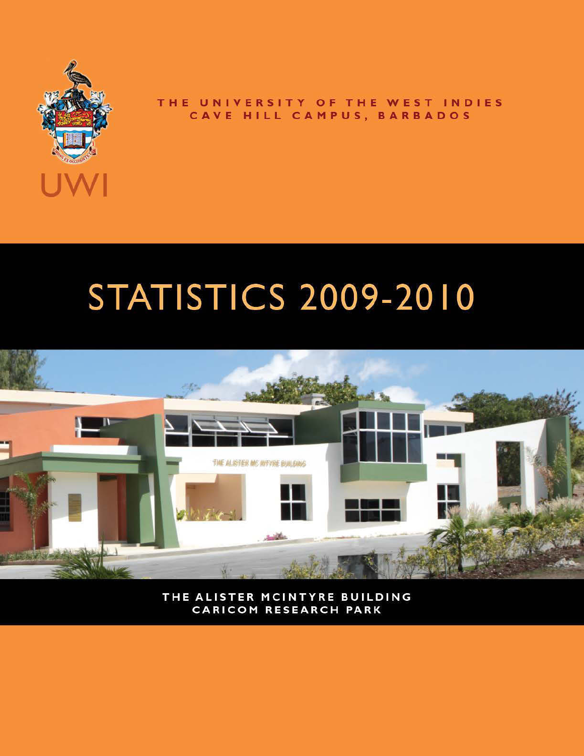UWI

THE UNIVERSITY OF THE WEST INDIES
CAVE HILL CAMPUS, BARBADOS

# STATISTICS 2009-2010

THE ALISTER MCINTYRE BUILDING
CARICOM RESEARCH PARK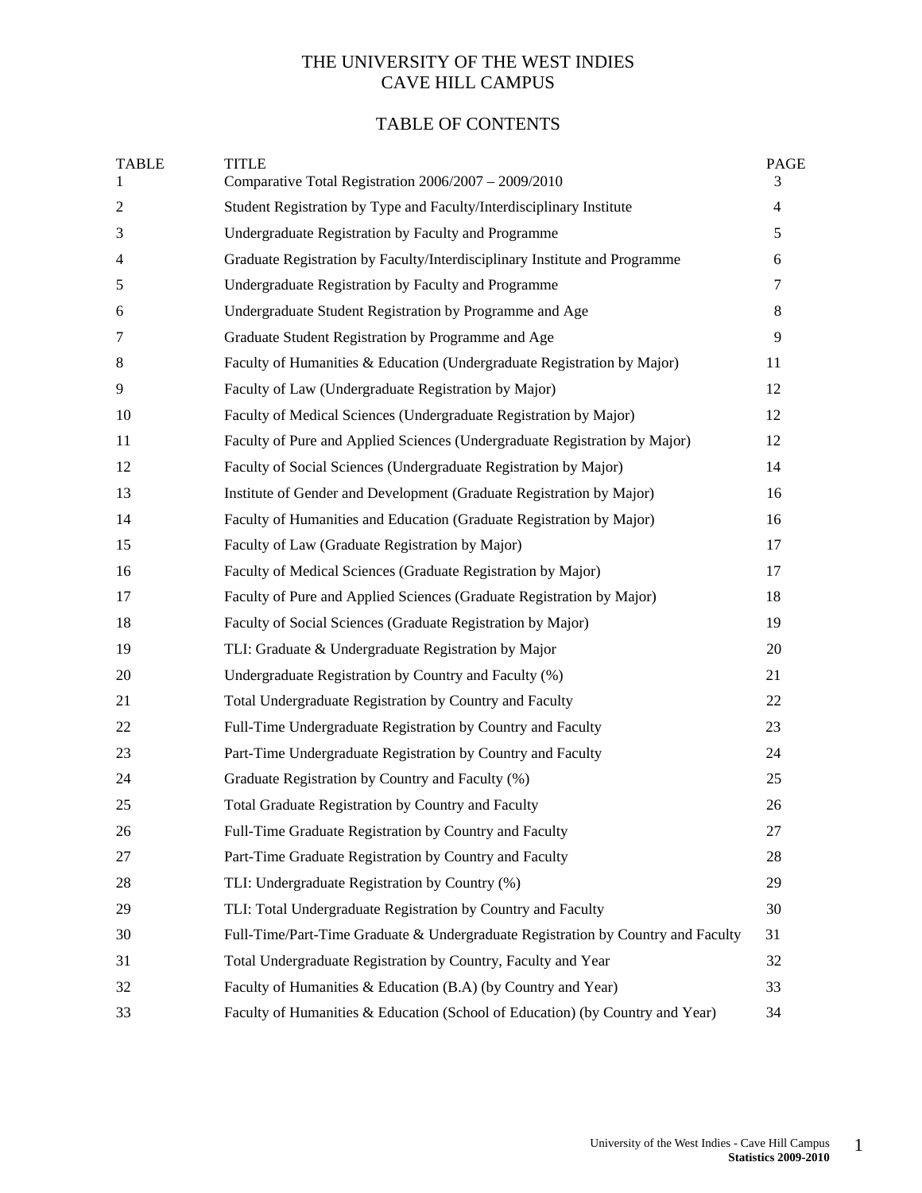# THE UNIVERSITY OF THE WEST INDIES
# CAVE HILL CAMPUS

## TABLE OF CONTENTS

| TABLE | TITLE | PAGE |
|---|---|---|
| 1 | Comparative Total Registration 2006/2007 – 2009/2010 | 3 |
| 2 | Student Registration by Type and Faculty/Interdisciplinary Institute | 4 |
| 3 | Undergraduate Registration by Faculty and Programme | 5 |
| 4 | Graduate Registration by Faculty/Interdisciplinary Institute and Programme | 6 |
| 5 | Undergraduate Registration by Faculty and Programme | 7 |
| 6 | Undergraduate Student Registration by Programme and Age | 8 |
| 7 | Graduate Student Registration by Programme and Age | 9 |
| 8 | Faculty of Humanities & Education (Undergraduate Registration by Major) | 11 |
| 9 | Faculty of Law (Undergraduate Registration by Major) | 12 |
| 10 | Faculty of Medical Sciences (Undergraduate Registration by Major) | 12 |
| 11 | Faculty of Pure and Applied Sciences (Undergraduate Registration by Major) | 12 |
| 12 | Faculty of Social Sciences (Undergraduate Registration by Major) | 14 |
| 13 | Institute of Gender and Development (Graduate Registration by Major) | 16 |
| 14 | Faculty of Humanities and Education (Graduate Registration by Major) | 16 |
| 15 | Faculty of Law (Graduate Registration by Major) | 17 |
| 16 | Faculty of Medical Sciences (Graduate Registration by Major) | 17 |
| 17 | Faculty of Pure and Applied Sciences (Graduate Registration by Major) | 18 |
| 18 | Faculty of Social Sciences (Graduate Registration by Major) | 19 |
| 19 | TLI: Graduate & Undergraduate Registration by Major | 20 |
| 20 | Undergraduate Registration by Country and Faculty (%) | 21 |
| 21 | Total Undergraduate Registration by Country and Faculty | 22 |
| 22 | Full-Time Undergraduate Registration by Country and Faculty | 23 |
| 23 | Part-Time Undergraduate Registration by Country and Faculty | 24 |
| 24 | Graduate Registration by Country and Faculty (%) | 25 |
| 25 | Total Graduate Registration by Country and Faculty | 26 |
| 26 | Full-Time Graduate Registration by Country and Faculty | 27 |
| 27 | Part-Time Graduate Registration by Country and Faculty | 28 |
| 28 | TLI: Undergraduate Registration by Country (%) | 29 |
| 29 | TLI: Total Undergraduate Registration by Country and Faculty | 30 |
| 30 | Full-Time/Part-Time Graduate & Undergraduate Registration by Country and Faculty | 31 |
| 31 | Total Undergraduate Registration by Country, Faculty and Year | 32 |
| 32 | Faculty of Humanities & Education (B.A) (by Country and Year) | 33 |
| 33 | Faculty of Humanities & Education (School of Education) (by Country and Year) | 34 |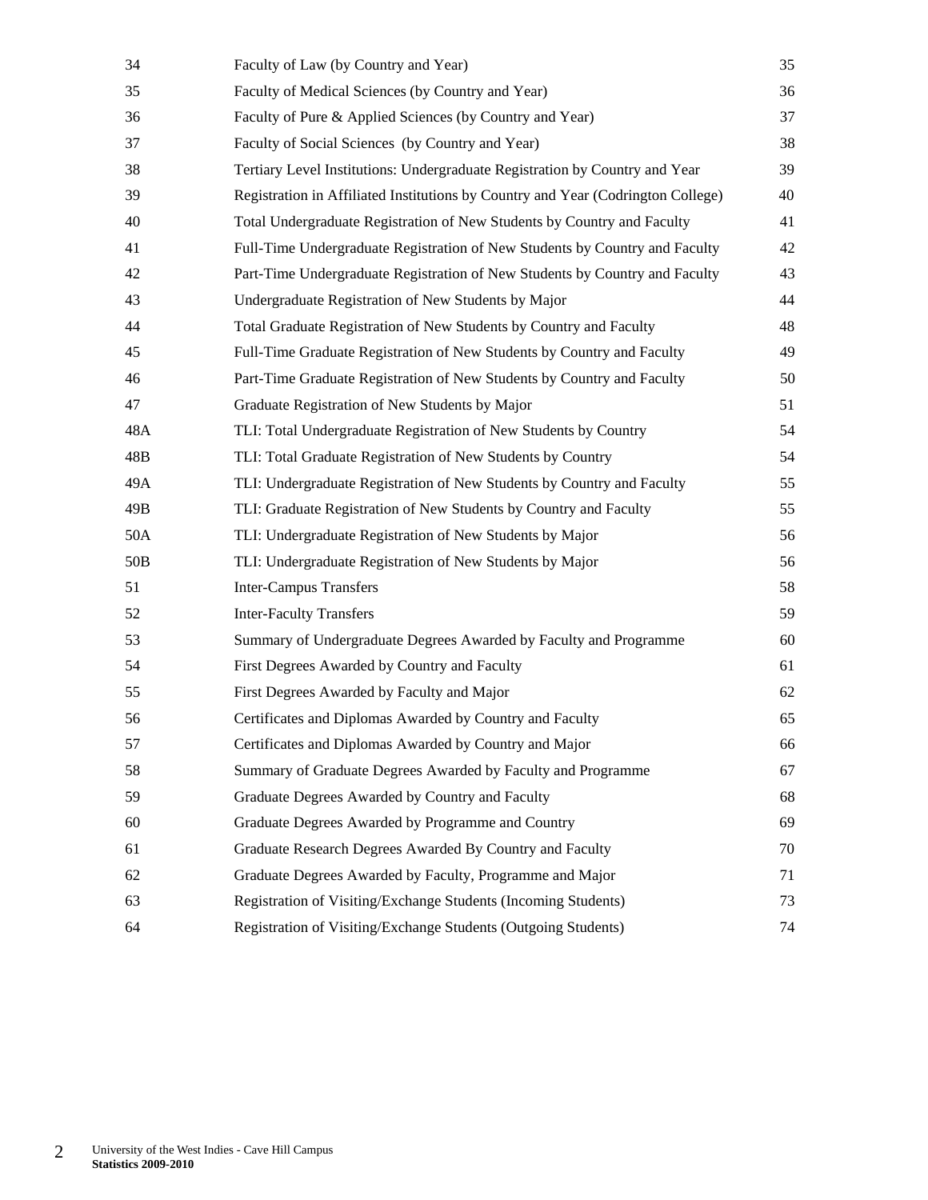| | | |
|---|---|---|
| 34 | Faculty of Law (by Country and Year) | 35 |
| 35 | Faculty of Medical Sciences (by Country and Year) | 36 |
| 36 | Faculty of Pure & Applied Sciences (by Country and Year) | 37 |
| 37 | Faculty of Social Sciences (by Country and Year) | 38 |
| 38 | Tertiary Level Institutions: Undergraduate Registration by Country and Year | 39 |
| 39 | Registration in Affiliated Institutions by Country and Year (Codrington College) | 40 |
| 40 | Total Undergraduate Registration of New Students by Country and Faculty | 41 |
| 41 | Full-Time Undergraduate Registration of New Students by Country and Faculty | 42 |
| 42 | Part-Time Undergraduate Registration of New Students by Country and Faculty | 43 |
| 43 | Undergraduate Registration of New Students by Major | 44 |
| 44 | Total Graduate Registration of New Students by Country and Faculty | 48 |
| 45 | Full-Time Graduate Registration of New Students by Country and Faculty | 49 |
| 46 | Part-Time Graduate Registration of New Students by Country and Faculty | 50 |
| 47 | Graduate Registration of New Students by Major | 51 |
| 48A | TLI: Total Undergraduate Registration of New Students by Country | 54 |
| 48B | TLI: Total Graduate Registration of New Students by Country | 54 |
| 49A | TLI: Undergraduate Registration of New Students by Country and Faculty | 55 |
| 49B | TLI: Graduate Registration of New Students by Country and Faculty | 55 |
| 50A | TLI: Undergraduate Registration of New Students by Major | 56 |
| 50B | TLI: Undergraduate Registration of New Students by Major | 56 |
| 51 | Inter-Campus Transfers | 58 |
| 52 | Inter-Faculty Transfers | 59 |
| 53 | Summary of Undergraduate Degrees Awarded by Faculty and Programme | 60 |
| 54 | First Degrees Awarded by Country and Faculty | 61 |
| 55 | First Degrees Awarded by Faculty and Major | 62 |
| 56 | Certificates and Diplomas Awarded by Country and Faculty | 65 |
| 57 | Certificates and Diplomas Awarded by Country and Major | 66 |
| 58 | Summary of Graduate Degrees Awarded by Faculty and Programme | 67 |
| 59 | Graduate Degrees Awarded by Country and Faculty | 68 |
| 60 | Graduate Degrees Awarded by Programme and Country | 69 |
| 61 | Graduate Research Degrees Awarded By Country and Faculty | 70 |
| 62 | Graduate Degrees Awarded by Faculty, Programme and Major | 71 |
| 63 | Registration of Visiting/Exchange Students (Incoming Students) | 73 |
| 64 | Registration of Visiting/Exchange Students (Outgoing Students) | 74 |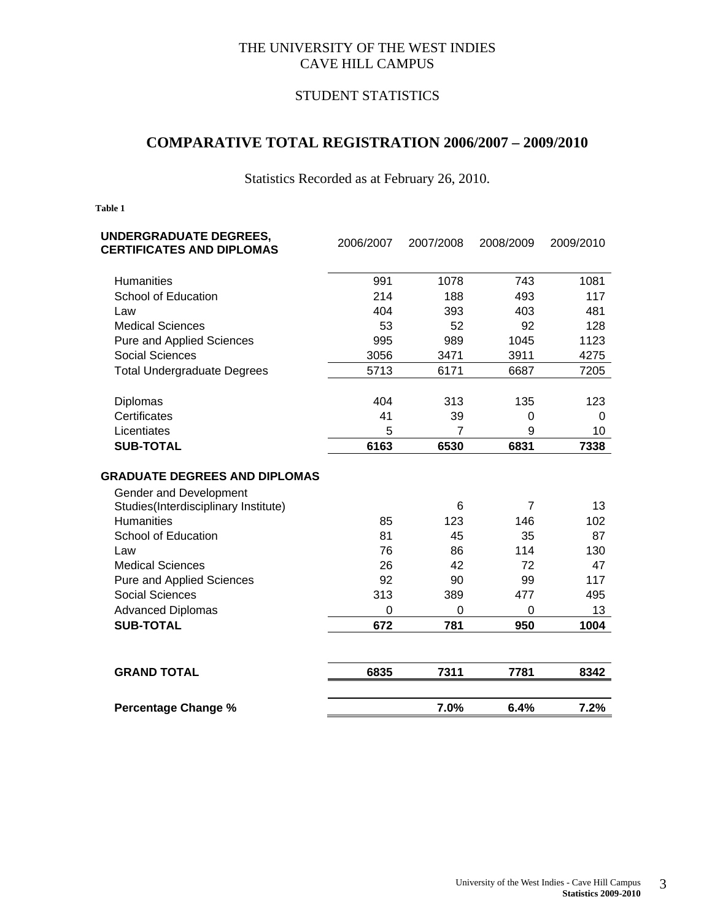THE UNIVERSITY OF THE WEST INDIES
CAVE HILL CAMPUS

STUDENT STATISTICS

## COMPARATIVE TOTAL REGISTRATION 2006/2007 – 2009/2010

Statistics Recorded as at February 26, 2010.

**Table 1**

| **UNDERGRADUATE DEGREES, CERTIFICATES AND DIPLOMAS** | 2006/2007 | 2007/2008 | 2008/2009 | 2009/2010 |
|---|---|---|---|---|
| Humanities | 991 | 1078 | 743 | 1081 |
| School of Education | 214 | 188 | 493 | 117 |
| Law | 404 | 393 | 403 | 481 |
| Medical Sciences | 53 | 52 | 92 | 128 |
| Pure and Applied Sciences | 995 | 989 | 1045 | 1123 |
| Social Sciences | 3056 | 3471 | 3911 | 4275 |
| Total Undergraduate Degrees | 5713 | 6171 | 6687 | 7205 |
| | | | | |
| Diplomas | 404 | 313 | 135 | 123 |
| Certificates | 41 | 39 | 0 | 0 |
| Licentiates | 5 | 7 | 9 | 10 |
| **SUB-TOTAL** | **6163** | **6530** | **6831** | **7338** |
| | | | | |
| **GRADUATE DEGREES AND DIPLOMAS** | | | | |
| Gender and Development Studies(Interdisciplinary Institute) | | 6 | 7 | 13 |
| Humanities | 85 | 123 | 146 | 102 |
| School of Education | 81 | 45 | 35 | 87 |
| Law | 76 | 86 | 114 | 130 |
| Medical Sciences | 26 | 42 | 72 | 47 |
| Pure and Applied Sciences | 92 | 90 | 99 | 117 |
| Social Sciences | 313 | 389 | 477 | 495 |
| Advanced Diplomas | 0 | 0 | 0 | 13 |
| **SUB-TOTAL** | **672** | **781** | **950** | **1004** |
| | | | | |
| **GRAND TOTAL** | **6835** | **7311** | **7781** | **8342** |
| | | | | |
| **Percentage Change %** | | **7.0%** | **6.4%** | **7.2%** |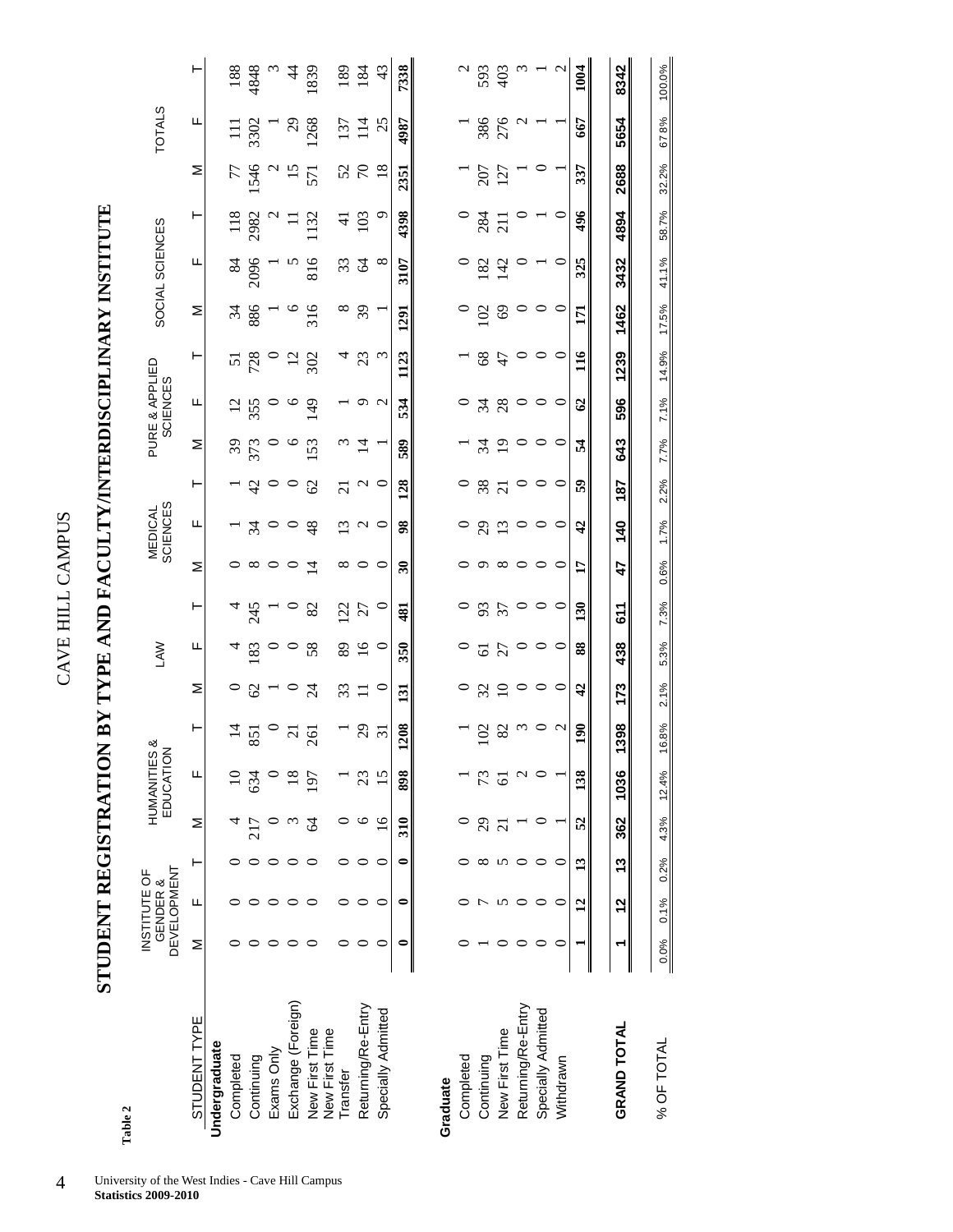CAVE HILL CAMPUS

# STUDENT REGISTRATION BY TYPE AND FACULTY/INTERDISCIPLINARY INSTITUTE

**Table 2**

| STUDENT TYPE | INSTITUTE OF GENDER & DEVELOPMENT | | | HUMANITIES & EDUCATION | | | LAW | | | MEDICAL SCIENCES | | | PURE & APPLIED SCIENCES | | | SOCIAL SCIENCES | | | TOTALS | | |
|---|---|---|---|---|---|---|---|---|---|---|---|---|---|---|---|---|---|---|---|---|---|
| | M | F | T | M | F | T | M | F | T | M | F | T | M | F | T | M | F | T | M | F | T |
| **Undergraduate** | | | | | | | | | | | | | | | | | | | | | |
| Completed | 0 | 0 | 0 | 4 | 10 | 14 | 0 | 4 | 4 | 0 | 1 | 1 | 39 | 12 | 51 | 34 | 84 | 118 | 77 | 111 | 188 |
| Continuing | 0 | 0 | 0 | 217 | 634 | 851 | 62 | 183 | 245 | 8 | 34 | 42 | 373 | 355 | 728 | 886 | 2096 | 2982 | 1546 | 3302 | 4848 |
| Exams Only | 0 | 0 | 0 | 0 | 0 | 0 | 1 | 0 | 1 | 0 | 0 | 0 | 0 | 0 | 0 | 1 | 1 | 2 | 2 | 1 | 3 |
| Exchange (Foreign) | 0 | 0 | 0 | 3 | 18 | 21 | 0 | 0 | 0 | 0 | 0 | 0 | 6 | 6 | 12 | 6 | 5 | 11 | 15 | 29 | 44 |
| New First Time | 0 | 0 | 0 | 64 | 197 | 261 | 24 | 58 | 82 | 14 | 48 | 62 | 153 | 149 | 302 | 316 | 816 | 1132 | 571 | 1268 | 1839 |
| New First Time Transfer | 0 | 0 | 0 | 0 | 1 | 1 | 33 | 89 | 122 | 8 | 13 | 21 | 3 | 1 | 4 | 8 | 33 | 41 | 52 | 137 | 189 |
| Returning/Re-Entry | 0 | 0 | 0 | 6 | 23 | 29 | 11 | 16 | 27 | 0 | 2 | 2 | 14 | 9 | 23 | 39 | 64 | 103 | 70 | 114 | 184 |
| Specially Admitted | 0 | 0 | 0 | 16 | 15 | 31 | 0 | 0 | 0 | 0 | 0 | 0 | 1 | 2 | 3 | 1 | 8 | 9 | 18 | 25 | 43 |
| | **0** | **0** | **0** | **310** | **898** | **1208** | **131** | **350** | **481** | **30** | **98** | **128** | **589** | **534** | **1123** | **1291** | **3107** | **4398** | **2351** | **4987** | **7338** |
| **Graduate** | | | | | | | | | | | | | | | | | | | | | |
| Completed | 0 | 0 | 0 | 0 | 1 | 1 | 0 | 0 | 0 | 0 | 0 | 0 | 1 | 0 | 1 | 0 | 0 | 0 | 1 | 1 | 2 |
| Continuing | 1 | 7 | 8 | 29 | 73 | 102 | 32 | 61 | 93 | 9 | 29 | 38 | 34 | 34 | 68 | 102 | 182 | 284 | 207 | 386 | 593 |
| New First Time | 0 | 5 | 5 | 21 | 61 | 82 | 10 | 27 | 37 | 8 | 13 | 21 | 19 | 28 | 47 | 69 | 142 | 211 | 127 | 276 | 403 |
| Returning/Re-Entry | 0 | 0 | 0 | 1 | 2 | 3 | 0 | 0 | 0 | 0 | 0 | 0 | 0 | 0 | 0 | 0 | 0 | 0 | 1 | 2 | 3 |
| Specially Admitted | 0 | 0 | 0 | 0 | 0 | 0 | 0 | 0 | 0 | 0 | 0 | 0 | 0 | 0 | 0 | 0 | 1 | 1 | 0 | 1 | 1 |
| Withdrawn | 0 | 0 | 0 | 1 | 1 | 2 | 0 | 0 | 0 | 0 | 0 | 0 | 0 | 0 | 0 | 0 | 0 | 0 | 1 | 1 | 2 |
| | **1** | **12** | **13** | **52** | **138** | **190** | **42** | **88** | **130** | **17** | **42** | **59** | **54** | **62** | **116** | **171** | **325** | **496** | **337** | **667** | **1004** |
| **GRAND TOTAL** | **1** | **12** | **13** | **362** | **1036** | **1398** | **173** | **438** | **611** | **47** | **140** | **187** | **643** | **596** | **1239** | **1462** | **3432** | **4894** | **2688** | **5654** | **8342** |
| % OF TOTAL | 0.0% | 0.1% | 0.2% | 4.3% | 12.4% | 16.8% | 2.1% | 5.3% | 7.3% | 0.6% | 1.7% | 2.2% | 7.7% | 7.1% | 14.9% | 17.5% | 41.1% | 58.7% | 32.2% | 67.8% | 100.0% |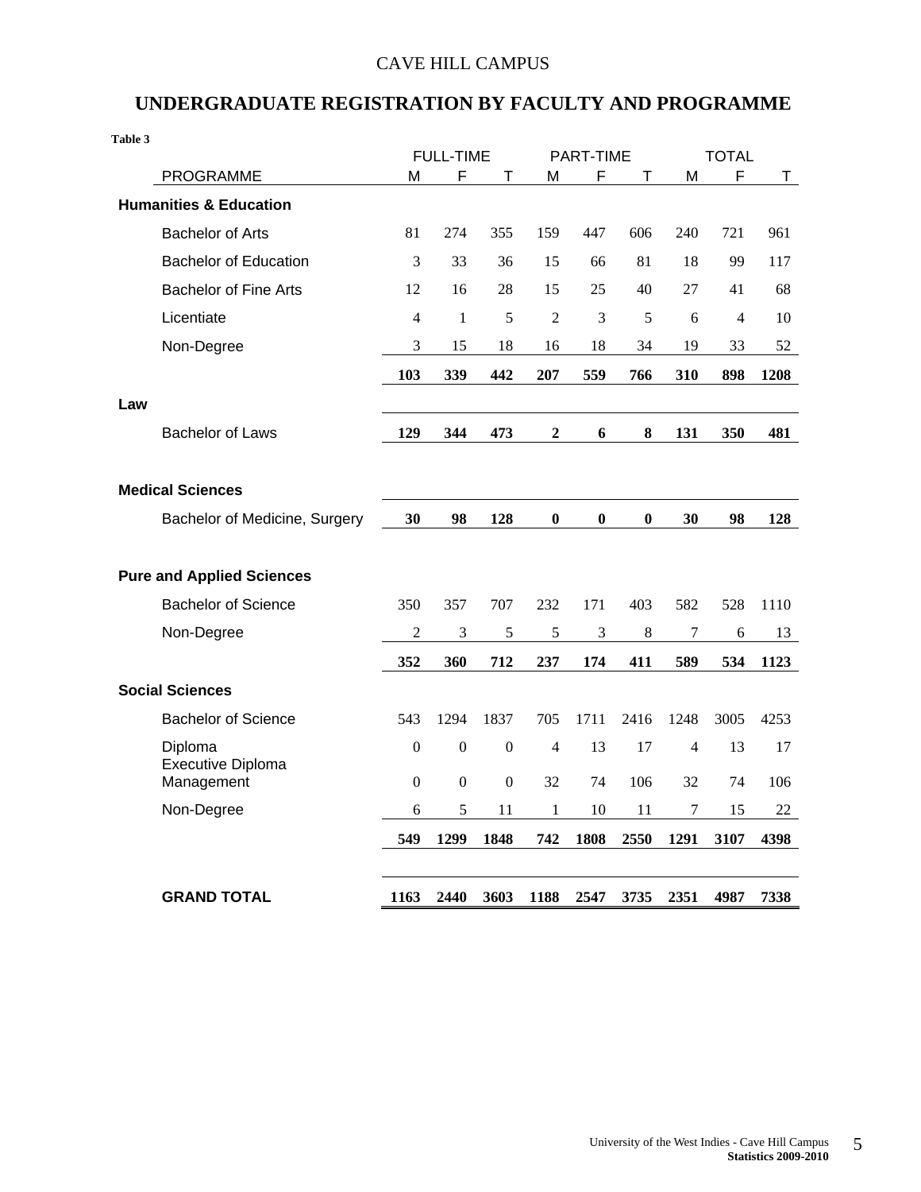CAVE HILL CAMPUS

## UNDERGRADUATE REGISTRATION BY FACULTY AND PROGRAMME

**Table 3**

| PROGRAMME | FULL-TIME | | | PART-TIME | | | TOTAL | | |
|---|---|---|---|---|---|---|---|---|---|
| | M | F | T | M | F | T | M | F | T |
| **Humanities & Education** | | | | | | | | | |
| Bachelor of Arts | 81 | 274 | 355 | 159 | 447 | 606 | 240 | 721 | 961 |
| Bachelor of Education | 3 | 33 | 36 | 15 | 66 | 81 | 18 | 99 | 117 |
| Bachelor of Fine Arts | 12 | 16 | 28 | 15 | 25 | 40 | 27 | 41 | 68 |
| Licentiate | 4 | 1 | 5 | 2 | 3 | 5 | 6 | 4 | 10 |
| Non-Degree | 3 | 15 | 18 | 16 | 18 | 34 | 19 | 33 | 52 |
| | **103** | **339** | **442** | **207** | **559** | **766** | **310** | **898** | **1208** |
| **Law** | | | | | | | | | |
| Bachelor of Laws | **129** | **344** | **473** | **2** | **6** | **8** | **131** | **350** | **481** |
| **Medical Sciences** | | | | | | | | | |
| Bachelor of Medicine, Surgery | **30** | **98** | **128** | **0** | **0** | **0** | **30** | **98** | **128** |
| **Pure and Applied Sciences** | | | | | | | | | |
| Bachelor of Science | 350 | 357 | 707 | 232 | 171 | 403 | 582 | 528 | 1110 |
| Non-Degree | 2 | 3 | 5 | 5 | 3 | 8 | 7 | 6 | 13 |
| | **352** | **360** | **712** | **237** | **174** | **411** | **589** | **534** | **1123** |
| **Social Sciences** | | | | | | | | | |
| Bachelor of Science | 543 | 1294 | 1837 | 705 | 1711 | 2416 | 1248 | 3005 | 4253 |
| Diploma | 0 | 0 | 0 | 4 | 13 | 17 | 4 | 13 | 17 |
| Executive Diploma Management | 0 | 0 | 0 | 32 | 74 | 106 | 32 | 74 | 106 |
| Non-Degree | 6 | 5 | 11 | 1 | 10 | 11 | 7 | 15 | 22 |
| | **549** | **1299** | **1848** | **742** | **1808** | **2550** | **1291** | **3107** | **4398** |
| **GRAND TOTAL** | **1163** | **2440** | **3603** | **1188** | **2547** | **3735** | **2351** | **4987** | **7338** |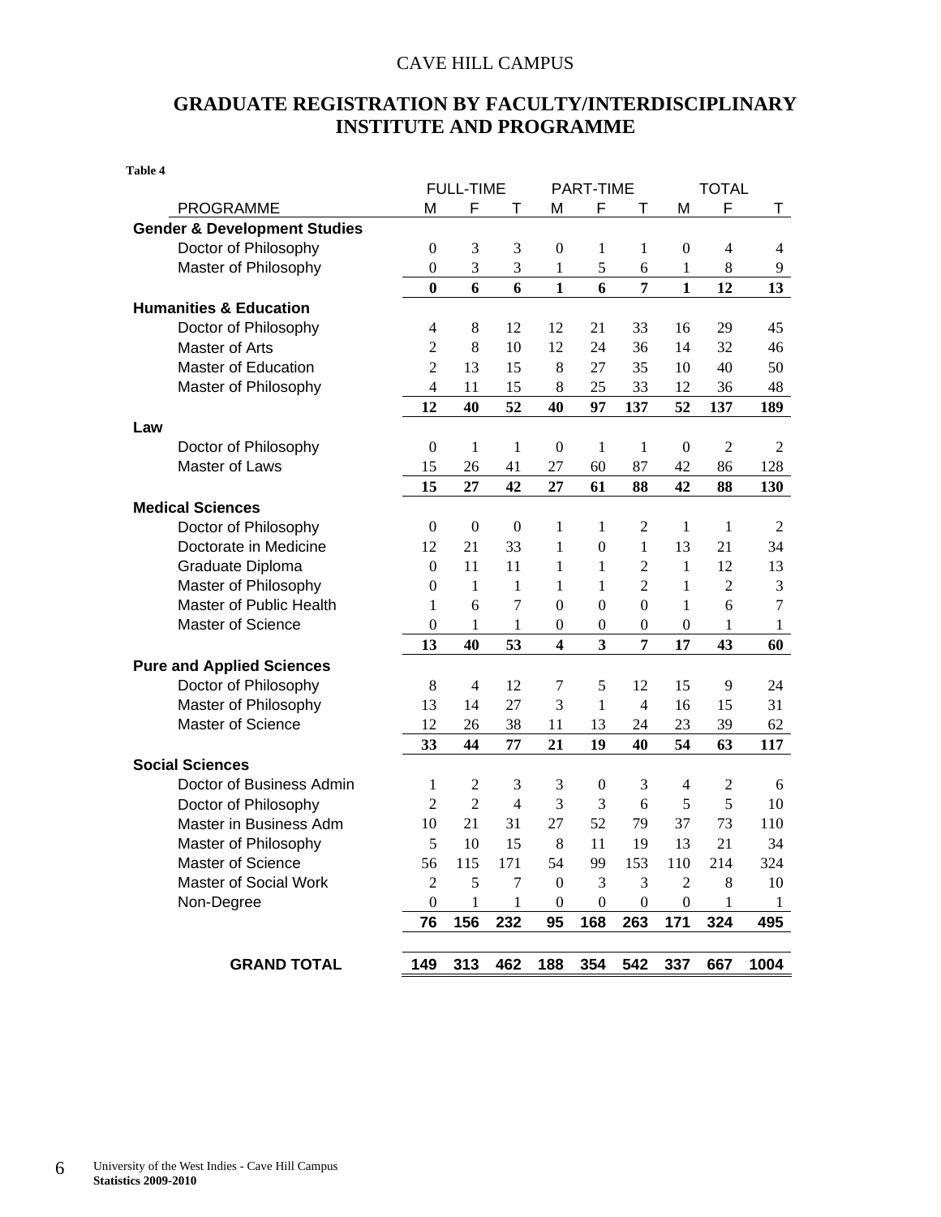CAVE HILL CAMPUS

# GRADUATE REGISTRATION BY FACULTY/INTERDISCIPLINARY INSTITUTE AND PROGRAMME

**Table 4**

| PROGRAMME | FULL-TIME | | | PART-TIME | | | TOTAL | | |
|---|---|---|---|---|---|---|---|---|---|
| | M | F | T | M | F | T | M | F | T |
| **Gender & Development Studies** | | | | | | | | | |
| Doctor of Philosophy | 0 | 3 | 3 | 0 | 1 | 1 | 0 | 4 | 4 |
| Master of Philosophy | 0 | 3 | 3 | 1 | 5 | 6 | 1 | 8 | 9 |
| | **0** | **6** | **6** | **1** | **6** | **7** | **1** | **12** | **13** |
| **Humanities & Education** | | | | | | | | | |
| Doctor of Philosophy | 4 | 8 | 12 | 12 | 21 | 33 | 16 | 29 | 45 |
| Master of Arts | 2 | 8 | 10 | 12 | 24 | 36 | 14 | 32 | 46 |
| Master of Education | 2 | 13 | 15 | 8 | 27 | 35 | 10 | 40 | 50 |
| Master of Philosophy | 4 | 11 | 15 | 8 | 25 | 33 | 12 | 36 | 48 |
| | **12** | **40** | **52** | **40** | **97** | **137** | **52** | **137** | **189** |
| **Law** | | | | | | | | | |
| Doctor of Philosophy | 0 | 1 | 1 | 0 | 1 | 1 | 0 | 2 | 2 |
| Master of Laws | 15 | 26 | 41 | 27 | 60 | 87 | 42 | 86 | 128 |
| | **15** | **27** | **42** | **27** | **61** | **88** | **42** | **88** | **130** |
| **Medical Sciences** | | | | | | | | | |
| Doctor of Philosophy | 0 | 0 | 0 | 1 | 1 | 2 | 1 | 1 | 2 |
| Doctorate in Medicine | 12 | 21 | 33 | 1 | 0 | 1 | 13 | 21 | 34 |
| Graduate Diploma | 0 | 11 | 11 | 1 | 1 | 2 | 1 | 12 | 13 |
| Master of Philosophy | 0 | 1 | 1 | 1 | 1 | 2 | 1 | 2 | 3 |
| Master of Public Health | 1 | 6 | 7 | 0 | 0 | 0 | 1 | 6 | 7 |
| Master of Science | 0 | 1 | 1 | 0 | 0 | 0 | 0 | 1 | 1 |
| | **13** | **40** | **53** | **4** | **3** | **7** | **17** | **43** | **60** |
| **Pure and Applied Sciences** | | | | | | | | | |
| Doctor of Philosophy | 8 | 4 | 12 | 7 | 5 | 12 | 15 | 9 | 24 |
| Master of Philosophy | 13 | 14 | 27 | 3 | 1 | 4 | 16 | 15 | 31 |
| Master of Science | 12 | 26 | 38 | 11 | 13 | 24 | 23 | 39 | 62 |
| | **33** | **44** | **77** | **21** | **19** | **40** | **54** | **63** | **117** |
| **Social Sciences** | | | | | | | | | |
| Doctor of Business Admin | 1 | 2 | 3 | 3 | 0 | 3 | 4 | 2 | 6 |
| Doctor of Philosophy | 2 | 2 | 4 | 3 | 3 | 6 | 5 | 5 | 10 |
| Master in Business Adm | 10 | 21 | 31 | 27 | 52 | 79 | 37 | 73 | 110 |
| Master of Philosophy | 5 | 10 | 15 | 8 | 11 | 19 | 13 | 21 | 34 |
| Master of Science | 56 | 115 | 171 | 54 | 99 | 153 | 110 | 214 | 324 |
| Master of Social Work | 2 | 5 | 7 | 0 | 3 | 3 | 2 | 8 | 10 |
| Non-Degree | 0 | 1 | 1 | 0 | 0 | 0 | 0 | 1 | 1 |
| | **76** | **156** | **232** | **95** | **168** | **263** | **171** | **324** | **495** |
| **GRAND TOTAL** | **149** | **313** | **462** | **188** | **354** | **542** | **337** | **667** | **1004** |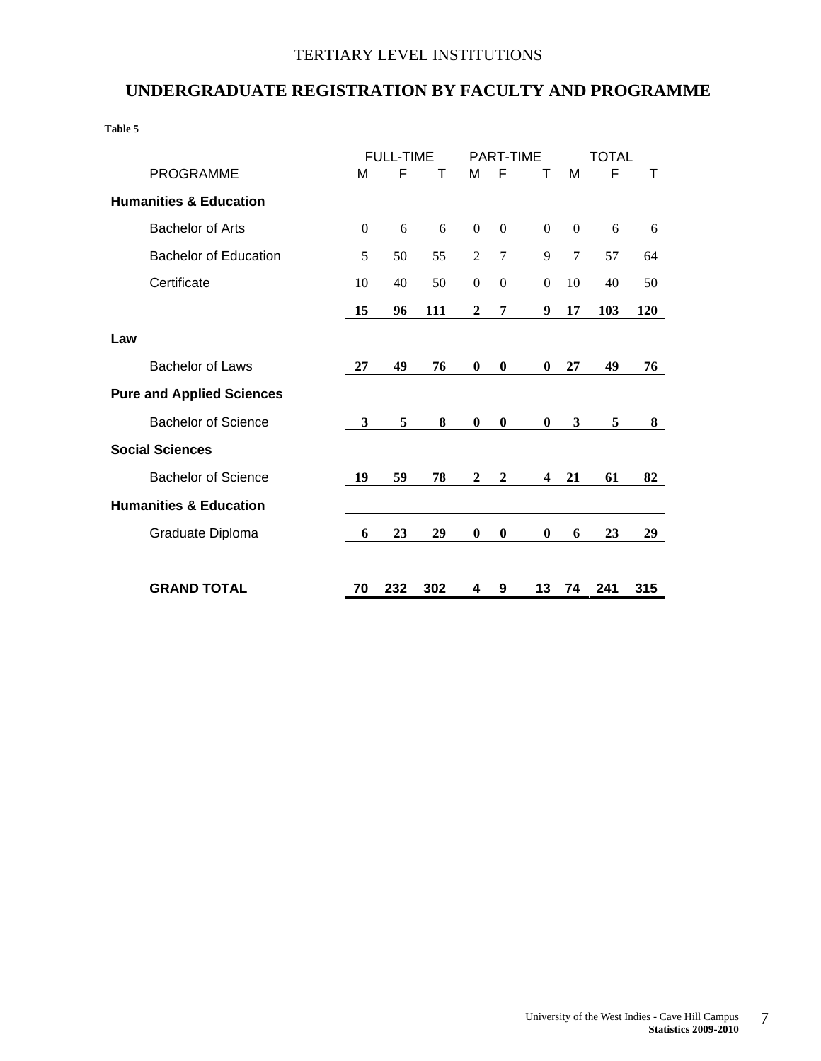TERTIARY LEVEL INSTITUTIONS

## UNDERGRADUATE REGISTRATION BY FACULTY AND PROGRAMME

**Table 5**

| PROGRAMME | FULL-TIME | | | PART-TIME | | | TOTAL | | |
|---|---|---|---|---|---|---|---|---|---|
| | M | F | T | M | F | T | M | F | T |
| **Humanities & Education** | | | | | | | | | |
| Bachelor of Arts | 0 | 6 | 6 | 0 | 0 | 0 | 0 | 6 | 6 |
| Bachelor of Education | 5 | 50 | 55 | 2 | 7 | 9 | 7 | 57 | 64 |
| Certificate | 10 | 40 | 50 | 0 | 0 | 0 | 10 | 40 | 50 |
| | **15** | **96** | **111** | **2** | **7** | **9** | **17** | **103** | **120** |
| **Law** | | | | | | | | | |
| Bachelor of Laws | **27** | **49** | **76** | **0** | **0** | **0** | **27** | **49** | **76** |
| **Pure and Applied Sciences** | | | | | | | | | |
| Bachelor of Science | **3** | **5** | **8** | **0** | **0** | **0** | **3** | **5** | **8** |
| **Social Sciences** | | | | | | | | | |
| Bachelor of Science | **19** | **59** | **78** | **2** | **2** | **4** | **21** | **61** | **82** |
| **Humanities & Education** | | | | | | | | | |
| Graduate Diploma | **6** | **23** | **29** | **0** | **0** | **0** | **6** | **23** | **29** |
| **GRAND TOTAL** | **70** | **232** | **302** | **4** | **9** | **13** | **74** | **241** | **315** |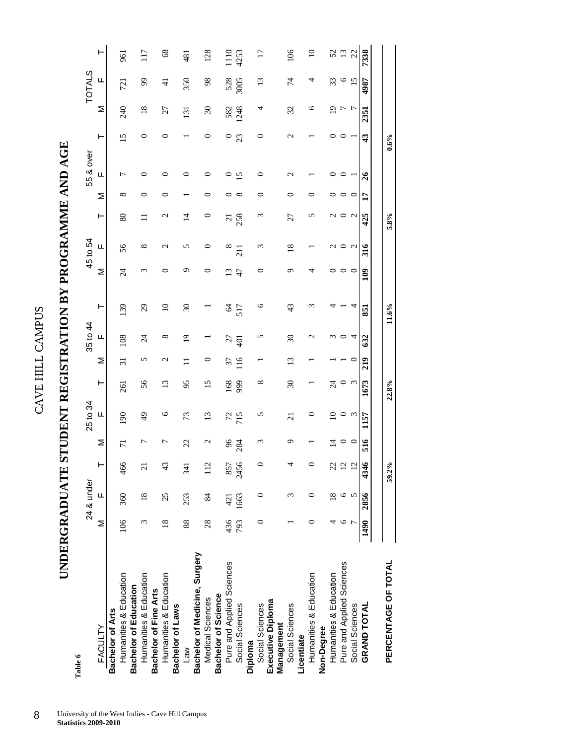# CAVE HILL CAMPUS

## UNDERGRADUATE STUDENT REGISTRATION BY PROGRAMME AND AGE

**Table 6**

| FACULTY | 24 & under | | | 25 to 34 | | | 35 to 44 | | | 45 to 54 | | | 55 & over | | | TOTALS | | |
|---|---|---|---|---|---|---|---|---|---|---|---|---|---|---|---|---|---|---|
| | M | F | T | M | F | T | M | F | T | M | F | T | M | F | T | M | F | T |
| **Bachelor of Arts** | | | | | | | | | | | | | | | | | | |
| Humanities & Education | 106 | 360 | 466 | 71 | 190 | 261 | 31 | 108 | 139 | 24 | 56 | 80 | 8 | 7 | 15 | 240 | 721 | 961 |
| **Bachelor of Education** | | | | | | | | | | | | | | | | | | |
| Humanities & Education | 3 | 18 | 21 | 7 | 49 | 56 | 5 | 24 | 29 | 3 | 8 | 11 | 0 | 0 | 0 | 18 | 99 | 117 |
| **Bachelor of Fine Arts** | | | | | | | | | | | | | | | | | | |
| Humanities & Education | 18 | 25 | 43 | 7 | 6 | 13 | 2 | 8 | 10 | 0 | 2 | 2 | 0 | 0 | 0 | 27 | 41 | 68 |
| **Bachelor of Laws** | | | | | | | | | | | | | | | | | | |
| Law | 88 | 253 | 341 | 22 | 73 | 95 | 11 | 19 | 30 | 9 | 5 | 14 | 1 | 0 | 1 | 131 | 350 | 481 |
| **Bachelor of Medicine, Surgery** | | | | | | | | | | | | | | | | | | |
| Medical Sciences | 28 | 84 | 112 | 2 | 13 | 15 | 0 | 1 | 1 | 0 | 0 | 0 | 0 | 0 | 0 | 30 | 98 | 128 |
| **Bachelor of Science** | | | | | | | | | | | | | | | | | | |
| Pure and Applied Sciences | 436 | 421 | 857 | 96 | 72 | 168 | 37 | 27 | 64 | 13 | 8 | 21 | 0 | 0 | 0 | 582 | 528 | 1110 |
| Social Sciences | 793 | 1663 | 2456 | 284 | 715 | 999 | 116 | 401 | 517 | 47 | 211 | 258 | 8 | 15 | 23 | 1248 | 3005 | 4253 |
| **Diploma** | | | | | | | | | | | | | | | | | | |
| Social Sciences | 0 | 0 | 0 | 3 | 5 | 8 | 1 | 5 | 6 | 0 | 3 | 3 | 0 | 0 | 0 | 4 | 13 | 17 |
| **Executive Diploma Management** | | | | | | | | | | | | | | | | | | |
| Social Sciences | 1 | 3 | 4 | 9 | 21 | 30 | 13 | 30 | 43 | 9 | 18 | 27 | 0 | 2 | 2 | 32 | 74 | 106 |
| **Licentiate** | | | | | | | | | | | | | | | | | | |
| Humanities & Education | 0 | 0 | 0 | 1 | 0 | 1 | 1 | 2 | 3 | 4 | 1 | 5 | 0 | 1 | 1 | 6 | 4 | 10 |
| **Non-Degree** | | | | | | | | | | | | | | | | | | |
| Humanities & Education | 4 | 18 | 22 | 14 | 10 | 24 | 1 | 3 | 4 | 0 | 2 | 2 | 0 | 0 | 0 | 19 | 33 | 52 |
| Pure and Applied Sciences | 6 | 6 | 12 | 0 | 0 | 0 | 1 | 0 | 1 | 0 | 0 | 0 | 0 | 0 | 0 | 7 | 6 | 13 |
| Social Sciences | 7 | 5 | 12 | 0 | 3 | 3 | 0 | 4 | 4 | 0 | 2 | 2 | 0 | 1 | 1 | 7 | 15 | 22 |
| **GRAND TOTAL** | **1490** | **2856** | **4346** | **516** | **1157** | **1673** | **219** | **632** | **851** | **109** | **316** | **425** | **17** | **26** | **43** | **2351** | **4987** | **7338** |
| **PERCENTAGE OF TOTAL** | | **59.2%** | | | **22.8%** | | | **11.6%** | | | **5.8%** | | | **0.6%** | | | | |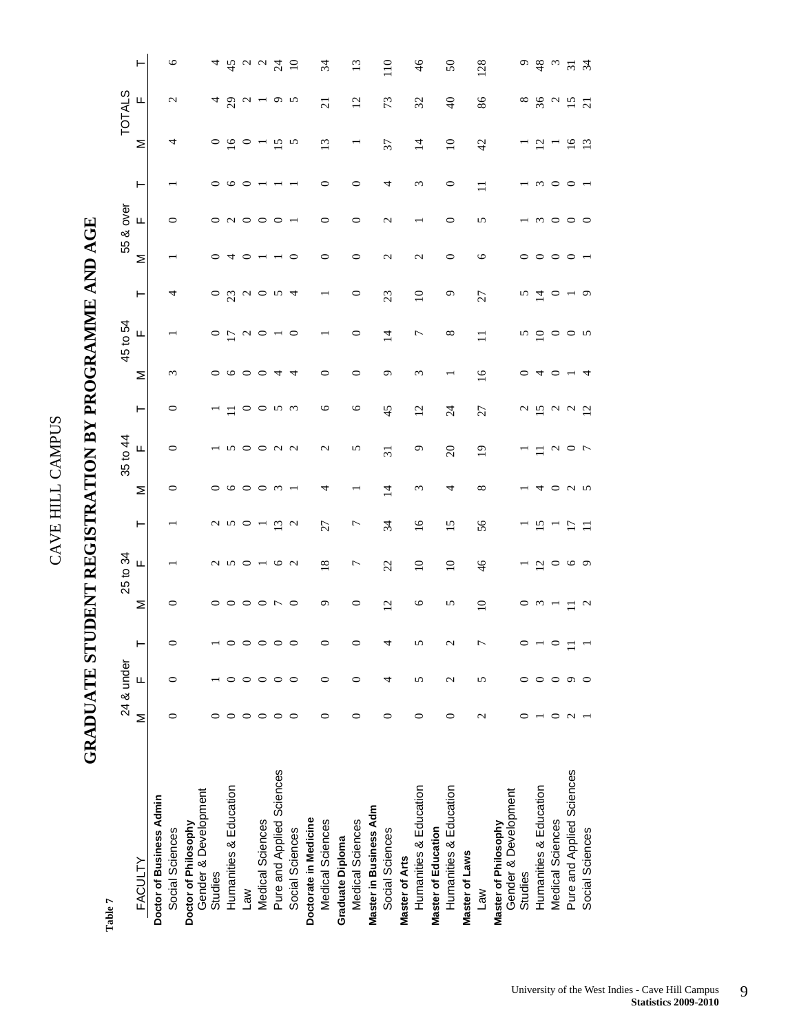**Table 7**

CAVE HILL CAMPUS

# GRADUATE STUDENT REGISTRATION BY PROGRAMME AND AGE

| FACULTY | 24 & under | | | 25 to 34 | | | 35 to 44 | | | 45 to 54 | | | 55 & over | | | TOTALS | | |
|---|---|---|---|---|---|---|---|---|---|---|---|---|---|---|---|---|---|---|
| | M | F | T | M | F | T | M | F | T | M | F | T | M | F | T | M | F | T |
| **Doctor of Business Admin** | | | | | | | | | | | | | | | | | | |
| Social Sciences | 0 | 0 | 0 | 0 | 1 | 1 | 0 | 0 | 0 | 3 | 1 | 4 | 1 | 0 | 1 | 4 | 2 | 6 |
| **Doctor of Philosophy** | | | | | | | | | | | | | | | | | | |
| Gender & Development Studies | 0 | 1 | 1 | 0 | 2 | 2 | 0 | 1 | 1 | 0 | 0 | 0 | 0 | 0 | 0 | 0 | 4 | 4 |
| Humanities & Education | 0 | 0 | 0 | 0 | 5 | 5 | 6 | 5 | 11 | 6 | 17 | 23 | 4 | 2 | 6 | 16 | 29 | 45 |
| Law | 0 | 0 | 0 | 0 | 0 | 0 | 0 | 0 | 0 | 0 | 2 | 2 | 0 | 0 | 0 | 0 | 2 | 2 |
| Medical Sciences | 0 | 0 | 0 | 0 | 1 | 1 | 0 | 0 | 0 | 0 | 0 | 0 | 1 | 0 | 1 | 1 | 1 | 2 |
| Pure and Applied Sciences | 0 | 0 | 0 | 7 | 6 | 13 | 3 | 2 | 5 | 4 | 1 | 5 | 1 | 0 | 1 | 15 | 9 | 24 |
| Social Sciences | 0 | 0 | 0 | 0 | 2 | 2 | 1 | 2 | 3 | 4 | 0 | 4 | 0 | 1 | 1 | 5 | 5 | 10 |
| **Doctorate in Medicine** | | | | | | | | | | | | | | | | | | |
| Medical Sciences | 0 | 0 | 0 | 9 | 18 | 27 | 4 | 2 | 6 | 0 | 1 | 1 | 0 | 0 | 0 | 13 | 21 | 34 |
| **Graduate Diploma** | | | | | | | | | | | | | | | | | | |
| Medical Sciences | 0 | 0 | 0 | 0 | 7 | 7 | 1 | 5 | 6 | 0 | 0 | 0 | 0 | 0 | 0 | 1 | 12 | 13 |
| **Master in Business Adm** | | | | | | | | | | | | | | | | | | |
| Social Sciences | 0 | 4 | 4 | 12 | 22 | 34 | 14 | 31 | 45 | 9 | 14 | 23 | 2 | 2 | 4 | 37 | 73 | 110 |
| **Master of Arts** | | | | | | | | | | | | | | | | | | |
| Humanities & Education | 0 | 5 | 5 | 6 | 10 | 16 | 3 | 9 | 12 | 3 | 7 | 10 | 2 | 1 | 3 | 14 | 32 | 46 |
| **Master of Education** | | | | | | | | | | | | | | | | | | |
| Humanities & Education | 0 | 2 | 2 | 5 | 10 | 15 | 4 | 20 | 24 | 1 | 8 | 9 | 0 | 0 | 0 | 10 | 40 | 50 |
| **Master of Laws** | | | | | | | | | | | | | | | | | | |
| Law | 2 | 5 | 7 | 10 | 46 | 56 | 8 | 19 | 27 | 16 | 11 | 27 | 6 | 5 | 11 | 42 | 86 | 128 |
| **Master of Philosophy** | | | | | | | | | | | | | | | | | | |
| Gender & Development Studies | 0 | 0 | 0 | 0 | 1 | 1 | 1 | 1 | 2 | 0 | 5 | 5 | 0 | 1 | 1 | 1 | 8 | 9 |
| Humanities & Education | 1 | 0 | 1 | 3 | 12 | 15 | 4 | 11 | 15 | 4 | 10 | 14 | 0 | 3 | 3 | 12 | 36 | 48 |
| Medical Sciences | 0 | 0 | 0 | 1 | 0 | 1 | 0 | 2 | 2 | 0 | 0 | 0 | 0 | 0 | 0 | 1 | 2 | 3 |
| Pure and Applied Sciences | 2 | 9 | 11 | 11 | 6 | 17 | 2 | 0 | 2 | 1 | 0 | 1 | 0 | 0 | 0 | 16 | 15 | 31 |
| Social Sciences | 1 | 0 | 1 | 2 | 9 | 11 | 5 | 7 | 12 | 4 | 5 | 9 | 1 | 0 | 1 | 13 | 21 | 34 |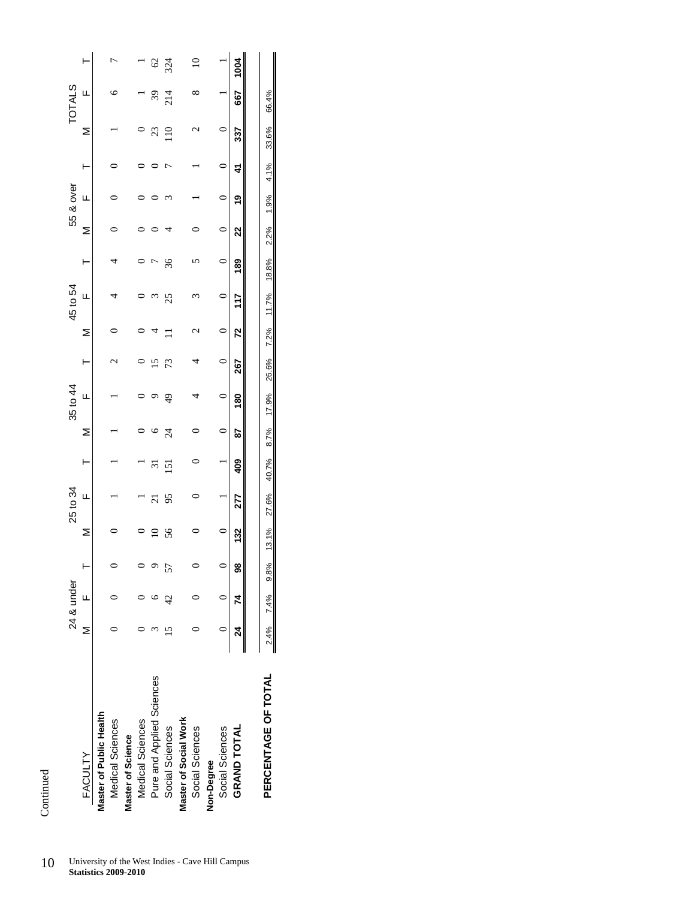Continued

| FACULTY | 24 & under | | | 25 to 34 | | | 35 to 44 | | | 45 to 54 | | | 55 & over | | | TOTALS | | |
|---|---|---|---|---|---|---|---|---|---|---|---|---|---|---|---|---|---|---|
| | M | F | T | M | F | T | M | F | T | M | F | T | M | F | T | M | F | T |
| **Master of Public Health** | | | | | | | | | | | | | | | | | | |
| Medical Sciences | 0 | 0 | 0 | 0 | 1 | 1 | 1 | 1 | 2 | 0 | 4 | 4 | 0 | 0 | 0 | 1 | 6 | 7 |
| **Master of Science** | | | | | | | | | | | | | | | | | | |
| Medical Sciences | 0 | 0 | 0 | 0 | 1 | 1 | 0 | 0 | 0 | 0 | 0 | 0 | 0 | 0 | 0 | 0 | 1 | 1 |
| Pure and Applied Sciences | 3 | 6 | 9 | 10 | 21 | 31 | 6 | 9 | 15 | 4 | 3 | 7 | 0 | 0 | 0 | 23 | 39 | 62 |
| Social Sciences | 15 | 42 | 57 | 56 | 95 | 151 | 24 | 49 | 73 | 11 | 25 | 36 | 4 | 3 | 7 | 110 | 214 | 324 |
| **Master of Social Work** | | | | | | | | | | | | | | | | | | |
| Social Sciences | 0 | 0 | 0 | 0 | 0 | 0 | 0 | 4 | 4 | 2 | 3 | 5 | 0 | 1 | 1 | 2 | 8 | 10 |
| **Non-Degree** | | | | | | | | | | | | | | | | | | |
| Social Sciences | 0 | 0 | 0 | 0 | 1 | 1 | 0 | 0 | 0 | 0 | 0 | 0 | 0 | 0 | 0 | 0 | 1 | 1 |
| **GRAND TOTAL** | **24** | **74** | **98** | **132** | **277** | **409** | **87** | **180** | **267** | **72** | **117** | **189** | **22** | **19** | **41** | **337** | **667** | **1004** |
| **PERCENTAGE OF TOTAL** | 2.4% | 7.4% | 9.8% | 13.1% | 27.6% | 40.7% | 8.7% | 17.9% | 26.6% | 7.2% | 11.7% | 18.8% | 2.2% | 1.9% | 4.1% | 33.6% | 66.4% | |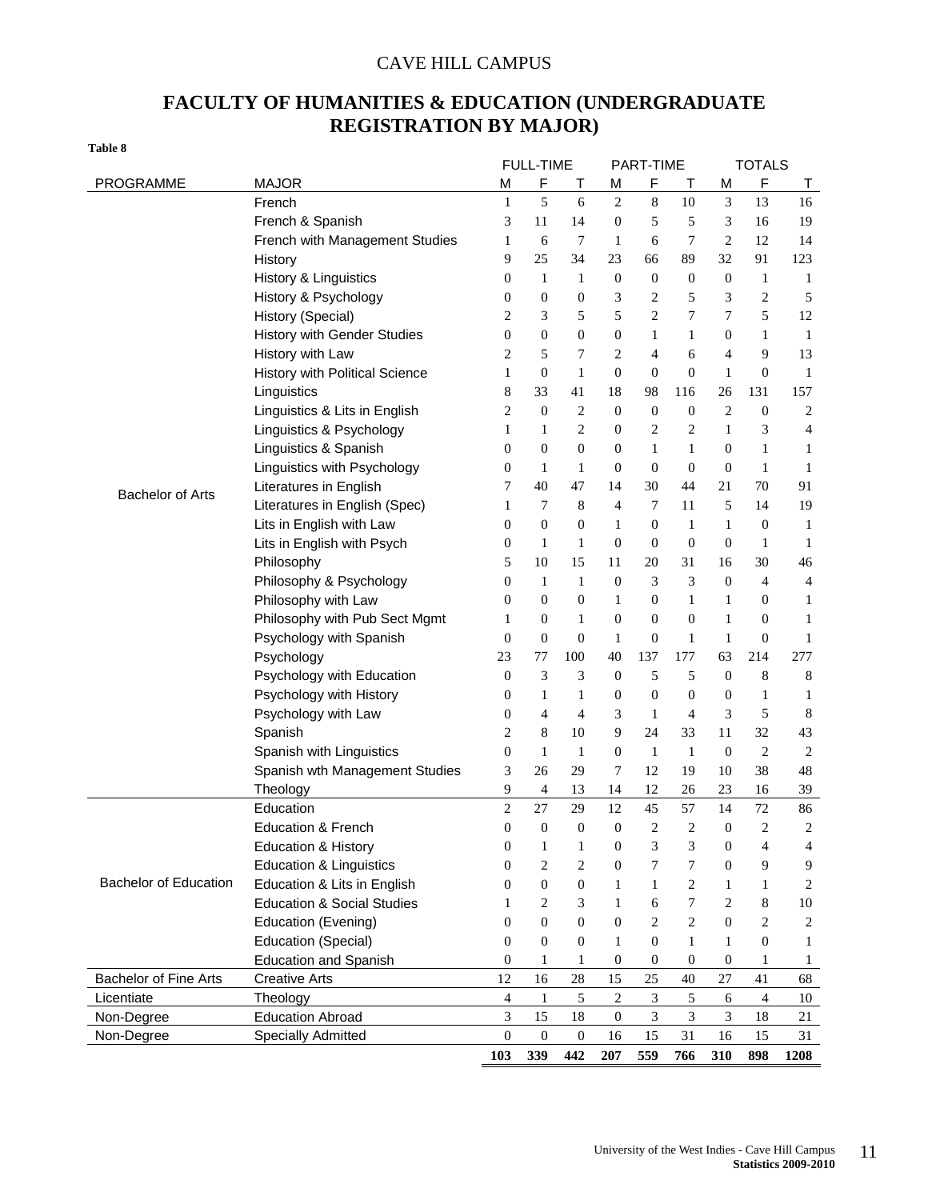CAVE HILL CAMPUS

# FACULTY OF HUMANITIES & EDUCATION (UNDERGRADUATE REGISTRATION BY MAJOR)

**Table 8**

| PROGRAMME | MAJOR | FULL-TIME | | | PART-TIME | | | TOTALS | | |
|---|---|---|---|---|---|---|---|---|---|---|
| | | M | F | T | M | F | T | M | F | T |
| Bachelor of Arts | French | 1 | 5 | 6 | 2 | 8 | 10 | 3 | 13 | 16 |
| | French & Spanish | 3 | 11 | 14 | 0 | 5 | 5 | 3 | 16 | 19 |
| | French with Management Studies | 1 | 6 | 7 | 1 | 6 | 7 | 2 | 12 | 14 |
| | History | 9 | 25 | 34 | 23 | 66 | 89 | 32 | 91 | 123 |
| | History & Linguistics | 0 | 1 | 1 | 0 | 0 | 0 | 0 | 1 | 1 |
| | History & Psychology | 0 | 0 | 0 | 3 | 2 | 5 | 3 | 2 | 5 |
| | History (Special) | 2 | 3 | 5 | 5 | 2 | 7 | 7 | 5 | 12 |
| | History with Gender Studies | 0 | 0 | 0 | 0 | 1 | 1 | 0 | 1 | 1 |
| | History with Law | 2 | 5 | 7 | 2 | 4 | 6 | 4 | 9 | 13 |
| | History with Political Science | 1 | 0 | 1 | 0 | 0 | 0 | 1 | 0 | 1 |
| | Linguistics | 8 | 33 | 41 | 18 | 98 | 116 | 26 | 131 | 157 |
| | Linguistics & Lits in English | 2 | 0 | 2 | 0 | 0 | 0 | 2 | 0 | 2 |
| | Linguistics & Psychology | 1 | 1 | 2 | 0 | 2 | 2 | 1 | 3 | 4 |
| | Linguistics & Spanish | 0 | 0 | 0 | 0 | 1 | 1 | 0 | 1 | 1 |
| | Linguistics with Psychology | 0 | 1 | 1 | 0 | 0 | 0 | 0 | 1 | 1 |
| | Literatures in English | 7 | 40 | 47 | 14 | 30 | 44 | 21 | 70 | 91 |
| | Literatures in English (Spec) | 1 | 7 | 8 | 4 | 7 | 11 | 5 | 14 | 19 |
| | Lits in English with Law | 0 | 0 | 0 | 1 | 0 | 1 | 1 | 0 | 1 |
| | Lits in English with Psych | 0 | 1 | 1 | 0 | 0 | 0 | 0 | 1 | 1 |
| | Philosophy | 5 | 10 | 15 | 11 | 20 | 31 | 16 | 30 | 46 |
| | Philosophy & Psychology | 0 | 1 | 1 | 0 | 3 | 3 | 0 | 4 | 4 |
| | Philosophy with Law | 0 | 0 | 0 | 1 | 0 | 1 | 1 | 0 | 1 |
| | Philosophy with Pub Sect Mgmt | 1 | 0 | 1 | 0 | 0 | 0 | 1 | 0 | 1 |
| | Psychology with Spanish | 0 | 0 | 0 | 1 | 0 | 1 | 1 | 0 | 1 |
| | Psychology | 23 | 77 | 100 | 40 | 137 | 177 | 63 | 214 | 277 |
| | Psychology with Education | 0 | 3 | 3 | 0 | 5 | 5 | 0 | 8 | 8 |
| | Psychology with History | 0 | 1 | 1 | 0 | 0 | 0 | 0 | 1 | 1 |
| | Psychology with Law | 0 | 4 | 4 | 3 | 1 | 4 | 3 | 5 | 8 |
| | Spanish | 2 | 8 | 10 | 9 | 24 | 33 | 11 | 32 | 43 |
| | Spanish with Linguistics | 0 | 1 | 1 | 0 | 1 | 1 | 0 | 2 | 2 |
| | Spanish wth Management Studies | 3 | 26 | 29 | 7 | 12 | 19 | 10 | 38 | 48 |
| | Theology | 9 | 4 | 13 | 14 | 12 | 26 | 23 | 16 | 39 |
| Bachelor of Education | Education | 2 | 27 | 29 | 12 | 45 | 57 | 14 | 72 | 86 |
| | Education & French | 0 | 0 | 0 | 0 | 2 | 2 | 0 | 2 | 2 |
| | Education & History | 0 | 1 | 1 | 0 | 3 | 3 | 0 | 4 | 4 |
| | Education & Linguistics | 0 | 2 | 2 | 0 | 7 | 7 | 0 | 9 | 9 |
| | Education & Lits in English | 0 | 0 | 0 | 1 | 1 | 2 | 1 | 1 | 2 |
| | Education & Social Studies | 1 | 2 | 3 | 1 | 6 | 7 | 2 | 8 | 10 |
| | Education (Evening) | 0 | 0 | 0 | 0 | 2 | 2 | 0 | 2 | 2 |
| | Education (Special) | 0 | 0 | 0 | 1 | 0 | 1 | 1 | 0 | 1 |
| | Education and Spanish | 0 | 1 | 1 | 0 | 0 | 0 | 0 | 1 | 1 |
| Bachelor of Fine Arts | Creative Arts | 12 | 16 | 28 | 15 | 25 | 40 | 27 | 41 | 68 |
| Licentiate | Theology | 4 | 1 | 5 | 2 | 3 | 5 | 6 | 4 | 10 |
| Non-Degree | Education Abroad | 3 | 15 | 18 | 0 | 3 | 3 | 3 | 18 | 21 |
| Non-Degree | Specially Admitted | 0 | 0 | 0 | 16 | 15 | 31 | 16 | 15 | 31 |
| | | **103** | **339** | **442** | **207** | **559** | **766** | **310** | **898** | **1208** |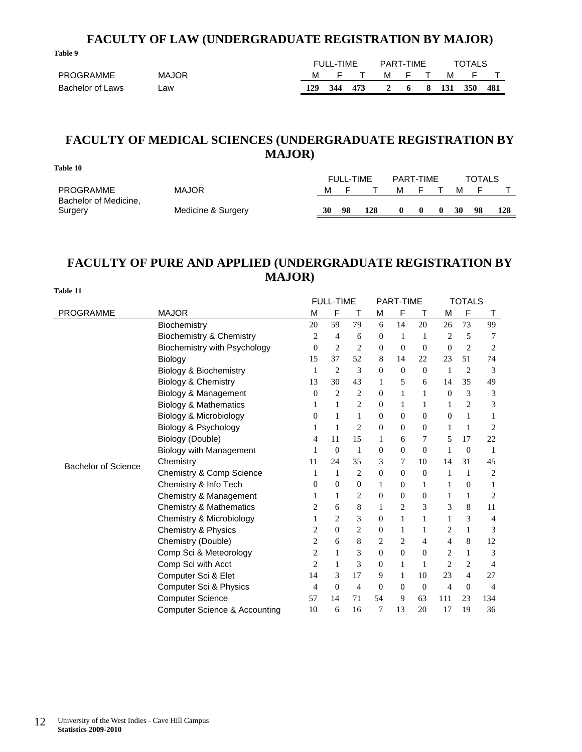## FACULTY OF LAW (UNDERGRADUATE REGISTRATION BY MAJOR)

**Table 9**

| PROGRAMME | MAJOR | FULL-TIME M | FULL-TIME F | FULL-TIME T | PART-TIME M | PART-TIME F | PART-TIME T | TOTALS M | TOTALS F | TOTALS T |
|---|---|---|---|---|---|---|---|---|---|---|
| Bachelor of Laws | Law | **129** | **344** | **473** | **2** | **6** | **8** | **131** | **350** | **481** |

## FACULTY OF MEDICAL SCIENCES (UNDERGRADUATE REGISTRATION BY MAJOR)

**Table 10**

| PROGRAMME | MAJOR | FULL-TIME M | FULL-TIME F | FULL-TIME T | PART-TIME M | PART-TIME F | PART-TIME T | TOTALS M | TOTALS F | TOTALS T |
|---|---|---|---|---|---|---|---|---|---|---|
| Bachelor of Medicine, Surgery | Medicine & Surgery | **30** | **98** | **128** | **0** | **0** | **0** | **30** | **98** | **128** |

## FACULTY OF PURE AND APPLIED (UNDERGRADUATE REGISTRATION BY MAJOR)

**Table 11**

| PROGRAMME | MAJOR | FULL-TIME M | FULL-TIME F | FULL-TIME T | PART-TIME M | PART-TIME F | PART-TIME T | TOTALS M | TOTALS F | TOTALS T |
|---|---|---|---|---|---|---|---|---|---|---|
| Bachelor of Science | Biochemistry | 20 | 59 | 79 | 6 | 14 | 20 | 26 | 73 | 99 |
| | Biochemistry & Chemistry | 2 | 4 | 6 | 0 | 1 | 1 | 2 | 5 | 7 |
| | Biochemistry with Psychology | 0 | 2 | 2 | 0 | 0 | 0 | 0 | 2 | 2 |
| | Biology | 15 | 37 | 52 | 8 | 14 | 22 | 23 | 51 | 74 |
| | Biology & Biochemistry | 1 | 2 | 3 | 0 | 0 | 0 | 1 | 2 | 3 |
| | Biology & Chemistry | 13 | 30 | 43 | 1 | 5 | 6 | 14 | 35 | 49 |
| | Biology & Management | 0 | 2 | 2 | 0 | 1 | 1 | 0 | 3 | 3 |
| | Biology & Mathematics | 1 | 1 | 2 | 0 | 1 | 1 | 1 | 2 | 3 |
| | Biology & Microbiology | 0 | 1 | 1 | 0 | 0 | 0 | 0 | 1 | 1 |
| | Biology & Psychology | 1 | 1 | 2 | 0 | 0 | 0 | 1 | 1 | 2 |
| | Biology (Double) | 4 | 11 | 15 | 1 | 6 | 7 | 5 | 17 | 22 |
| | Biology with Management | 1 | 0 | 1 | 0 | 0 | 0 | 1 | 0 | 1 |
| | Chemistry | 11 | 24 | 35 | 3 | 7 | 10 | 14 | 31 | 45 |
| | Chemistry & Comp Science | 1 | 1 | 2 | 0 | 0 | 0 | 1 | 1 | 2 |
| | Chemistry & Info Tech | 0 | 0 | 0 | 1 | 0 | 1 | 1 | 0 | 1 |
| | Chemistry & Management | 1 | 1 | 2 | 0 | 0 | 0 | 1 | 1 | 2 |
| | Chemistry & Mathematics | 2 | 6 | 8 | 1 | 2 | 3 | 3 | 8 | 11 |
| | Chemistry & Microbiology | 1 | 2 | 3 | 0 | 1 | 1 | 1 | 3 | 4 |
| | Chemistry & Physics | 2 | 0 | 2 | 0 | 1 | 1 | 2 | 1 | 3 |
| | Chemistry (Double) | 2 | 6 | 8 | 2 | 2 | 4 | 4 | 8 | 12 |
| | Comp Sci & Meteorology | 2 | 1 | 3 | 0 | 0 | 0 | 2 | 1 | 3 |
| | Comp Sci with Acct | 2 | 1 | 3 | 0 | 1 | 1 | 2 | 2 | 4 |
| | Computer Sci & Elet | 14 | 3 | 17 | 9 | 1 | 10 | 23 | 4 | 27 |
| | Computer Sci & Physics | 4 | 0 | 4 | 0 | 0 | 0 | 4 | 0 | 4 |
| | Computer Science | 57 | 14 | 71 | 54 | 9 | 63 | 111 | 23 | 134 |
| | Computer Science & Accounting | 10 | 6 | 16 | 7 | 13 | 20 | 17 | 19 | 36 |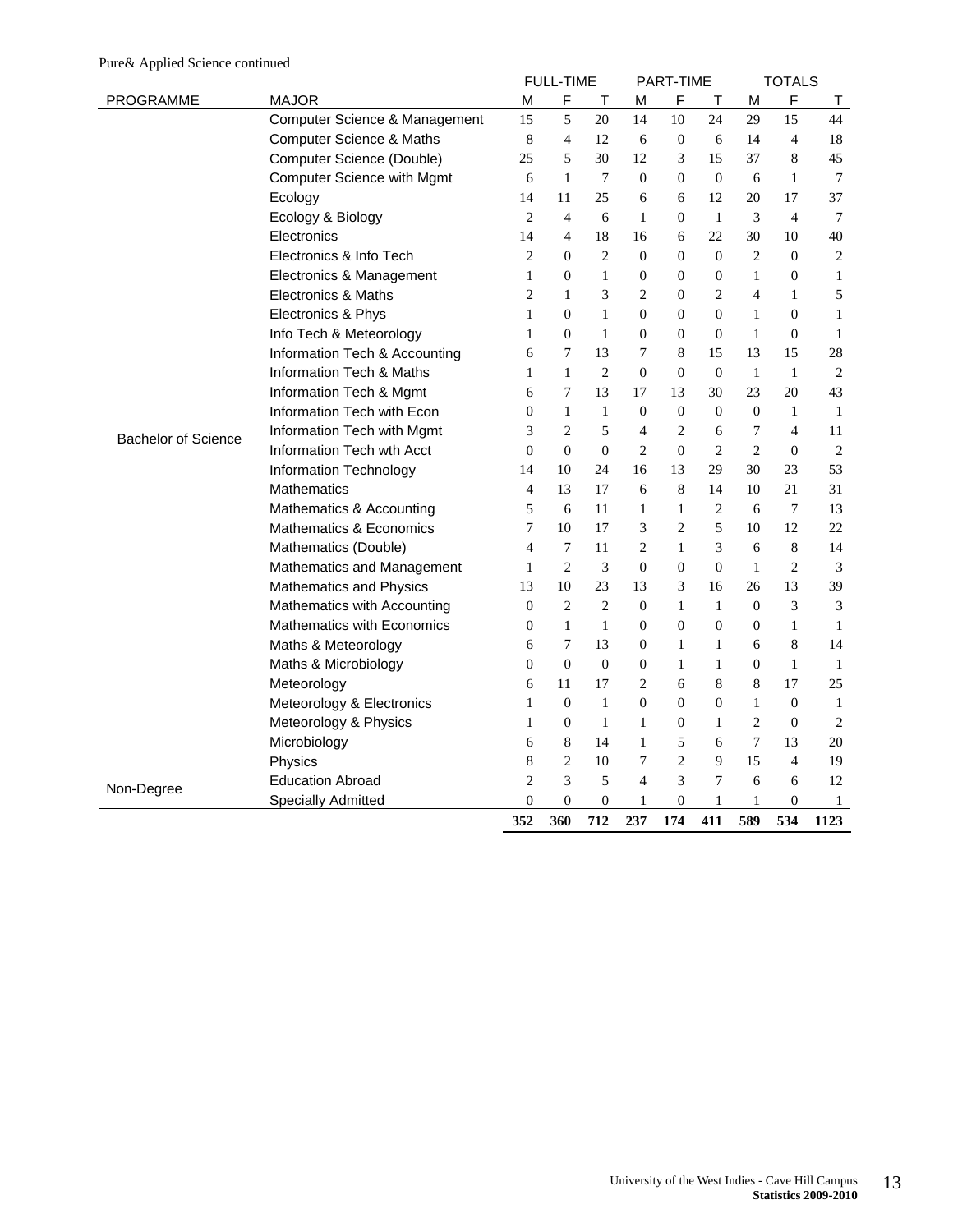Pure& Applied Science continued

| PROGRAMME | MAJOR | FULL-TIME | | | PART-TIME | | | TOTALS | | |
|---|---|---|---|---|---|---|---|---|---|---|
| | | M | F | T | M | F | T | M | F | T |
| Bachelor of Science | Computer Science & Management | 15 | 5 | 20 | 14 | 10 | 24 | 29 | 15 | 44 |
| | Computer Science & Maths | 8 | 4 | 12 | 6 | 0 | 6 | 14 | 4 | 18 |
| | Computer Science (Double) | 25 | 5 | 30 | 12 | 3 | 15 | 37 | 8 | 45 |
| | Computer Science with Mgmt | 6 | 1 | 7 | 0 | 0 | 0 | 6 | 1 | 7 |
| | Ecology | 14 | 11 | 25 | 6 | 6 | 12 | 20 | 17 | 37 |
| | Ecology & Biology | 2 | 4 | 6 | 1 | 0 | 1 | 3 | 4 | 7 |
| | Electronics | 14 | 4 | 18 | 16 | 6 | 22 | 30 | 10 | 40 |
| | Electronics & Info Tech | 2 | 0 | 2 | 0 | 0 | 0 | 2 | 0 | 2 |
| | Electronics & Management | 1 | 0 | 1 | 0 | 0 | 0 | 1 | 0 | 1 |
| | Electronics & Maths | 2 | 1 | 3 | 2 | 0 | 2 | 4 | 1 | 5 |
| | Electronics & Phys | 1 | 0 | 1 | 0 | 0 | 0 | 1 | 0 | 1 |
| | Info Tech & Meteorology | 1 | 0 | 1 | 0 | 0 | 0 | 1 | 0 | 1 |
| | Information Tech & Accounting | 6 | 7 | 13 | 7 | 8 | 15 | 13 | 15 | 28 |
| | Information Tech & Maths | 1 | 1 | 2 | 0 | 0 | 0 | 1 | 1 | 2 |
| | Information Tech & Mgmt | 6 | 7 | 13 | 17 | 13 | 30 | 23 | 20 | 43 |
| | Information Tech with Econ | 0 | 1 | 1 | 0 | 0 | 0 | 0 | 1 | 1 |
| | Information Tech with Mgmt | 3 | 2 | 5 | 4 | 2 | 6 | 7 | 4 | 11 |
| | Information Tech wth Acct | 0 | 0 | 0 | 2 | 0 | 2 | 2 | 0 | 2 |
| | Information Technology | 14 | 10 | 24 | 16 | 13 | 29 | 30 | 23 | 53 |
| | Mathematics | 4 | 13 | 17 | 6 | 8 | 14 | 10 | 21 | 31 |
| | Mathematics & Accounting | 5 | 6 | 11 | 1 | 1 | 2 | 6 | 7 | 13 |
| | Mathematics & Economics | 7 | 10 | 17 | 3 | 2 | 5 | 10 | 12 | 22 |
| | Mathematics (Double) | 4 | 7 | 11 | 2 | 1 | 3 | 6 | 8 | 14 |
| | Mathematics and Management | 1 | 2 | 3 | 0 | 0 | 0 | 1 | 2 | 3 |
| | Mathematics and Physics | 13 | 10 | 23 | 13 | 3 | 16 | 26 | 13 | 39 |
| | Mathematics with Accounting | 0 | 2 | 2 | 0 | 1 | 1 | 0 | 3 | 3 |
| | Mathematics with Economics | 0 | 1 | 1 | 0 | 0 | 0 | 0 | 1 | 1 |
| | Maths & Meteorology | 6 | 7 | 13 | 0 | 1 | 1 | 6 | 8 | 14 |
| | Maths & Microbiology | 0 | 0 | 0 | 0 | 1 | 1 | 0 | 1 | 1 |
| | Meteorology | 6 | 11 | 17 | 2 | 6 | 8 | 8 | 17 | 25 |
| | Meteorology & Electronics | 1 | 0 | 1 | 0 | 0 | 0 | 1 | 0 | 1 |
| | Meteorology & Physics | 1 | 0 | 1 | 1 | 0 | 1 | 2 | 0 | 2 |
| | Microbiology | 6 | 8 | 14 | 1 | 5 | 6 | 7 | 13 | 20 |
| | Physics | 8 | 2 | 10 | 7 | 2 | 9 | 15 | 4 | 19 |
| Non-Degree | Education Abroad | 2 | 3 | 5 | 4 | 3 | 7 | 6 | 6 | 12 |
| | Specially Admitted | 0 | 0 | 0 | 1 | 0 | 1 | 1 | 0 | 1 |
| | | **352** | **360** | **712** | **237** | **174** | **411** | **589** | **534** | **1123** |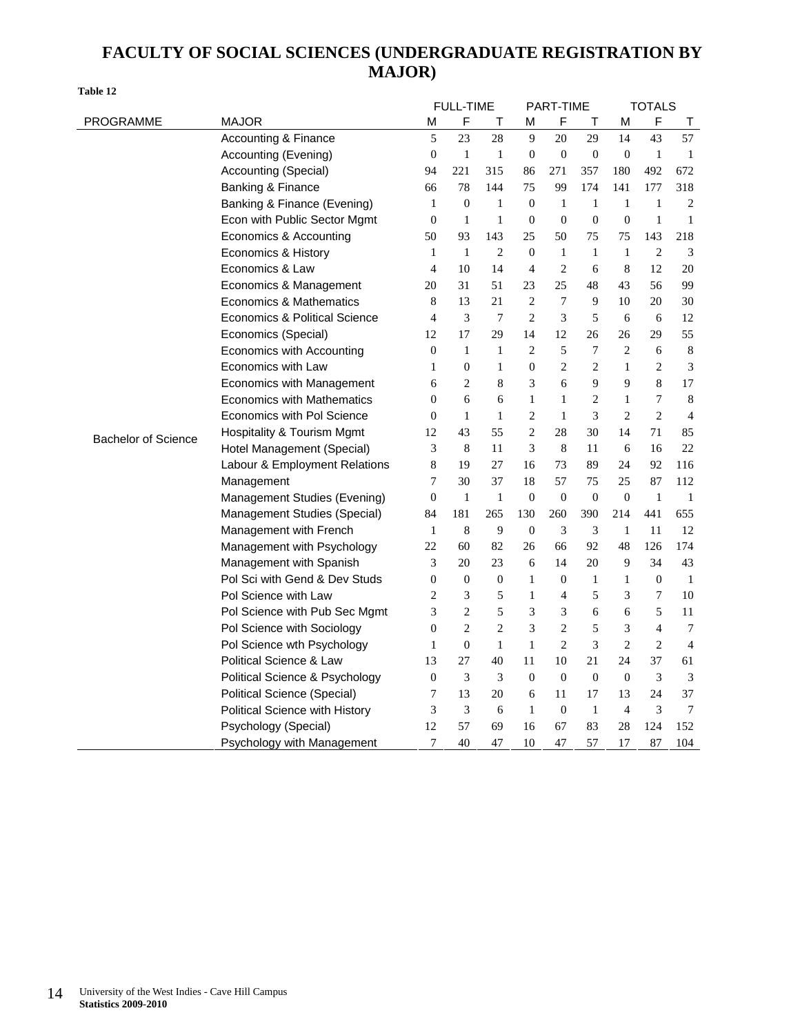# FACULTY OF SOCIAL SCIENCES (UNDERGRADUATE REGISTRATION BY MAJOR)

**Table 12**

| PROGRAMME | MAJOR | FULL-TIME | | | PART-TIME | | | TOTALS | | |
|---|---|---|---|---|---|---|---|---|---|---|
| | | M | F | T | M | F | T | M | F | T |
| Bachelor of Science | Accounting & Finance | 5 | 23 | 28 | 9 | 20 | 29 | 14 | 43 | 57 |
| | Accounting (Evening) | 0 | 1 | 1 | 0 | 0 | 0 | 0 | 1 | 1 |
| | Accounting (Special) | 94 | 221 | 315 | 86 | 271 | 357 | 180 | 492 | 672 |
| | Banking & Finance | 66 | 78 | 144 | 75 | 99 | 174 | 141 | 177 | 318 |
| | Banking & Finance (Evening) | 1 | 0 | 1 | 0 | 1 | 1 | 1 | 1 | 2 |
| | Econ with Public Sector Mgmt | 0 | 1 | 1 | 0 | 0 | 0 | 0 | 1 | 1 |
| | Economics & Accounting | 50 | 93 | 143 | 25 | 50 | 75 | 75 | 143 | 218 |
| | Economics & History | 1 | 1 | 2 | 0 | 1 | 1 | 1 | 2 | 3 |
| | Economics & Law | 4 | 10 | 14 | 4 | 2 | 6 | 8 | 12 | 20 |
| | Economics & Management | 20 | 31 | 51 | 23 | 25 | 48 | 43 | 56 | 99 |
| | Economics & Mathematics | 8 | 13 | 21 | 2 | 7 | 9 | 10 | 20 | 30 |
| | Economics & Political Science | 4 | 3 | 7 | 2 | 3 | 5 | 6 | 6 | 12 |
| | Economics (Special) | 12 | 17 | 29 | 14 | 12 | 26 | 26 | 29 | 55 |
| | Economics with Accounting | 0 | 1 | 1 | 2 | 5 | 7 | 2 | 6 | 8 |
| | Economics with Law | 1 | 0 | 1 | 0 | 2 | 2 | 1 | 2 | 3 |
| | Economics with Management | 6 | 2 | 8 | 3 | 6 | 9 | 9 | 8 | 17 |
| | Economics with Mathematics | 0 | 6 | 6 | 1 | 1 | 2 | 1 | 7 | 8 |
| | Economics with Pol Science | 0 | 1 | 1 | 2 | 1 | 3 | 2 | 2 | 4 |
| | Hospitality & Tourism Mgmt | 12 | 43 | 55 | 2 | 28 | 30 | 14 | 71 | 85 |
| | Hotel Management (Special) | 3 | 8 | 11 | 3 | 8 | 11 | 6 | 16 | 22 |
| | Labour & Employment Relations | 8 | 19 | 27 | 16 | 73 | 89 | 24 | 92 | 116 |
| | Management | 7 | 30 | 37 | 18 | 57 | 75 | 25 | 87 | 112 |
| | Management Studies (Evening) | 0 | 1 | 1 | 0 | 0 | 0 | 0 | 1 | 1 |
| | Management Studies (Special) | 84 | 181 | 265 | 130 | 260 | 390 | 214 | 441 | 655 |
| | Management with French | 1 | 8 | 9 | 0 | 3 | 3 | 1 | 11 | 12 |
| | Management with Psychology | 22 | 60 | 82 | 26 | 66 | 92 | 48 | 126 | 174 |
| | Management with Spanish | 3 | 20 | 23 | 6 | 14 | 20 | 9 | 34 | 43 |
| | Pol Sci with Gend & Dev Studs | 0 | 0 | 0 | 1 | 0 | 1 | 1 | 0 | 1 |
| | Pol Science with Law | 2 | 3 | 5 | 1 | 4 | 5 | 3 | 7 | 10 |
| | Pol Science with Pub Sec Mgmt | 3 | 2 | 5 | 3 | 3 | 6 | 6 | 5 | 11 |
| | Pol Science with Sociology | 0 | 2 | 2 | 3 | 2 | 5 | 3 | 4 | 7 |
| | Pol Science wth Psychology | 1 | 0 | 1 | 1 | 2 | 3 | 2 | 2 | 4 |
| | Political Science & Law | 13 | 27 | 40 | 11 | 10 | 21 | 24 | 37 | 61 |
| | Political Science & Psychology | 0 | 3 | 3 | 0 | 0 | 0 | 0 | 3 | 3 |
| | Political Science (Special) | 7 | 13 | 20 | 6 | 11 | 17 | 13 | 24 | 37 |
| | Political Science with History | 3 | 3 | 6 | 1 | 0 | 1 | 4 | 3 | 7 |
| | Psychology (Special) | 12 | 57 | 69 | 16 | 67 | 83 | 28 | 124 | 152 |
| | Psychology with Management | 7 | 40 | 47 | 10 | 47 | 57 | 17 | 87 | 104 |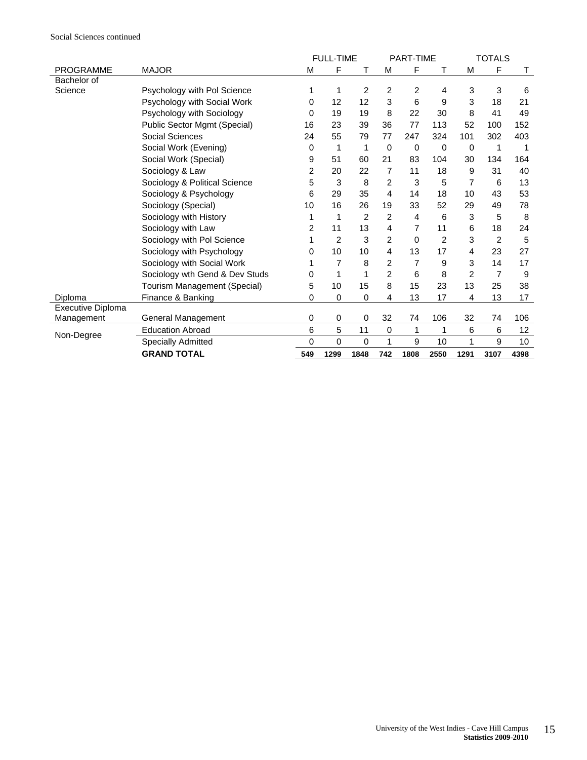Social Sciences continued

| PROGRAMME | MAJOR | FULL-TIME M | FULL-TIME F | FULL-TIME T | PART-TIME M | PART-TIME F | PART-TIME T | TOTALS M | TOTALS F | TOTALS T |
|---|---|---|---|---|---|---|---|---|---|---|
| Bachelor of Science | Psychology with Pol Science | 1 | 1 | 2 | 2 | 2 | 4 | 3 | 3 | 6 |
| | Psychology with Social Work | 0 | 12 | 12 | 3 | 6 | 9 | 3 | 18 | 21 |
| | Psychology with Sociology | 0 | 19 | 19 | 8 | 22 | 30 | 8 | 41 | 49 |
| | Public Sector Mgmt (Special) | 16 | 23 | 39 | 36 | 77 | 113 | 52 | 100 | 152 |
| | Social Sciences | 24 | 55 | 79 | 77 | 247 | 324 | 101 | 302 | 403 |
| | Social Work (Evening) | 0 | 1 | 1 | 0 | 0 | 0 | 0 | 1 | 1 |
| | Social Work (Special) | 9 | 51 | 60 | 21 | 83 | 104 | 30 | 134 | 164 |
| | Sociology & Law | 2 | 20 | 22 | 7 | 11 | 18 | 9 | 31 | 40 |
| | Sociology & Political Science | 5 | 3 | 8 | 2 | 3 | 5 | 7 | 6 | 13 |
| | Sociology & Psychology | 6 | 29 | 35 | 4 | 14 | 18 | 10 | 43 | 53 |
| | Sociology (Special) | 10 | 16 | 26 | 19 | 33 | 52 | 29 | 49 | 78 |
| | Sociology with History | 1 | 1 | 2 | 2 | 4 | 6 | 3 | 5 | 8 |
| | Sociology with Law | 2 | 11 | 13 | 4 | 7 | 11 | 6 | 18 | 24 |
| | Sociology with Pol Science | 1 | 2 | 3 | 2 | 0 | 2 | 3 | 2 | 5 |
| | Sociology with Psychology | 0 | 10 | 10 | 4 | 13 | 17 | 4 | 23 | 27 |
| | Sociology with Social Work | 1 | 7 | 8 | 2 | 7 | 9 | 3 | 14 | 17 |
| | Sociology wth Gend & Dev Studs | 0 | 1 | 1 | 2 | 6 | 8 | 2 | 7 | 9 |
| | Tourism Management (Special) | 5 | 10 | 15 | 8 | 15 | 23 | 13 | 25 | 38 |
| Diploma | Finance & Banking | 0 | 0 | 0 | 4 | 13 | 17 | 4 | 13 | 17 |
| Executive Diploma Management | General Management | 0 | 0 | 0 | 32 | 74 | 106 | 32 | 74 | 106 |
| Non-Degree | Education Abroad | 6 | 5 | 11 | 0 | 1 | 1 | 6 | 6 | 12 |
| | Specially Admitted | 0 | 0 | 0 | 1 | 9 | 10 | 1 | 9 | 10 |
| | **GRAND TOTAL** | **549** | **1299** | **1848** | **742** | **1808** | **2550** | **1291** | **3107** | **4398** |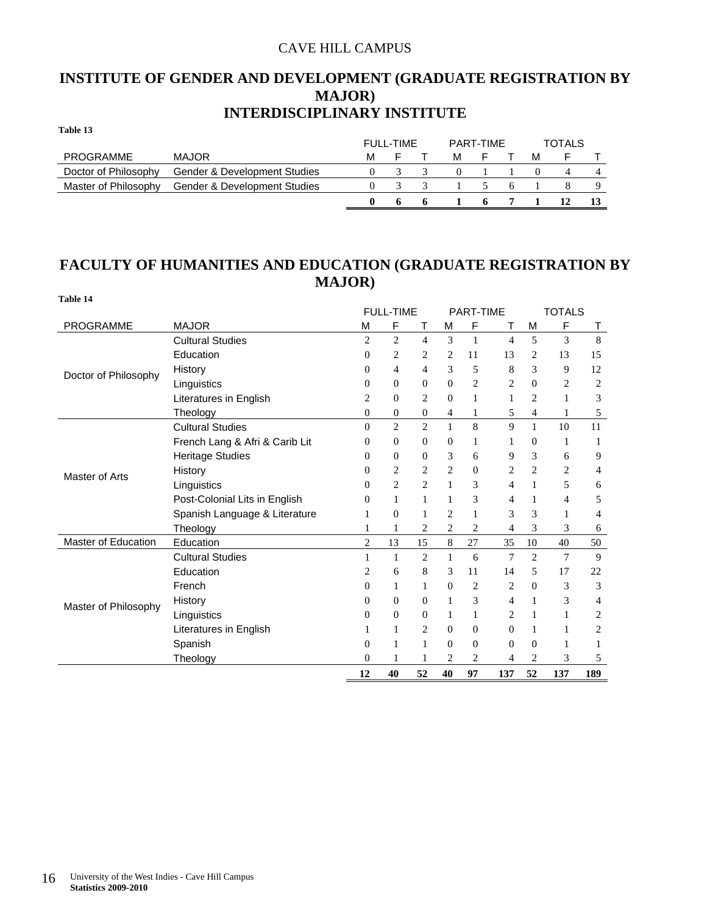CAVE HILL CAMPUS

## INSTITUTE OF GENDER AND DEVELOPMENT (GRADUATE REGISTRATION BY MAJOR)
## INTERDISCIPLINARY INSTITUTE

**Table 13**

| | | FULL-TIME | | | PART-TIME | | | TOTALS | | |
|---|---|---|---|---|---|---|---|---|---|---|
| PROGRAMME | MAJOR | M | F | T | M | F | T | M | F | T |
| Doctor of Philosophy | Gender & Development Studies | 0 | 3 | 3 | 0 | 1 | 1 | 0 | 4 | 4 |
| Master of Philosophy | Gender & Development Studies | 0 | 3 | 3 | 1 | 5 | 6 | 1 | 8 | 9 |
| | | **0** | **6** | **6** | **1** | **6** | **7** | **1** | **12** | **13** |

## FACULTY OF HUMANITIES AND EDUCATION (GRADUATE REGISTRATION BY MAJOR)

**Table 14**

| | | FULL-TIME | | | PART-TIME | | | TOTALS | | |
|---|---|---|---|---|---|---|---|---|---|---|
| PROGRAMME | MAJOR | M | F | T | M | F | T | M | F | T |
| Doctor of Philosophy | Cultural Studies | 2 | 2 | 4 | 3 | 1 | 4 | 5 | 3 | 8 |
| | Education | 0 | 2 | 2 | 2 | 11 | 13 | 2 | 13 | 15 |
| | History | 0 | 4 | 4 | 3 | 5 | 8 | 3 | 9 | 12 |
| | Linguistics | 0 | 0 | 0 | 0 | 2 | 2 | 0 | 2 | 2 |
| | Literatures in English | 2 | 0 | 2 | 0 | 1 | 1 | 2 | 1 | 3 |
| | Theology | 0 | 0 | 0 | 4 | 1 | 5 | 4 | 1 | 5 |
| Master of Arts | Cultural Studies | 0 | 2 | 2 | 1 | 8 | 9 | 1 | 10 | 11 |
| | French Lang & Afri & Carib Lit | 0 | 0 | 0 | 0 | 1 | 1 | 0 | 1 | 1 |
| | Heritage Studies | 0 | 0 | 0 | 3 | 6 | 9 | 3 | 6 | 9 |
| | History | 0 | 2 | 2 | 2 | 0 | 2 | 2 | 2 | 4 |
| | Linguistics | 0 | 2 | 2 | 1 | 3 | 4 | 1 | 5 | 6 |
| | Post-Colonial Lits in English | 0 | 1 | 1 | 1 | 3 | 4 | 1 | 4 | 5 |
| | Spanish Language & Literature | 1 | 0 | 1 | 2 | 1 | 3 | 3 | 1 | 4 |
| | Theology | 1 | 1 | 2 | 2 | 2 | 4 | 3 | 3 | 6 |
| Master of Education | Education | 2 | 13 | 15 | 8 | 27 | 35 | 10 | 40 | 50 |
| Master of Philosophy | Cultural Studies | 1 | 1 | 2 | 1 | 6 | 7 | 2 | 7 | 9 |
| | Education | 2 | 6 | 8 | 3 | 11 | 14 | 5 | 17 | 22 |
| | French | 0 | 1 | 1 | 0 | 2 | 2 | 0 | 3 | 3 |
| | History | 0 | 0 | 0 | 1 | 3 | 4 | 1 | 3 | 4 |
| | Linguistics | 0 | 0 | 0 | 1 | 1 | 2 | 1 | 1 | 2 |
| | Literatures in English | 1 | 1 | 2 | 0 | 0 | 0 | 1 | 1 | 2 |
| | Spanish | 0 | 1 | 1 | 0 | 0 | 0 | 0 | 1 | 1 |
| | Theology | 0 | 1 | 1 | 2 | 2 | 4 | 2 | 3 | 5 |
| | | **12** | **40** | **52** | **40** | **97** | **137** | **52** | **137** | **189** |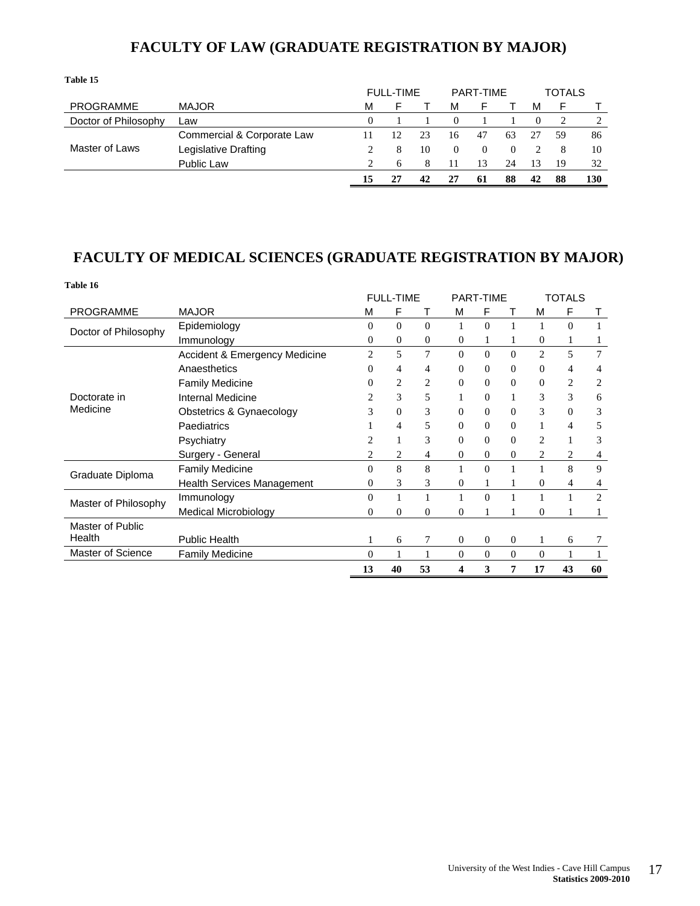# FACULTY OF LAW (GRADUATE REGISTRATION BY MAJOR)

**Table 15**

| PROGRAMME | MAJOR | FULL-TIME | | | PART-TIME | | | TOTALS | | |
|---|---|---|---|---|---|---|---|---|---|---|
| | | M | F | T | M | F | T | M | F | T |
| Doctor of Philosophy | Law | 0 | 1 | 1 | 0 | 1 | 1 | 0 | 2 | 2 |
| Master of Laws | Commercial & Corporate Law | 11 | 12 | 23 | 16 | 47 | 63 | 27 | 59 | 86 |
| | Legislative Drafting | 2 | 8 | 10 | 0 | 0 | 0 | 2 | 8 | 10 |
| | Public Law | 2 | 6 | 8 | 11 | 13 | 24 | 13 | 19 | 32 |
| | | **15** | **27** | **42** | **27** | **61** | **88** | **42** | **88** | **130** |

# FACULTY OF MEDICAL SCIENCES (GRADUATE REGISTRATION BY MAJOR)

**Table 16**

| PROGRAMME | MAJOR | FULL-TIME | | | PART-TIME | | | TOTALS | | |
|---|---|---|---|---|---|---|---|---|---|---|
| | | M | F | T | M | F | T | M | F | T |
| Doctor of Philosophy | Epidemiology | 0 | 0 | 0 | 1 | 0 | 1 | 1 | 0 | 1 |
| | Immunology | 0 | 0 | 0 | 0 | 1 | 1 | 0 | 1 | 1 |
| Doctorate in Medicine | Accident & Emergency Medicine | 2 | 5 | 7 | 0 | 0 | 0 | 2 | 5 | 7 |
| | Anaesthetics | 0 | 4 | 4 | 0 | 0 | 0 | 0 | 4 | 4 |
| | Family Medicine | 0 | 2 | 2 | 0 | 0 | 0 | 0 | 2 | 2 |
| | Internal Medicine | 2 | 3 | 5 | 1 | 0 | 1 | 3 | 3 | 6 |
| | Obstetrics & Gynaecology | 3 | 0 | 3 | 0 | 0 | 0 | 3 | 0 | 3 |
| | Paediatrics | 1 | 4 | 5 | 0 | 0 | 0 | 1 | 4 | 5 |
| | Psychiatry | 2 | 1 | 3 | 0 | 0 | 0 | 2 | 1 | 3 |
| | Surgery - General | 2 | 2 | 4 | 0 | 0 | 0 | 2 | 2 | 4 |
| Graduate Diploma | Family Medicine | 0 | 8 | 8 | 1 | 0 | 1 | 1 | 8 | 9 |
| | Health Services Management | 0 | 3 | 3 | 0 | 1 | 1 | 0 | 4 | 4 |
| Master of Philosophy | Immunology | 0 | 1 | 1 | 1 | 0 | 1 | 1 | 1 | 2 |
| | Medical Microbiology | 0 | 0 | 0 | 0 | 1 | 1 | 0 | 1 | 1 |
| Master of Public Health | Public Health | 1 | 6 | 7 | 0 | 0 | 0 | 1 | 6 | 7 |
| Master of Science | Family Medicine | 0 | 1 | 1 | 0 | 0 | 0 | 0 | 1 | 1 |
| | | **13** | **40** | **53** | **4** | **3** | **7** | **17** | **43** | **60** |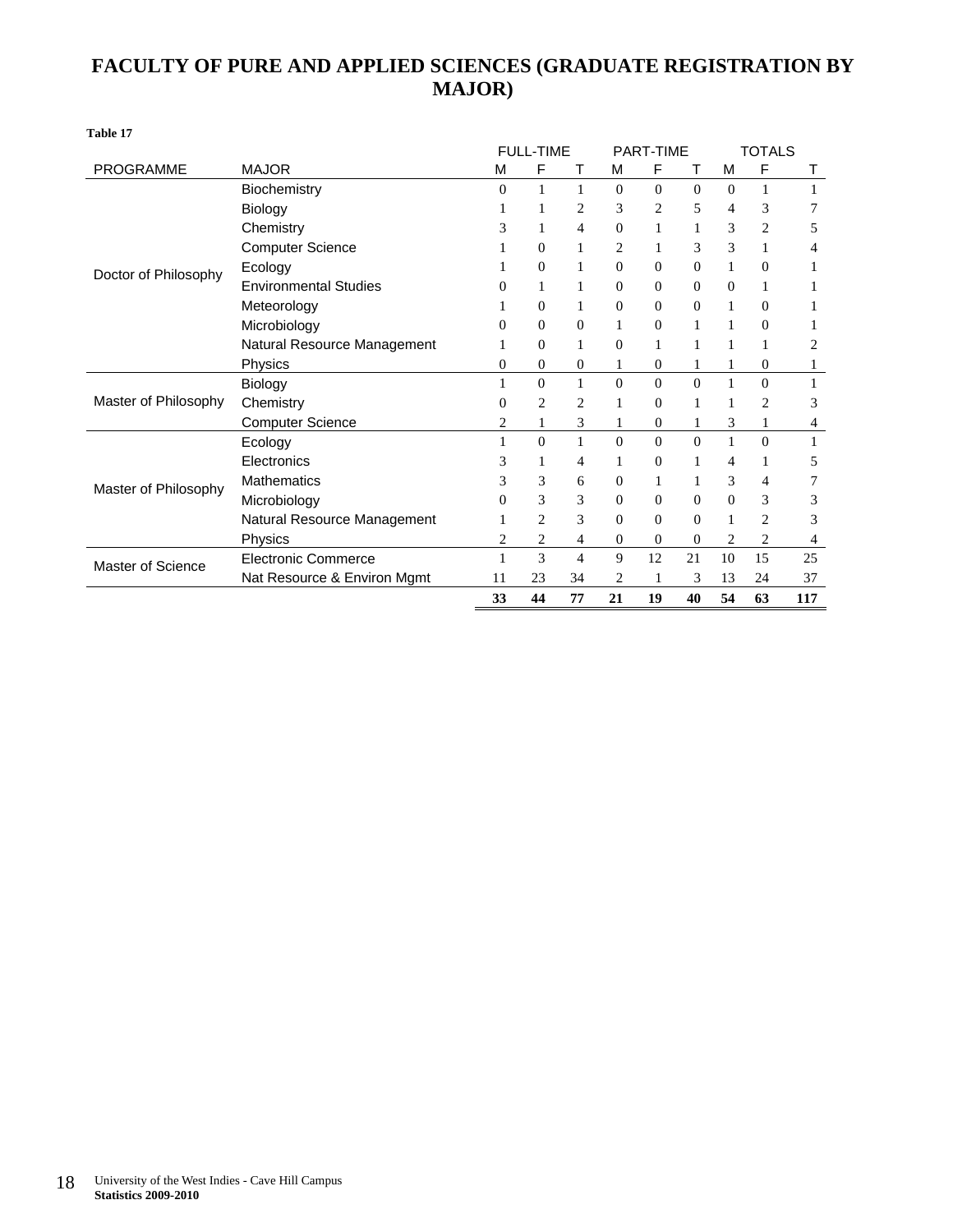# FACULTY OF PURE AND APPLIED SCIENCES (GRADUATE REGISTRATION BY MAJOR)

**Table 17**

| PROGRAMME | MAJOR | FULL-TIME M | FULL-TIME F | FULL-TIME T | PART-TIME M | PART-TIME F | PART-TIME T | TOTALS M | TOTALS F | TOTALS T |
|---|---|---|---|---|---|---|---|---|---|---|
| Doctor of Philosophy | Biochemistry | 0 | 1 | 1 | 0 | 0 | 0 | 0 | 1 | 1 |
| | Biology | 1 | 1 | 2 | 3 | 2 | 5 | 4 | 3 | 7 |
| | Chemistry | 3 | 1 | 4 | 0 | 1 | 1 | 3 | 2 | 5 |
| | Computer Science | 1 | 0 | 1 | 2 | 1 | 3 | 3 | 1 | 4 |
| | Ecology | 1 | 0 | 1 | 0 | 0 | 0 | 1 | 0 | 1 |
| | Environmental Studies | 0 | 1 | 1 | 0 | 0 | 0 | 0 | 1 | 1 |
| | Meteorology | 1 | 0 | 1 | 0 | 0 | 0 | 1 | 0 | 1 |
| | Microbiology | 0 | 0 | 0 | 1 | 0 | 1 | 1 | 0 | 1 |
| | Natural Resource Management | 1 | 0 | 1 | 0 | 1 | 1 | 1 | 1 | 2 |
| | Physics | 0 | 0 | 0 | 1 | 0 | 1 | 1 | 0 | 1 |
| Master of Philosophy | Biology | 1 | 0 | 1 | 0 | 0 | 0 | 1 | 0 | 1 |
| | Chemistry | 0 | 2 | 2 | 1 | 0 | 1 | 1 | 2 | 3 |
| | Computer Science | 2 | 1 | 3 | 1 | 0 | 1 | 3 | 1 | 4 |
| Master of Philosophy | Ecology | 1 | 0 | 1 | 0 | 0 | 0 | 1 | 0 | 1 |
| | Electronics | 3 | 1 | 4 | 1 | 0 | 1 | 4 | 1 | 5 |
| | Mathematics | 3 | 3 | 6 | 0 | 1 | 1 | 3 | 4 | 7 |
| | Microbiology | 0 | 3 | 3 | 0 | 0 | 0 | 0 | 3 | 3 |
| | Natural Resource Management | 1 | 2 | 3 | 0 | 0 | 0 | 1 | 2 | 3 |
| | Physics | 2 | 2 | 4 | 0 | 0 | 0 | 2 | 2 | 4 |
| Master of Science | Electronic Commerce | 1 | 3 | 4 | 9 | 12 | 21 | 10 | 15 | 25 |
| | Nat Resource & Environ Mgmt | 11 | 23 | 34 | 2 | 1 | 3 | 13 | 24 | 37 |
| | | **33** | **44** | **77** | **21** | **19** | **40** | **54** | **63** | **117** |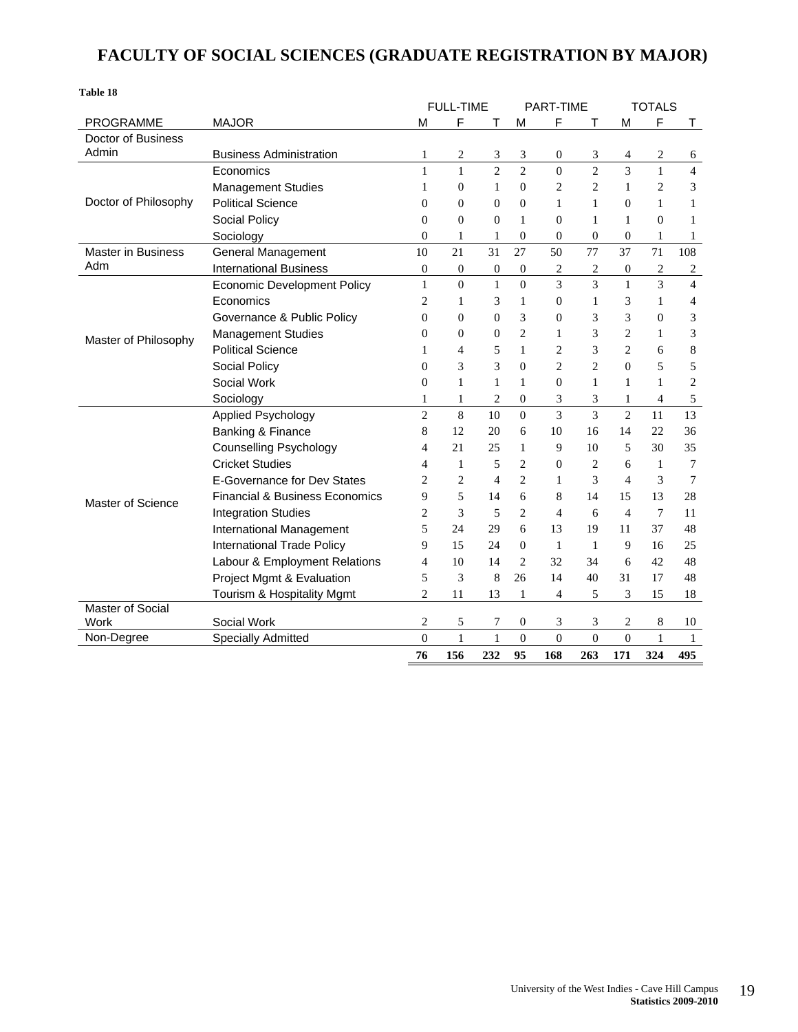# FACULTY OF SOCIAL SCIENCES (GRADUATE REGISTRATION BY MAJOR)

**Table 18**

| PROGRAMME | MAJOR | FULL-TIME M | FULL-TIME F | FULL-TIME T | PART-TIME M | PART-TIME F | PART-TIME T | TOTALS M | TOTALS F | TOTALS T |
|---|---|---|---|---|---|---|---|---|---|---|
| Doctor of Business Admin | Business Administration | 1 | 2 | 3 | 3 | 0 | 3 | 4 | 2 | 6 |
| Doctor of Philosophy | Economics | 1 | 1 | 2 | 2 | 0 | 2 | 3 | 1 | 4 |
| | Management Studies | 1 | 0 | 1 | 0 | 2 | 2 | 1 | 2 | 3 |
| | Political Science | 0 | 0 | 0 | 0 | 1 | 1 | 0 | 1 | 1 |
| | Social Policy | 0 | 0 | 0 | 1 | 0 | 1 | 1 | 0 | 1 |
| | Sociology | 0 | 1 | 1 | 0 | 0 | 0 | 0 | 1 | 1 |
| Master in Business Adm | General Management | 10 | 21 | 31 | 27 | 50 | 77 | 37 | 71 | 108 |
| | International Business | 0 | 0 | 0 | 0 | 2 | 2 | 0 | 2 | 2 |
| Master of Philosophy | Economic Development Policy | 1 | 0 | 1 | 0 | 3 | 3 | 1 | 3 | 4 |
| | Economics | 2 | 1 | 3 | 1 | 0 | 1 | 3 | 1 | 4 |
| | Governance & Public Policy | 0 | 0 | 0 | 3 | 0 | 3 | 3 | 0 | 3 |
| | Management Studies | 0 | 0 | 0 | 2 | 1 | 3 | 2 | 1 | 3 |
| | Political Science | 1 | 4 | 5 | 1 | 2 | 3 | 2 | 6 | 8 |
| | Social Policy | 0 | 3 | 3 | 0 | 2 | 2 | 0 | 5 | 5 |
| | Social Work | 0 | 1 | 1 | 1 | 0 | 1 | 1 | 1 | 2 |
| | Sociology | 1 | 1 | 2 | 0 | 3 | 3 | 1 | 4 | 5 |
| Master of Science | Applied Psychology | 2 | 8 | 10 | 0 | 3 | 3 | 2 | 11 | 13 |
| | Banking & Finance | 8 | 12 | 20 | 6 | 10 | 16 | 14 | 22 | 36 |
| | Counselling Psychology | 4 | 21 | 25 | 1 | 9 | 10 | 5 | 30 | 35 |
| | Cricket Studies | 4 | 1 | 5 | 2 | 0 | 2 | 6 | 1 | 7 |
| | E-Governance for Dev States | 2 | 2 | 4 | 2 | 1 | 3 | 4 | 3 | 7 |
| | Financial & Business Economics | 9 | 5 | 14 | 6 | 8 | 14 | 15 | 13 | 28 |
| | Integration Studies | 2 | 3 | 5 | 2 | 4 | 6 | 4 | 7 | 11 |
| | International Management | 5 | 24 | 29 | 6 | 13 | 19 | 11 | 37 | 48 |
| | International Trade Policy | 9 | 15 | 24 | 0 | 1 | 1 | 9 | 16 | 25 |
| | Labour & Employment Relations | 4 | 10 | 14 | 2 | 32 | 34 | 6 | 42 | 48 |
| | Project Mgmt & Evaluation | 5 | 3 | 8 | 26 | 14 | 40 | 31 | 17 | 48 |
| | Tourism & Hospitality Mgmt | 2 | 11 | 13 | 1 | 4 | 5 | 3 | 15 | 18 |
| Master of Social Work | Social Work | 2 | 5 | 7 | 0 | 3 | 3 | 2 | 8 | 10 |
| Non-Degree | Specially Admitted | 0 | 1 | 1 | 0 | 0 | 0 | 0 | 1 | 1 |
| | | **76** | **156** | **232** | **95** | **168** | **263** | **171** | **324** | **495** |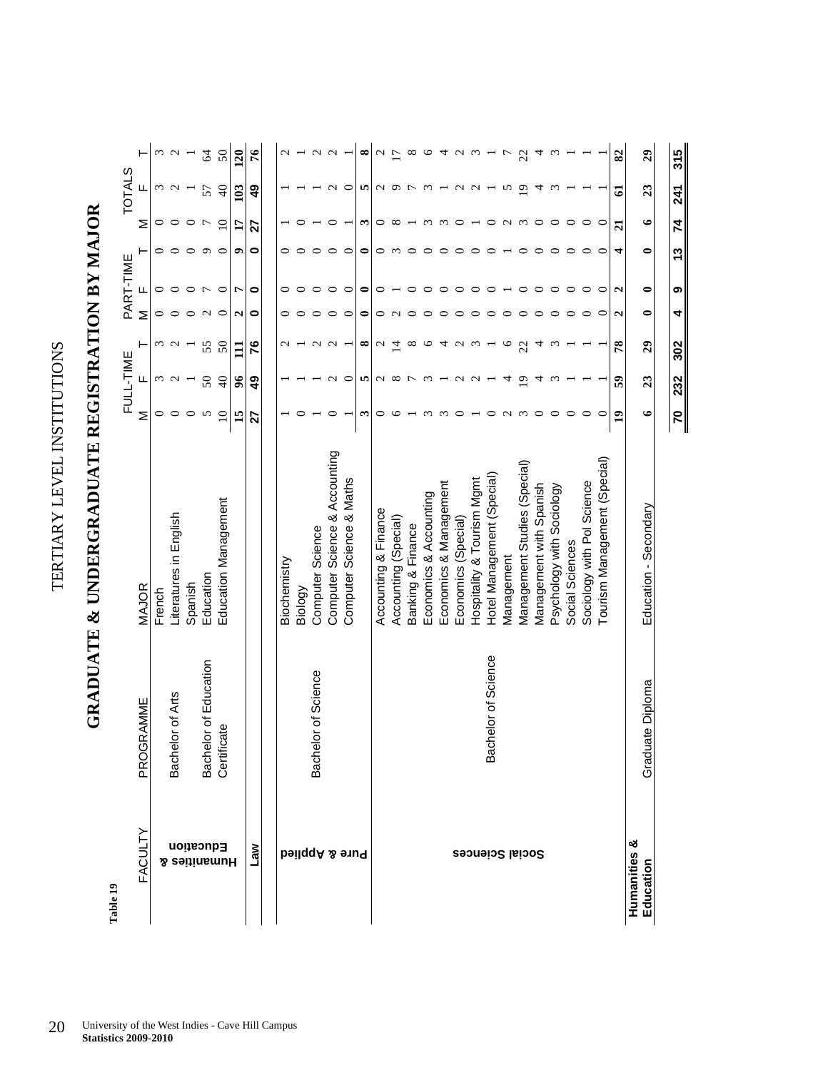# TERTIARY LEVEL INSTITUTIONS

## GRADUATE & UNDERGRADUATE REGISTRATION BY MAJOR

**Table 19**

| FACULTY | PROGRAMME | MAJOR | FULL-TIME | | | PART-TIME | | | TOTALS | | |
|---|---|---|---|---|---|---|---|---|---|---|---|
| | | | M | F | T | M | F | T | M | F | T |
| Humanities & Education | Bachelor of Arts | French | 0 | 3 | 3 | 0 | 0 | 0 | 0 | 3 | 3 |
| | | Literatures in English | 0 | 2 | 2 | 0 | 0 | 0 | 0 | 2 | 2 |
| | | Spanish | 0 | 1 | 1 | 0 | 0 | 0 | 0 | 1 | 1 |
| | Bachelor of Education | Education | 5 | 50 | 55 | 2 | 7 | 9 | 7 | 57 | 64 |
| | Certificate | Education Management | 10 | 40 | 50 | 0 | 0 | 0 | 10 | 40 | 50 |
| | | | **15** | **96** | **111** | **2** | **7** | **9** | **17** | **103** | **120** |
| Law | | | **27** | **49** | **76** | **0** | **0** | **0** | **27** | **49** | **76** |
| Pure & Applied | Bachelor of Science | Biochemistry | 1 | 1 | 2 | 0 | 0 | 0 | 1 | 1 | 2 |
| | | Biology | 0 | 1 | 1 | 0 | 0 | 0 | 0 | 1 | 1 |
| | | Computer Science | 1 | 1 | 2 | 0 | 0 | 0 | 1 | 1 | 2 |
| | | Computer Science & Accounting | 0 | 2 | 2 | 0 | 0 | 0 | 0 | 2 | 2 |
| | | Computer Science & Maths | 1 | 0 | 1 | 0 | 0 | 0 | 1 | 0 | 1 |
| | | | **3** | **5** | **8** | **0** | **0** | **0** | **3** | **5** | **8** |
| Social Sciences | Bachelor of Science | Accounting & Finance | 0 | 2 | 2 | 0 | 0 | 0 | 0 | 2 | 2 |
| | | Accounting (Special) | 6 | 8 | 14 | 2 | 1 | 3 | 8 | 9 | 17 |
| | | Banking & Finance | 1 | 7 | 8 | 0 | 0 | 0 | 1 | 7 | 8 |
| | | Economics & Accounting | 3 | 3 | 6 | 0 | 0 | 0 | 3 | 3 | 6 |
| | | Economics & Management | 3 | 1 | 4 | 0 | 0 | 0 | 3 | 1 | 4 |
| | | Economics (Special) | 0 | 2 | 2 | 0 | 0 | 0 | 0 | 2 | 2 |
| | | Hospitality & Tourism Mgmt | 1 | 2 | 3 | 0 | 0 | 0 | 1 | 2 | 3 |
| | | Hotel Management (Special) | 0 | 1 | 1 | 0 | 0 | 0 | 0 | 1 | 1 |
| | | Management | 2 | 4 | 6 | 0 | 1 | 1 | 2 | 5 | 7 |
| | | Management Studies (Special) | 3 | 19 | 22 | 0 | 0 | 0 | 3 | 19 | 22 |
| | | Management with Spanish | 0 | 4 | 4 | 0 | 0 | 0 | 0 | 4 | 4 |
| | | Psychology with Sociology | 0 | 3 | 3 | 0 | 0 | 0 | 0 | 3 | 3 |
| | | Social Sciences | 0 | 1 | 1 | 0 | 0 | 0 | 0 | 1 | 1 |
| | | Sociology with Pol Science | 0 | 1 | 1 | 0 | 0 | 0 | 0 | 1 | 1 |
| | | Tourism Management (Special) | 0 | 1 | 1 | 0 | 0 | 0 | 0 | 1 | 1 |
| | | | **19** | **59** | **78** | **2** | **2** | **4** | **21** | **61** | **82** |
| Humanities & Education | Graduate Diploma | Education - Secondary | **6** | **23** | **29** | **0** | **0** | **0** | **6** | **23** | **29** |
| | | | **70** | **232** | **302** | **4** | **9** | **13** | **74** | **241** | **315** |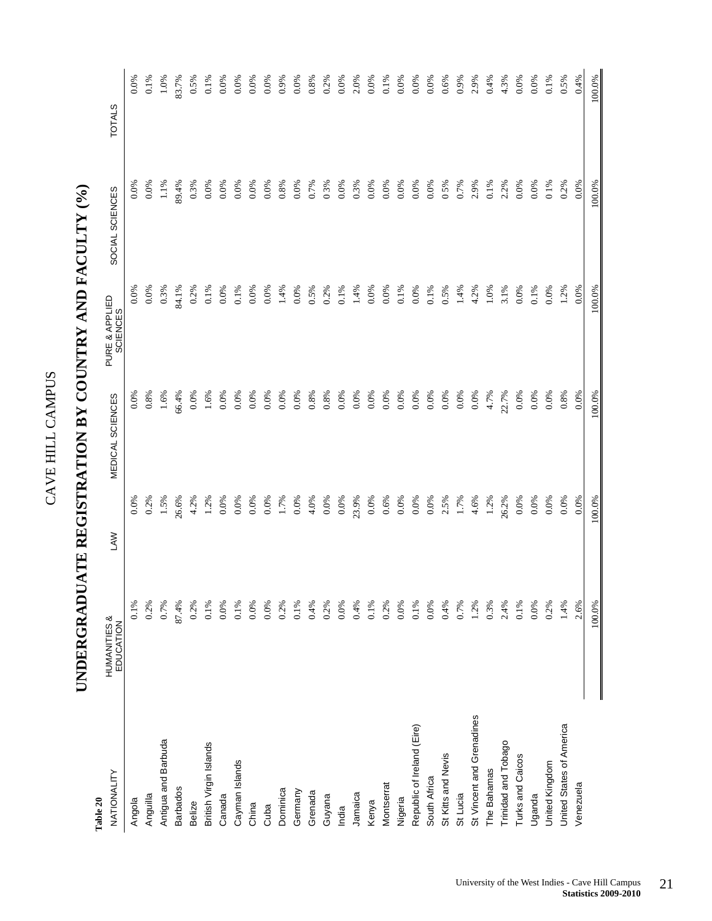# CAVE HILL CAMPUS

## UNDERGRADUATE REGISTRATION BY COUNTRY AND FACULTY (%)

**Table 20**

| NATIONALITY | HUMANITIES & EDUCATION | LAW | MEDICAL SCIENCES | PURE & APPLIED SCIENCES | SOCIAL SCIENCES | TOTALS |
|---|---|---|---|---|---|---|
| Angola | 0.1% | 0.0% | 0.0% | 0.0% | 0.0% | 0.0% |
| Anguilla | 0.2% | 0.2% | 0.8% | 0.0% | 0.0% | 0.1% |
| Antigua and Barbuda | 0.7% | 1.5% | 1.6% | 0.3% | 1.1% | 1.0% |
| Barbados | 87.4% | 26.6% | 66.4% | 84.1% | 89.4% | 83.7% |
| Belize | 0.2% | 4.2% | 0.0% | 0.2% | 0.3% | 0.5% |
| British Virgin Islands | 0.1% | 1.2% | 1.6% | 0.1% | 0.0% | 0.1% |
| Canada | 0.0% | 0.0% | 0.0% | 0.0% | 0.0% | 0.0% |
| Cayman Islands | 0.1% | 0.0% | 0.0% | 0.1% | 0.0% | 0.0% |
| China | 0.0% | 0.0% | 0.0% | 0.0% | 0.0% | 0.0% |
| Cuba | 0.0% | 0.0% | 0.0% | 0.0% | 0.0% | 0.0% |
| Dominica | 0.2% | 1.7% | 0.0% | 1.4% | 0.8% | 0.9% |
| Germany | 0.1% | 0.0% | 0.0% | 0.0% | 0.0% | 0.0% |
| Grenada | 0.4% | 4.0% | 0.8% | 0.5% | 0.7% | 0.8% |
| Guyana | 0.2% | 0.0% | 0.8% | 0.2% | 0.3% | 0.2% |
| India | 0.0% | 0.0% | 0.0% | 0.1% | 0.0% | 0.0% |
| Jamaica | 0.4% | 23.9% | 0.0% | 1.4% | 0.3% | 2.0% |
| Kenya | 0.1% | 0.0% | 0.0% | 0.0% | 0.0% | 0.0% |
| Montserrat | 0.2% | 0.6% | 0.0% | 0.0% | 0.0% | 0.1% |
| Nigeria | 0.0% | 0.0% | 0.0% | 0.1% | 0.0% | 0.0% |
| Republic of Ireland (Eire) | 0.1% | 0.0% | 0.0% | 0.0% | 0.0% | 0.0% |
| South Africa | 0.0% | 0.0% | 0.0% | 0.1% | 0.0% | 0.0% |
| St Kitts and Nevis | 0.4% | 2.5% | 0.0% | 0.5% | 0.5% | 0.6% |
| St Lucia | 0.7% | 1.7% | 0.0% | 1.4% | 0.7% | 0.9% |
| St Vincent and Grenadines | 1.2% | 4.6% | 0.0% | 4.2% | 2.9% | 2.9% |
| The Bahamas | 0.3% | 1.2% | 4.7% | 1.0% | 0.1% | 0.4% |
| Trinidad and Tobago | 2.4% | 26.2% | 22.7% | 3.1% | 2.2% | 4.3% |
| Turks and Caicos | 0.1% | 0.0% | 0.0% | 0.0% | 0.0% | 0.0% |
| Uganda | 0.0% | 0.0% | 0.0% | 0.1% | 0.0% | 0.0% |
| United Kingdom | 0.2% | 0.0% | 0.0% | 0.0% | 0.1% | 0.1% |
| United States of America | 1.4% | 0.0% | 0.8% | 1.2% | 0.2% | 0.5% |
| Venezuela | 2.6% | 0.0% | 0.0% | 0.0% | 0.0% | 0.4% |
| | 100.0% | 100.0% | 100.0% | 100.0% | 100.0% | 100.0% |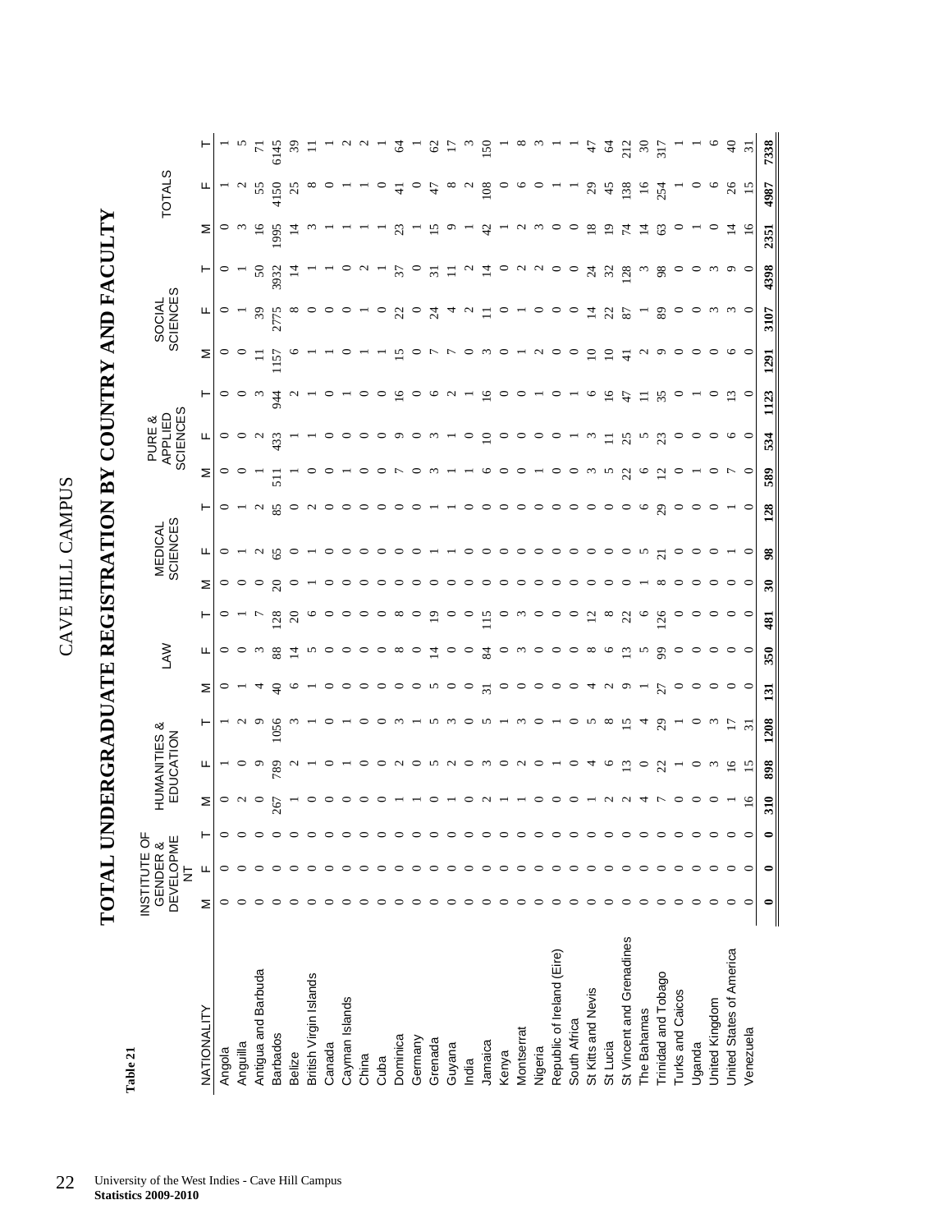**Table 21**

# CAVE HILL CAMPUS

## TOTAL UNDERGRADUATE REGISTRATION BY COUNTRY AND FACULTY

| NATIONALITY | INSTITUTE OF GENDER & DEVELOPMENT | | | HUMANITIES & EDUCATION | | | LAW | | | MEDICAL SCIENCES | | | PURE & APPLIED SCIENCES | | | SOCIAL SCIENCES | | | TOTALS | | |
|---|---|---|---|---|---|---|---|---|---|---|---|---|---|---|---|---|---|---|---|---|---|
| | M | F | T | M | F | T | M | F | T | M | F | T | M | F | T | M | F | T | M | F | T |
| Angola | 0 | 0 | 0 | 0 | 1 | 1 | 0 | 0 | 0 | 0 | 0 | 0 | 0 | 0 | 0 | 0 | 0 | 0 | 0 | 1 | 1 |
| Anguilla | 0 | 0 | 0 | 2 | 0 | 2 | 1 | 0 | 1 | 0 | 1 | 1 | 0 | 0 | 0 | 0 | 1 | 1 | 3 | 2 | 5 |
| Antigua and Barbuda | 0 | 0 | 0 | 0 | 9 | 9 | 4 | 3 | 7 | 0 | 2 | 2 | 1 | 2 | 3 | 11 | 39 | 50 | 16 | 55 | 71 |
| Barbados | 0 | 0 | 0 | 267 | 789 | 1056 | 40 | 88 | 128 | 20 | 65 | 85 | 511 | 433 | 944 | 1157 | 2775 | 3932 | 1995 | 4150 | 6145 |
| Belize | 0 | 0 | 0 | 1 | 2 | 3 | 6 | 14 | 20 | 0 | 0 | 0 | 1 | 1 | 2 | 6 | 8 | 14 | 14 | 25 | 39 |
| British Virgin Islands | 0 | 0 | 0 | 0 | 1 | 1 | 1 | 5 | 6 | 1 | 1 | 2 | 0 | 1 | 1 | 1 | 0 | 1 | 3 | 8 | 11 |
| Canada | 0 | 0 | 0 | 0 | 0 | 0 | 0 | 0 | 0 | 0 | 0 | 0 | 0 | 0 | 0 | 1 | 0 | 1 | 1 | 0 | 1 |
| Cayman Islands | 0 | 0 | 0 | 0 | 1 | 1 | 0 | 0 | 0 | 0 | 0 | 0 | 1 | 0 | 1 | 0 | 0 | 0 | 1 | 1 | 2 |
| China | 0 | 0 | 0 | 0 | 0 | 0 | 0 | 0 | 0 | 0 | 0 | 0 | 0 | 0 | 0 | 1 | 1 | 2 | 1 | 1 | 2 |
| Cuba | 0 | 0 | 0 | 0 | 0 | 0 | 0 | 0 | 0 | 0 | 0 | 0 | 0 | 0 | 0 | 1 | 0 | 1 | 1 | 0 | 1 |
| Dominica | 0 | 0 | 0 | 1 | 2 | 3 | 0 | 8 | 8 | 0 | 0 | 0 | 7 | 9 | 16 | 15 | 22 | 37 | 23 | 41 | 64 |
| Germany | 0 | 0 | 0 | 1 | 0 | 1 | 0 | 0 | 0 | 0 | 0 | 0 | 0 | 0 | 0 | 0 | 0 | 0 | 1 | 0 | 1 |
| Grenada | 0 | 0 | 0 | 0 | 5 | 5 | 5 | 14 | 19 | 0 | 1 | 1 | 3 | 3 | 6 | 7 | 24 | 31 | 15 | 47 | 62 |
| Guyana | 0 | 0 | 0 | 1 | 2 | 3 | 0 | 0 | 0 | 0 | 1 | 1 | 1 | 1 | 2 | 7 | 4 | 11 | 9 | 8 | 17 |
| India | 0 | 0 | 0 | 0 | 0 | 0 | 0 | 0 | 0 | 0 | 0 | 0 | 1 | 0 | 1 | 0 | 2 | 2 | 1 | 2 | 3 |
| Jamaica | 0 | 0 | 0 | 2 | 3 | 5 | 31 | 84 | 115 | 0 | 0 | 0 | 6 | 10 | 16 | 3 | 11 | 14 | 42 | 108 | 150 |
| Kenya | 0 | 0 | 0 | 1 | 0 | 1 | 0 | 0 | 0 | 0 | 0 | 0 | 0 | 0 | 0 | 0 | 0 | 0 | 1 | 0 | 1 |
| Montserrat | 0 | 0 | 0 | 1 | 2 | 3 | 0 | 3 | 3 | 0 | 0 | 0 | 0 | 0 | 0 | 1 | 1 | 2 | 2 | 6 | 8 |
| Nigeria | 0 | 0 | 0 | 0 | 0 | 0 | 0 | 0 | 0 | 0 | 0 | 0 | 1 | 0 | 1 | 2 | 0 | 2 | 3 | 0 | 3 |
| Republic of Ireland (Eire) | 0 | 0 | 0 | 0 | 1 | 1 | 0 | 0 | 0 | 0 | 0 | 0 | 0 | 0 | 0 | 0 | 0 | 0 | 0 | 1 | 1 |
| South Africa | 0 | 0 | 0 | 0 | 0 | 0 | 0 | 0 | 0 | 0 | 0 | 0 | 0 | 1 | 1 | 0 | 0 | 0 | 0 | 1 | 1 |
| St Kitts and Nevis | 0 | 0 | 0 | 1 | 4 | 5 | 4 | 8 | 12 | 0 | 0 | 0 | 3 | 3 | 6 | 10 | 14 | 24 | 18 | 29 | 47 |
| St Lucia | 0 | 0 | 0 | 2 | 6 | 8 | 2 | 6 | 8 | 0 | 0 | 0 | 5 | 11 | 16 | 10 | 22 | 32 | 19 | 45 | 64 |
| St Vincent and Grenadines | 0 | 0 | 0 | 2 | 13 | 15 | 9 | 13 | 22 | 0 | 0 | 0 | 22 | 25 | 47 | 41 | 87 | 128 | 74 | 138 | 212 |
| The Bahamas | 0 | 0 | 0 | 4 | 0 | 4 | 1 | 5 | 6 | 1 | 5 | 6 | 6 | 5 | 11 | 2 | 1 | 3 | 14 | 16 | 30 |
| Trinidad and Tobago | 0 | 0 | 0 | 7 | 22 | 29 | 27 | 99 | 126 | 8 | 21 | 29 | 12 | 23 | 35 | 9 | 89 | 98 | 63 | 254 | 317 |
| Turks and Caicos | 0 | 0 | 0 | 0 | 1 | 1 | 0 | 0 | 0 | 0 | 0 | 0 | 0 | 0 | 0 | 0 | 0 | 0 | 0 | 1 | 1 |
| Uganda | 0 | 0 | 0 | 0 | 0 | 0 | 0 | 0 | 0 | 0 | 0 | 0 | 1 | 0 | 1 | 0 | 0 | 0 | 1 | 0 | 1 |
| United Kingdom | 0 | 0 | 0 | 0 | 3 | 3 | 0 | 0 | 0 | 0 | 0 | 0 | 0 | 0 | 0 | 0 | 3 | 3 | 0 | 6 | 6 |
| United States of America | 0 | 0 | 0 | 1 | 16 | 17 | 0 | 0 | 0 | 0 | 1 | 1 | 7 | 6 | 13 | 6 | 3 | 9 | 14 | 26 | 40 |
| Venezuela | 0 | 0 | 0 | 16 | 15 | 31 | 0 | 0 | 0 | 0 | 0 | 0 | 0 | 0 | 0 | 0 | 0 | 0 | 16 | 15 | 31 |
| | **0** | **0** | **0** | **310** | **898** | **1208** | **131** | **350** | **481** | **30** | **98** | **128** | **589** | **534** | **1123** | **1291** | **3107** | **4398** | **2351** | **4987** | **7338** |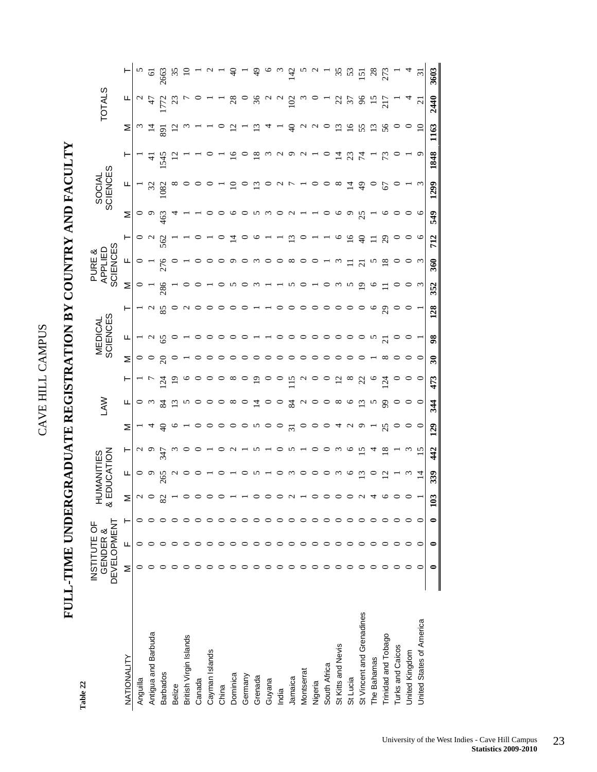# CAVE HILL CAMPUS

**Table 22**

## FULL-TIME UNDERGRADUATE REGISTRATION BY COUNTRY AND FACULTY

| NATIONALITY | INSTITUTE OF GENDER & DEVELOPMENT | | | HUMANITIES & EDUCATION | | | LAW | | | MEDICAL SCIENCES | | | PURE & APPLIED SCIENCES | | | SOCIAL SCIENCES | | | TOTALS | | |
|---|---|---|---|---|---|---|---|---|---|---|---|---|---|---|---|---|---|---|---|---|---|
| | M | F | T | M | F | T | M | F | T | M | F | T | M | F | T | M | F | T | M | F | T |
| Anguilla | 0 | 0 | 0 | 2 | 0 | 2 | 1 | 0 | 1 | 0 | 1 | 1 | 0 | 0 | 0 | 0 | 1 | 1 | 3 | 2 | 5 |
| Antigua and Barbuda | 0 | 0 | 0 | 0 | 9 | 9 | 4 | 3 | 7 | 0 | 2 | 2 | 1 | 1 | 2 | 9 | 32 | 41 | 14 | 47 | 61 |
| Barbados | 0 | 0 | 0 | 82 | 265 | 347 | 40 | 84 | 124 | 20 | 65 | 85 | 286 | 276 | 562 | 463 | 1082 | 1545 | 891 | 1772 | 2663 |
| Belize | 0 | 0 | 0 | 1 | 2 | 3 | 6 | 13 | 19 | 0 | 0 | 0 | 1 | 0 | 1 | 4 | 8 | 12 | 12 | 23 | 35 |
| British Virgin Islands | 0 | 0 | 0 | 0 | 0 | 0 | 1 | 5 | 6 | 1 | 1 | 2 | 0 | 1 | 1 | 1 | 0 | 1 | 3 | 7 | 10 |
| Canada | 0 | 0 | 0 | 0 | 0 | 0 | 0 | 0 | 0 | 0 | 0 | 0 | 0 | 0 | 0 | 1 | 0 | 1 | 1 | 0 | 1 |
| Cayman Islands | 0 | 0 | 0 | 0 | 1 | 1 | 0 | 0 | 0 | 0 | 0 | 0 | 1 | 0 | 1 | 0 | 0 | 0 | 1 | 1 | 2 |
| China | 0 | 0 | 0 | 0 | 0 | 0 | 0 | 0 | 0 | 0 | 0 | 0 | 0 | 0 | 0 | 0 | 1 | 1 | 0 | 1 | 1 |
| Dominica | 0 | 0 | 0 | 1 | 1 | 2 | 0 | 8 | 8 | 0 | 0 | 0 | 5 | 9 | 14 | 6 | 10 | 16 | 12 | 28 | 40 |
| Germany | 0 | 0 | 0 | 1 | 0 | 1 | 0 | 0 | 0 | 0 | 0 | 0 | 0 | 0 | 0 | 0 | 0 | 0 | 1 | 0 | 1 |
| Grenada | 0 | 0 | 0 | 0 | 5 | 5 | 5 | 14 | 19 | 0 | 1 | 1 | 3 | 3 | 6 | 5 | 13 | 18 | 13 | 36 | 49 |
| Guyana | 0 | 0 | 0 | 0 | 1 | 1 | 0 | 0 | 0 | 0 | 1 | 1 | 1 | 0 | 1 | 3 | 0 | 3 | 4 | 2 | 6 |
| India | 0 | 0 | 0 | 0 | 0 | 0 | 0 | 0 | 0 | 0 | 0 | 0 | 1 | 0 | 1 | 0 | 2 | 2 | 1 | 2 | 3 |
| Jamaica | 0 | 0 | 0 | 2 | 3 | 5 | 31 | 84 | 115 | 0 | 0 | 0 | 5 | 8 | 13 | 2 | 7 | 9 | 40 | 102 | 142 |
| Montserrat | 0 | 0 | 0 | 1 | 0 | 1 | 0 | 2 | 2 | 0 | 0 | 0 | 0 | 0 | 0 | 1 | 1 | 2 | 2 | 3 | 5 |
| Nigeria | 0 | 0 | 0 | 0 | 0 | 0 | 0 | 0 | 0 | 0 | 0 | 0 | 1 | 0 | 1 | 1 | 0 | 1 | 2 | 0 | 2 |
| South Africa | 0 | 0 | 0 | 0 | 0 | 0 | 0 | 0 | 0 | 0 | 0 | 0 | 0 | 1 | 1 | 0 | 0 | 0 | 0 | 1 | 1 |
| St Kitts and Nevis | 0 | 0 | 0 | 0 | 3 | 3 | 4 | 8 | 12 | 0 | 0 | 0 | 3 | 3 | 6 | 6 | 8 | 14 | 13 | 22 | 35 |
| St Lucia | 0 | 0 | 0 | 0 | 6 | 6 | 2 | 6 | 8 | 0 | 0 | 0 | 5 | 11 | 16 | 9 | 14 | 23 | 16 | 37 | 53 |
| St Vincent and Grenadines | 0 | 0 | 0 | 2 | 13 | 15 | 9 | 13 | 22 | 0 | 0 | 0 | 19 | 21 | 40 | 25 | 49 | 74 | 55 | 96 | 151 |
| The Bahamas | 0 | 0 | 0 | 4 | 0 | 4 | 1 | 5 | 6 | 1 | 5 | 6 | 6 | 5 | 11 | 1 | 0 | 1 | 13 | 15 | 28 |
| Trinidad and Tobago | 0 | 0 | 0 | 6 | 12 | 18 | 25 | 99 | 124 | 8 | 21 | 29 | 11 | 18 | 29 | 6 | 67 | 73 | 56 | 217 | 273 |
| Turks and Caicos | 0 | 0 | 0 | 0 | 1 | 1 | 0 | 0 | 0 | 0 | 0 | 0 | 0 | 0 | 0 | 0 | 0 | 0 | 0 | 1 | 1 |
| United Kingdom | 0 | 0 | 0 | 0 | 3 | 3 | 0 | 0 | 0 | 0 | 0 | 0 | 0 | 0 | 0 | 0 | 1 | 1 | 0 | 4 | 4 |
| United States of America | 0 | 0 | 0 | 1 | 14 | 15 | 0 | 0 | 0 | 0 | 1 | 1 | 3 | 3 | 6 | 6 | 3 | 9 | 10 | 21 | 31 |
| | **0** | **0** | **0** | **103** | **339** | **442** | **129** | **344** | **473** | **30** | **98** | **128** | **352** | **360** | **712** | **549** | **1299** | **1848** | **1163** | **2440** | **3603** |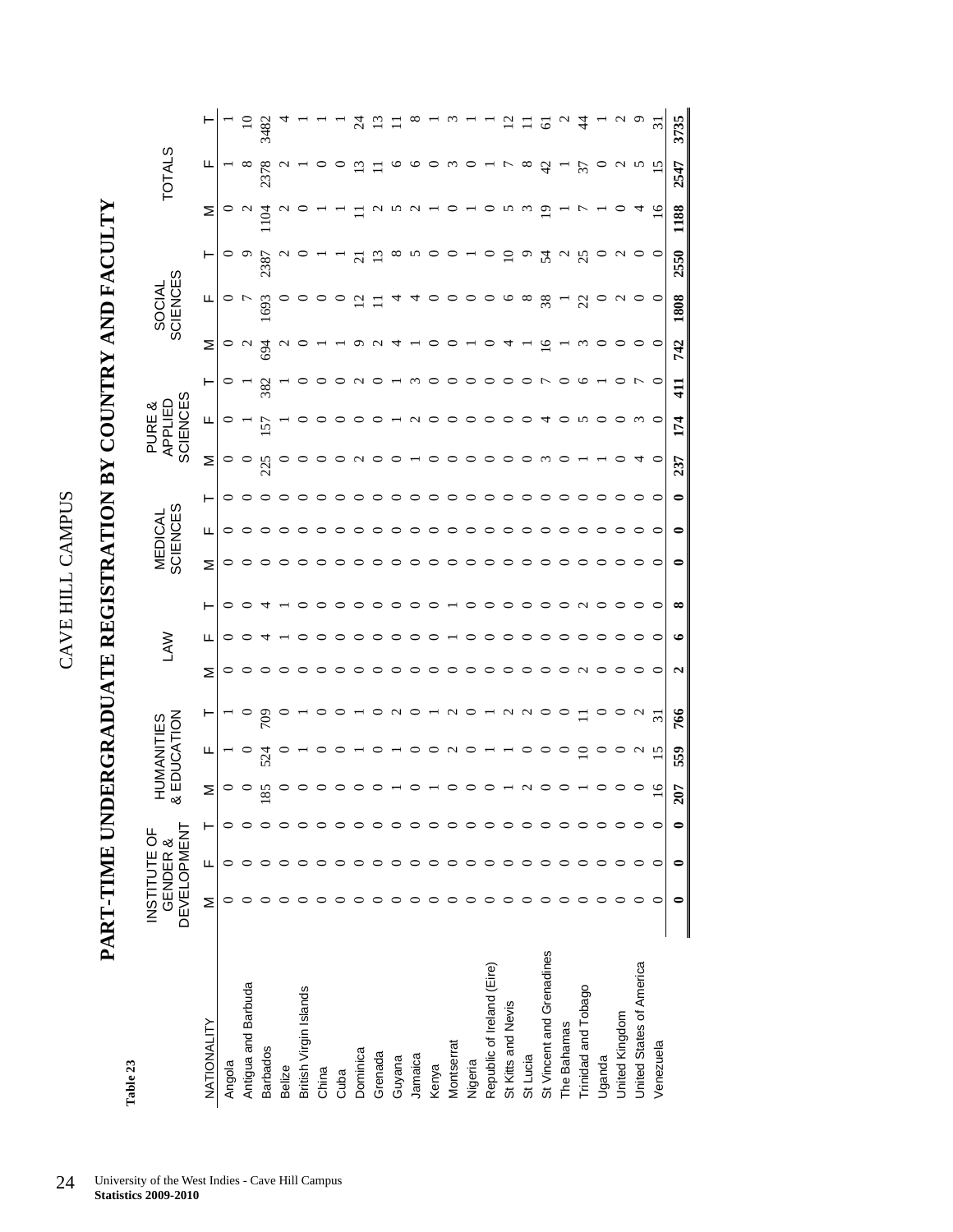**Table 23**

CAVE HILL CAMPUS

# PART-TIME UNDERGRADUATE REGISTRATION BY COUNTRY AND FACULTY

| NATIONALITY | INSTITUTE OF GENDER & DEVELOPMENT | | | HUMANITIES & EDUCATION | | | LAW | | | MEDICAL SCIENCES | | | PURE & APPLIED SCIENCES | | | SOCIAL SCIENCES | | | TOTALS | | |
|---|---|---|---|---|---|---|---|---|---|---|---|---|---|---|---|---|---|---|---|---|---|
| | M | F | T | M | F | T | M | F | T | M | F | T | M | F | T | M | F | T | M | F | T |
| Angola | 0 | 0 | 0 | 0 | 1 | 1 | 0 | 0 | 0 | 0 | 0 | 0 | 0 | 0 | 0 | 0 | 0 | 0 | 0 | 1 | 1 |
| Antigua and Barbuda | 0 | 0 | 0 | 0 | 0 | 0 | 0 | 0 | 0 | 0 | 0 | 0 | 0 | 1 | 1 | 2 | 7 | 9 | 2 | 8 | 10 |
| Barbados | 0 | 0 | 0 | 185 | 524 | 709 | 0 | 4 | 4 | 0 | 0 | 0 | 225 | 157 | 382 | 694 | 1693 | 2387 | 1104 | 2378 | 3482 |
| Belize | 0 | 0 | 0 | 0 | 0 | 0 | 0 | 1 | 1 | 0 | 0 | 0 | 0 | 1 | 1 | 2 | 0 | 2 | 2 | 2 | 4 |
| British Virgin Islands | 0 | 0 | 0 | 0 | 1 | 1 | 0 | 0 | 0 | 0 | 0 | 0 | 0 | 0 | 0 | 0 | 0 | 0 | 0 | 1 | 1 |
| China | 0 | 0 | 0 | 0 | 0 | 0 | 0 | 0 | 0 | 0 | 0 | 0 | 0 | 0 | 0 | 1 | 0 | 1 | 1 | 0 | 1 |
| Cuba | 0 | 0 | 0 | 0 | 0 | 0 | 0 | 0 | 0 | 0 | 0 | 0 | 0 | 0 | 0 | 1 | 0 | 1 | 1 | 0 | 1 |
| Dominica | 0 | 0 | 0 | 0 | 1 | 1 | 0 | 0 | 0 | 0 | 0 | 0 | 2 | 0 | 2 | 9 | 12 | 21 | 11 | 13 | 24 |
| Grenada | 0 | 0 | 0 | 0 | 0 | 0 | 0 | 0 | 0 | 0 | 0 | 0 | 0 | 0 | 0 | 2 | 11 | 13 | 2 | 11 | 13 |
| Guyana | 0 | 0 | 0 | 1 | 1 | 2 | 0 | 0 | 0 | 0 | 0 | 0 | 0 | 1 | 1 | 4 | 4 | 8 | 5 | 6 | 11 |
| Jamaica | 0 | 0 | 0 | 0 | 0 | 0 | 0 | 0 | 0 | 0 | 0 | 0 | 1 | 2 | 3 | 1 | 4 | 5 | 2 | 6 | 8 |
| Kenya | 0 | 0 | 0 | 1 | 0 | 1 | 0 | 0 | 0 | 0 | 0 | 0 | 0 | 0 | 0 | 0 | 0 | 0 | 1 | 0 | 1 |
| Montserrat | 0 | 0 | 0 | 0 | 2 | 2 | 0 | 1 | 1 | 0 | 0 | 0 | 0 | 0 | 0 | 0 | 0 | 0 | 0 | 3 | 3 |
| Nigeria | 0 | 0 | 0 | 0 | 0 | 0 | 0 | 0 | 0 | 0 | 0 | 0 | 0 | 0 | 0 | 1 | 0 | 1 | 1 | 0 | 1 |
| Republic of Ireland (Eire) | 0 | 0 | 0 | 0 | 1 | 1 | 0 | 0 | 0 | 0 | 0 | 0 | 0 | 0 | 0 | 0 | 0 | 0 | 0 | 1 | 1 |
| St Kitts and Nevis | 0 | 0 | 0 | 1 | 1 | 2 | 0 | 0 | 0 | 0 | 0 | 0 | 0 | 0 | 0 | 4 | 6 | 10 | 5 | 7 | 12 |
| St Lucia | 0 | 0 | 0 | 2 | 0 | 2 | 0 | 0 | 0 | 0 | 0 | 0 | 0 | 0 | 0 | 1 | 8 | 9 | 3 | 8 | 11 |
| St Vincent and Grenadines | 0 | 0 | 0 | 0 | 0 | 0 | 0 | 0 | 0 | 0 | 0 | 0 | 3 | 4 | 7 | 16 | 38 | 54 | 19 | 42 | 61 |
| The Bahamas | 0 | 0 | 0 | 0 | 0 | 0 | 0 | 0 | 0 | 0 | 0 | 0 | 0 | 0 | 0 | 1 | 1 | 2 | 1 | 1 | 2 |
| Trinidad and Tobago | 0 | 0 | 0 | 1 | 10 | 11 | 2 | 0 | 2 | 0 | 0 | 0 | 1 | 5 | 6 | 3 | 22 | 25 | 7 | 37 | 44 |
| Uganda | 0 | 0 | 0 | 0 | 0 | 0 | 0 | 0 | 0 | 0 | 0 | 0 | 1 | 0 | 1 | 0 | 0 | 0 | 1 | 0 | 1 |
| United Kingdom | 0 | 0 | 0 | 0 | 0 | 0 | 0 | 0 | 0 | 0 | 0 | 0 | 0 | 0 | 0 | 0 | 2 | 2 | 0 | 2 | 2 |
| United States of America | 0 | 0 | 0 | 0 | 2 | 2 | 0 | 0 | 0 | 0 | 0 | 0 | 4 | 3 | 7 | 0 | 0 | 0 | 4 | 5 | 9 |
| Venezuela | 0 | 0 | 0 | 16 | 15 | 31 | 0 | 0 | 0 | 0 | 0 | 0 | 0 | 0 | 0 | 0 | 0 | 0 | 16 | 15 | 31 |
| | **0** | **0** | **0** | **207** | **559** | **766** | **2** | **6** | **8** | **0** | **0** | **0** | **237** | **174** | **411** | **742** | **1808** | **2550** | **1188** | **2547** | **3735** |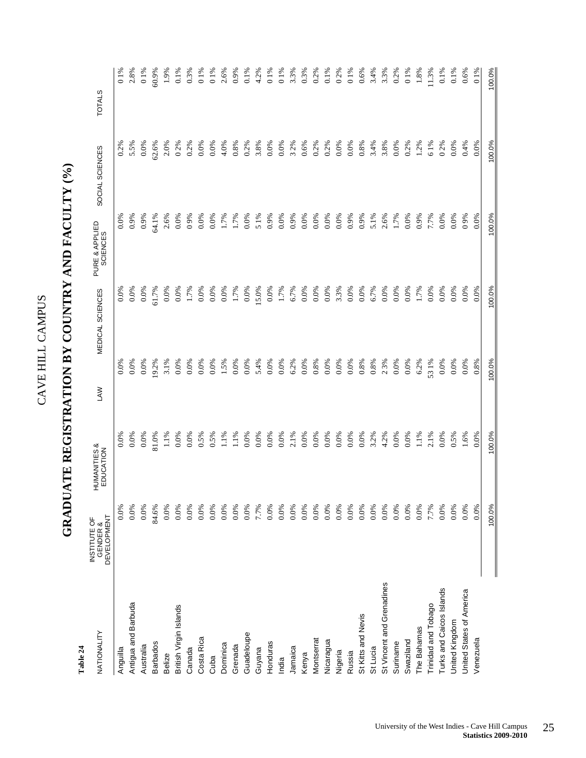# CAVE HILL CAMPUS

## GRADUATE REGISTRATION BY COUNTRY AND FACULTY (%)

**Table 24**

| NATIONALITY | INSTITUTE OF GENDER & DEVELOPMENT | HUMANITIES & EDUCATION | LAW | MEDICAL SCIENCES | PURE & APPLIED SCIENCES | SOCIAL SCIENCES | TOTALS |
|---|---|---|---|---|---|---|---|
| Anguilla | 0.0% | 0.0% | 0.0% | 0.0% | 0.0% | 0.2% | 0.1% |
| Antigua and Barbuda | 0.0% | 0.0% | 0.0% | 0.0% | 0.9% | 5.5% | 2.8% |
| Australia | 0.0% | 0.0% | 0.0% | 0.0% | 0.9% | 0.0% | 0.1% |
| Barbados | 84.6% | 81.0% | 19.2% | 61.7% | 64.1% | 62.6% | 60.9% |
| Belize | 0.0% | 1.1% | 3.1% | 0.0% | 2.6% | 2.0% | 1.9% |
| British Virgin Islands | 0.0% | 0.0% | 0.0% | 0.0% | 0.0% | 0.2% | 0.1% |
| Canada | 0.0% | 0.0% | 0.0% | 1.7% | 0.9% | 0.2% | 0.3% |
| Costa Rica | 0.0% | 0.5% | 0.0% | 0.0% | 0.0% | 0.0% | 0.1% |
| Cuba | 0.0% | 0.5% | 0.0% | 0.0% | 0.0% | 0.0% | 0.1% |
| Dominica | 0.0% | 1.1% | 1.5% | 0.0% | 1.7% | 4.0% | 2.6% |
| Grenada | 0.0% | 1.1% | 0.0% | 1.7% | 1.7% | 0.8% | 0.9% |
| Guadeloupe | 0.0% | 0.0% | 0.0% | 0.0% | 0.0% | 0.2% | 0.1% |
| Guyana | 7.7% | 0.0% | 5.4% | 15.0% | 5.1% | 3.8% | 4.2% |
| Honduras | 0.0% | 0.0% | 0.0% | 0.0% | 0.9% | 0.0% | 0.1% |
| India | 0.0% | 0.0% | 0.0% | 1.7% | 0.0% | 0.0% | 0.1% |
| Jamaica | 0.0% | 2.1% | 6.2% | 6.7% | 0.9% | 3.2% | 3.3% |
| Kenya | 0.0% | 0.0% | 0.0% | 0.0% | 0.0% | 0.6% | 0.3% |
| Montserrat | 0.0% | 0.0% | 0.8% | 0.0% | 0.0% | 0.2% | 0.2% |
| Nicaragua | 0.0% | 0.0% | 0.0% | 0.0% | 0.0% | 0.2% | 0.1% |
| Nigeria | 0.0% | 0.0% | 0.0% | 3.3% | 0.0% | 0.0% | 0.2% |
| Russia | 0.0% | 0.0% | 0.0% | 0.0% | 0.9% | 0.0% | 0.1% |
| St Kitts and Nevis | 0.0% | 0.0% | 0.8% | 0.0% | 0.9% | 0.8% | 0.6% |
| St Lucia | 0.0% | 3.2% | 0.8% | 6.7% | 5.1% | 3.4% | 3.4% |
| St Vincent and Grenadines | 0.0% | 4.2% | 2.3% | 0.0% | 2.6% | 3.8% | 3.3% |
| Suriname | 0.0% | 0.0% | 0.0% | 0.0% | 1.7% | 0.0% | 0.2% |
| Swaziland | 0.0% | 0.0% | 0.0% | 0.0% | 0.0% | 0.2% | 0.1% |
| The Bahamas | 0.0% | 1.1% | 6.2% | 1.7% | 0.9% | 1.2% | 1.8% |
| Trinidad and Tobago | 7.7% | 2.1% | 53.1% | 0.0% | 7.7% | 6.1% | 11.3% |
| Turks and Caicos Islands | 0.0% | 0.0% | 0.0% | 0.0% | 0.0% | 0.2% | 0.1% |
| United Kingdom | 0.0% | 0.5% | 0.0% | 0.0% | 0.0% | 0.0% | 0.1% |
| United States of America | 0.0% | 1.6% | 0.0% | 0.0% | 0.9% | 0.4% | 0.6% |
| Venezuela | 0.0% | 0.0% | 0.8% | 0.0% | 0.0% | 0.0% | 0.1% |
| | 100.0% | 100.0% | 100.0% | 100.0% | 100.0% | 100.0% | 100.0% |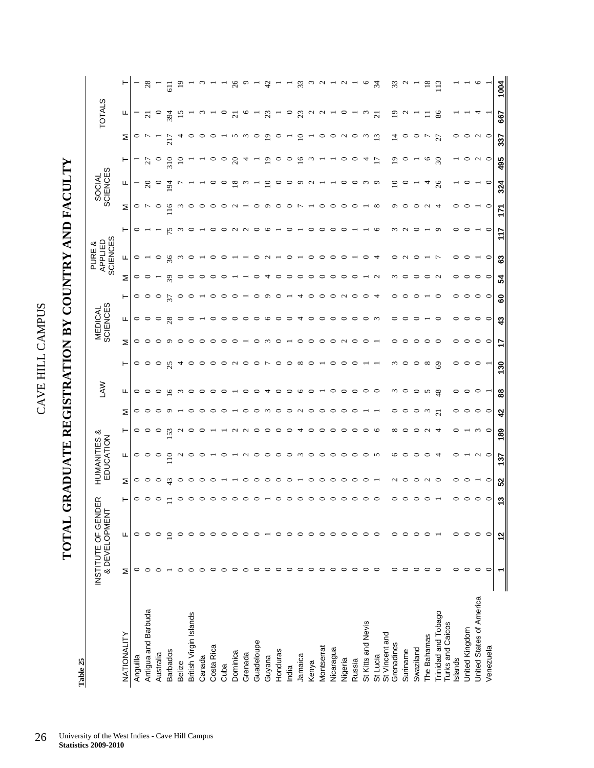# CAVE HILL CAMPUS

# TOTAL GRADUATE REGISTRATION BY COUNTRY AND FACULTY

**Table 25**

| NATIONALITY | INSTITUTE OF GENDER & DEVELOPMENT | | | HUMANITIES & EDUCATION | | | LAW | | | MEDICAL SCIENCES | | | PURE & APPLIED SCIENCES | | | SOCIAL SCIENCES | | | TOTALS | | |
|---|---|---|---|---|---|---|---|---|---|---|---|---|---|---|---|---|---|---|---|---|---|
| | M | F | T | M | F | T | M | F | T | M | F | T | M | F | T | M | F | T | M | F | T |
| Anguilla | 0 | 0 | 0 | 0 | 0 | 0 | 0 | 0 | 0 | 0 | 0 | 0 | 0 | 0 | 0 | 0 | 1 | 1 | 0 | 1 | 1 |
| Antigua and Barbuda | 0 | 0 | 0 | 0 | 0 | 0 | 0 | 0 | 0 | 0 | 0 | 0 | 0 | 1 | 1 | 7 | 20 | 27 | 7 | 21 | 28 |
| Australia | 0 | 0 | 0 | 0 | 0 | 0 | 0 | 0 | 0 | 0 | 0 | 0 | 1 | 0 | 1 | 0 | 0 | 0 | 1 | 0 | 1 |
| Barbados | 1 | 10 | 11 | 43 | 110 | 153 | 9 | 16 | 25 | 9 | 28 | 37 | 39 | 36 | 75 | 116 | 194 | 310 | 217 | 394 | 611 |
| Belize | 0 | 0 | 0 | 0 | 2 | 2 | 1 | 3 | 4 | 0 | 0 | 0 | 0 | 3 | 3 | 3 | 7 | 10 | 4 | 15 | 19 |
| British Virgin Islands | 0 | 0 | 0 | 0 | 0 | 0 | 0 | 0 | 0 | 0 | 0 | 0 | 0 | 0 | 0 | 0 | 1 | 1 | 0 | 1 | 1 |
| Canada | 0 | 0 | 0 | 0 | 0 | 0 | 0 | 0 | 0 | 0 | 1 | 1 | 0 | 1 | 1 | 0 | 1 | 1 | 0 | 3 | 3 |
| Costa Rica | 0 | 0 | 0 | 0 | 1 | 1 | 0 | 0 | 0 | 0 | 0 | 0 | 0 | 0 | 0 | 0 | 0 | 0 | 0 | 1 | 1 |
| Cuba | 0 | 0 | 0 | 1 | 0 | 1 | 0 | 0 | 0 | 0 | 0 | 0 | 0 | 0 | 0 | 0 | 0 | 0 | 1 | 0 | 1 |
| Dominica | 0 | 0 | 0 | 1 | 1 | 2 | 1 | 1 | 2 | 0 | 0 | 0 | 1 | 1 | 2 | 2 | 18 | 20 | 5 | 21 | 26 |
| Grenada | 0 | 0 | 0 | 0 | 2 | 2 | 0 | 0 | 0 | 1 | 0 | 1 | 1 | 1 | 2 | 1 | 3 | 4 | 3 | 6 | 9 |
| Guadeloupe | 0 | 0 | 0 | 0 | 0 | 0 | 0 | 0 | 0 | 0 | 0 | 0 | 0 | 0 | 0 | 0 | 1 | 1 | 0 | 1 | 1 |
| Guyana | 0 | 1 | 1 | 0 | 0 | 0 | 3 | 4 | 7 | 3 | 6 | 9 | 4 | 2 | 6 | 9 | 10 | 19 | 19 | 23 | 42 |
| Honduras | 0 | 0 | 0 | 0 | 0 | 0 | 0 | 0 | 0 | 0 | 0 | 0 | 0 | 1 | 1 | 0 | 0 | 0 | 0 | 1 | 1 |
| India | 0 | 0 | 0 | 0 | 0 | 0 | 0 | 0 | 0 | 1 | 0 | 1 | 0 | 0 | 0 | 0 | 0 | 0 | 1 | 0 | 1 |
| Jamaica | 0 | 0 | 0 | 1 | 3 | 4 | 2 | 6 | 8 | 0 | 4 | 4 | 0 | 1 | 1 | 7 | 9 | 16 | 10 | 23 | 33 |
| Kenya | 0 | 0 | 0 | 0 | 0 | 0 | 0 | 0 | 0 | 0 | 0 | 0 | 0 | 0 | 0 | 1 | 2 | 3 | 1 | 2 | 3 |
| Montserrat | 0 | 0 | 0 | 0 | 0 | 0 | 0 | 1 | 1 | 0 | 0 | 0 | 0 | 0 | 0 | 0 | 1 | 1 | 0 | 2 | 2 |
| Nicaragua | 0 | 0 | 0 | 0 | 0 | 0 | 0 | 0 | 0 | 0 | 0 | 0 | 0 | 0 | 0 | 0 | 1 | 1 | 0 | 1 | 1 |
| Nigeria | 0 | 0 | 0 | 0 | 0 | 0 | 0 | 0 | 0 | 2 | 0 | 2 | 0 | 0 | 0 | 0 | 0 | 0 | 2 | 0 | 2 |
| Russia | 0 | 0 | 0 | 0 | 0 | 0 | 0 | 0 | 0 | 0 | 0 | 0 | 0 | 1 | 1 | 0 | 0 | 0 | 0 | 1 | 1 |
| St Kitts and Nevis | 0 | 0 | 0 | 0 | 0 | 0 | 1 | 0 | 1 | 0 | 0 | 0 | 1 | 0 | 1 | 1 | 3 | 4 | 3 | 3 | 6 |
| St Lucia | 0 | 0 | 0 | 1 | 5 | 6 | 1 | 0 | 1 | 1 | 3 | 4 | 2 | 4 | 6 | 8 | 9 | 17 | 13 | 21 | 34 |
| St Vincent and Grenadines | 0 | 0 | 0 | 2 | 6 | 8 | 0 | 3 | 3 | 0 | 0 | 0 | 3 | 0 | 3 | 9 | 10 | 19 | 14 | 19 | 33 |
| Suriname | 0 | 0 | 0 | 0 | 0 | 0 | 0 | 0 | 0 | 0 | 0 | 0 | 0 | 2 | 2 | 0 | 0 | 0 | 0 | 2 | 2 |
| Swaziland | 0 | 0 | 0 | 0 | 0 | 0 | 0 | 0 | 0 | 0 | 0 | 0 | 0 | 0 | 0 | 0 | 1 | 1 | 0 | 1 | 1 |
| The Bahamas | 0 | 0 | 0 | 2 | 0 | 2 | 3 | 5 | 8 | 0 | 1 | 1 | 0 | 1 | 1 | 2 | 4 | 6 | 7 | 11 | 18 |
| Trinidad and Tobago | 0 | 1 | 1 | 0 | 4 | 4 | 21 | 48 | 69 | 0 | 0 | 0 | 2 | 7 | 9 | 4 | 26 | 30 | 27 | 86 | 113 |
| Turks and Caicos Islands | 0 | 0 | 0 | 0 | 0 | 0 | 0 | 0 | 0 | 0 | 0 | 0 | 0 | 0 | 0 | 0 | 1 | 1 | 0 | 1 | 1 |
| United Kingdom | 0 | 0 | 0 | 0 | 1 | 1 | 0 | 0 | 0 | 0 | 0 | 0 | 0 | 0 | 0 | 0 | 0 | 0 | 0 | 1 | 1 |
| United States of America | 0 | 0 | 0 | 1 | 2 | 3 | 0 | 0 | 0 | 0 | 0 | 0 | 0 | 1 | 1 | 1 | 1 | 2 | 2 | 4 | 6 |
| Venezuela | 0 | 0 | 0 | 0 | 0 | 0 | 0 | 1 | 1 | 0 | 0 | 0 | 0 | 0 | 0 | 0 | 0 | 0 | 0 | 1 | 1 |
| | **1** | **12** | **13** | **52** | **137** | **189** | **42** | **88** | **130** | **17** | **43** | **60** | **54** | **63** | **117** | **171** | **324** | **495** | **337** | **667** | **1004** |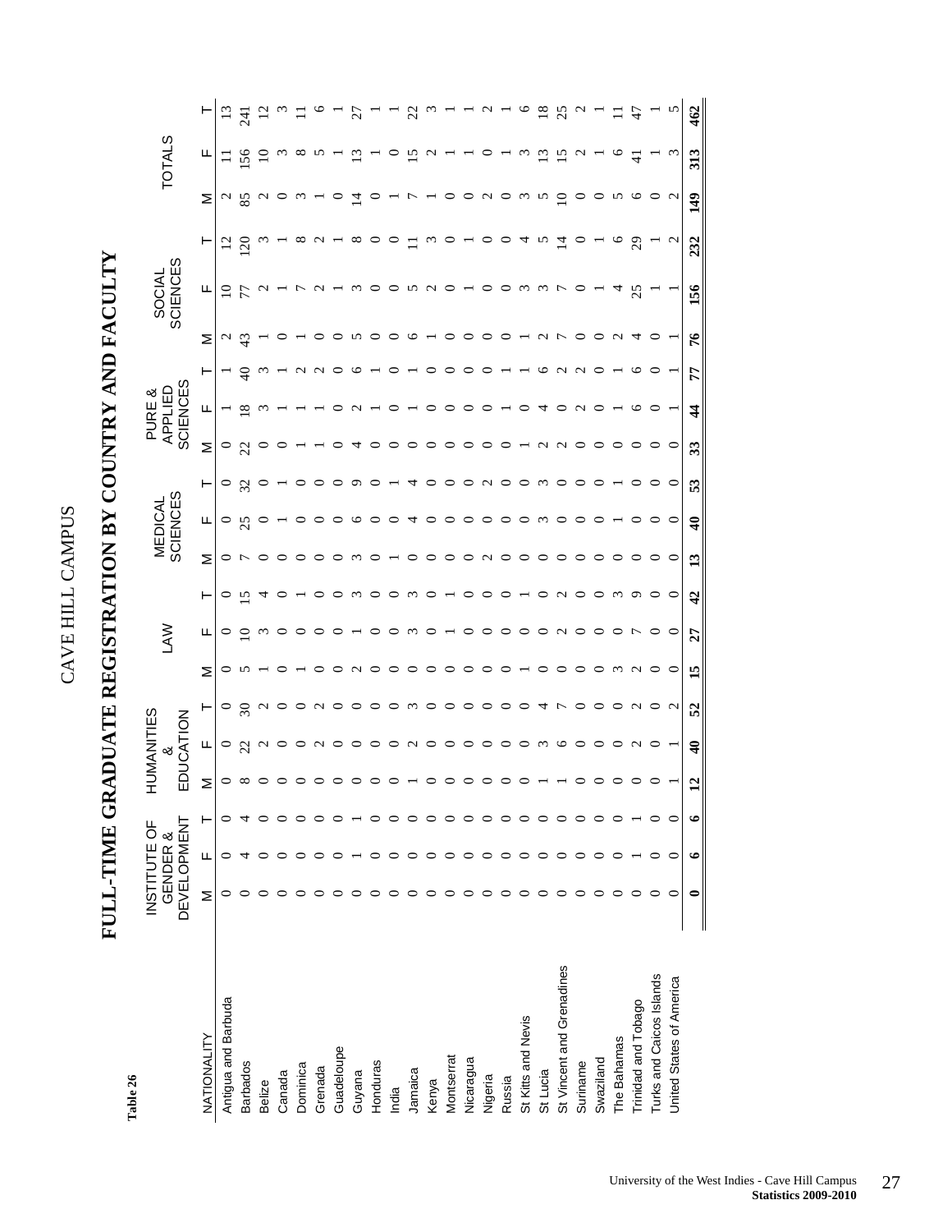# CAVE HILL CAMPUS

**Table 26**

# FULL-TIME GRADUATE REGISTRATION BY COUNTRY AND FACULTY

| NATIONALITY | INSTITUTE OF GENDER & DEVELOPMENT | | | HUMANITIES & EDUCATION | | | LAW | | | MEDICAL SCIENCES | | | PURE & APPLIED SCIENCES | | | SOCIAL SCIENCES | | | TOTALS | | |
|---|---|---|---|---|---|---|---|---|---|---|---|---|---|---|---|---|---|---|---|---|---|
| | M | F | T | M | F | T | M | F | T | M | F | T | M | F | T | M | F | T | M | F | T |
| Antigua and Barbuda | 0 | 0 | 0 | 0 | 0 | 0 | 0 | 0 | 0 | 0 | 0 | 0 | 0 | 1 | 1 | 2 | 10 | 12 | 2 | 11 | 13 |
| Barbados | 0 | 4 | 4 | 8 | 22 | 30 | 5 | 10 | 15 | 7 | 25 | 32 | 22 | 18 | 40 | 43 | 77 | 120 | 85 | 156 | 241 |
| Belize | 0 | 0 | 0 | 0 | 2 | 2 | 1 | 3 | 4 | 0 | 0 | 0 | 0 | 3 | 3 | 1 | 2 | 3 | 2 | 10 | 12 |
| Canada | 0 | 0 | 0 | 0 | 0 | 0 | 0 | 0 | 0 | 0 | 1 | 1 | 0 | 1 | 1 | 0 | 1 | 1 | 0 | 3 | 3 |
| Dominica | 0 | 0 | 0 | 0 | 0 | 0 | 1 | 0 | 1 | 0 | 0 | 0 | 1 | 1 | 2 | 1 | 7 | 8 | 3 | 8 | 11 |
| Grenada | 0 | 0 | 0 | 0 | 2 | 2 | 0 | 0 | 0 | 0 | 0 | 0 | 1 | 1 | 2 | 0 | 2 | 2 | 1 | 5 | 6 |
| Guadeloupe | 0 | 0 | 0 | 0 | 0 | 0 | 0 | 0 | 0 | 0 | 0 | 0 | 0 | 0 | 0 | 0 | 1 | 1 | 0 | 1 | 1 |
| Guyana | 0 | 1 | 1 | 0 | 0 | 0 | 2 | 1 | 3 | 3 | 6 | 9 | 4 | 2 | 6 | 5 | 3 | 8 | 14 | 13 | 27 |
| Honduras | 0 | 0 | 0 | 0 | 0 | 0 | 0 | 0 | 0 | 0 | 0 | 0 | 0 | 1 | 1 | 0 | 0 | 0 | 0 | 1 | 1 |
| India | 0 | 0 | 0 | 0 | 0 | 0 | 0 | 0 | 0 | 1 | 0 | 1 | 0 | 0 | 0 | 0 | 0 | 0 | 1 | 0 | 1 |
| Jamaica | 0 | 0 | 0 | 1 | 2 | 3 | 0 | 3 | 3 | 0 | 4 | 4 | 0 | 1 | 1 | 6 | 5 | 11 | 7 | 15 | 22 |
| Kenya | 0 | 0 | 0 | 0 | 0 | 0 | 0 | 0 | 0 | 0 | 0 | 0 | 0 | 0 | 0 | 1 | 2 | 3 | 1 | 2 | 3 |
| Montserrat | 0 | 0 | 0 | 0 | 0 | 0 | 0 | 1 | 1 | 0 | 0 | 0 | 0 | 0 | 0 | 0 | 0 | 0 | 0 | 1 | 1 |
| Nicaragua | 0 | 0 | 0 | 0 | 0 | 0 | 0 | 0 | 0 | 0 | 0 | 0 | 0 | 0 | 0 | 0 | 1 | 1 | 0 | 1 | 1 |
| Nigeria | 0 | 0 | 0 | 0 | 0 | 0 | 0 | 0 | 0 | 2 | 0 | 2 | 0 | 0 | 0 | 0 | 0 | 0 | 2 | 0 | 2 |
| Russia | 0 | 0 | 0 | 0 | 0 | 0 | 0 | 0 | 0 | 0 | 0 | 0 | 0 | 1 | 1 | 0 | 0 | 0 | 0 | 1 | 1 |
| St Kitts and Nevis | 0 | 0 | 0 | 0 | 0 | 0 | 1 | 0 | 1 | 0 | 0 | 0 | 1 | 0 | 1 | 1 | 3 | 4 | 3 | 3 | 6 |
| St Lucia | 0 | 0 | 0 | 1 | 3 | 4 | 0 | 0 | 0 | 0 | 3 | 3 | 2 | 4 | 6 | 2 | 3 | 5 | 5 | 13 | 18 |
| St Vincent and Grenadines | 0 | 0 | 0 | 1 | 6 | 7 | 0 | 2 | 2 | 0 | 0 | 0 | 2 | 0 | 2 | 7 | 7 | 14 | 10 | 15 | 25 |
| Suriname | 0 | 0 | 0 | 0 | 0 | 0 | 0 | 0 | 0 | 0 | 0 | 0 | 0 | 2 | 2 | 0 | 0 | 0 | 0 | 2 | 2 |
| Swaziland | 0 | 0 | 0 | 0 | 0 | 0 | 0 | 0 | 0 | 0 | 0 | 0 | 0 | 0 | 0 | 0 | 1 | 1 | 0 | 1 | 1 |
| The Bahamas | 0 | 0 | 0 | 0 | 0 | 0 | 3 | 0 | 3 | 0 | 1 | 1 | 0 | 1 | 1 | 2 | 4 | 6 | 5 | 6 | 11 |
| Trinidad and Tobago | 0 | 1 | 1 | 0 | 2 | 2 | 2 | 7 | 9 | 0 | 0 | 0 | 0 | 6 | 6 | 4 | 25 | 29 | 6 | 41 | 47 |
| Turks and Caicos Islands | 0 | 0 | 0 | 0 | 0 | 0 | 0 | 0 | 0 | 0 | 0 | 0 | 0 | 0 | 0 | 0 | 1 | 1 | 0 | 1 | 1 |
| United States of America | 0 | 0 | 0 | 1 | 1 | 2 | 0 | 0 | 0 | 0 | 0 | 0 | 0 | 1 | 1 | 1 | 1 | 2 | 2 | 3 | 5 |
| | **0** | **6** | **6** | **12** | **40** | **52** | **15** | **27** | **42** | **13** | **40** | **53** | **33** | **44** | **77** | **76** | **156** | **232** | **149** | **313** | **462** |

University of the West Indies - Cave Hill Campus
**Statistics 2009-2010**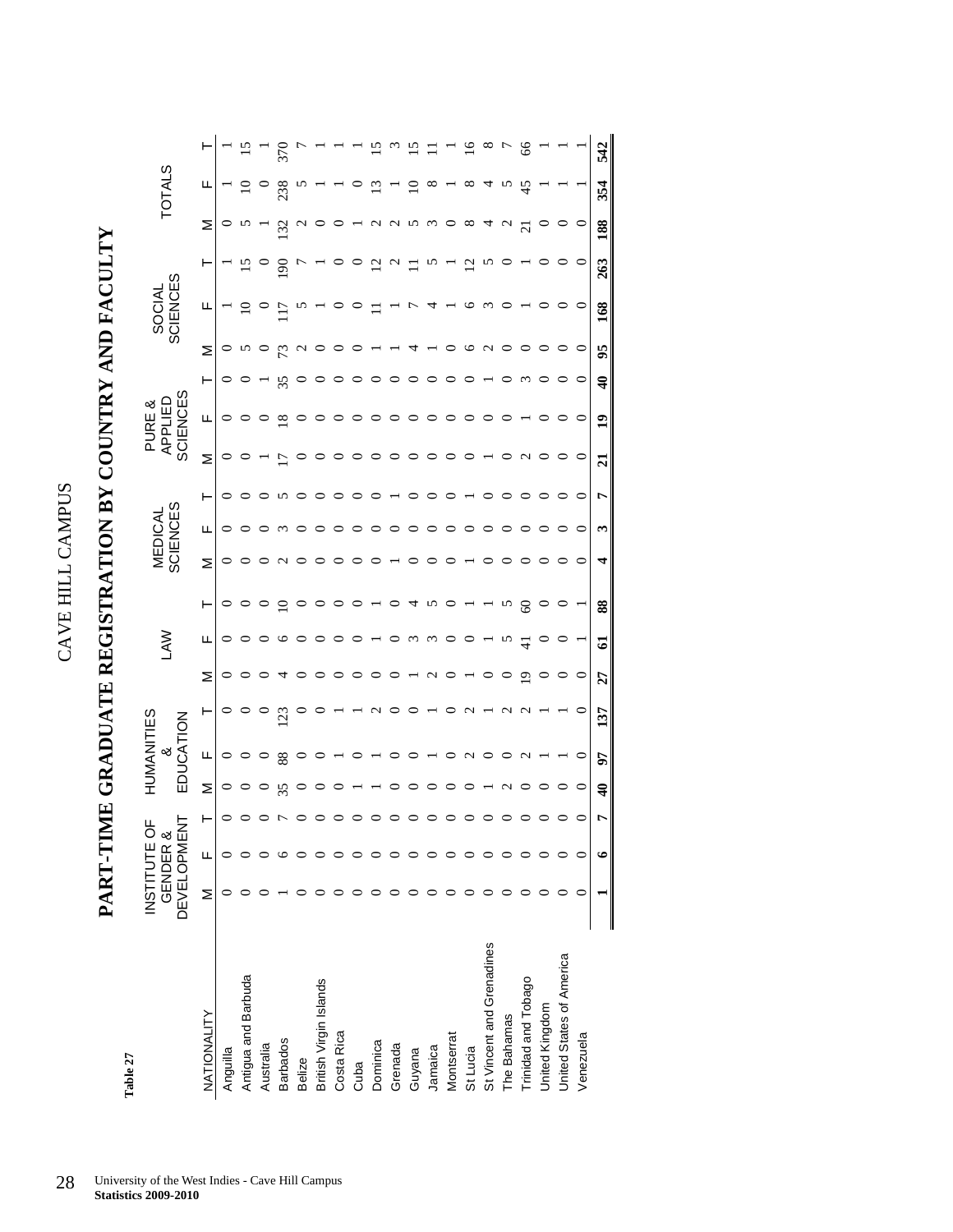CAVE HILL CAMPUS

Table 27

# PART-TIME GRADUATE REGISTRATION BY COUNTRY AND FACULTY

| NATIONALITY | INSTITUTE OF GENDER & DEVELOPMENT | | | HUMANITIES & EDUCATION | | | LAW | | | MEDICAL SCIENCES | | | PURE & APPLIED SCIENCES | | | SOCIAL SCIENCES | | | TOTALS | | |
|---|---|---|---|---|---|---|---|---|---|---|---|---|---|---|---|---|---|---|---|---|---|
| | M | F | T | M | F | T | M | F | T | M | F | T | M | F | T | M | F | T | M | F | T |
| Anguilla | 0 | 0 | 0 | 0 | 0 | 0 | 0 | 0 | 0 | 0 | 0 | 0 | 0 | 0 | 0 | 0 | 1 | 1 | 0 | 1 | 1 |
| Antigua and Barbuda | 0 | 0 | 0 | 0 | 0 | 0 | 0 | 0 | 0 | 0 | 0 | 0 | 0 | 0 | 0 | 5 | 10 | 15 | 5 | 10 | 15 |
| Australia | 0 | 0 | 0 | 0 | 0 | 0 | 0 | 0 | 0 | 0 | 0 | 0 | 1 | 0 | 1 | 0 | 0 | 0 | 1 | 0 | 1 |
| Barbados | 1 | 6 | 7 | 35 | 88 | 123 | 4 | 6 | 10 | 2 | 3 | 5 | 17 | 18 | 35 | 73 | 117 | 190 | 132 | 238 | 370 |
| Belize | 0 | 0 | 0 | 0 | 0 | 0 | 0 | 0 | 0 | 0 | 0 | 0 | 0 | 0 | 0 | 2 | 5 | 7 | 2 | 5 | 7 |
| British Virgin Islands | 0 | 0 | 0 | 0 | 0 | 0 | 0 | 0 | 0 | 0 | 0 | 0 | 0 | 0 | 0 | 0 | 1 | 1 | 0 | 1 | 1 |
| Costa Rica | 0 | 0 | 0 | 0 | 1 | 1 | 0 | 0 | 0 | 0 | 0 | 0 | 0 | 0 | 0 | 0 | 0 | 0 | 0 | 1 | 1 |
| Cuba | 0 | 0 | 0 | 1 | 0 | 1 | 0 | 0 | 0 | 0 | 0 | 0 | 0 | 0 | 0 | 0 | 0 | 0 | 1 | 0 | 1 |
| Dominica | 0 | 0 | 0 | 1 | 1 | 2 | 0 | 1 | 1 | 0 | 0 | 0 | 0 | 0 | 0 | 1 | 11 | 12 | 2 | 13 | 15 |
| Grenada | 0 | 0 | 0 | 0 | 0 | 0 | 0 | 0 | 0 | 1 | 0 | 1 | 0 | 0 | 0 | 1 | 1 | 2 | 2 | 1 | 3 |
| Guyana | 0 | 0 | 0 | 0 | 0 | 0 | 1 | 3 | 4 | 0 | 0 | 0 | 0 | 0 | 0 | 4 | 7 | 11 | 5 | 10 | 15 |
| Jamaica | 0 | 0 | 0 | 0 | 1 | 1 | 2 | 3 | 5 | 0 | 0 | 0 | 0 | 0 | 0 | 1 | 4 | 5 | 3 | 8 | 11 |
| Montserrat | 0 | 0 | 0 | 0 | 0 | 0 | 0 | 0 | 0 | 0 | 0 | 0 | 0 | 0 | 0 | 0 | 1 | 1 | 0 | 1 | 1 |
| St Lucia | 0 | 0 | 0 | 0 | 2 | 2 | 1 | 0 | 1 | 1 | 0 | 1 | 0 | 0 | 0 | 6 | 6 | 12 | 8 | 8 | 16 |
| St Vincent and Grenadines | 0 | 0 | 0 | 1 | 0 | 1 | 0 | 1 | 1 | 0 | 0 | 0 | 1 | 0 | 1 | 2 | 3 | 5 | 4 | 4 | 8 |
| The Bahamas | 0 | 0 | 0 | 2 | 0 | 2 | 0 | 5 | 5 | 0 | 0 | 0 | 0 | 0 | 0 | 0 | 0 | 0 | 2 | 5 | 7 |
| Trinidad and Tobago | 0 | 0 | 0 | 0 | 2 | 2 | 19 | 41 | 60 | 0 | 0 | 0 | 2 | 1 | 3 | 0 | 1 | 1 | 21 | 45 | 66 |
| United Kingdom | 0 | 0 | 0 | 0 | 1 | 1 | 0 | 0 | 0 | 0 | 0 | 0 | 0 | 0 | 0 | 0 | 0 | 0 | 0 | 1 | 1 |
| United States of America | 0 | 0 | 0 | 0 | 1 | 1 | 0 | 0 | 0 | 0 | 0 | 0 | 0 | 0 | 0 | 0 | 0 | 0 | 0 | 1 | 1 |
| Venezuela | 0 | 0 | 0 | 0 | 0 | 0 | 0 | 1 | 1 | 0 | 0 | 0 | 0 | 0 | 0 | 0 | 0 | 0 | 0 | 1 | 1 |
| | **1** | **6** | **7** | **40** | **97** | **137** | **27** | **61** | **88** | **4** | **3** | **7** | **21** | **19** | **40** | **95** | **168** | **263** | **188** | **354** | **542** |

University of the West Indies - Cave Hill Campus
**Statistics 2009-2010**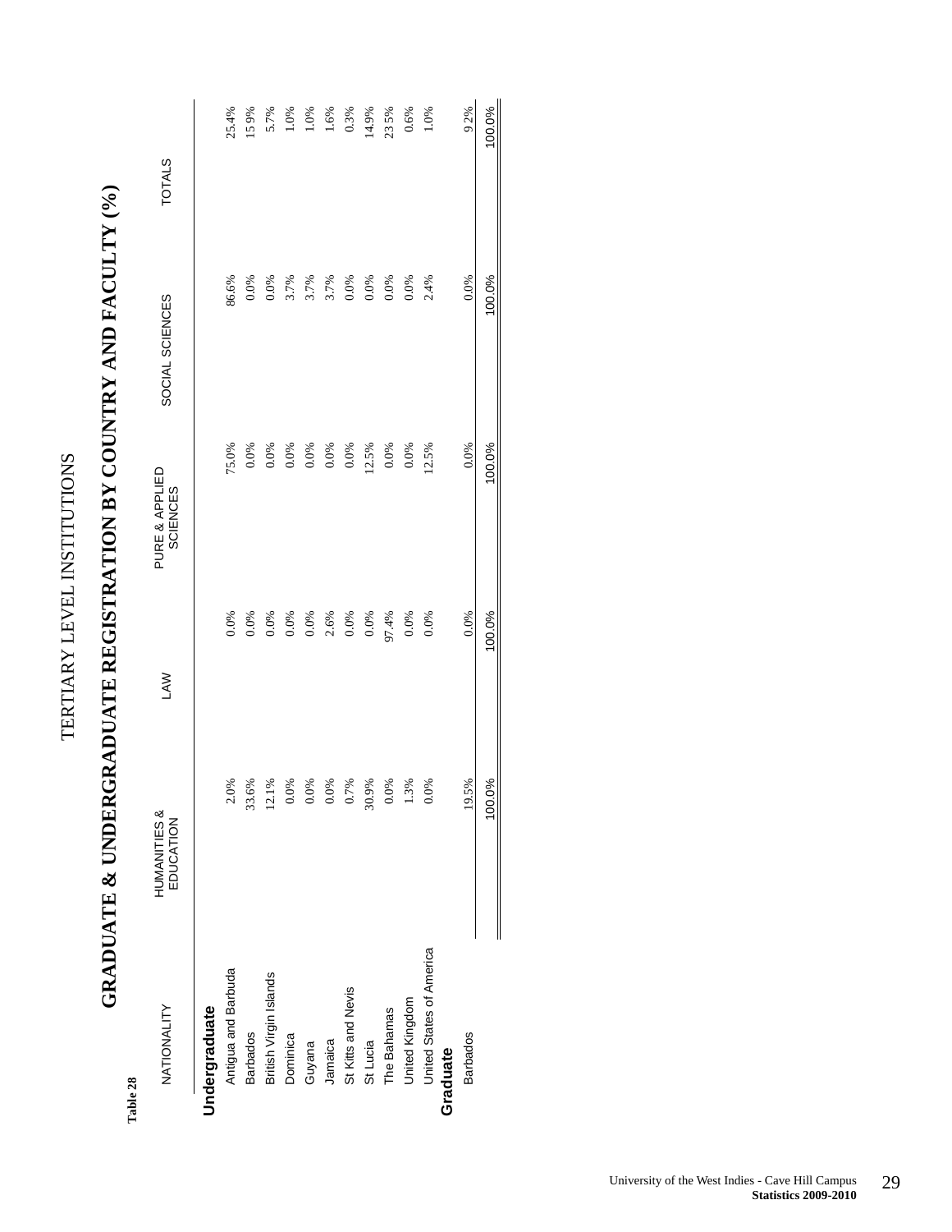# TERTIARY LEVEL INSTITUTIONS

## GRADUATE & UNDERGRADUATE REGISTRATION BY COUNTRY AND FACULTY (%)

**Table 28**

| NATIONALITY | HUMANITIES & EDUCATION | LAW | PURE & APPLIED SCIENCES | SOCIAL SCIENCES | TOTALS |
|---|---|---|---|---|---|
| **Undergraduate** | | | | | |
| Antigua and Barbuda | 2.0% | 0.0% | 75.0% | 86.6% | 25.4% |
| Barbados | 33.6% | 0.0% | 0.0% | 0.0% | 15.9% |
| British Virgin Islands | 12.1% | 0.0% | 0.0% | 0.0% | 5.7% |
| Dominica | 0.0% | 0.0% | 0.0% | 3.7% | 1.0% |
| Guyana | 0.0% | 0.0% | 0.0% | 3.7% | 1.0% |
| Jamaica | 0.0% | 2.6% | 0.0% | 3.7% | 1.6% |
| St Kitts and Nevis | 0.7% | 0.0% | 0.0% | 0.0% | 0.3% |
| St Lucia | 30.9% | 0.0% | 12.5% | 0.0% | 14.9% |
| The Bahamas | 0.0% | 97.4% | 0.0% | 0.0% | 23.5% |
| United Kingdom | 1.3% | 0.0% | 0.0% | 0.0% | 0.6% |
| United States of America | 0.0% | 0.0% | 12.5% | 2.4% | 1.0% |
| **Graduate** | | | | | |
| Barbados | 19.5% | 0.0% | 0.0% | 0.0% | 9.2% |
| | 100.0% | 100.0% | 100.0% | 100.0% | 100.0% |

University of the West Indies - Cave Hill Campus
**Statistics 2009-2010**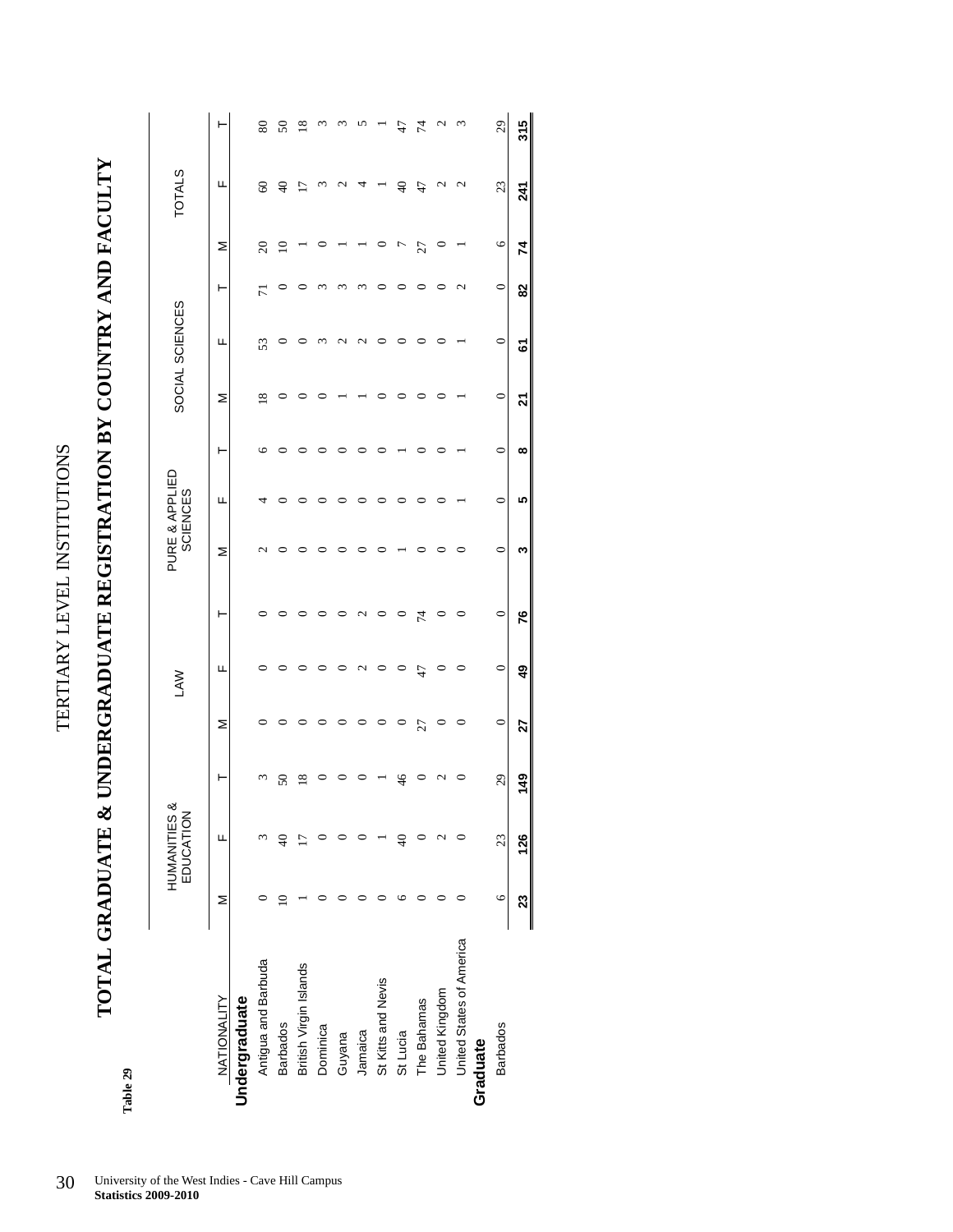# TERTIARY LEVEL INSTITUTIONS

## TOTAL GRADUATE & UNDERGRADUATE REGISTRATION BY COUNTRY AND FACULTY

**Table 29**

| NATIONALITY | HUMANITIES & EDUCATION | | | LAW | | | PURE & APPLIED SCIENCES | | | SOCIAL SCIENCES | | | TOTALS | | |
|---|---|---|---|---|---|---|---|---|---|---|---|---|---|---|---|
| | M | F | T | M | F | T | M | F | T | M | F | T | M | F | T |
| **Undergraduate** | | | | | | | | | | | | | | | |
| Antigua and Barbuda | 0 | 3 | 3 | 0 | 0 | 0 | 2 | 4 | 6 | 18 | 53 | 71 | 20 | 60 | 80 |
| Barbados | 10 | 40 | 50 | 0 | 0 | 0 | 0 | 0 | 0 | 0 | 0 | 0 | 10 | 40 | 50 |
| British Virgin Islands | 1 | 17 | 18 | 0 | 0 | 0 | 0 | 0 | 0 | 0 | 0 | 0 | 1 | 17 | 18 |
| Dominica | 0 | 0 | 0 | 0 | 0 | 0 | 0 | 0 | 0 | 0 | 3 | 3 | 0 | 3 | 3 |
| Guyana | 0 | 0 | 0 | 0 | 0 | 0 | 0 | 0 | 0 | 1 | 2 | 3 | 1 | 2 | 3 |
| Jamaica | 0 | 0 | 0 | 0 | 2 | 2 | 0 | 0 | 0 | 1 | 2 | 3 | 1 | 4 | 5 |
| St Kitts and Nevis | 0 | 1 | 1 | 0 | 0 | 0 | 0 | 0 | 0 | 0 | 0 | 0 | 0 | 1 | 1 |
| St Lucia | 6 | 40 | 46 | 0 | 0 | 0 | 1 | 0 | 1 | 0 | 0 | 0 | 7 | 40 | 47 |
| The Bahamas | 0 | 0 | 0 | 27 | 47 | 74 | 0 | 0 | 0 | 0 | 0 | 0 | 27 | 47 | 74 |
| United Kingdom | 0 | 2 | 2 | 0 | 0 | 0 | 0 | 0 | 0 | 0 | 0 | 0 | 0 | 2 | 2 |
| United States of America | 0 | 0 | 0 | 0 | 0 | 0 | 0 | 1 | 1 | 1 | 1 | 2 | 1 | 2 | 3 |
| **Graduate** | | | | | | | | | | | | | | | |
| Barbados | 6 | 23 | 29 | 0 | 0 | 0 | 0 | 0 | 0 | 0 | 0 | 0 | 6 | 23 | 29 |
| | **23** | **126** | **149** | **27** | **49** | **76** | **3** | **5** | **8** | **21** | **61** | **82** | **74** | **241** | **315** |

University of the West Indies - Cave Hill Campus
**Statistics 2009-2010**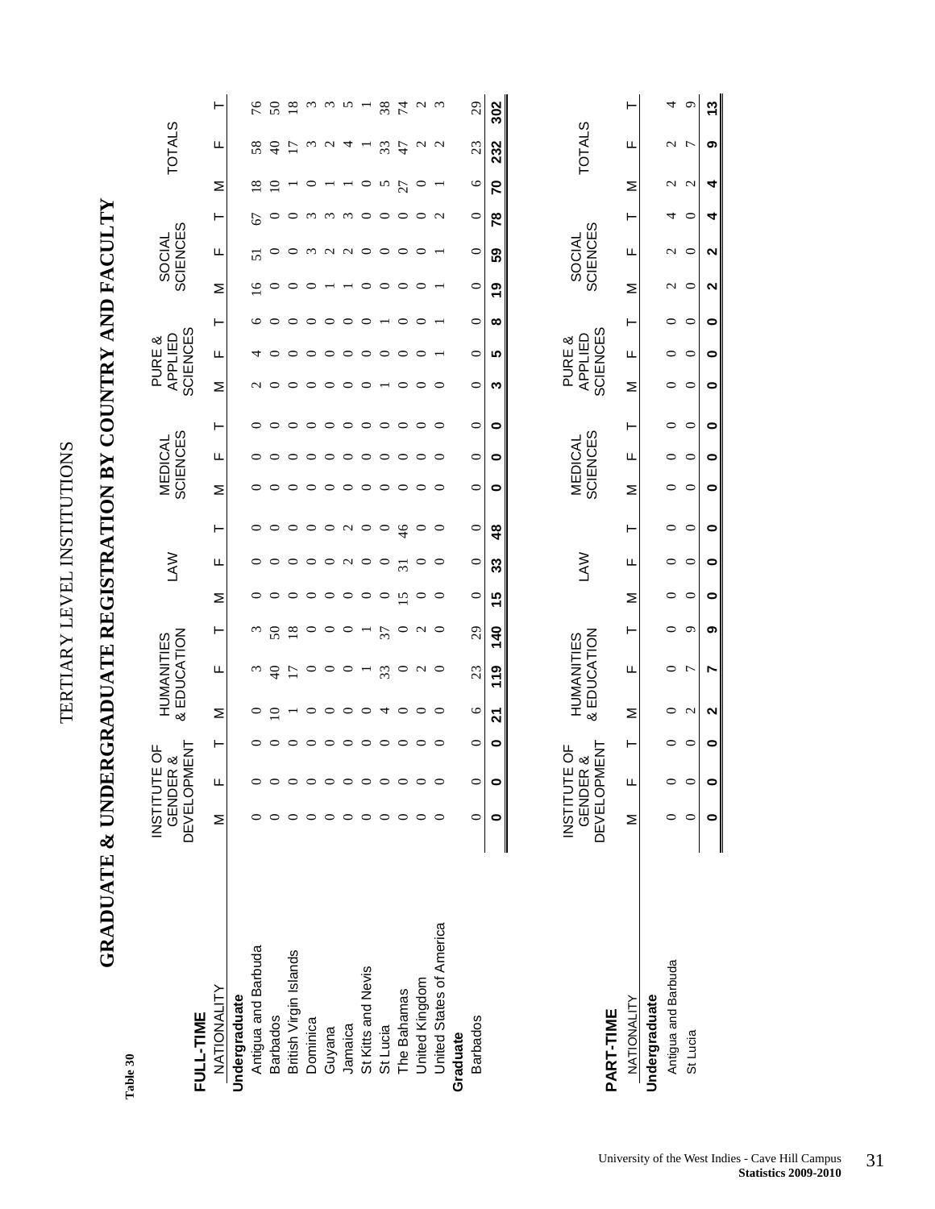Table 30

# TERTIARY LEVEL INSTITUTIONS

## GRADUATE & UNDERGRADUATE REGISTRATION BY COUNTRY AND FACULTY

### FULL-TIME

| NATIONALITY | INSTITUTE OF GENDER & DEVELOPMENT | | | HUMANITIES & EDUCATION | | | LAW | | | MEDICAL SCIENCES | | | PURE & APPLIED SCIENCES | | | SOCIAL SCIENCES | | | TOTALS | | |
|---|---|---|---|---|---|---|---|---|---|---|---|---|---|---|---|---|---|---|---|---|---|
| | M | F | T | M | F | T | M | F | T | M | F | T | M | F | T | M | F | T | M | F | T |
| **Undergraduate** | | | | | | | | | | | | | | | | | | | | | |
| Antigua and Barbuda | 0 | 0 | 0 | 0 | 3 | 3 | 0 | 0 | 0 | 0 | 0 | 0 | 2 | 4 | 6 | 16 | 51 | 67 | 18 | 58 | 76 |
| Barbados | 0 | 0 | 0 | 10 | 40 | 50 | 0 | 0 | 0 | 0 | 0 | 0 | 0 | 0 | 0 | 0 | 0 | 0 | 10 | 40 | 50 |
| British Virgin Islands | 0 | 0 | 0 | 1 | 17 | 18 | 0 | 0 | 0 | 0 | 0 | 0 | 0 | 0 | 0 | 0 | 0 | 0 | 1 | 17 | 18 |
| Dominica | 0 | 0 | 0 | 0 | 0 | 0 | 0 | 0 | 0 | 0 | 0 | 0 | 0 | 0 | 0 | 0 | 3 | 3 | 0 | 3 | 3 |
| Guyana | 0 | 0 | 0 | 0 | 0 | 0 | 0 | 0 | 0 | 0 | 0 | 0 | 0 | 0 | 0 | 1 | 2 | 3 | 1 | 2 | 3 |
| Jamaica | 0 | 0 | 0 | 0 | 0 | 0 | 0 | 2 | 2 | 0 | 0 | 0 | 0 | 0 | 0 | 1 | 2 | 3 | 1 | 4 | 5 |
| St Kitts and Nevis | 0 | 0 | 0 | 0 | 1 | 1 | 0 | 0 | 0 | 0 | 0 | 0 | 0 | 0 | 0 | 0 | 0 | 0 | 0 | 1 | 1 |
| St Lucia | 0 | 0 | 0 | 4 | 33 | 37 | 0 | 0 | 0 | 0 | 0 | 0 | 1 | 0 | 1 | 0 | 0 | 0 | 5 | 33 | 38 |
| The Bahamas | 0 | 0 | 0 | 0 | 0 | 0 | 15 | 31 | 46 | 0 | 0 | 0 | 0 | 0 | 0 | 0 | 0 | 0 | 27 | 47 | 74 |
| United Kingdom | 0 | 0 | 0 | 0 | 2 | 2 | 0 | 0 | 0 | 0 | 0 | 0 | 0 | 0 | 0 | 0 | 0 | 0 | 0 | 2 | 2 |
| United States of America | 0 | 0 | 0 | 0 | 0 | 0 | 0 | 0 | 0 | 0 | 0 | 0 | 0 | 1 | 1 | 1 | 1 | 2 | 1 | 2 | 3 |
| **Graduate** | | | | | | | | | | | | | | | | | | | | | |
| Barbados | 0 | 0 | 0 | 6 | 23 | 29 | 0 | 0 | 0 | 0 | 0 | 0 | 0 | 0 | 0 | 0 | 0 | 0 | 6 | 23 | 29 |
| | **0** | **0** | **0** | **21** | **119** | **140** | **15** | **33** | **48** | **0** | **0** | **0** | **3** | **5** | **8** | **19** | **59** | **78** | **70** | **232** | **302** |

### PART-TIME

| NATIONALITY | INSTITUTE OF GENDER & DEVELOPMENT | | | HUMANITIES & EDUCATION | | | LAW | | | MEDICAL SCIENCES | | | PURE & APPLIED SCIENCES | | | SOCIAL SCIENCES | | | TOTALS | | |
|---|---|---|---|---|---|---|---|---|---|---|---|---|---|---|---|---|---|---|---|---|---|
| | M | F | T | M | F | T | M | F | T | M | F | T | M | F | T | M | F | T | M | F | T |
| **Undergraduate** | | | | | | | | | | | | | | | | | | | | | |
| Antigua and Barbuda | 0 | 0 | 0 | 0 | 0 | 0 | 0 | 0 | 0 | 0 | 0 | 0 | 0 | 0 | 0 | 2 | 2 | 4 | 2 | 2 | 4 |
| St Lucia | 0 | 0 | 0 | 2 | 7 | 9 | 0 | 0 | 0 | 0 | 0 | 0 | 0 | 0 | 0 | 0 | 0 | 0 | 2 | 7 | 9 |
| | **0** | **0** | **0** | **2** | **7** | **9** | **0** | **0** | **0** | **0** | **0** | **0** | **0** | **0** | **0** | **2** | **2** | **4** | **4** | **9** | **13** |

University of the West Indies - Cave Hill Campus
**Statistics 2009-2010**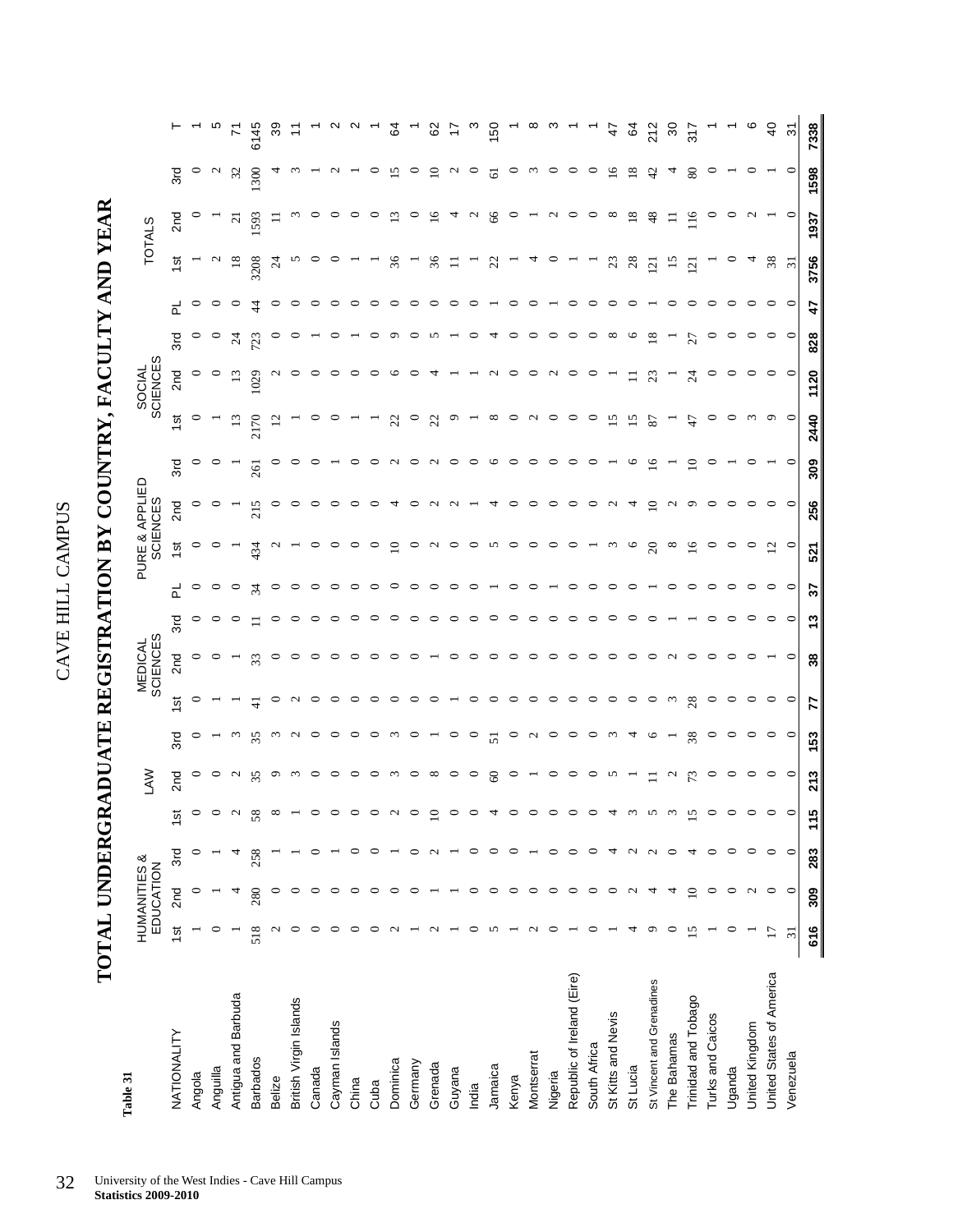# CAVE HILL CAMPUS

**Table 31**

# TOTAL UNDERGRADUATE REGISTRATION BY COUNTRY, FACULTY AND YEAR

| NATIONALITY | HUMANITIES & EDUCATION | | | LAW | | | MEDICAL SCIENCES | | | | PURE & APPLIED SCIENCES | | | SOCIAL SCIENCES | | | | TOTALS | | | |
|---|---|---|---|---|---|---|---|---|---|---|---|---|---|---|---|---|---|---|---|---|---|
| | 1st | 2nd | 3rd | 1st | 2nd | 3rd | 1st | 2nd | 3rd | PL | 1st | 2nd | 3rd | 1st | 2nd | 3rd | PL | 1st | 2nd | 3rd | T |
| Angola | 1 | 0 | 0 | 0 | 0 | 0 | 0 | 0 | 0 | 0 | 0 | 0 | 0 | 0 | 0 | 0 | 0 | 1 | 0 | 0 | 1 |
| Anguilla | 0 | 1 | 1 | 0 | 0 | 1 | 1 | 0 | 0 | 0 | 0 | 0 | 0 | 1 | 0 | 0 | 0 | 2 | 1 | 2 | 5 |
| Antigua and Barbuda | 1 | 4 | 4 | 2 | 2 | 3 | 1 | 1 | 0 | 0 | 1 | 1 | 1 | 13 | 13 | 24 | 0 | 18 | 21 | 32 | 71 |
| Barbados | 518 | 280 | 258 | 58 | 35 | 35 | 41 | 33 | 11 | 34 | 434 | 215 | 261 | 2170 | 1029 | 723 | 44 | 3208 | 1593 | 1300 | 6145 |
| Belize | 2 | 0 | 1 | 8 | 9 | 3 | 0 | 0 | 0 | 0 | 2 | 0 | 0 | 12 | 2 | 0 | 0 | 24 | 11 | 4 | 39 |
| British Virgin Islands | 0 | 0 | 1 | 1 | 3 | 2 | 2 | 0 | 0 | 0 | 1 | 0 | 0 | 1 | 0 | 0 | 0 | 5 | 3 | 3 | 11 |
| Canada | 0 | 0 | 0 | 0 | 0 | 0 | 0 | 0 | 0 | 0 | 0 | 0 | 0 | 0 | 0 | 1 | 0 | 0 | 0 | 1 | 1 |
| Cayman Islands | 0 | 0 | 1 | 0 | 0 | 0 | 0 | 0 | 0 | 0 | 0 | 0 | 1 | 0 | 0 | 0 | 0 | 0 | 0 | 2 | 2 |
| China | 0 | 0 | 0 | 0 | 0 | 0 | 0 | 0 | 0 | 0 | 0 | 0 | 0 | 1 | 0 | 1 | 0 | 1 | 0 | 1 | 2 |
| Cuba | 0 | 0 | 0 | 0 | 0 | 0 | 0 | 0 | 0 | 0 | 0 | 0 | 0 | 1 | 0 | 0 | 0 | 1 | 0 | 0 | 1 |
| Dominica | 2 | 0 | 1 | 2 | 3 | 3 | 0 | 0 | 0 | 0 | 10 | 4 | 2 | 22 | 6 | 9 | 0 | 36 | 13 | 15 | 64 |
| Germany | 1 | 0 | 0 | 0 | 0 | 0 | 0 | 0 | 0 | 0 | 0 | 0 | 0 | 0 | 0 | 0 | 0 | 1 | 0 | 0 | 1 |
| Grenada | 2 | 1 | 2 | 10 | 8 | 1 | 0 | 1 | 0 | 0 | 2 | 2 | 2 | 22 | 4 | 5 | 0 | 36 | 16 | 10 | 62 |
| Guyana | 1 | 1 | 1 | 0 | 0 | 0 | 1 | 0 | 0 | 0 | 0 | 2 | 0 | 9 | 1 | 1 | 0 | 11 | 4 | 2 | 17 |
| India | 0 | 0 | 0 | 0 | 0 | 0 | 0 | 0 | 0 | 0 | 0 | 1 | 0 | 1 | 1 | 0 | 0 | 1 | 2 | 0 | 3 |
| Jamaica | 5 | 0 | 0 | 4 | 60 | 51 | 0 | 0 | 0 | 1 | 5 | 4 | 6 | 8 | 2 | 4 | 1 | 22 | 66 | 61 | 150 |
| Kenya | 1 | 0 | 0 | 0 | 0 | 0 | 0 | 0 | 0 | 0 | 0 | 0 | 0 | 0 | 0 | 0 | 0 | 1 | 0 | 0 | 1 |
| Montserrat | 2 | 0 | 1 | 0 | 1 | 2 | 0 | 0 | 0 | 0 | 0 | 0 | 0 | 2 | 0 | 0 | 0 | 4 | 1 | 3 | 8 |
| Nigeria | 0 | 0 | 0 | 0 | 0 | 0 | 0 | 0 | 0 | 1 | 0 | 0 | 0 | 0 | 2 | 0 | 1 | 0 | 2 | 0 | 3 |
| Republic of Ireland (Eire) | 1 | 0 | 0 | 0 | 0 | 0 | 0 | 0 | 0 | 0 | 0 | 0 | 0 | 0 | 0 | 0 | 0 | 1 | 0 | 0 | 1 |
| South Africa | 0 | 0 | 0 | 0 | 0 | 0 | 0 | 0 | 0 | 0 | 1 | 0 | 0 | 0 | 0 | 0 | 0 | 1 | 0 | 0 | 1 |
| St Kitts and Nevis | 1 | 0 | 4 | 4 | 5 | 3 | 0 | 0 | 0 | 0 | 3 | 2 | 1 | 15 | 1 | 8 | 0 | 23 | 8 | 16 | 47 |
| St Lucia | 4 | 2 | 2 | 3 | 1 | 4 | 0 | 0 | 0 | 0 | 6 | 4 | 6 | 15 | 11 | 6 | 0 | 28 | 18 | 18 | 64 |
| St Vincent and Grenadines | 9 | 4 | 2 | 5 | 11 | 6 | 0 | 0 | 0 | 1 | 20 | 10 | 16 | 87 | 23 | 18 | 1 | 121 | 48 | 42 | 212 |
| The Bahamas | 0 | 4 | 0 | 3 | 2 | 1 | 3 | 2 | 1 | 0 | 8 | 2 | 1 | 1 | 1 | 1 | 0 | 15 | 11 | 4 | 30 |
| Trinidad and Tobago | 15 | 10 | 4 | 15 | 73 | 38 | 28 | 0 | 1 | 0 | 16 | 9 | 10 | 47 | 24 | 27 | 0 | 121 | 116 | 80 | 317 |
| Turks and Caicos | 1 | 0 | 0 | 0 | 0 | 0 | 0 | 0 | 0 | 0 | 0 | 0 | 0 | 0 | 0 | 0 | 0 | 1 | 0 | 0 | 1 |
| Uganda | 0 | 0 | 0 | 0 | 0 | 0 | 0 | 0 | 0 | 0 | 0 | 0 | 1 | 0 | 0 | 0 | 0 | 0 | 0 | 1 | 1 |
| United Kingdom | 1 | 2 | 0 | 0 | 0 | 0 | 0 | 0 | 0 | 0 | 0 | 0 | 0 | 3 | 0 | 0 | 0 | 4 | 2 | 0 | 6 |
| United States of America | 17 | 0 | 0 | 0 | 0 | 0 | 0 | 1 | 0 | 0 | 12 | 0 | 1 | 9 | 0 | 0 | 0 | 38 | 1 | 1 | 40 |
| Venezuela | 31 | 0 | 0 | 0 | 0 | 0 | 0 | 0 | 0 | 0 | 0 | 0 | 0 | 0 | 0 | 0 | 0 | 31 | 0 | 0 | 31 |
| | **616** | **309** | **283** | **115** | **213** | **153** | **77** | **38** | **13** | **37** | **521** | **256** | **309** | **2440** | **1120** | **828** | **47** | **3756** | **1937** | **1598** | **7338** |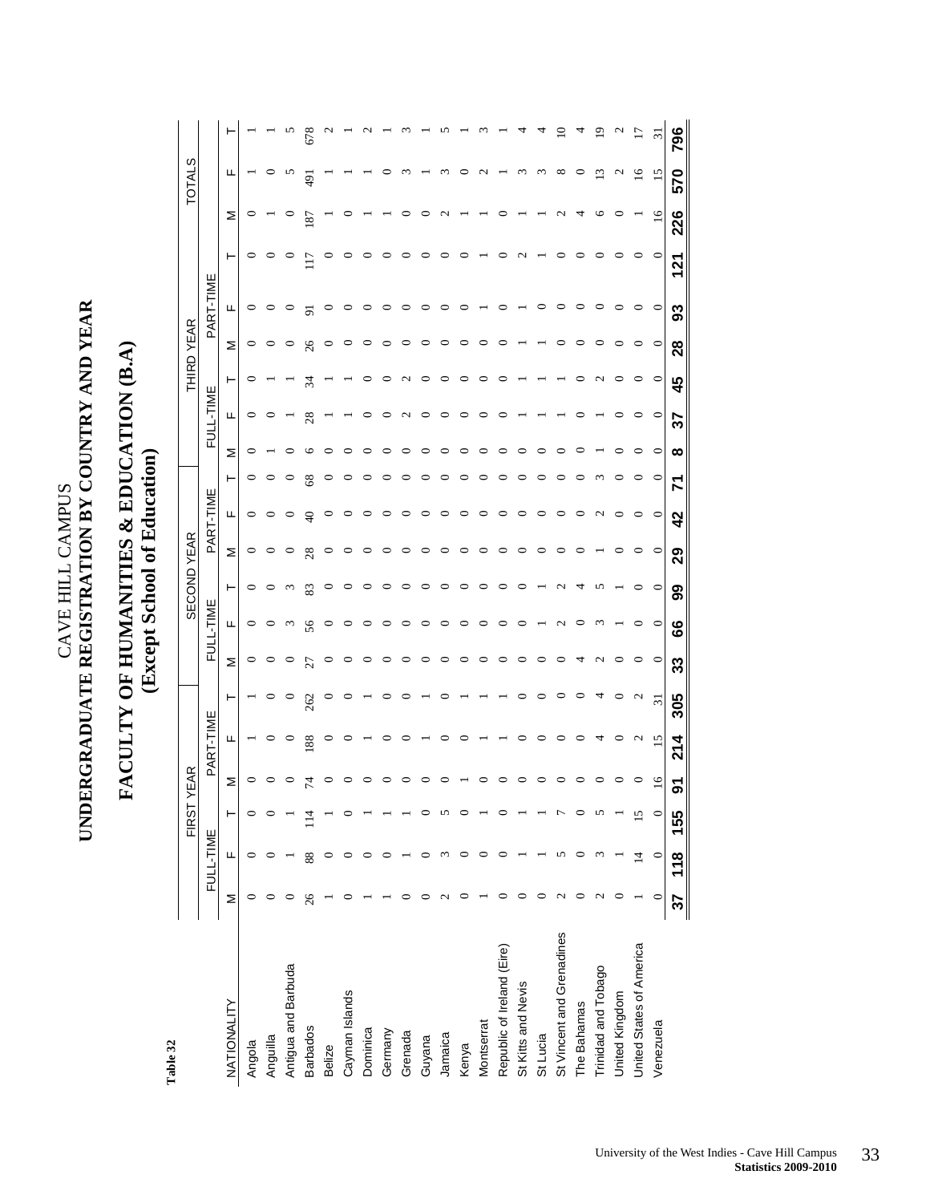**Table 32**

# CAVE HILL CAMPUS
## UNDERGRADUATE REGISTRATION BY COUNTRY AND YEAR
## FACULTY OF HUMANITIES & EDUCATION (B.A)
### (Except School of Education)

| NATIONALITY | FIRST YEAR | | | | | | SECOND YEAR | | | | | | THIRD YEAR | | | | | | TOTALS | | |
|---|---|---|---|---|---|---|---|---|---|---|---|---|---|---|---|---|---|---|---|---|---|
| | FULL-TIME | | | PART-TIME | | | FULL-TIME | | | PART-TIME | | | FULL-TIME | | | PART-TIME | | | | | |
| | M | F | T | M | F | T | M | F | T | M | F | T | M | F | T | M | F | T | M | F | T |
| Angola | 0 | 0 | 0 | 0 | 1 | 1 | 0 | 0 | 0 | 0 | 0 | 0 | 0 | 0 | 0 | 0 | 0 | 0 | 0 | 1 | 1 |
| Anguilla | 0 | 0 | 0 | 0 | 0 | 0 | 0 | 0 | 0 | 0 | 0 | 0 | 1 | 0 | 1 | 0 | 0 | 0 | 1 | 0 | 1 |
| Antigua and Barbuda | 0 | 1 | 1 | 0 | 0 | 0 | 0 | 3 | 3 | 0 | 0 | 0 | 0 | 1 | 1 | 0 | 0 | 0 | 0 | 5 | 5 |
| Barbados | 26 | 88 | 114 | 74 | 188 | 262 | 27 | 56 | 83 | 28 | 40 | 68 | 6 | 28 | 34 | 26 | 91 | 117 | 187 | 491 | 678 |
| Belize | 1 | 0 | 1 | 0 | 0 | 0 | 0 | 0 | 0 | 0 | 0 | 0 | 0 | 1 | 1 | 0 | 0 | 0 | 1 | 1 | 2 |
| Cayman Islands | 0 | 0 | 0 | 0 | 0 | 0 | 0 | 0 | 0 | 0 | 0 | 0 | 0 | 1 | 1 | 0 | 0 | 0 | 0 | 1 | 1 |
| Dominica | 1 | 0 | 1 | 0 | 1 | 1 | 0 | 0 | 0 | 0 | 0 | 0 | 0 | 0 | 0 | 0 | 0 | 0 | 1 | 1 | 2 |
| Germany | 1 | 0 | 1 | 0 | 0 | 0 | 0 | 0 | 0 | 0 | 0 | 0 | 0 | 0 | 0 | 0 | 0 | 0 | 1 | 0 | 1 |
| Grenada | 0 | 1 | 1 | 0 | 0 | 0 | 0 | 0 | 0 | 0 | 0 | 0 | 0 | 2 | 2 | 0 | 0 | 0 | 0 | 3 | 3 |
| Guyana | 0 | 0 | 0 | 0 | 1 | 1 | 0 | 0 | 0 | 0 | 0 | 0 | 0 | 0 | 0 | 0 | 0 | 0 | 0 | 1 | 1 |
| Jamaica | 2 | 3 | 5 | 0 | 0 | 0 | 0 | 0 | 0 | 0 | 0 | 0 | 0 | 0 | 0 | 0 | 0 | 0 | 2 | 3 | 5 |
| Kenya | 0 | 0 | 0 | 1 | 0 | 1 | 0 | 0 | 0 | 0 | 0 | 0 | 0 | 0 | 0 | 0 | 0 | 0 | 1 | 0 | 1 |
| Montserrat | 1 | 0 | 1 | 0 | 1 | 1 | 0 | 0 | 0 | 0 | 0 | 0 | 0 | 0 | 0 | 0 | 1 | 1 | 1 | 2 | 3 |
| Republic of Ireland (Eire) | 0 | 0 | 0 | 0 | 1 | 1 | 0 | 0 | 0 | 0 | 0 | 0 | 0 | 0 | 0 | 0 | 0 | 0 | 0 | 1 | 1 |
| St Kitts and Nevis | 0 | 1 | 1 | 0 | 0 | 0 | 0 | 0 | 0 | 0 | 0 | 0 | 0 | 1 | 1 | 1 | 1 | 2 | 1 | 3 | 4 |
| St Lucia | 0 | 1 | 1 | 0 | 0 | 0 | 0 | 1 | 1 | 0 | 0 | 0 | 0 | 1 | 1 | 1 | 0 | 1 | 1 | 3 | 4 |
| St Vincent and Grenadines | 2 | 5 | 7 | 0 | 0 | 0 | 0 | 2 | 2 | 0 | 0 | 0 | 0 | 1 | 1 | 0 | 0 | 0 | 2 | 8 | 10 |
| The Bahamas | 0 | 0 | 0 | 0 | 0 | 0 | 4 | 0 | 4 | 0 | 0 | 0 | 0 | 0 | 0 | 0 | 0 | 0 | 4 | 0 | 4 |
| Trinidad and Tobago | 2 | 3 | 5 | 0 | 4 | 4 | 2 | 3 | 5 | 1 | 2 | 3 | 1 | 1 | 2 | 0 | 0 | 0 | 6 | 13 | 19 |
| United Kingdom | 0 | 1 | 1 | 0 | 0 | 0 | 0 | 1 | 1 | 0 | 0 | 0 | 0 | 0 | 0 | 0 | 0 | 0 | 0 | 2 | 2 |
| United States of America | 1 | 14 | 15 | 0 | 2 | 2 | 0 | 0 | 0 | 0 | 0 | 0 | 0 | 0 | 0 | 0 | 0 | 0 | 1 | 16 | 17 |
| Venezuela | 0 | 0 | 0 | 16 | 15 | 31 | 0 | 0 | 0 | 0 | 0 | 0 | 0 | 0 | 0 | 0 | 0 | 0 | 16 | 15 | 31 |
| | **37** | **118** | **155** | **91** | **214** | **305** | **33** | **66** | **99** | **29** | **42** | **71** | **8** | **37** | **45** | **28** | **93** | **121** | **226** | **570** | **796** |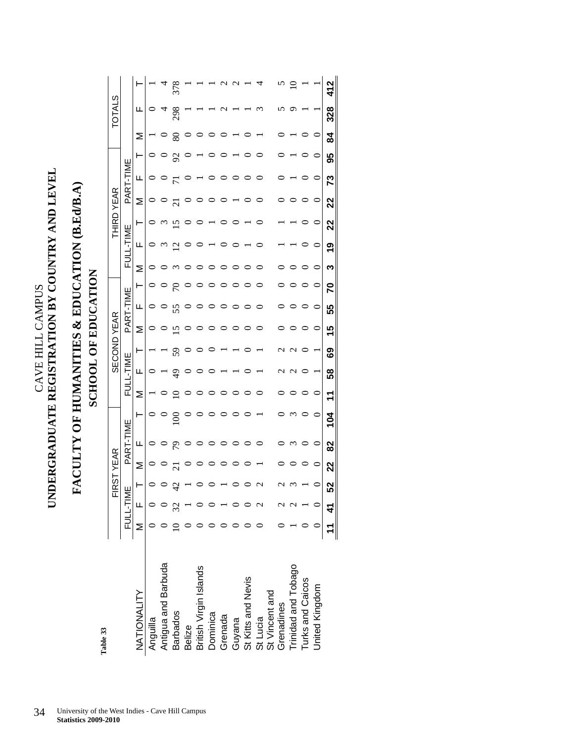Table 33

# CAVE HILL CAMPUS
# UNDERGRADUATE REGISTRATION BY COUNTRY AND LEVEL

## FACULTY OF HUMANITIES & EDUCATION (B.Ed/B.A)

### SCHOOL OF EDUCATION

| NATIONALITY | FIRST YEAR | | | | | | SECOND YEAR | | | | | | THIRD YEAR | | | | | | TOTALS | | |
|---|---|---|---|---|---|---|---|---|---|---|---|---|---|---|---|---|---|---|---|---|---|
| | FULL-TIME | | | PART-TIME | | | FULL-TIME | | | PART-TIME | | | FULL-TIME | | | PART-TIME | | | | | |
| | M | F | T | M | F | T | M | F | T | M | F | T | M | F | T | M | F | T | M | F | T |
| Anguilla | 0 | 0 | 0 | 0 | 0 | 0 | 1 | 0 | 1 | 0 | 0 | 0 | 0 | 0 | 0 | 0 | 0 | 0 | 1 | 0 | 1 |
| Antigua and Barbuda | 0 | 0 | 0 | 0 | 0 | 0 | 0 | 1 | 1 | 0 | 0 | 0 | 0 | 3 | 3 | 0 | 0 | 0 | 0 | 4 | 4 |
| Barbados | 10 | 32 | 42 | 21 | 79 | 100 | 10 | 49 | 59 | 15 | 55 | 70 | 3 | 12 | 15 | 21 | 71 | 92 | 80 | 298 | 378 |
| Belize | 0 | 1 | 1 | 0 | 0 | 0 | 0 | 0 | 0 | 0 | 0 | 0 | 0 | 0 | 0 | 0 | 0 | 0 | 0 | 1 | 1 |
| British Virgin Islands | 0 | 0 | 0 | 0 | 0 | 0 | 0 | 0 | 0 | 0 | 0 | 0 | 0 | 0 | 0 | 0 | 1 | 1 | 0 | 1 | 1 |
| Dominica | 0 | 0 | 0 | 0 | 0 | 0 | 0 | 0 | 0 | 0 | 0 | 0 | 0 | 1 | 1 | 0 | 0 | 0 | 0 | 1 | 1 |
| Grenada | 0 | 1 | 1 | 0 | 0 | 0 | 0 | 1 | 1 | 0 | 0 | 0 | 0 | 0 | 0 | 0 | 0 | 0 | 0 | 2 | 2 |
| Guyana | 0 | 0 | 0 | 0 | 0 | 0 | 0 | 1 | 1 | 0 | 0 | 0 | 0 | 0 | 0 | 1 | 0 | 1 | 1 | 1 | 2 |
| St Kitts and Nevis | 0 | 0 | 0 | 0 | 0 | 0 | 0 | 0 | 0 | 0 | 0 | 0 | 0 | 1 | 1 | 0 | 0 | 0 | 0 | 1 | 1 |
| St Lucia | 0 | 2 | 2 | 1 | 0 | 1 | 0 | 1 | 1 | 0 | 0 | 0 | 0 | 0 | 0 | 0 | 0 | 0 | 1 | 3 | 4 |
| St Vincent and Grenadines | 0 | 2 | 2 | 0 | 0 | 0 | 0 | 2 | 2 | 0 | 0 | 0 | 0 | 1 | 1 | 0 | 0 | 0 | 0 | 5 | 5 |
| Trinidad and Tobago | 1 | 2 | 3 | 0 | 3 | 3 | 0 | 2 | 2 | 0 | 0 | 0 | 0 | 1 | 1 | 0 | 1 | 1 | 1 | 9 | 10 |
| Turks and Caicos | 0 | 1 | 1 | 0 | 0 | 0 | 0 | 0 | 0 | 0 | 0 | 0 | 0 | 0 | 0 | 0 | 0 | 0 | 0 | 1 | 1 |
| United Kingdom | 0 | 0 | 0 | 0 | 0 | 0 | 0 | 1 | 1 | 0 | 0 | 0 | 0 | 0 | 0 | 0 | 0 | 0 | 0 | 1 | 1 |
| | **11** | **41** | **52** | **22** | **82** | **104** | **11** | **58** | **69** | **15** | **55** | **70** | **3** | **19** | **22** | **22** | **73** | **95** | **84** | **328** | **412** |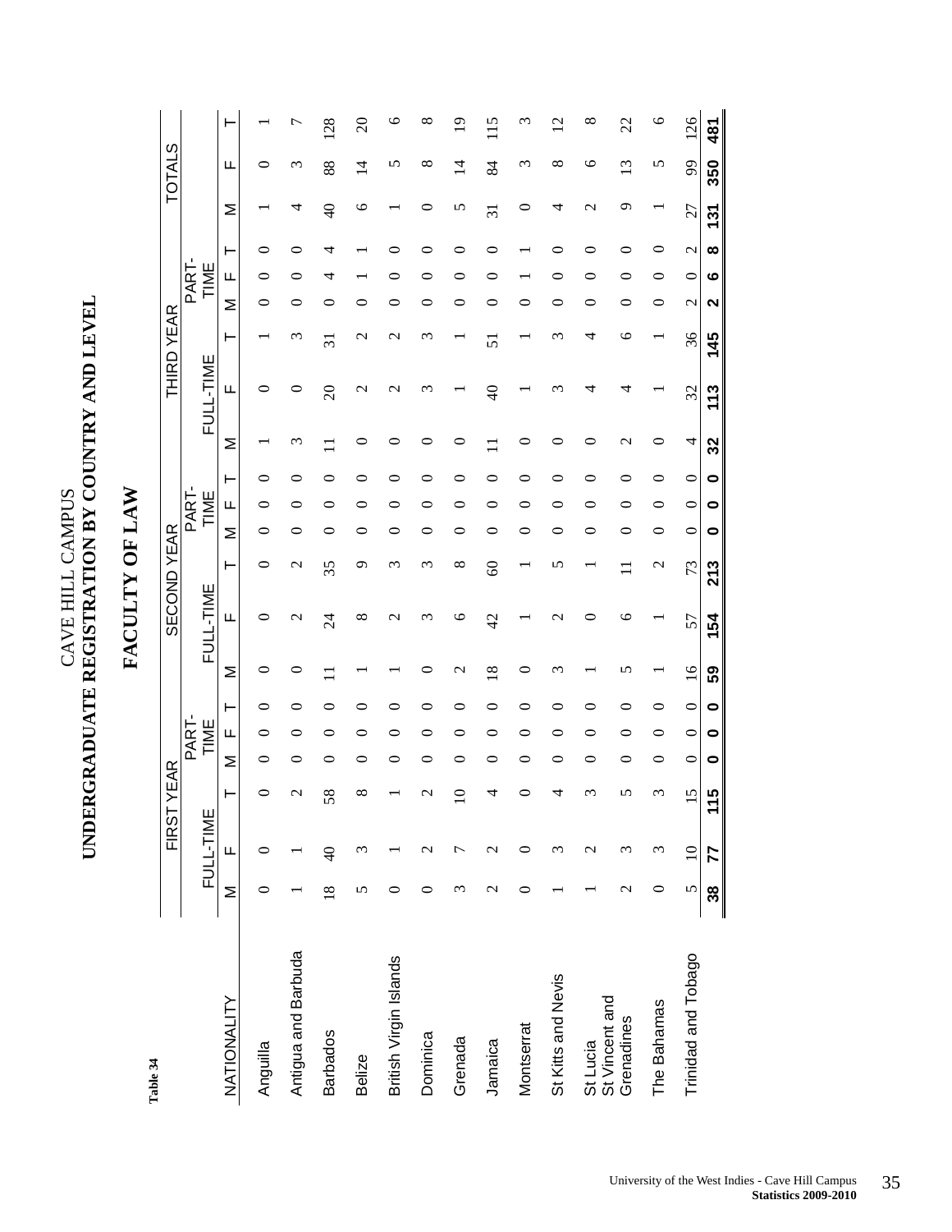Table 34

CAVE HILL CAMPUS
# UNDERGRADUATE REGISTRATION BY COUNTRY AND LEVEL

## FACULTY OF LAW

| NATIONALITY | FIRST YEAR | | | | | | SECOND YEAR | | | | | | THIRD YEAR | | | | | | TOTALS | | |
|---|---|---|---|---|---|---|---|---|---|---|---|---|---|---|---|---|---|---|---|---|---|
| | FULL-TIME | | | PART-TIME | | | FULL-TIME | | | PART-TIME | | | FULL-TIME | | | PART-TIME | | | | | |
| | M | F | T | M | F | T | M | F | T | M | F | T | M | F | T | M | F | T | M | F | T |
| Anguilla | 0 | 0 | 0 | 0 | 0 | 0 | 0 | 0 | 0 | 0 | 0 | 0 | 1 | 0 | 1 | 0 | 0 | 0 | 1 | 0 | 1 |
| Antigua and Barbuda | 1 | 1 | 2 | 0 | 0 | 0 | 0 | 2 | 2 | 0 | 0 | 0 | 3 | 0 | 3 | 0 | 0 | 0 | 4 | 3 | 7 |
| Barbados | 18 | 40 | 58 | 0 | 0 | 0 | 11 | 24 | 35 | 0 | 0 | 0 | 11 | 20 | 31 | 0 | 4 | 4 | 40 | 88 | 128 |
| Belize | 5 | 3 | 8 | 0 | 0 | 0 | 1 | 8 | 9 | 0 | 0 | 0 | 0 | 2 | 2 | 0 | 1 | 1 | 6 | 14 | 20 |
| British Virgin Islands | 0 | 1 | 1 | 0 | 0 | 0 | 1 | 2 | 3 | 0 | 0 | 0 | 0 | 2 | 2 | 0 | 0 | 0 | 1 | 5 | 6 |
| Dominica | 0 | 2 | 2 | 0 | 0 | 0 | 0 | 3 | 3 | 0 | 0 | 0 | 0 | 3 | 3 | 0 | 0 | 0 | 0 | 8 | 8 |
| Grenada | 3 | 7 | 10 | 0 | 0 | 0 | 2 | 6 | 8 | 0 | 0 | 0 | 0 | 1 | 1 | 0 | 0 | 0 | 5 | 14 | 19 |
| Jamaica | 2 | 2 | 4 | 0 | 0 | 0 | 18 | 42 | 60 | 0 | 0 | 0 | 11 | 40 | 51 | 0 | 0 | 0 | 31 | 84 | 115 |
| Montserrat | 0 | 0 | 0 | 0 | 0 | 0 | 0 | 1 | 1 | 0 | 0 | 0 | 0 | 1 | 1 | 0 | 1 | 1 | 0 | 3 | 3 |
| St Kitts and Nevis | 1 | 3 | 4 | 0 | 0 | 0 | 3 | 2 | 5 | 0 | 0 | 0 | 0 | 3 | 3 | 0 | 0 | 0 | 4 | 8 | 12 |
| St Lucia | 1 | 2 | 3 | 0 | 0 | 0 | 1 | 0 | 1 | 0 | 0 | 0 | 0 | 4 | 4 | 0 | 0 | 0 | 2 | 6 | 8 |
| St Vincent and Grenadines | 2 | 3 | 5 | 0 | 0 | 0 | 5 | 6 | 11 | 0 | 0 | 0 | 2 | 4 | 6 | 0 | 0 | 0 | 9 | 13 | 22 |
| The Bahamas | 0 | 3 | 3 | 0 | 0 | 0 | 1 | 1 | 2 | 0 | 0 | 0 | 0 | 1 | 1 | 0 | 0 | 0 | 1 | 5 | 6 |
| Trinidad and Tobago | 5 | 10 | 15 | 0 | 0 | 0 | 16 | 57 | 73 | 0 | 0 | 0 | 4 | 32 | 36 | 2 | 0 | 2 | 27 | 99 | 126 |
| | **38** | **77** | **115** | **0** | **0** | **0** | **59** | **154** | **213** | **0** | **0** | **0** | **32** | **113** | **145** | **2** | **6** | **8** | **131** | **350** | **481** |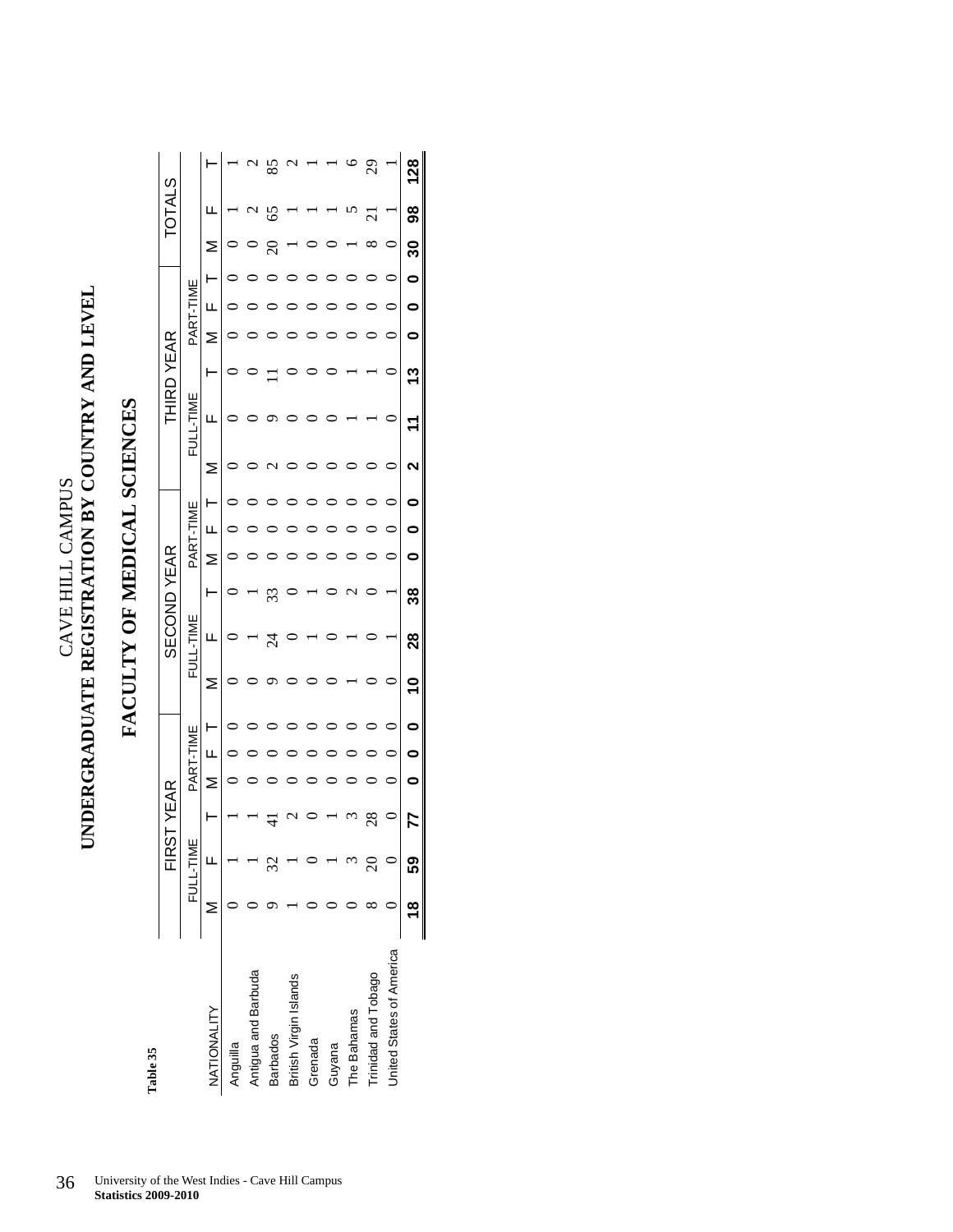Table 35

# CAVE HILL CAMPUS
# UNDERGRADUATE REGISTRATION BY COUNTRY AND LEVEL
# FACULTY OF MEDICAL SCIENCES

| NATIONALITY | FIRST YEAR | | | | | | SECOND YEAR | | | | | | THIRD YEAR | | | | | | TOTALS | | |
|---|---|---|---|---|---|---|---|---|---|---|---|---|---|---|---|---|---|---|---|---|---|
| | FULL-TIME | | | PART-TIME | | | FULL-TIME | | | PART-TIME | | | FULL-TIME | | | PART-TIME | | | | | |
| | M | F | T | M | F | T | M | F | T | M | F | T | M | F | T | M | F | T | M | F | T |
| Anguilla | 0 | 1 | 1 | 0 | 0 | 0 | 0 | 0 | 0 | 0 | 0 | 0 | 0 | 0 | 0 | 0 | 0 | 0 | 0 | 1 | 1 |
| Antigua and Barbuda | 0 | 1 | 1 | 0 | 0 | 0 | 0 | 1 | 1 | 0 | 0 | 0 | 0 | 0 | 0 | 0 | 0 | 0 | 0 | 2 | 2 |
| Barbados | 9 | 32 | 41 | 0 | 0 | 0 | 9 | 24 | 33 | 0 | 0 | 0 | 2 | 9 | 11 | 0 | 0 | 0 | 20 | 65 | 85 |
| British Virgin Islands | 1 | 1 | 2 | 0 | 0 | 0 | 0 | 0 | 0 | 0 | 0 | 0 | 0 | 0 | 0 | 0 | 0 | 0 | 1 | 1 | 2 |
| Grenada | 0 | 0 | 0 | 0 | 0 | 0 | 0 | 1 | 1 | 0 | 0 | 0 | 0 | 0 | 0 | 0 | 0 | 0 | 0 | 1 | 1 |
| Guyana | 0 | 1 | 1 | 0 | 0 | 0 | 0 | 0 | 0 | 0 | 0 | 0 | 0 | 0 | 0 | 0 | 0 | 0 | 0 | 1 | 1 |
| The Bahamas | 0 | 3 | 3 | 0 | 0 | 0 | 1 | 1 | 2 | 0 | 0 | 0 | 0 | 1 | 1 | 0 | 0 | 0 | 1 | 5 | 6 |
| Trinidad and Tobago | 8 | 20 | 28 | 0 | 0 | 0 | 0 | 0 | 0 | 0 | 0 | 0 | 0 | 1 | 1 | 0 | 0 | 0 | 8 | 21 | 29 |
| United States of America | 0 | 0 | 0 | 0 | 0 | 0 | 0 | 1 | 1 | 0 | 0 | 0 | 0 | 0 | 0 | 0 | 0 | 0 | 0 | 1 | 1 |
| | **18** | **59** | **77** | **0** | **0** | **0** | **10** | **28** | **38** | **0** | **0** | **0** | **2** | **11** | **13** | **0** | **0** | **0** | **30** | **98** | **128** |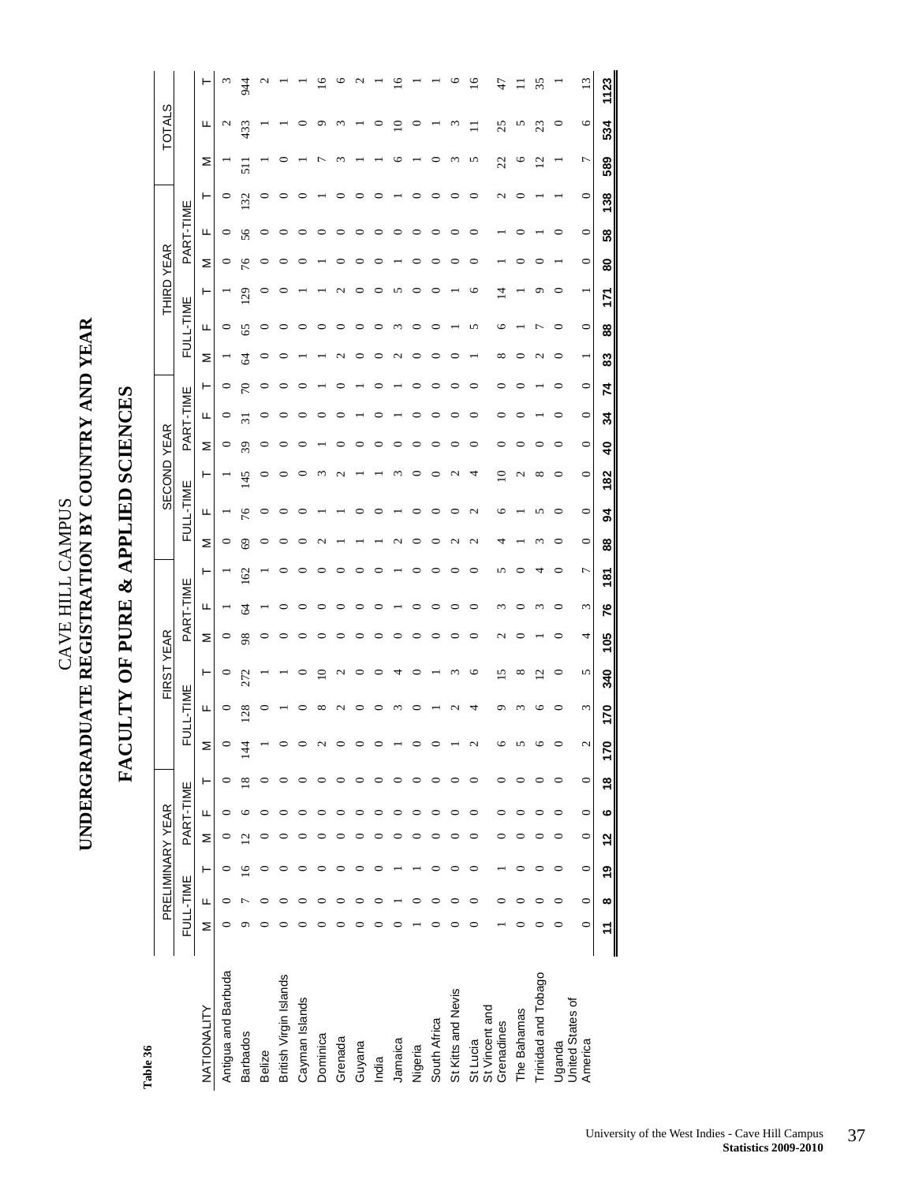**Table 36**

# CAVE HILL CAMPUS
# UNDERGRADUATE REGISTRATION BY COUNTRY AND YEAR

## FACULTY OF PURE & APPLIED SCIENCES

| NATIONALITY | PRELIMINARY YEAR | | | | | | FIRST YEAR | | | | | | SECOND YEAR | | | | | | THIRD YEAR | | | | | | TOTALS | | |
|---|---|---|---|---|---|---|---|---|---|---|---|---|---|---|---|---|---|---|---|---|---|---|---|---|---|---|---|
| | FULL-TIME | | | PART-TIME | | | FULL-TIME | | | PART-TIME | | | FULL-TIME | | | PART-TIME | | | FULL-TIME | | | PART-TIME | | | | | |
| | M | F | T | M | F | T | M | F | T | M | F | T | M | F | T | M | F | T | M | F | T | M | F | T | M | F | T |
| Antigua and Barbuda | 0 | 0 | 0 | 0 | 0 | 0 | 0 | 0 | 0 | 0 | 1 | 1 | 0 | 1 | 1 | 0 | 0 | 0 | 1 | 0 | 1 | 0 | 0 | 0 | 1 | 2 | 3 |
| Barbados | 9 | 7 | 16 | 12 | 6 | 18 | 144 | 128 | 272 | 98 | 64 | 162 | 69 | 76 | 145 | 39 | 31 | 70 | 64 | 65 | 129 | 76 | 56 | 132 | 511 | 433 | 944 |
| Belize | 0 | 0 | 0 | 0 | 0 | 0 | 1 | 0 | 1 | 0 | 1 | 1 | 0 | 0 | 0 | 0 | 0 | 0 | 0 | 0 | 0 | 0 | 0 | 0 | 1 | 1 | 2 |
| British Virgin Islands | 0 | 0 | 0 | 0 | 0 | 0 | 0 | 1 | 1 | 0 | 0 | 0 | 0 | 0 | 0 | 0 | 0 | 0 | 0 | 0 | 0 | 0 | 0 | 0 | 0 | 1 | 1 |
| Cayman Islands | 0 | 0 | 0 | 0 | 0 | 0 | 0 | 0 | 0 | 0 | 0 | 0 | 0 | 0 | 0 | 0 | 0 | 0 | 1 | 0 | 1 | 0 | 0 | 0 | 1 | 0 | 1 |
| Dominica | 0 | 0 | 0 | 0 | 0 | 0 | 2 | 8 | 10 | 0 | 0 | 0 | 2 | 1 | 3 | 1 | 0 | 1 | 1 | 0 | 1 | 1 | 0 | 1 | 7 | 9 | 16 |
| Grenada | 0 | 0 | 0 | 0 | 0 | 0 | 0 | 2 | 2 | 0 | 0 | 0 | 1 | 1 | 2 | 0 | 0 | 0 | 2 | 0 | 2 | 0 | 0 | 0 | 3 | 3 | 6 |
| Guyana | 0 | 0 | 0 | 0 | 0 | 0 | 0 | 0 | 0 | 0 | 0 | 0 | 1 | 0 | 1 | 0 | 1 | 1 | 0 | 0 | 0 | 0 | 0 | 0 | 1 | 1 | 2 |
| India | 0 | 0 | 0 | 0 | 0 | 0 | 0 | 0 | 0 | 0 | 0 | 0 | 1 | 0 | 1 | 0 | 0 | 0 | 0 | 0 | 0 | 0 | 0 | 0 | 1 | 0 | 1 |
| Jamaica | 0 | 1 | 1 | 0 | 0 | 0 | 1 | 3 | 4 | 0 | 1 | 1 | 2 | 1 | 3 | 0 | 1 | 1 | 2 | 3 | 5 | 1 | 0 | 1 | 6 | 10 | 16 |
| Nigeria | 1 | 0 | 1 | 0 | 0 | 0 | 0 | 0 | 0 | 0 | 0 | 0 | 0 | 0 | 0 | 0 | 0 | 0 | 0 | 0 | 0 | 0 | 0 | 0 | 1 | 0 | 1 |
| South Africa | 0 | 0 | 0 | 0 | 0 | 0 | 0 | 1 | 1 | 0 | 0 | 0 | 0 | 0 | 0 | 0 | 0 | 0 | 0 | 0 | 0 | 0 | 0 | 0 | 0 | 1 | 1 |
| St Kitts and Nevis | 0 | 0 | 0 | 0 | 0 | 0 | 1 | 2 | 3 | 0 | 0 | 0 | 2 | 0 | 2 | 0 | 0 | 0 | 0 | 1 | 1 | 0 | 0 | 0 | 3 | 3 | 6 |
| St Lucia | 0 | 0 | 0 | 0 | 0 | 0 | 2 | 4 | 6 | 0 | 0 | 0 | 2 | 2 | 4 | 0 | 0 | 0 | 1 | 5 | 6 | 0 | 0 | 0 | 5 | 11 | 16 |
| St Vincent and Grenadines | 1 | 0 | 1 | 0 | 0 | 0 | 6 | 9 | 15 | 2 | 3 | 5 | 4 | 6 | 10 | 0 | 0 | 0 | 8 | 6 | 14 | 1 | 1 | 2 | 22 | 25 | 47 |
| The Bahamas | 0 | 0 | 0 | 0 | 0 | 0 | 5 | 3 | 8 | 0 | 0 | 0 | 1 | 1 | 2 | 0 | 0 | 0 | 0 | 1 | 1 | 0 | 0 | 0 | 6 | 5 | 11 |
| Trinidad and Tobago | 0 | 0 | 0 | 0 | 0 | 0 | 6 | 6 | 12 | 1 | 3 | 4 | 3 | 5 | 8 | 0 | 1 | 1 | 2 | 7 | 9 | 0 | 1 | 1 | 12 | 23 | 35 |
| Uganda | 0 | 0 | 0 | 0 | 0 | 0 | 0 | 0 | 0 | 0 | 0 | 0 | 0 | 0 | 0 | 0 | 0 | 0 | 0 | 0 | 0 | 1 | 0 | 1 | 1 | 0 | 1 |
| United States of America | 0 | 0 | 0 | 0 | 0 | 0 | 2 | 3 | 5 | 4 | 3 | 7 | 0 | 0 | 0 | 0 | 0 | 0 | 1 | 0 | 1 | 0 | 0 | 0 | 7 | 6 | 13 |
| | **11** | **8** | **19** | **12** | **6** | **18** | **170** | **170** | **340** | **105** | **76** | **181** | **88** | **94** | **182** | **40** | **34** | **74** | **83** | **88** | **171** | **80** | **58** | **138** | **589** | **534** | **1123** |

University of the West Indies - Cave Hill Campus
**Statistics 2009-2010**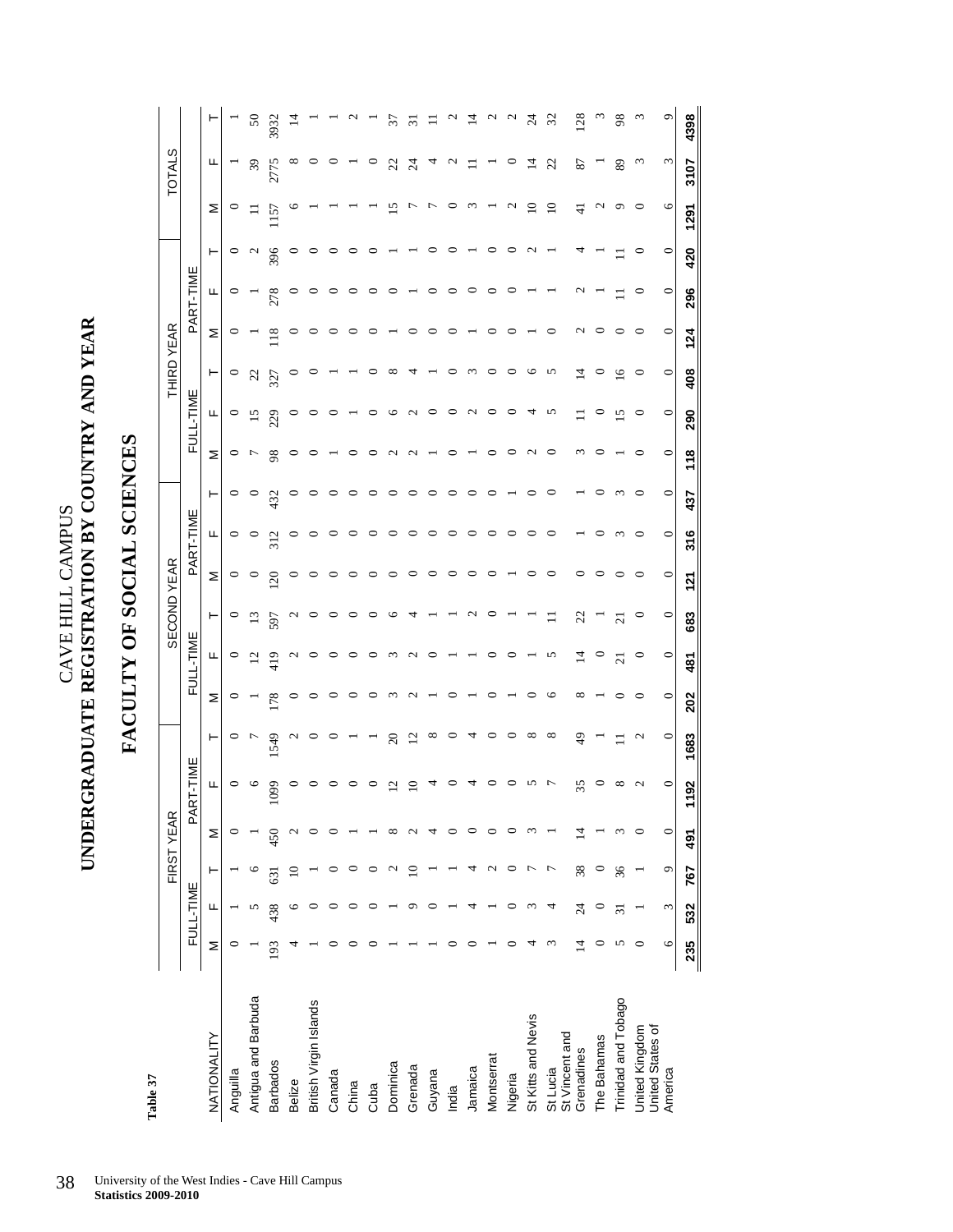Table 37

# CAVE HILL CAMPUS
# UNDERGRADUATE REGISTRATION BY COUNTRY AND YEAR

## FACULTY OF SOCIAL SCIENCES

| NATIONALITY | FIRST YEAR | | | | | | SECOND YEAR | | | | | | THIRD YEAR | | | | | | TOTALS | | |
|---|---|---|---|---|---|---|---|---|---|---|---|---|---|---|---|---|---|---|---|---|---|
| | FULL-TIME | | | PART-TIME | | | FULL-TIME | | | PART-TIME | | | FULL-TIME | | | PART-TIME | | | | | |
| | M | F | T | M | F | T | M | F | T | M | F | T | M | F | T | M | F | T | M | F | T |
| Anguilla | 0 | 1 | 1 | 0 | 0 | 0 | 0 | 0 | 0 | 0 | 0 | 0 | 0 | 0 | 0 | 0 | 0 | 0 | 0 | 1 | 1 |
| Antigua and Barbuda | 1 | 5 | 6 | 1 | 6 | 7 | 1 | 12 | 13 | 0 | 0 | 0 | 7 | 15 | 22 | 1 | 1 | 2 | 11 | 39 | 50 |
| Barbados | 193 | 438 | 631 | 450 | 1099 | 1549 | 178 | 419 | 597 | 120 | 312 | 432 | 98 | 229 | 327 | 118 | 278 | 396 | 1157 | 2775 | 3932 |
| Belize | 4 | 6 | 10 | 2 | 0 | 2 | 0 | 2 | 2 | 0 | 0 | 0 | 0 | 0 | 0 | 0 | 0 | 0 | 6 | 8 | 14 |
| British Virgin Islands | 1 | 0 | 1 | 0 | 0 | 0 | 0 | 0 | 0 | 0 | 0 | 0 | 0 | 0 | 0 | 0 | 0 | 0 | 1 | 0 | 1 |
| Canada | 0 | 0 | 0 | 0 | 0 | 0 | 0 | 0 | 0 | 0 | 0 | 0 | 1 | 0 | 1 | 0 | 0 | 0 | 1 | 0 | 1 |
| China | 0 | 0 | 0 | 1 | 0 | 1 | 0 | 0 | 0 | 0 | 0 | 0 | 0 | 1 | 1 | 0 | 0 | 0 | 1 | 1 | 2 |
| Cuba | 0 | 0 | 0 | 1 | 0 | 1 | 0 | 0 | 0 | 0 | 0 | 0 | 0 | 0 | 0 | 0 | 0 | 0 | 1 | 0 | 1 |
| Dominica | 1 | 1 | 2 | 8 | 12 | 20 | 3 | 3 | 6 | 0 | 0 | 0 | 2 | 6 | 8 | 1 | 0 | 1 | 15 | 22 | 37 |
| Grenada | 1 | 9 | 10 | 2 | 10 | 12 | 2 | 2 | 4 | 0 | 0 | 0 | 2 | 2 | 4 | 0 | 1 | 1 | 7 | 24 | 31 |
| Guyana | 1 | 0 | 1 | 4 | 4 | 8 | 1 | 0 | 1 | 0 | 0 | 0 | 1 | 0 | 1 | 0 | 0 | 0 | 7 | 4 | 11 |
| India | 0 | 1 | 1 | 0 | 0 | 0 | 0 | 1 | 1 | 0 | 0 | 0 | 0 | 0 | 0 | 0 | 0 | 0 | 0 | 2 | 2 |
| Jamaica | 0 | 4 | 4 | 0 | 4 | 4 | 1 | 1 | 2 | 0 | 0 | 0 | 1 | 2 | 3 | 1 | 0 | 1 | 3 | 11 | 14 |
| Montserrat | 1 | 1 | 2 | 0 | 0 | 0 | 0 | 0 | 0 | 0 | 0 | 0 | 0 | 0 | 0 | 0 | 0 | 0 | 1 | 1 | 2 |
| Nigeria | 0 | 0 | 0 | 0 | 0 | 0 | 1 | 0 | 1 | 1 | 0 | 1 | 0 | 0 | 0 | 0 | 0 | 0 | 2 | 0 | 2 |
| St Kitts and Nevis | 4 | 3 | 7 | 3 | 5 | 8 | 0 | 1 | 1 | 0 | 0 | 0 | 2 | 4 | 6 | 1 | 1 | 2 | 10 | 14 | 24 |
| St Lucia | 3 | 4 | 7 | 1 | 7 | 8 | 6 | 5 | 11 | 0 | 0 | 0 | 0 | 5 | 5 | 0 | 1 | 1 | 10 | 22 | 32 |
| St Vincent and Grenadines | 14 | 24 | 38 | 14 | 35 | 49 | 8 | 14 | 22 | 0 | 1 | 1 | 3 | 11 | 14 | 2 | 2 | 4 | 41 | 87 | 128 |
| The Bahamas | 0 | 0 | 0 | 1 | 0 | 1 | 1 | 0 | 1 | 0 | 0 | 0 | 0 | 0 | 0 | 0 | 1 | 1 | 2 | 1 | 3 |
| Trinidad and Tobago | 5 | 31 | 36 | 3 | 8 | 11 | 0 | 21 | 21 | 0 | 3 | 3 | 1 | 15 | 16 | 0 | 11 | 11 | 9 | 89 | 98 |
| United Kingdom | 0 | 1 | 1 | 0 | 2 | 2 | 0 | 0 | 0 | 0 | 0 | 0 | 0 | 0 | 0 | 0 | 0 | 0 | 0 | 3 | 3 |
| United States of America | 6 | 3 | 9 | 0 | 0 | 0 | 0 | 0 | 0 | 0 | 0 | 0 | 0 | 0 | 0 | 0 | 0 | 0 | 6 | 3 | 9 |
| | **235** | **532** | **767** | **491** | **1192** | **1683** | **202** | **481** | **683** | **121** | **316** | **437** | **118** | **290** | **408** | **124** | **296** | **420** | **1291** | **3107** | **4398** |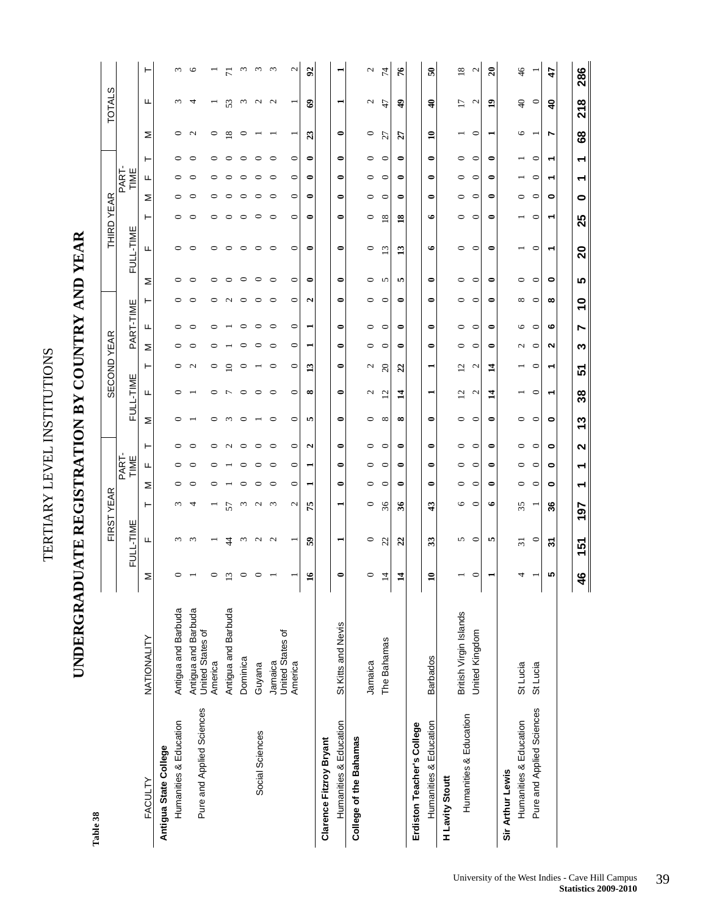**Table 38**

# TERTIARY LEVEL INSTITUTIONS

## UNDERGRADUATE REGISTRATION BY COUNTRY AND YEAR

| FACULTY | NATIONALITY | FIRST YEAR | | | | | | SECOND YEAR | | | | | | THIRD YEAR | | | | | | TOTALS | | |
|---|---|---|---|---|---|---|---|---|---|---|---|---|---|---|---|---|---|---|---|---|---|---|
| | | FULL-TIME | | | PART-TIME | | | FULL-TIME | | | PART-TIME | | | FULL-TIME | | | PART-TIME | | | | | |
| | | M | F | T | M | F | T | M | F | T | M | F | T | M | F | T | M | F | T | M | F | T |
| **Antigua State College** | | | | | | | | | | | | | | | | | | | | | | |
| Humanities & Education | Antigua and Barbuda | 0 | 3 | 3 | 0 | 0 | 0 | 0 | 0 | 0 | 0 | 0 | 0 | 0 | 0 | 0 | 0 | 0 | 0 | 0 | 3 | 3 |
| Pure and Applied Sciences | Antigua and Barbuda | 1 | 3 | 4 | 0 | 0 | 0 | 1 | 1 | 2 | 0 | 0 | 0 | 0 | 0 | 0 | 0 | 0 | 0 | 2 | 4 | 6 |
| | United States of America | 0 | 1 | 1 | 0 | 0 | 0 | 0 | 0 | 0 | 0 | 0 | 0 | 0 | 0 | 0 | 0 | 0 | 0 | 0 | 1 | 1 |
| Social Sciences | Antigua and Barbuda | 13 | 44 | 57 | 1 | 1 | 2 | 3 | 7 | 10 | 1 | 1 | 2 | 0 | 0 | 0 | 0 | 0 | 0 | 18 | 53 | 71 |
| | Dominica | 0 | 3 | 3 | 0 | 0 | 0 | 0 | 0 | 0 | 0 | 0 | 0 | 0 | 0 | 0 | 0 | 0 | 0 | 0 | 3 | 3 |
| | Guyana | 0 | 2 | 2 | 0 | 0 | 0 | 1 | 0 | 1 | 0 | 0 | 0 | 0 | 0 | 0 | 0 | 0 | 0 | 1 | 2 | 3 |
| | Jamaica | 1 | 2 | 3 | 0 | 0 | 0 | 0 | 0 | 0 | 0 | 0 | 0 | 0 | 0 | 0 | 0 | 0 | 0 | 1 | 2 | 3 |
| | United States of America | 1 | 1 | 2 | 0 | 0 | 0 | 0 | 0 | 0 | 0 | 0 | 0 | 0 | 0 | 0 | 0 | 0 | 0 | 1 | 1 | 2 |
| | | **16** | **59** | **75** | **1** | **1** | **2** | **5** | **8** | **13** | **1** | **1** | **2** | **0** | **0** | **0** | **0** | **0** | **0** | **23** | **69** | **92** |
| **Clarence Fitzroy Bryant** | | | | | | | | | | | | | | | | | | | | | | |
| Humanities & Education | St Kitts and Nevis | **0** | **1** | **1** | **0** | **0** | **0** | **0** | **0** | **0** | **0** | **0** | **0** | **0** | **0** | **0** | **0** | **0** | **0** | **0** | **1** | **1** |
| **College of the Bahamas** | | | | | | | | | | | | | | | | | | | | | | |
| | Jamaica | 0 | 0 | 0 | 0 | 0 | 0 | 0 | 2 | 2 | 0 | 0 | 0 | 0 | 0 | 0 | 0 | 0 | 0 | 0 | 2 | 2 |
| | The Bahamas | 14 | 22 | 36 | 0 | 0 | 0 | 8 | 12 | 20 | 0 | 0 | 0 | 5 | 13 | 18 | 0 | 0 | 0 | 27 | 47 | 74 |
| | | **14** | **22** | **36** | **0** | **0** | **0** | **8** | **14** | **22** | **0** | **0** | **0** | **5** | **13** | **18** | **0** | **0** | **0** | **27** | **49** | **76** |
| **Erdiston Teacher's College** | | | | | | | | | | | | | | | | | | | | | | |
| Humanities & Education | Barbados | **10** | **33** | **43** | **0** | **0** | **0** | **0** | **1** | **1** | **0** | **0** | **0** | **0** | **6** | **6** | **0** | **0** | **0** | **10** | **40** | **50** |
| **H Lavity Stoutt** | | | | | | | | | | | | | | | | | | | | | | |
| Humanities & Education | British Virgin Islands | 1 | 5 | 6 | 0 | 0 | 0 | 0 | 12 | 12 | 0 | 0 | 0 | 0 | 0 | 0 | 0 | 0 | 0 | 1 | 17 | 18 |
| | United Kingdom | 0 | 0 | 0 | 0 | 0 | 0 | 0 | 2 | 2 | 0 | 0 | 0 | 0 | 0 | 0 | 0 | 0 | 0 | 0 | 2 | 2 |
| | | **1** | **5** | **6** | **0** | **0** | **0** | **0** | **14** | **14** | **0** | **0** | **0** | **0** | **0** | **0** | **0** | **0** | **0** | **1** | **19** | **20** |
| **Sir Arthur Lewis** | | | | | | | | | | | | | | | | | | | | | | |
| Humanities & Education | St Lucia | 4 | 31 | 35 | 0 | 0 | 0 | 0 | 1 | 1 | 2 | 6 | 8 | 0 | 1 | 1 | 0 | 1 | 1 | 6 | 40 | 46 |
| Pure and Applied Sciences | St Lucia | 1 | 0 | 1 | 0 | 0 | 0 | 0 | 0 | 0 | 0 | 0 | 0 | 0 | 0 | 0 | 0 | 0 | 0 | 1 | 0 | 1 |
| | | **5** | **31** | **36** | **0** | **0** | **0** | **0** | **1** | **1** | **2** | **6** | **8** | **0** | **1** | **1** | **0** | **1** | **1** | **7** | **40** | **47** |
| | | **46** | **151** | **197** | **1** | **1** | **2** | **13** | **38** | **51** | **3** | **7** | **10** | **5** | **20** | **25** | **0** | **1** | **1** | **68** | **218** | **286** |

University of the West Indies - Cave Hill Campus
**Statistics 2009-2010**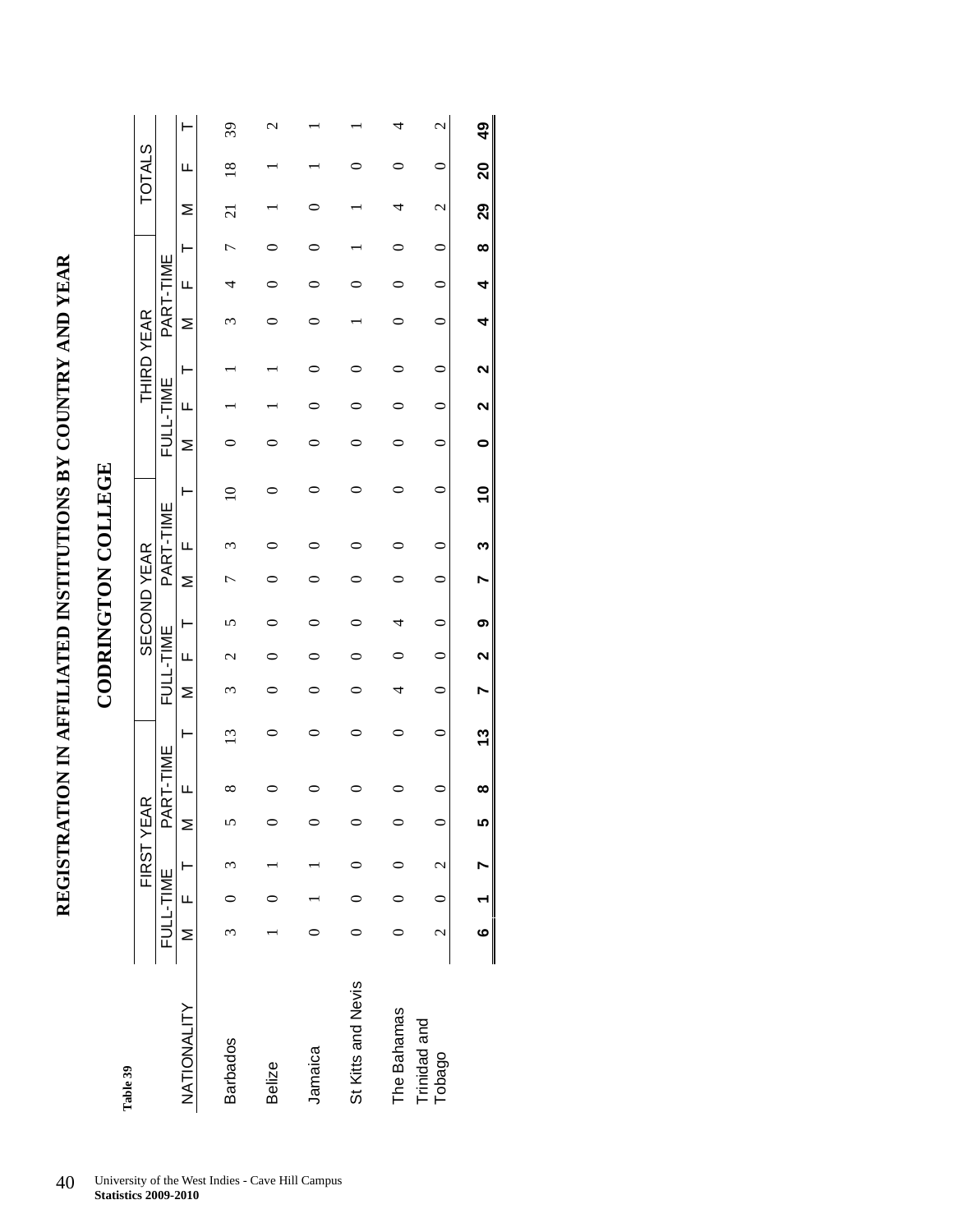Table 39

# REGISTRATION IN AFFILIATED INSTITUTIONS BY COUNTRY AND YEAR

## CODRINGTON COLLEGE

| NATIONALITY | FIRST YEAR | | | | | | SECOND YEAR | | | | | | THIRD YEAR | | | | | | TOTALS | | |
|---|---|---|---|---|---|---|---|---|---|---|---|---|---|---|---|---|---|---|---|---|---|
| | FULL-TIME | | | PART-TIME | | | FULL-TIME | | | PART-TIME | | | FULL-TIME | | | PART-TIME | | | | | |
| | M | F | T | M | F | T | M | F | T | M | F | T | M | F | T | M | F | T | M | F | T |
| Barbados | 3 | 0 | 3 | 5 | 8 | 13 | 3 | 2 | 5 | 7 | 3 | 10 | 0 | 1 | 1 | 3 | 4 | 7 | 21 | 18 | 39 |
| Belize | 1 | 0 | 1 | 0 | 0 | 0 | 0 | 0 | 0 | 0 | 0 | 0 | 0 | 1 | 1 | 0 | 0 | 0 | 1 | 1 | 2 |
| Jamaica | 0 | 1 | 1 | 0 | 0 | 0 | 0 | 0 | 0 | 0 | 0 | 0 | 0 | 0 | 0 | 0 | 0 | 0 | 0 | 1 | 1 |
| St Kitts and Nevis | 0 | 0 | 0 | 0 | 0 | 0 | 0 | 0 | 0 | 0 | 0 | 0 | 0 | 0 | 0 | 1 | 0 | 1 | 1 | 0 | 1 |
| The Bahamas | 0 | 0 | 0 | 0 | 0 | 0 | 4 | 0 | 4 | 0 | 0 | 0 | 0 | 0 | 0 | 0 | 0 | 0 | 4 | 0 | 4 |
| Trinidad and Tobago | 2 | 0 | 2 | 0 | 0 | 0 | 0 | 0 | 0 | 0 | 0 | 0 | 0 | 0 | 0 | 0 | 0 | 0 | 2 | 0 | 2 |
| | **6** | **1** | **7** | **5** | **8** | **13** | **7** | **2** | **9** | **7** | **3** | **10** | **0** | **2** | **2** | **4** | **4** | **8** | **29** | **20** | **49** |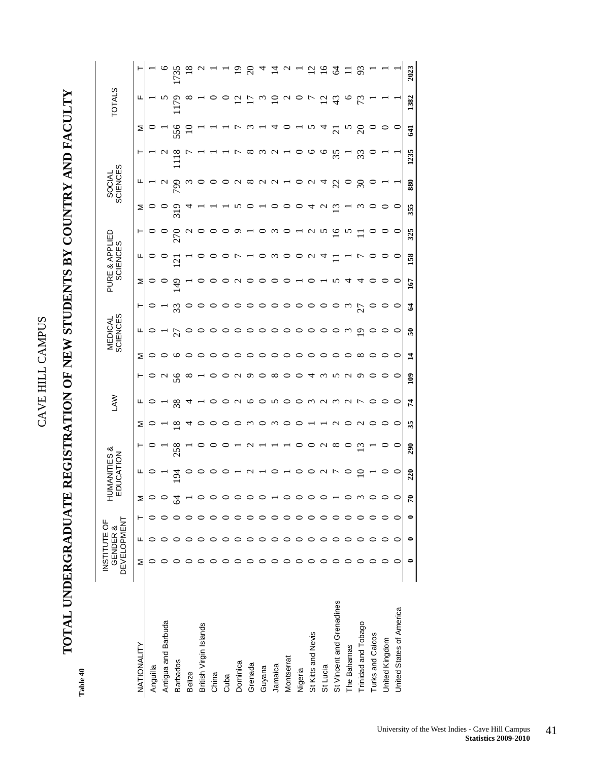# CAVE HILL CAMPUS

## TOTAL UNDERGRADUATE REGISTRATION OF NEW STUDENTS BY COUNTRY AND FACULTY

**Table 40**

| NATIONALITY | INSTITUTE OF GENDER & DEVELOPMENT | | | HUMANITIES & EDUCATION | | | LAW | | | MEDICAL SCIENCES | | | PURE & APPLIED SCIENCES | | | SOCIAL SCIENCES | | | TOTALS | | |
|---|---|---|---|---|---|---|---|---|---|---|---|---|---|---|---|---|---|---|---|---|---|
| | M | F | T | M | F | T | M | F | T | M | F | T | M | F | T | M | F | T | M | F | T |
| Anguilla | 0 | 0 | 0 | 0 | 0 | 0 | 0 | 0 | 0 | 0 | 0 | 0 | 0 | 0 | 0 | 0 | 1 | 1 | 0 | 1 | 1 |
| Antigua and Barbuda | 0 | 0 | 0 | 0 | 1 | 1 | 1 | 1 | 2 | 0 | 1 | 1 | 0 | 0 | 0 | 0 | 2 | 2 | 1 | 5 | 6 |
| Barbados | 0 | 0 | 0 | 64 | 194 | 258 | 18 | 38 | 56 | 6 | 27 | 33 | 149 | 121 | 270 | 319 | 799 | 1118 | 556 | 1179 | 1735 |
| Belize | 0 | 0 | 0 | 1 | 0 | 1 | 4 | 4 | 8 | 0 | 0 | 0 | 1 | 1 | 2 | 4 | 3 | 7 | 10 | 8 | 18 |
| British Virgin Islands | 0 | 0 | 0 | 0 | 0 | 0 | 0 | 1 | 1 | 0 | 0 | 0 | 0 | 0 | 0 | 1 | 0 | 1 | 1 | 1 | 2 |
| China | 0 | 0 | 0 | 0 | 0 | 0 | 0 | 0 | 0 | 0 | 0 | 0 | 0 | 0 | 0 | 1 | 0 | 1 | 1 | 0 | 1 |
| Cuba | 0 | 0 | 0 | 0 | 0 | 0 | 0 | 0 | 0 | 0 | 0 | 0 | 0 | 0 | 0 | 1 | 0 | 1 | 1 | 0 | 1 |
| Dominica | 0 | 0 | 0 | 0 | 1 | 1 | 0 | 2 | 2 | 0 | 0 | 0 | 2 | 7 | 9 | 5 | 2 | 7 | 7 | 12 | 19 |
| Grenada | 0 | 0 | 0 | 0 | 2 | 2 | 3 | 6 | 9 | 0 | 0 | 0 | 0 | 1 | 1 | 0 | 8 | 8 | 3 | 17 | 20 |
| Guyana | 0 | 0 | 0 | 0 | 1 | 1 | 0 | 0 | 0 | 0 | 0 | 0 | 0 | 0 | 0 | 1 | 2 | 3 | 1 | 3 | 4 |
| Jamaica | 0 | 0 | 0 | 1 | 0 | 1 | 3 | 5 | 8 | 0 | 0 | 0 | 0 | 3 | 3 | 0 | 2 | 2 | 4 | 10 | 14 |
| Montserrat | 0 | 0 | 0 | 0 | 1 | 1 | 0 | 0 | 0 | 0 | 0 | 0 | 0 | 0 | 0 | 0 | 1 | 1 | 0 | 2 | 2 |
| Nigeria | 0 | 0 | 0 | 0 | 0 | 0 | 0 | 0 | 0 | 0 | 0 | 0 | 1 | 0 | 1 | 0 | 0 | 0 | 1 | 0 | 1 |
| St Kitts and Nevis | 0 | 0 | 0 | 0 | 0 | 0 | 1 | 3 | 4 | 0 | 0 | 0 | 0 | 2 | 2 | 4 | 2 | 6 | 5 | 7 | 12 |
| St Lucia | 0 | 0 | 0 | 0 | 2 | 2 | 1 | 2 | 3 | 0 | 0 | 0 | 1 | 4 | 5 | 2 | 4 | 6 | 4 | 12 | 16 |
| St Vincent and Grenadines | 0 | 0 | 0 | 1 | 7 | 8 | 2 | 3 | 5 | 0 | 0 | 0 | 5 | 11 | 16 | 13 | 22 | 35 | 21 | 43 | 64 |
| The Bahamas | 0 | 0 | 0 | 0 | 0 | 0 | 0 | 2 | 2 | 0 | 3 | 3 | 4 | 1 | 5 | 1 | 0 | 1 | 5 | 6 | 11 |
| Trinidad and Tobago | 0 | 0 | 0 | 3 | 10 | 13 | 2 | 7 | 9 | 8 | 19 | 27 | 4 | 7 | 11 | 3 | 30 | 33 | 20 | 73 | 93 |
| Turks and Caicos | 0 | 0 | 0 | 0 | 1 | 1 | 0 | 0 | 0 | 0 | 0 | 0 | 0 | 0 | 0 | 0 | 0 | 0 | 0 | 1 | 1 |
| United Kingdom | 0 | 0 | 0 | 0 | 0 | 0 | 0 | 0 | 0 | 0 | 0 | 0 | 0 | 0 | 0 | 0 | 1 | 1 | 0 | 1 | 1 |
| United States of America | 0 | 0 | 0 | 0 | 0 | 0 | 0 | 0 | 0 | 0 | 0 | 0 | 0 | 0 | 0 | 0 | 1 | 1 | 0 | 1 | 1 |
| | **0** | **0** | **0** | **70** | **220** | **290** | **35** | **74** | **109** | **14** | **50** | **64** | **167** | **158** | **325** | **355** | **880** | **1235** | **641** | **1382** | **2023** |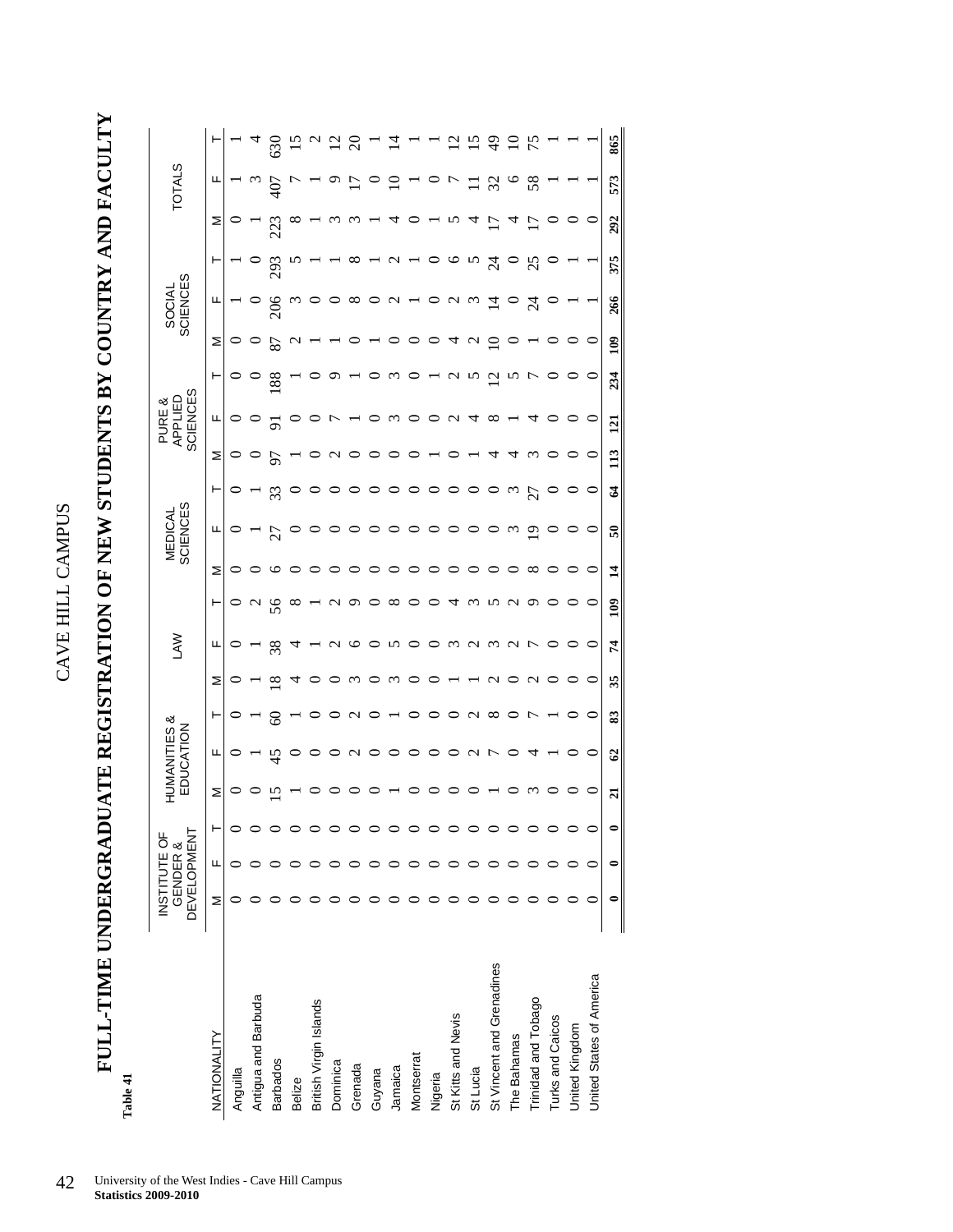# CAVE HILL CAMPUS

**Table 41**

## FULL-TIME UNDERGRADUATE REGISTRATION OF NEW STUDENTS BY COUNTRY AND FACULTY

| NATIONALITY | INSTITUTE OF GENDER & DEVELOPMENT | | | HUMANITIES & EDUCATION | | | LAW | | | MEDICAL SCIENCES | | | PURE & APPLIED SCIENCES | | | SOCIAL SCIENCES | | | TOTALS | | |
|---|---|---|---|---|---|---|---|---|---|---|---|---|---|---|---|---|---|---|---|---|---|
| | M | F | T | M | F | T | M | F | T | M | F | T | M | F | T | M | F | T | M | F | T |
| Anguilla | 0 | 0 | 0 | 0 | 0 | 0 | 0 | 0 | 0 | 0 | 0 | 0 | 0 | 0 | 0 | 0 | 1 | 1 | 0 | 1 | 1 |
| Antigua and Barbuda | 0 | 0 | 0 | 0 | 1 | 1 | 1 | 1 | 2 | 0 | 1 | 1 | 0 | 0 | 0 | 0 | 0 | 0 | 1 | 3 | 4 |
| Barbados | 0 | 0 | 0 | 15 | 45 | 60 | 18 | 38 | 56 | 6 | 27 | 33 | 97 | 91 | 188 | 87 | 206 | 293 | 223 | 407 | 630 |
| Belize | 0 | 0 | 0 | 1 | 0 | 1 | 4 | 4 | 8 | 0 | 0 | 0 | 1 | 0 | 1 | 2 | 3 | 5 | 8 | 7 | 15 |
| British Virgin Islands | 0 | 0 | 0 | 0 | 0 | 0 | 0 | 1 | 1 | 0 | 0 | 0 | 0 | 0 | 0 | 1 | 0 | 1 | 1 | 1 | 2 |
| Dominica | 0 | 0 | 0 | 0 | 0 | 0 | 0 | 2 | 2 | 0 | 0 | 0 | 2 | 7 | 9 | 1 | 0 | 1 | 3 | 9 | 12 |
| Grenada | 0 | 0 | 0 | 0 | 2 | 2 | 3 | 6 | 9 | 0 | 0 | 0 | 0 | 1 | 1 | 0 | 8 | 8 | 3 | 17 | 20 |
| Guyana | 0 | 0 | 0 | 0 | 0 | 0 | 0 | 0 | 0 | 0 | 0 | 0 | 0 | 0 | 0 | 1 | 0 | 1 | 1 | 0 | 1 |
| Jamaica | 0 | 0 | 0 | 1 | 0 | 1 | 3 | 5 | 8 | 0 | 0 | 0 | 0 | 3 | 3 | 0 | 2 | 2 | 4 | 10 | 14 |
| Montserrat | 0 | 0 | 0 | 0 | 0 | 0 | 0 | 0 | 0 | 0 | 0 | 0 | 0 | 0 | 0 | 0 | 1 | 1 | 0 | 1 | 1 |
| Nigeria | 0 | 0 | 0 | 0 | 0 | 0 | 0 | 0 | 0 | 0 | 0 | 0 | 1 | 0 | 1 | 0 | 0 | 0 | 1 | 0 | 1 |
| St Kitts and Nevis | 0 | 0 | 0 | 0 | 0 | 0 | 1 | 3 | 4 | 0 | 0 | 0 | 0 | 2 | 2 | 4 | 2 | 6 | 5 | 7 | 12 |
| St Lucia | 0 | 0 | 0 | 0 | 2 | 2 | 1 | 2 | 3 | 0 | 0 | 0 | 1 | 4 | 5 | 2 | 3 | 5 | 4 | 11 | 15 |
| St Vincent and Grenadines | 0 | 0 | 0 | 1 | 7 | 8 | 2 | 3 | 5 | 0 | 0 | 0 | 4 | 8 | 12 | 10 | 14 | 24 | 17 | 32 | 49 |
| The Bahamas | 0 | 0 | 0 | 0 | 0 | 0 | 0 | 2 | 2 | 0 | 3 | 3 | 4 | 1 | 5 | 0 | 0 | 0 | 4 | 6 | 10 |
| Trinidad and Tobago | 0 | 0 | 0 | 3 | 4 | 7 | 2 | 7 | 9 | 8 | 19 | 27 | 3 | 4 | 7 | 1 | 24 | 25 | 17 | 58 | 75 |
| Turks and Caicos | 0 | 0 | 0 | 0 | 1 | 1 | 0 | 0 | 0 | 0 | 0 | 0 | 0 | 0 | 0 | 0 | 0 | 0 | 0 | 1 | 1 |
| United Kingdom | 0 | 0 | 0 | 0 | 0 | 0 | 0 | 0 | 0 | 0 | 0 | 0 | 0 | 0 | 0 | 0 | 1 | 1 | 0 | 1 | 1 |
| United States of America | 0 | 0 | 0 | 0 | 0 | 0 | 0 | 0 | 0 | 0 | 0 | 0 | 0 | 0 | 0 | 0 | 1 | 1 | 0 | 1 | 1 |
| | **0** | **0** | **0** | **21** | **62** | **83** | **35** | **74** | **109** | **14** | **50** | **64** | **113** | **121** | **234** | **109** | **266** | **375** | **292** | **573** | **865** |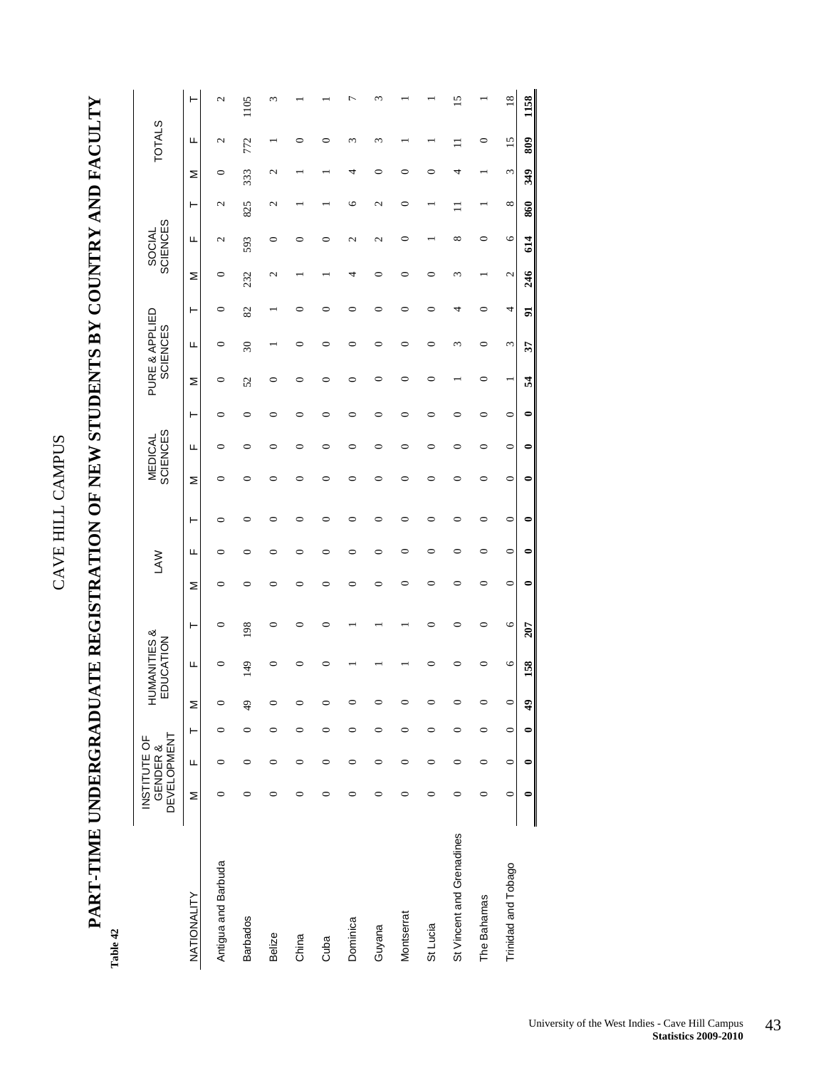# CAVE HILL CAMPUS

## PART-TIME UNDERGRADUATE REGISTRATION OF NEW STUDENTS BY COUNTRY AND FACULTY

**Table 42**

| NATIONALITY | INSTITUTE OF GENDER & DEVELOPMENT | | | HUMANITIES & EDUCATION | | | LAW | | | MEDICAL SCIENCES | | | PURE & APPLIED SCIENCES | | | SOCIAL SCIENCES | | | TOTALS | | |
|---|---|---|---|---|---|---|---|---|---|---|---|---|---|---|---|---|---|---|---|---|---|
| | M | F | T | M | F | T | M | F | T | M | F | T | M | F | T | M | F | T | M | F | T |
| Antigua and Barbuda | 0 | 0 | 0 | 0 | 0 | 0 | 0 | 0 | 0 | 0 | 0 | 0 | 0 | 0 | 0 | 0 | 2 | 2 | 0 | 2 | 2 |
| Barbados | 0 | 0 | 0 | 49 | 149 | 198 | 0 | 0 | 0 | 0 | 0 | 0 | 52 | 30 | 82 | 232 | 593 | 825 | 333 | 772 | 1105 |
| Belize | 0 | 0 | 0 | 0 | 0 | 0 | 0 | 0 | 0 | 0 | 0 | 0 | 0 | 1 | 1 | 2 | 0 | 2 | 2 | 1 | 3 |
| China | 0 | 0 | 0 | 0 | 0 | 0 | 0 | 0 | 0 | 0 | 0 | 0 | 0 | 0 | 0 | 1 | 0 | 1 | 1 | 0 | 1 |
| Cuba | 0 | 0 | 0 | 0 | 0 | 0 | 0 | 0 | 0 | 0 | 0 | 0 | 0 | 0 | 0 | 1 | 0 | 1 | 1 | 0 | 1 |
| Dominica | 0 | 0 | 0 | 0 | 1 | 1 | 0 | 0 | 0 | 0 | 0 | 0 | 0 | 0 | 0 | 4 | 2 | 6 | 4 | 3 | 7 |
| Guyana | 0 | 0 | 0 | 0 | 1 | 1 | 0 | 0 | 0 | 0 | 0 | 0 | 0 | 0 | 0 | 0 | 2 | 2 | 0 | 3 | 3 |
| Montserrat | 0 | 0 | 0 | 0 | 1 | 1 | 0 | 0 | 0 | 0 | 0 | 0 | 0 | 0 | 0 | 0 | 0 | 0 | 0 | 1 | 1 |
| St Lucia | 0 | 0 | 0 | 0 | 0 | 0 | 0 | 0 | 0 | 0 | 0 | 0 | 0 | 0 | 0 | 0 | 1 | 1 | 0 | 1 | 1 |
| St Vincent and Grenadines | 0 | 0 | 0 | 0 | 0 | 0 | 0 | 0 | 0 | 0 | 0 | 0 | 1 | 3 | 4 | 3 | 8 | 11 | 4 | 11 | 15 |
| The Bahamas | 0 | 0 | 0 | 0 | 0 | 0 | 0 | 0 | 0 | 0 | 0 | 0 | 0 | 0 | 0 | 1 | 0 | 1 | 1 | 0 | 1 |
| Trinidad and Tobago | 0 | 0 | 0 | 0 | 6 | 6 | 0 | 0 | 0 | 0 | 0 | 0 | 1 | 3 | 4 | 2 | 6 | 8 | 3 | 15 | 18 |
| | **0** | **0** | **0** | **49** | **158** | **207** | **0** | **0** | **0** | **0** | **0** | **0** | **54** | **37** | **91** | **246** | **614** | **860** | **349** | **809** | **1158** |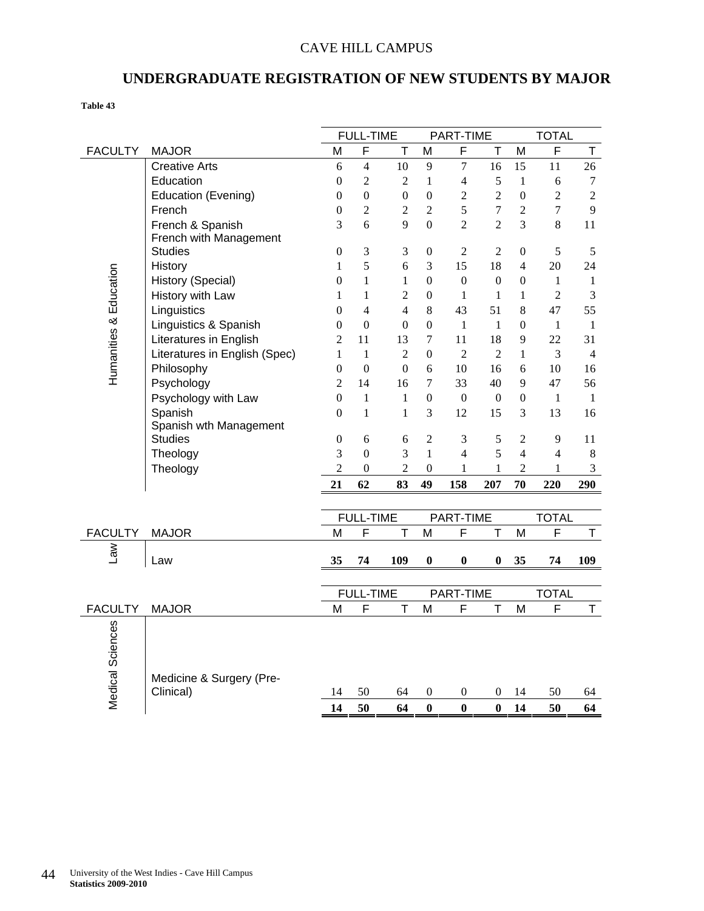CAVE HILL CAMPUS

## UNDERGRADUATE REGISTRATION OF NEW STUDENTS BY MAJOR

**Table 43**

| | | FULL-TIME | | | PART-TIME | | | TOTAL | | |
|---|---|---|---|---|---|---|---|---|---|---|
| FACULTY | MAJOR | M | F | T | M | F | T | M | F | T |
| Humanities & Education | Creative Arts | 6 | 4 | 10 | 9 | 7 | 16 | 15 | 11 | 26 |
| | Education | 0 | 2 | 2 | 1 | 4 | 5 | 1 | 6 | 7 |
| | Education (Evening) | 0 | 0 | 0 | 0 | 2 | 2 | 0 | 2 | 2 |
| | French | 0 | 2 | 2 | 2 | 5 | 7 | 2 | 7 | 9 |
| | French & Spanish | 3 | 6 | 9 | 0 | 2 | 2 | 3 | 8 | 11 |
| | French with Management Studies | 0 | 3 | 3 | 0 | 2 | 2 | 0 | 5 | 5 |
| | History | 1 | 5 | 6 | 3 | 15 | 18 | 4 | 20 | 24 |
| | History (Special) | 0 | 1 | 1 | 0 | 0 | 0 | 0 | 1 | 1 |
| | History with Law | 1 | 1 | 2 | 0 | 1 | 1 | 1 | 2 | 3 |
| | Linguistics | 0 | 4 | 4 | 8 | 43 | 51 | 8 | 47 | 55 |
| | Linguistics & Spanish | 0 | 0 | 0 | 0 | 1 | 1 | 0 | 1 | 1 |
| | Literatures in English | 2 | 11 | 13 | 7 | 11 | 18 | 9 | 22 | 31 |
| | Literatures in English (Spec) | 1 | 1 | 2 | 0 | 2 | 2 | 1 | 3 | 4 |
| | Philosophy | 0 | 0 | 0 | 6 | 10 | 16 | 6 | 10 | 16 |
| | Psychology | 2 | 14 | 16 | 7 | 33 | 40 | 9 | 47 | 56 |
| | Psychology with Law | 0 | 1 | 1 | 0 | 0 | 0 | 0 | 1 | 1 |
| | Spanish | 0 | 1 | 1 | 3 | 12 | 15 | 3 | 13 | 16 |
| | Spanish wth Management Studies | 0 | 6 | 6 | 2 | 3 | 5 | 2 | 9 | 11 |
| | Theology | 3 | 0 | 3 | 1 | 4 | 5 | 4 | 4 | 8 |
| | Theology | 2 | 0 | 2 | 0 | 1 | 1 | 2 | 1 | 3 |
| | | **21** | **62** | **83** | **49** | **158** | **207** | **70** | **220** | **290** |

| | | FULL-TIME | | | PART-TIME | | | TOTAL | | |
|---|---|---|---|---|---|---|---|---|---|---|
| FACULTY | MAJOR | M | F | T | M | F | T | M | F | T |
| Law | Law | **35** | **74** | **109** | **0** | **0** | **0** | **35** | **74** | **109** |

| | | FULL-TIME | | | PART-TIME | | | TOTAL | | |
|---|---|---|---|---|---|---|---|---|---|---|
| FACULTY | MAJOR | M | F | T | M | F | T | M | F | T |
| Medical Sciences | Medicine & Surgery (Pre-Clinical) | 14 | 50 | 64 | 0 | 0 | 0 | 14 | 50 | 64 |
| | | **14** | **50** | **64** | **0** | **0** | **0** | **14** | **50** | **64** |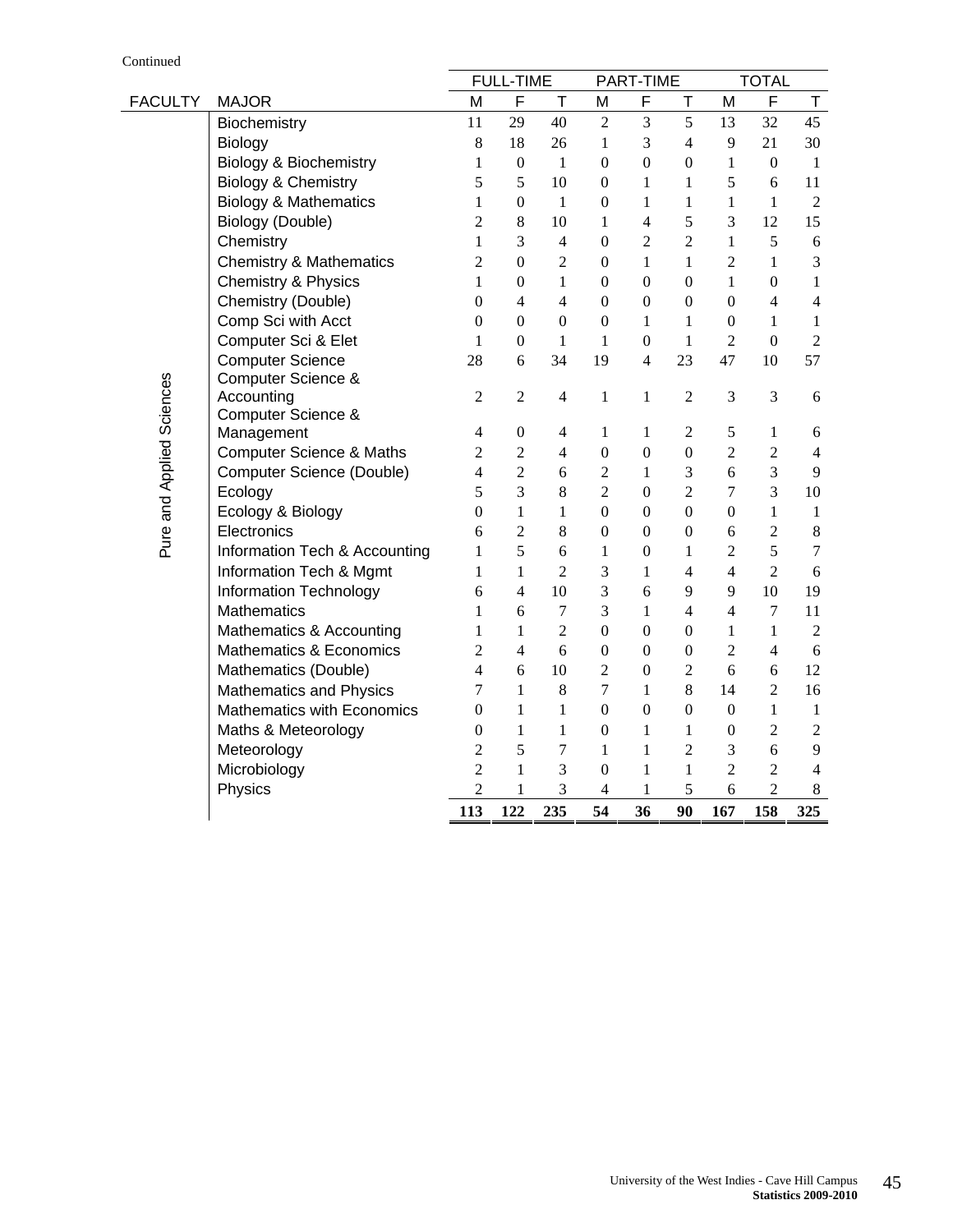Continued

| FACULTY | MAJOR | FULL-TIME | | | PART-TIME | | | TOTAL | | |
|---|---|---|---|---|---|---|---|---|---|---|
| | | M | F | T | M | F | T | M | F | T |
| Pure and Applied Sciences | Biochemistry | 11 | 29 | 40 | 2 | 3 | 5 | 13 | 32 | 45 |
| | Biology | 8 | 18 | 26 | 1 | 3 | 4 | 9 | 21 | 30 |
| | Biology & Biochemistry | 1 | 0 | 1 | 0 | 0 | 0 | 1 | 0 | 1 |
| | Biology & Chemistry | 5 | 5 | 10 | 0 | 1 | 1 | 5 | 6 | 11 |
| | Biology & Mathematics | 1 | 0 | 1 | 0 | 1 | 1 | 1 | 1 | 2 |
| | Biology (Double) | 2 | 8 | 10 | 1 | 4 | 5 | 3 | 12 | 15 |
| | Chemistry | 1 | 3 | 4 | 0 | 2 | 2 | 1 | 5 | 6 |
| | Chemistry & Mathematics | 2 | 0 | 2 | 0 | 1 | 1 | 2 | 1 | 3 |
| | Chemistry & Physics | 1 | 0 | 1 | 0 | 0 | 0 | 1 | 0 | 1 |
| | Chemistry (Double) | 0 | 4 | 4 | 0 | 0 | 0 | 0 | 4 | 4 |
| | Comp Sci with Acct | 0 | 0 | 0 | 0 | 1 | 1 | 0 | 1 | 1 |
| | Computer Sci & Elet | 1 | 0 | 1 | 1 | 0 | 1 | 2 | 0 | 2 |
| | Computer Science | 28 | 6 | 34 | 19 | 4 | 23 | 47 | 10 | 57 |
| | Computer Science & Accounting | 2 | 2 | 4 | 1 | 1 | 2 | 3 | 3 | 6 |
| | Computer Science & Management | 4 | 0 | 4 | 1 | 1 | 2 | 5 | 1 | 6 |
| | Computer Science & Maths | 2 | 2 | 4 | 0 | 0 | 0 | 2 | 2 | 4 |
| | Computer Science (Double) | 4 | 2 | 6 | 2 | 1 | 3 | 6 | 3 | 9 |
| | Ecology | 5 | 3 | 8 | 2 | 0 | 2 | 7 | 3 | 10 |
| | Ecology & Biology | 0 | 1 | 1 | 0 | 0 | 0 | 0 | 1 | 1 |
| | Electronics | 6 | 2 | 8 | 0 | 0 | 0 | 6 | 2 | 8 |
| | Information Tech & Accounting | 1 | 5 | 6 | 1 | 0 | 1 | 2 | 5 | 7 |
| | Information Tech & Mgmt | 1 | 1 | 2 | 3 | 1 | 4 | 4 | 2 | 6 |
| | Information Technology | 6 | 4 | 10 | 3 | 6 | 9 | 9 | 10 | 19 |
| | Mathematics | 1 | 6 | 7 | 3 | 1 | 4 | 4 | 7 | 11 |
| | Mathematics & Accounting | 1 | 1 | 2 | 0 | 0 | 0 | 1 | 1 | 2 |
| | Mathematics & Economics | 2 | 4 | 6 | 0 | 0 | 0 | 2 | 4 | 6 |
| | Mathematics (Double) | 4 | 6 | 10 | 2 | 0 | 2 | 6 | 6 | 12 |
| | Mathematics and Physics | 7 | 1 | 8 | 7 | 1 | 8 | 14 | 2 | 16 |
| | Mathematics with Economics | 0 | 1 | 1 | 0 | 0 | 0 | 0 | 1 | 1 |
| | Maths & Meteorology | 0 | 1 | 1 | 0 | 1 | 1 | 0 | 2 | 2 |
| | Meteorology | 2 | 5 | 7 | 1 | 1 | 2 | 3 | 6 | 9 |
| | Microbiology | 2 | 1 | 3 | 0 | 1 | 1 | 2 | 2 | 4 |
| | Physics | 2 | 1 | 3 | 4 | 1 | 5 | 6 | 2 | 8 |
| | | **113** | **122** | **235** | **54** | **36** | **90** | **167** | **158** | **325** |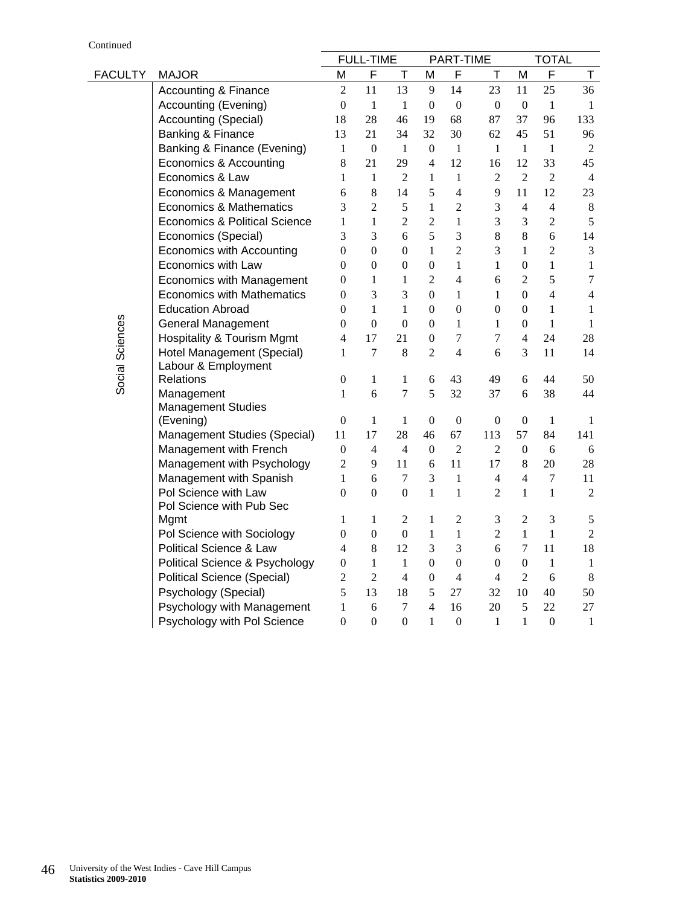Continued

| FACULTY | MAJOR | FULL-TIME | | | PART-TIME | | | TOTAL | | |
|---|---|---|---|---|---|---|---|---|---|---|
| | | M | F | T | M | F | T | M | F | T |
| Social Sciences | Accounting & Finance | 2 | 11 | 13 | 9 | 14 | 23 | 11 | 25 | 36 |
| | Accounting (Evening) | 0 | 1 | 1 | 0 | 0 | 0 | 0 | 1 | 1 |
| | Accounting (Special) | 18 | 28 | 46 | 19 | 68 | 87 | 37 | 96 | 133 |
| | Banking & Finance | 13 | 21 | 34 | 32 | 30 | 62 | 45 | 51 | 96 |
| | Banking & Finance (Evening) | 1 | 0 | 1 | 0 | 1 | 1 | 1 | 1 | 2 |
| | Economics & Accounting | 8 | 21 | 29 | 4 | 12 | 16 | 12 | 33 | 45 |
| | Economics & Law | 1 | 1 | 2 | 1 | 1 | 2 | 2 | 2 | 4 |
| | Economics & Management | 6 | 8 | 14 | 5 | 4 | 9 | 11 | 12 | 23 |
| | Economics & Mathematics | 3 | 2 | 5 | 1 | 2 | 3 | 4 | 4 | 8 |
| | Economics & Political Science | 1 | 1 | 2 | 2 | 1 | 3 | 3 | 2 | 5 |
| | Economics (Special) | 3 | 3 | 6 | 5 | 3 | 8 | 8 | 6 | 14 |
| | Economics with Accounting | 0 | 0 | 0 | 1 | 2 | 3 | 1 | 2 | 3 |
| | Economics with Law | 0 | 0 | 0 | 0 | 1 | 1 | 0 | 1 | 1 |
| | Economics with Management | 0 | 1 | 1 | 2 | 4 | 6 | 2 | 5 | 7 |
| | Economics with Mathematics | 0 | 3 | 3 | 0 | 1 | 1 | 0 | 4 | 4 |
| | Education Abroad | 0 | 1 | 1 | 0 | 0 | 0 | 0 | 1 | 1 |
| | General Management | 0 | 0 | 0 | 0 | 1 | 1 | 0 | 1 | 1 |
| | Hospitality & Tourism Mgmt | 4 | 17 | 21 | 0 | 7 | 7 | 4 | 24 | 28 |
| | Hotel Management (Special) | 1 | 7 | 8 | 2 | 4 | 6 | 3 | 11 | 14 |
| | Labour & Employment Relations | 0 | 1 | 1 | 6 | 43 | 49 | 6 | 44 | 50 |
| | Management | 1 | 6 | 7 | 5 | 32 | 37 | 6 | 38 | 44 |
| | Management Studies (Evening) | 0 | 1 | 1 | 0 | 0 | 0 | 0 | 1 | 1 |
| | Management Studies (Special) | 11 | 17 | 28 | 46 | 67 | 113 | 57 | 84 | 141 |
| | Management with French | 0 | 4 | 4 | 0 | 2 | 2 | 0 | 6 | 6 |
| | Management with Psychology | 2 | 9 | 11 | 6 | 11 | 17 | 8 | 20 | 28 |
| | Management with Spanish | 1 | 6 | 7 | 3 | 1 | 4 | 4 | 7 | 11 |
| | Pol Science with Law | 0 | 0 | 0 | 1 | 1 | 2 | 1 | 1 | 2 |
| | Pol Science with Pub Sec Mgmt | 1 | 1 | 2 | 1 | 2 | 3 | 2 | 3 | 5 |
| | Pol Science with Sociology | 0 | 0 | 0 | 1 | 1 | 2 | 1 | 1 | 2 |
| | Political Science & Law | 4 | 8 | 12 | 3 | 3 | 6 | 7 | 11 | 18 |
| | Political Science & Psychology | 0 | 1 | 1 | 0 | 0 | 0 | 0 | 1 | 1 |
| | Political Science (Special) | 2 | 2 | 4 | 0 | 4 | 4 | 2 | 6 | 8 |
| | Psychology (Special) | 5 | 13 | 18 | 5 | 27 | 32 | 10 | 40 | 50 |
| | Psychology with Management | 1 | 6 | 7 | 4 | 16 | 20 | 5 | 22 | 27 |
| | Psychology with Pol Science | 0 | 0 | 0 | 1 | 0 | 1 | 1 | 0 | 1 |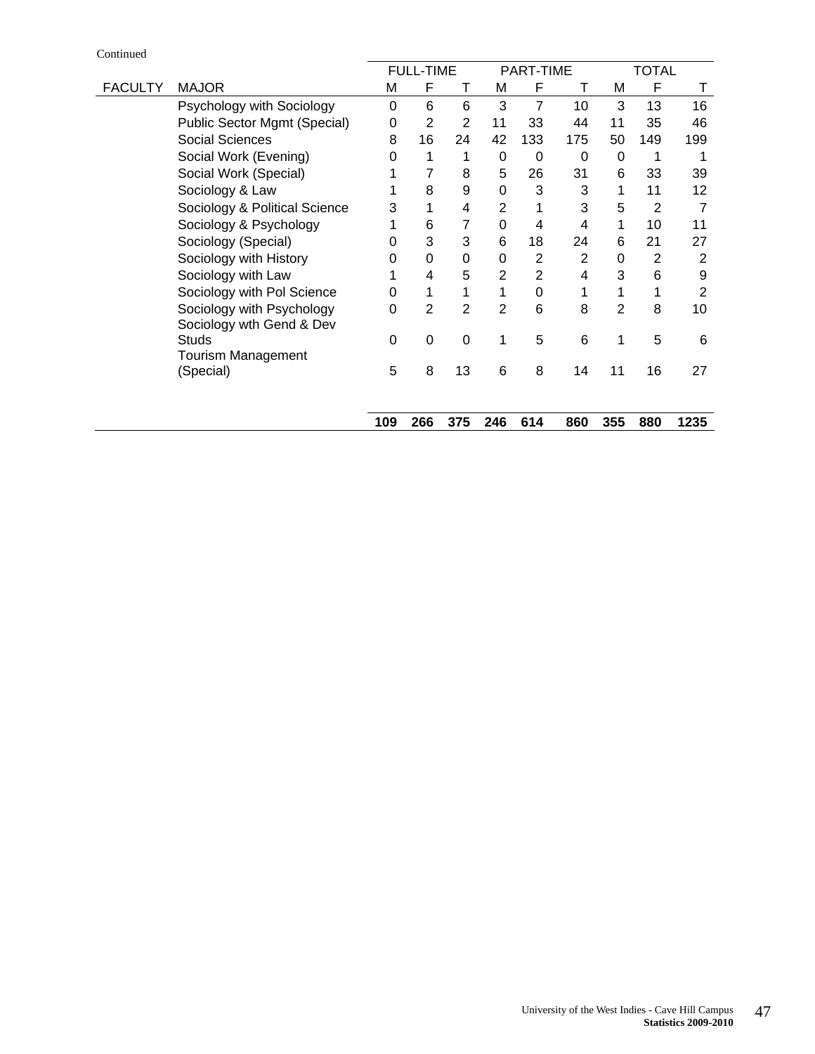Continued

| FACULTY | MAJOR | FULL-TIME | | | PART-TIME | | | TOTAL | | |
|---|---|---|---|---|---|---|---|---|---|---|
| | | M | F | T | M | F | T | M | F | T |
| | Psychology with Sociology | 0 | 6 | 6 | 3 | 7 | 10 | 3 | 13 | 16 |
| | Public Sector Mgmt (Special) | 0 | 2 | 2 | 11 | 33 | 44 | 11 | 35 | 46 |
| | Social Sciences | 8 | 16 | 24 | 42 | 133 | 175 | 50 | 149 | 199 |
| | Social Work (Evening) | 0 | 1 | 1 | 0 | 0 | 0 | 0 | 1 | 1 |
| | Social Work (Special) | 1 | 7 | 8 | 5 | 26 | 31 | 6 | 33 | 39 |
| | Sociology & Law | 1 | 8 | 9 | 0 | 3 | 3 | 1 | 11 | 12 |
| | Sociology & Political Science | 3 | 1 | 4 | 2 | 1 | 3 | 5 | 2 | 7 |
| | Sociology & Psychology | 1 | 6 | 7 | 0 | 4 | 4 | 1 | 10 | 11 |
| | Sociology (Special) | 0 | 3 | 3 | 6 | 18 | 24 | 6 | 21 | 27 |
| | Sociology with History | 0 | 0 | 0 | 0 | 2 | 2 | 0 | 2 | 2 |
| | Sociology with Law | 1 | 4 | 5 | 2 | 2 | 4 | 3 | 6 | 9 |
| | Sociology with Pol Science | 0 | 1 | 1 | 1 | 0 | 1 | 1 | 1 | 2 |
| | Sociology with Psychology | 0 | 2 | 2 | 2 | 6 | 8 | 2 | 8 | 10 |
| | Sociology wth Gend & Dev Studs | 0 | 0 | 0 | 1 | 5 | 6 | 1 | 5 | 6 |
| | Tourism Management (Special) | 5 | 8 | 13 | 6 | 8 | 14 | 11 | 16 | 27 |
| | | **109** | **266** | **375** | **246** | **614** | **860** | **355** | **880** | **1235** |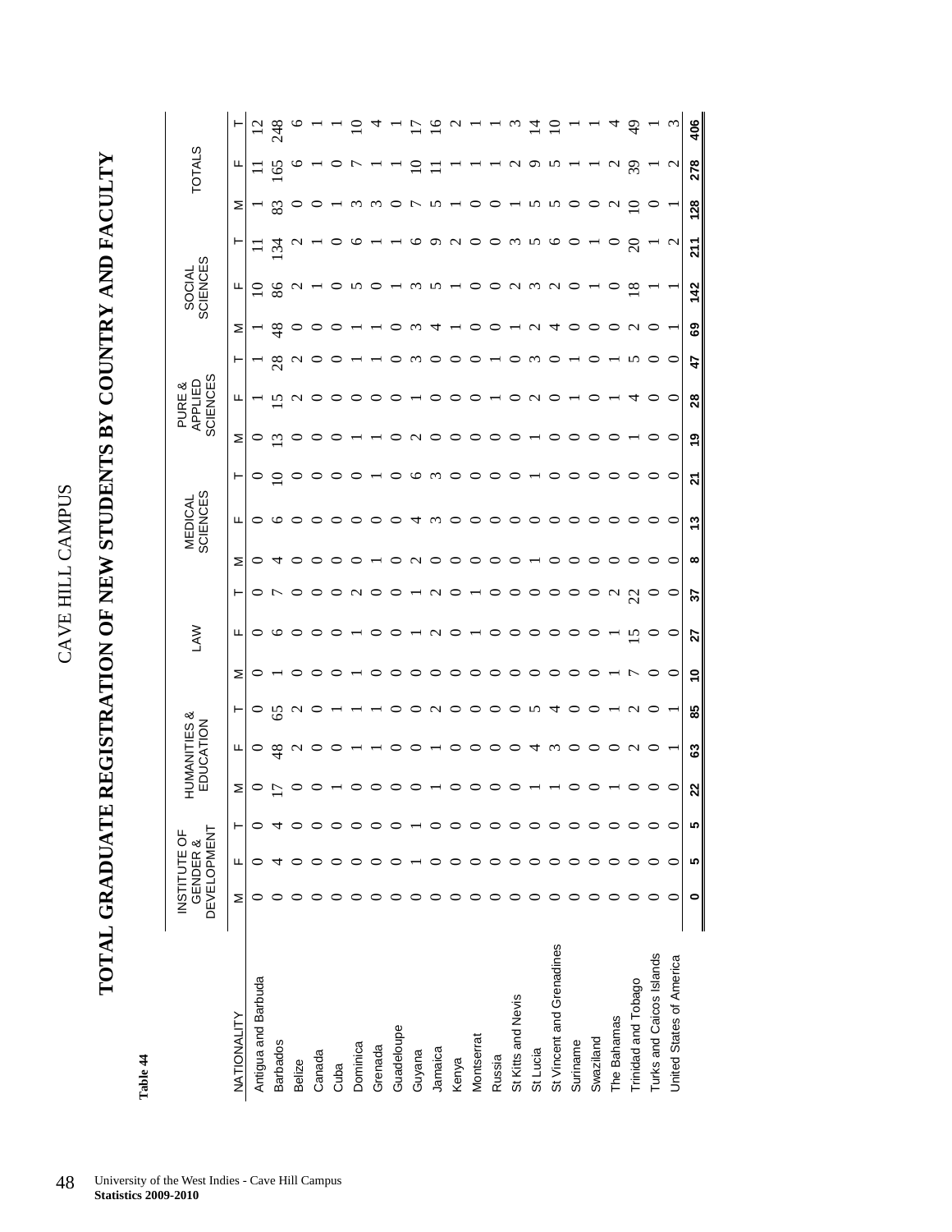Table 44

# CAVE HILL CAMPUS

## TOTAL GRADUATE REGISTRATION OF NEW STUDENTS BY COUNTRY AND FACULTY

| NATIONALITY | INSTITUTE OF GENDER & DEVELOPMENT | | | HUMANITIES & EDUCATION | | | LAW | | | MEDICAL SCIENCES | | | PURE & APPLIED SCIENCES | | | SOCIAL SCIENCES | | | TOTALS | | |
|---|---|---|---|---|---|---|---|---|---|---|---|---|---|---|---|---|---|---|---|---|---|
| | M | F | T | M | F | T | M | F | T | M | F | T | M | F | T | M | F | T | M | F | T |
| Antigua and Barbuda | 0 | 0 | 0 | 0 | 0 | 0 | 0 | 0 | 0 | 0 | 0 | 0 | 0 | 1 | 1 | 1 | 10 | 11 | 1 | 11 | 12 |
| Barbados | 0 | 4 | 4 | 17 | 48 | 65 | 1 | 6 | 7 | 4 | 6 | 10 | 13 | 15 | 28 | 48 | 86 | 134 | 83 | 165 | 248 |
| Belize | 0 | 0 | 0 | 0 | 2 | 2 | 0 | 0 | 0 | 0 | 0 | 0 | 0 | 2 | 2 | 0 | 2 | 2 | 0 | 6 | 6 |
| Canada | 0 | 0 | 0 | 0 | 0 | 0 | 0 | 0 | 0 | 0 | 0 | 0 | 0 | 0 | 0 | 0 | 1 | 1 | 0 | 1 | 1 |
| Cuba | 0 | 0 | 0 | 1 | 0 | 1 | 0 | 0 | 0 | 0 | 0 | 0 | 0 | 0 | 0 | 0 | 0 | 0 | 1 | 0 | 1 |
| Dominica | 0 | 0 | 0 | 0 | 1 | 1 | 1 | 1 | 2 | 0 | 0 | 0 | 1 | 0 | 1 | 1 | 5 | 6 | 3 | 7 | 10 |
| Grenada | 0 | 0 | 0 | 0 | 1 | 1 | 0 | 0 | 0 | 1 | 0 | 1 | 1 | 0 | 1 | 1 | 0 | 1 | 3 | 1 | 4 |
| Guadeloupe | 0 | 0 | 0 | 0 | 0 | 0 | 0 | 0 | 0 | 0 | 0 | 0 | 0 | 0 | 0 | 0 | 1 | 1 | 0 | 1 | 1 |
| Guyana | 0 | 1 | 1 | 0 | 0 | 0 | 0 | 1 | 1 | 2 | 4 | 6 | 2 | 1 | 3 | 3 | 3 | 6 | 7 | 10 | 17 |
| Jamaica | 0 | 0 | 0 | 1 | 1 | 2 | 0 | 2 | 2 | 0 | 3 | 3 | 0 | 0 | 0 | 4 | 5 | 9 | 5 | 11 | 16 |
| Kenya | 0 | 0 | 0 | 0 | 0 | 0 | 0 | 0 | 0 | 0 | 0 | 0 | 0 | 0 | 0 | 1 | 1 | 2 | 1 | 1 | 2 |
| Montserrat | 0 | 0 | 0 | 0 | 0 | 0 | 0 | 1 | 1 | 0 | 0 | 0 | 0 | 0 | 0 | 0 | 0 | 0 | 0 | 1 | 1 |
| Russia | 0 | 0 | 0 | 0 | 0 | 0 | 0 | 0 | 0 | 0 | 0 | 0 | 0 | 1 | 1 | 0 | 0 | 0 | 0 | 1 | 1 |
| St Kitts and Nevis | 0 | 0 | 0 | 0 | 0 | 0 | 0 | 0 | 0 | 0 | 0 | 0 | 0 | 0 | 0 | 1 | 2 | 3 | 1 | 2 | 3 |
| St Lucia | 0 | 0 | 0 | 1 | 4 | 5 | 0 | 0 | 0 | 1 | 0 | 1 | 1 | 2 | 3 | 2 | 3 | 5 | 5 | 9 | 14 |
| St Vincent and Grenadines | 0 | 0 | 0 | 1 | 3 | 4 | 0 | 0 | 0 | 0 | 0 | 0 | 0 | 0 | 0 | 4 | 2 | 6 | 5 | 5 | 10 |
| Suriname | 0 | 0 | 0 | 0 | 0 | 0 | 0 | 0 | 0 | 0 | 0 | 0 | 0 | 1 | 1 | 0 | 0 | 0 | 0 | 1 | 1 |
| Swaziland | 0 | 0 | 0 | 0 | 0 | 0 | 0 | 0 | 0 | 0 | 0 | 0 | 0 | 0 | 0 | 0 | 1 | 1 | 0 | 1 | 1 |
| The Bahamas | 0 | 0 | 0 | 1 | 0 | 1 | 1 | 1 | 2 | 0 | 0 | 0 | 0 | 1 | 1 | 0 | 0 | 0 | 2 | 2 | 4 |
| Trinidad and Tobago | 0 | 0 | 0 | 0 | 2 | 2 | 7 | 15 | 22 | 0 | 0 | 0 | 1 | 4 | 5 | 2 | 18 | 20 | 10 | 39 | 49 |
| Turks and Caicos Islands | 0 | 0 | 0 | 0 | 0 | 0 | 0 | 0 | 0 | 0 | 0 | 0 | 0 | 0 | 0 | 0 | 1 | 1 | 0 | 1 | 1 |
| United States of America | 0 | 0 | 0 | 0 | 1 | 1 | 0 | 0 | 0 | 0 | 0 | 0 | 0 | 0 | 0 | 1 | 1 | 2 | 1 | 2 | 3 |
| | **0** | **5** | **5** | **22** | **63** | **85** | **10** | **27** | **37** | **8** | **13** | **21** | **19** | **28** | **47** | **69** | **142** | **211** | **128** | **278** | **406** |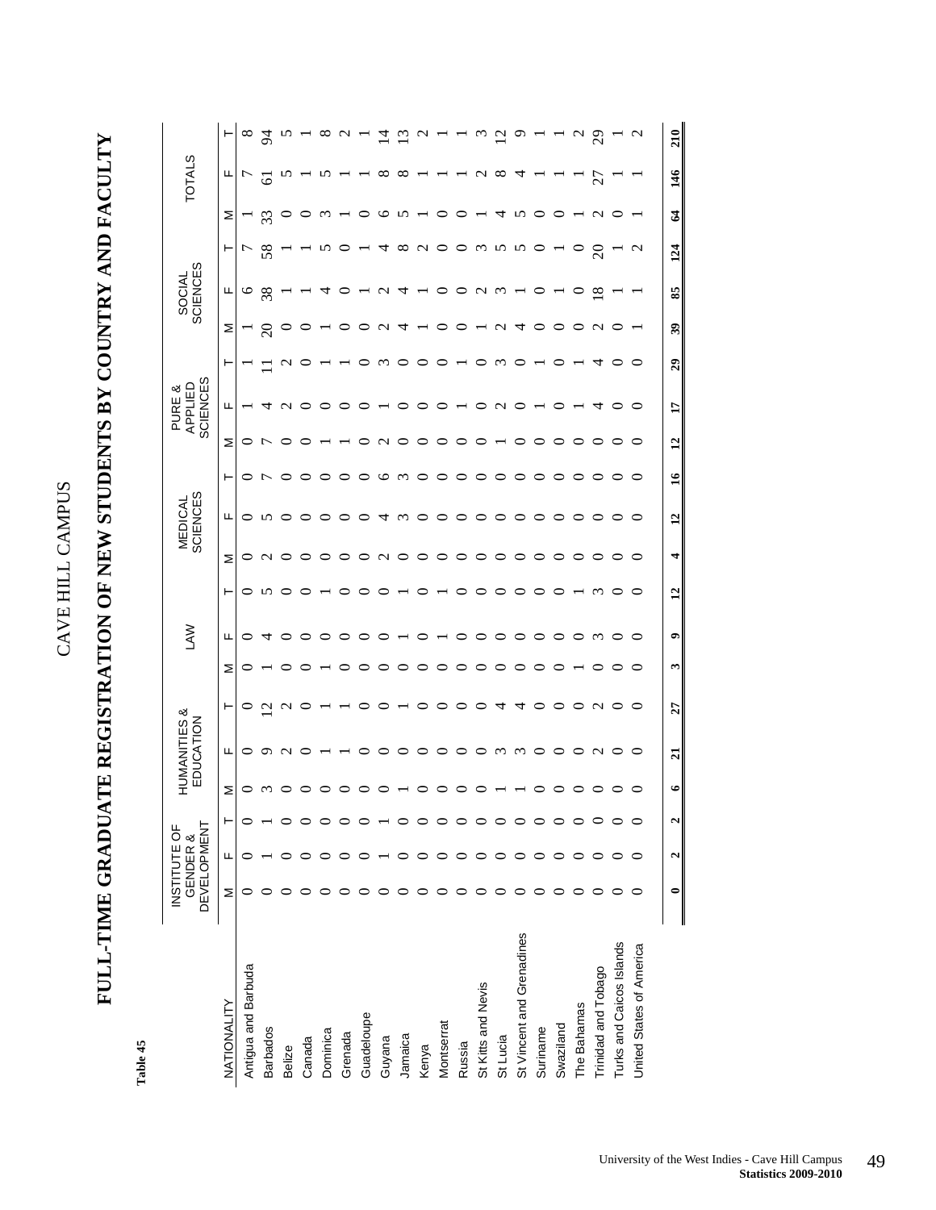**Table 45**

# FULL-TIME GRADUATE REGISTRATION OF NEW STUDENTS BY COUNTRY AND FACULTY

## CAVE HILL CAMPUS

| NATIONALITY | INSTITUTE OF GENDER & DEVELOPMENT | | | HUMANITIES & EDUCATION | | | LAW | | | MEDICAL SCIENCES | | | PURE & APPLIED SCIENCES | | | SOCIAL SCIENCES | | | TOTALS | | |
|---|---|---|---|---|---|---|---|---|---|---|---|---|---|---|---|---|---|---|---|---|---|
| | M | F | T | M | F | T | M | F | T | M | F | T | M | F | T | M | F | T | M | F | T |
| Antigua and Barbuda | 0 | 0 | 0 | 0 | 0 | 0 | 0 | 0 | 0 | 0 | 0 | 0 | 0 | 1 | 1 | 1 | 6 | 7 | 1 | 7 | 8 |
| Barbados | 0 | 1 | 1 | 3 | 9 | 12 | 1 | 4 | 5 | 2 | 5 | 7 | 7 | 4 | 11 | 20 | 38 | 58 | 33 | 61 | 94 |
| Belize | 0 | 0 | 0 | 0 | 2 | 2 | 0 | 0 | 0 | 0 | 0 | 0 | 0 | 2 | 2 | 0 | 1 | 1 | 0 | 5 | 5 |
| Canada | 0 | 0 | 0 | 0 | 0 | 0 | 0 | 0 | 0 | 0 | 0 | 0 | 0 | 0 | 0 | 0 | 1 | 1 | 0 | 1 | 1 |
| Dominica | 0 | 0 | 0 | 0 | 1 | 1 | 1 | 0 | 1 | 0 | 0 | 0 | 1 | 0 | 1 | 1 | 4 | 5 | 3 | 5 | 8 |
| Grenada | 0 | 0 | 0 | 0 | 1 | 1 | 0 | 0 | 0 | 0 | 0 | 0 | 1 | 0 | 1 | 0 | 0 | 0 | 1 | 1 | 2 |
| Guadeloupe | 0 | 0 | 0 | 0 | 0 | 0 | 0 | 0 | 0 | 0 | 0 | 0 | 0 | 0 | 0 | 0 | 1 | 1 | 0 | 1 | 1 |
| Guyana | 0 | 1 | 1 | 0 | 0 | 0 | 0 | 0 | 0 | 2 | 4 | 6 | 2 | 1 | 3 | 2 | 2 | 4 | 6 | 8 | 14 |
| Jamaica | 0 | 0 | 0 | 1 | 0 | 1 | 0 | 1 | 1 | 0 | 3 | 3 | 0 | 0 | 0 | 4 | 4 | 8 | 5 | 8 | 13 |
| Kenya | 0 | 0 | 0 | 0 | 0 | 0 | 0 | 0 | 0 | 0 | 0 | 0 | 0 | 0 | 0 | 1 | 1 | 2 | 1 | 1 | 2 |
| Montserrat | 0 | 0 | 0 | 0 | 0 | 0 | 0 | 1 | 1 | 0 | 0 | 0 | 0 | 0 | 0 | 0 | 0 | 0 | 0 | 1 | 1 |
| Russia | 0 | 0 | 0 | 0 | 0 | 0 | 0 | 0 | 0 | 0 | 0 | 0 | 0 | 1 | 1 | 0 | 0 | 0 | 0 | 1 | 1 |
| St Kitts and Nevis | 0 | 0 | 0 | 0 | 0 | 0 | 0 | 0 | 0 | 0 | 0 | 0 | 0 | 0 | 0 | 1 | 2 | 3 | 1 | 2 | 3 |
| St Lucia | 0 | 0 | 0 | 1 | 3 | 4 | 0 | 0 | 0 | 0 | 0 | 0 | 1 | 2 | 3 | 2 | 3 | 5 | 4 | 8 | 12 |
| St Vincent and Grenadines | 0 | 0 | 0 | 1 | 3 | 4 | 0 | 0 | 0 | 0 | 0 | 0 | 0 | 0 | 0 | 4 | 1 | 5 | 5 | 4 | 9 |
| Suriname | 0 | 0 | 0 | 0 | 0 | 0 | 0 | 0 | 0 | 0 | 0 | 0 | 0 | 1 | 1 | 0 | 0 | 0 | 0 | 1 | 1 |
| Swaziland | 0 | 0 | 0 | 0 | 0 | 0 | 0 | 0 | 0 | 0 | 0 | 0 | 0 | 0 | 0 | 0 | 1 | 1 | 0 | 1 | 1 |
| The Bahamas | 0 | 0 | 0 | 0 | 0 | 0 | 1 | 0 | 1 | 0 | 0 | 0 | 0 | 1 | 1 | 0 | 0 | 0 | 1 | 1 | 2 |
| Trinidad and Tobago | 0 | 0 | 0 | 0 | 2 | 2 | 0 | 3 | 3 | 0 | 0 | 0 | 0 | 4 | 4 | 2 | 18 | 20 | 2 | 27 | 29 |
| Turks and Caicos Islands | 0 | 0 | 0 | 0 | 0 | 0 | 0 | 0 | 0 | 0 | 0 | 0 | 0 | 0 | 0 | 0 | 1 | 1 | 0 | 1 | 1 |
| United States of America | 0 | 0 | 0 | 0 | 0 | 0 | 0 | 0 | 0 | 0 | 0 | 0 | 0 | 0 | 0 | 1 | 1 | 2 | 1 | 1 | 2 |
| | **0** | **2** | **2** | **6** | **21** | **27** | **3** | **9** | **12** | **4** | **12** | **16** | **12** | **17** | **29** | **39** | **85** | **124** | **64** | **146** | **210** |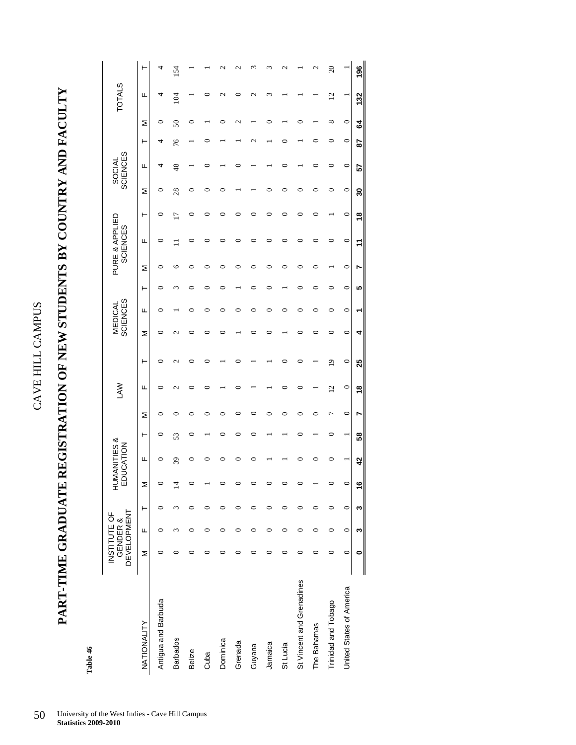# CAVE HILL CAMPUS

## PART-TIME GRADUATE REGISTRATION OF NEW STUDENTS BY COUNTRY AND FACULTY

**Table 46**

| NATIONALITY | INSTITUTE OF GENDER & DEVELOPMENT | | | HUMANITIES & EDUCATION | | | LAW | | | MEDICAL SCIENCES | | | PURE & APPLIED SCIENCES | | | SOCIAL SCIENCES | | | TOTALS | | |
|---|---|---|---|---|---|---|---|---|---|---|---|---|---|---|---|---|---|---|---|---|---|
| | M | F | T | M | F | T | M | F | T | M | F | T | M | F | T | M | F | T | M | F | T |
| Antigua and Barbuda | 0 | 0 | 0 | 0 | 0 | 0 | 0 | 0 | 0 | 0 | 0 | 0 | 0 | 0 | 0 | 0 | 4 | 4 | 0 | 4 | 4 |
| Barbados | 0 | 3 | 3 | 14 | 39 | 53 | 0 | 2 | 2 | 2 | 1 | 3 | 6 | 11 | 17 | 28 | 48 | 76 | 50 | 104 | 154 |
| Belize | 0 | 0 | 0 | 0 | 0 | 0 | 0 | 0 | 0 | 0 | 0 | 0 | 0 | 0 | 0 | 0 | 1 | 1 | 0 | 1 | 1 |
| Cuba | 0 | 0 | 0 | 1 | 0 | 1 | 0 | 0 | 0 | 0 | 0 | 0 | 0 | 0 | 0 | 0 | 0 | 0 | 1 | 0 | 1 |
| Dominica | 0 | 0 | 0 | 0 | 0 | 0 | 0 | 1 | 1 | 0 | 0 | 0 | 0 | 0 | 0 | 0 | 1 | 1 | 0 | 2 | 2 |
| Grenada | 0 | 0 | 0 | 0 | 0 | 0 | 0 | 0 | 0 | 1 | 0 | 1 | 0 | 0 | 0 | 1 | 0 | 1 | 2 | 0 | 2 |
| Guyana | 0 | 0 | 0 | 0 | 0 | 0 | 0 | 1 | 1 | 0 | 0 | 0 | 0 | 0 | 0 | 1 | 1 | 2 | 1 | 2 | 3 |
| Jamaica | 0 | 0 | 0 | 0 | 1 | 1 | 0 | 1 | 1 | 0 | 0 | 0 | 0 | 0 | 0 | 0 | 1 | 1 | 0 | 3 | 3 |
| St Lucia | 0 | 0 | 0 | 0 | 1 | 1 | 0 | 0 | 0 | 1 | 0 | 1 | 0 | 0 | 0 | 0 | 0 | 0 | 1 | 1 | 2 |
| St Vincent and Grenadines | 0 | 0 | 0 | 0 | 0 | 0 | 0 | 0 | 0 | 0 | 0 | 0 | 0 | 0 | 0 | 0 | 1 | 1 | 0 | 1 | 1 |
| The Bahamas | 0 | 0 | 0 | 1 | 0 | 1 | 0 | 1 | 1 | 0 | 0 | 0 | 0 | 0 | 0 | 0 | 0 | 0 | 1 | 1 | 2 |
| Trinidad and Tobago | 0 | 0 | 0 | 0 | 0 | 0 | 7 | 12 | 19 | 0 | 0 | 0 | 1 | 0 | 1 | 0 | 0 | 0 | 8 | 12 | 20 |
| United States of America | 0 | 0 | 0 | 0 | 1 | 1 | 0 | 0 | 0 | 0 | 0 | 0 | 0 | 0 | 0 | 0 | 0 | 0 | 0 | 1 | 1 |
| | **0** | **3** | **3** | **16** | **42** | **58** | **7** | **18** | **25** | **4** | **1** | **5** | **7** | **11** | **18** | **30** | **57** | **87** | **64** | **132** | **196** |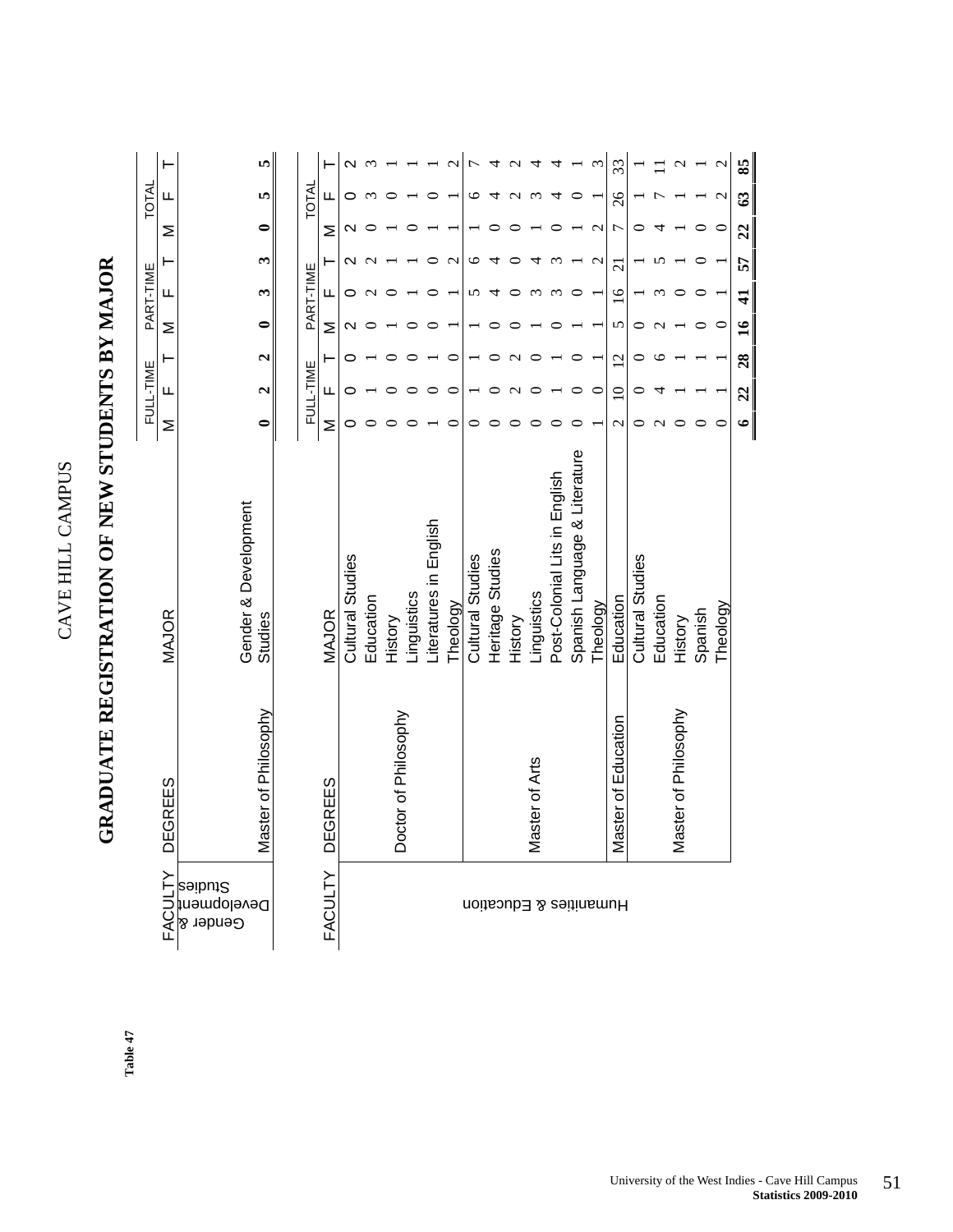Table 47

CAVE HILL CAMPUS

# GRADUATE REGISTRATION OF NEW STUDENTS BY MAJOR

| FACULTY | DEGREES | MAJOR | FULL-TIME | | | PART-TIME | | | TOTAL | | |
|---|---|---|---|---|---|---|---|---|---|---|---|
| | | | M | F | T | M | F | T | M | F | T |
| Gender & Development Studies | Master of Philosophy | Gender & Development Studies | **0** | **2** | **2** | **0** | **3** | **3** | **0** | **5** | **5** |

| FACULTY | DEGREES | MAJOR | FULL-TIME | | | PART-TIME | | | TOTAL | | |
|---|---|---|---|---|---|---|---|---|---|---|---|
| | | | M | F | T | M | F | T | M | F | T |
| Humanities & Education | Doctor of Philosophy | Cultural Studies | 0 | 0 | 0 | 2 | 0 | 2 | 2 | 0 | 2 |
| | | Education | 0 | 1 | 1 | 0 | 2 | 2 | 0 | 3 | 3 |
| | | History | 0 | 0 | 0 | 1 | 0 | 1 | 1 | 0 | 1 |
| | | Linguistics | 0 | 0 | 0 | 0 | 1 | 1 | 0 | 1 | 1 |
| | | Literatures in English | 1 | 0 | 1 | 0 | 0 | 0 | 1 | 0 | 1 |
| | | Theology | 0 | 0 | 0 | 1 | 1 | 2 | 1 | 1 | 2 |
| | Master of Arts | Cultural Studies | 0 | 1 | 1 | 1 | 5 | 6 | 1 | 6 | 7 |
| | | Heritage Studies | 0 | 0 | 0 | 0 | 4 | 4 | 0 | 4 | 4 |
| | | History | 0 | 2 | 2 | 0 | 0 | 0 | 0 | 2 | 2 |
| | | Linguistics | 0 | 0 | 0 | 1 | 3 | 4 | 1 | 3 | 4 |
| | | Post-Colonial Lits in English | 0 | 1 | 1 | 0 | 3 | 3 | 0 | 4 | 4 |
| | | Spanish Language & Literature | 0 | 0 | 0 | 1 | 0 | 1 | 1 | 0 | 1 |
| | | Theology | 1 | 0 | 1 | 1 | 1 | 2 | 2 | 1 | 3 |
| | Master of Education | Education | 2 | 10 | 12 | 5 | 16 | 21 | 7 | 26 | 33 |
| | Master of Philosophy | Cultural Studies | 0 | 0 | 0 | 0 | 1 | 1 | 0 | 1 | 1 |
| | | Education | 2 | 4 | 6 | 2 | 3 | 5 | 4 | 7 | 11 |
| | | History | 0 | 1 | 1 | 1 | 0 | 1 | 1 | 1 | 2 |
| | | Spanish | 0 | 1 | 1 | 0 | 0 | 0 | 0 | 1 | 1 |
| | | Theology | 0 | 1 | 1 | 0 | 1 | 1 | 0 | 2 | 2 |
| | | | **6** | **22** | **28** | **16** | **41** | **57** | **22** | **63** | **85** |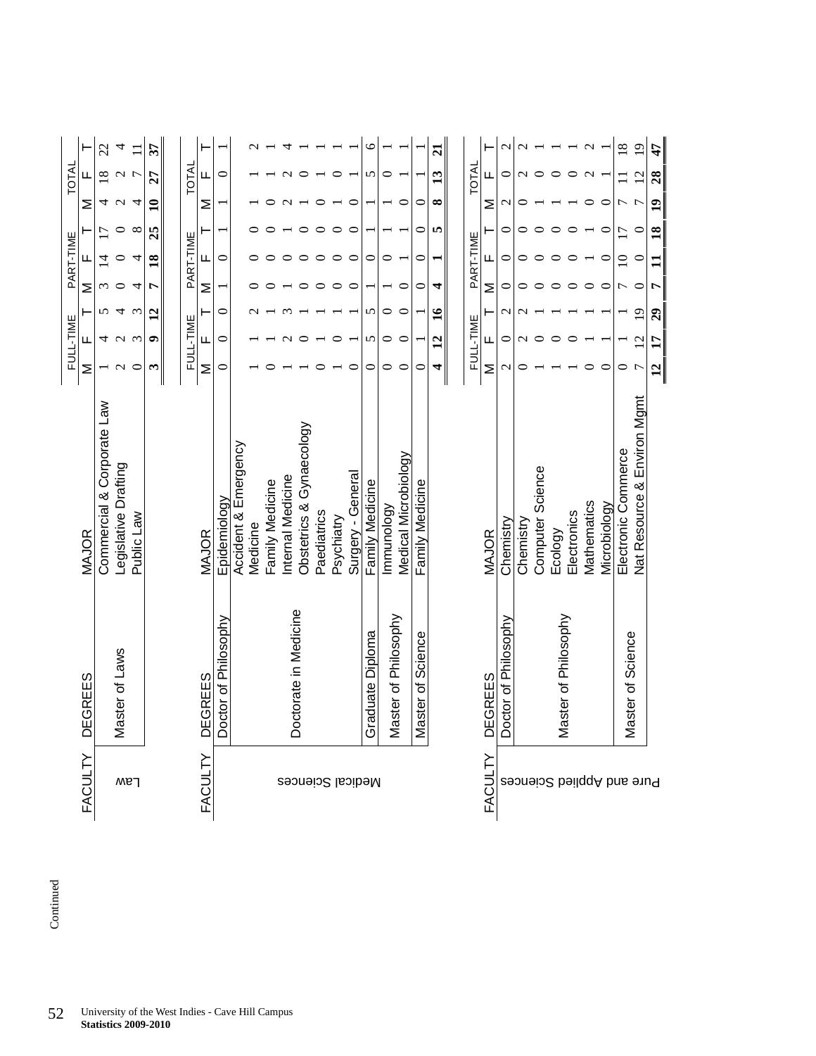Continued

| FACULTY | DEGREES | MAJOR | FULL-TIME | | | PART-TIME | | | TOTAL | | |
|---|---|---|---|---|---|---|---|---|---|---|---|
| | | | M | F | T | M | F | T | M | F | T |
| Law | Master of Laws | Commercial & Corporate Law | 1 | 4 | 5 | 3 | 14 | 17 | 4 | 18 | 22 |
| | | Legislative Drafting | 2 | 2 | 4 | 0 | 0 | 0 | 2 | 2 | 4 |
| | | Public Law | 0 | 3 | 3 | 4 | 4 | 8 | 4 | 7 | 11 |
| | | | **3** | **9** | **12** | **7** | **18** | **25** | **10** | **27** | **37** |

| FACULTY | DEGREES | MAJOR | FULL-TIME | | | PART-TIME | | | TOTAL | | |
|---|---|---|---|---|---|---|---|---|---|---|---|
| | | | M | F | T | M | F | T | M | F | T |
| Medical Sciences | Doctor of Philosophy | Epidemiology | 0 | 0 | 0 | 1 | 0 | 1 | 1 | 0 | 1 |
| | Doctorate in Medicine | Accident & Emergency Medicine | 1 | 1 | 2 | 0 | 0 | 0 | 1 | 1 | 2 |
| | | Family Medicine | 0 | 1 | 1 | 0 | 0 | 0 | 0 | 1 | 1 |
| | | Internal Medicine | 1 | 2 | 3 | 1 | 0 | 1 | 2 | 2 | 4 |
| | | Obstetrics & Gynaecology | 1 | 0 | 1 | 0 | 0 | 0 | 1 | 0 | 1 |
| | | Paediatrics | 0 | 1 | 1 | 0 | 0 | 0 | 0 | 1 | 1 |
| | | Psychiatry | 1 | 0 | 1 | 0 | 0 | 0 | 1 | 0 | 1 |
| | | Surgery - General | 0 | 1 | 1 | 0 | 0 | 0 | 0 | 1 | 1 |
| | Graduate Diploma | Family Medicine | 0 | 5 | 5 | 1 | 0 | 1 | 1 | 5 | 6 |
| | Master of Philosophy | Immunology | 0 | 0 | 0 | 1 | 0 | 1 | 1 | 0 | 1 |
| | | Medical Microbiology | 0 | 0 | 0 | 0 | 1 | 1 | 0 | 1 | 1 |
| | Master of Science | Family Medicine | 0 | 1 | 1 | 0 | 0 | 0 | 0 | 1 | 1 |
| | | | **4** | **12** | **16** | **4** | **1** | **5** | **8** | **13** | **21** |

| FACULTY | DEGREES | MAJOR | FULL-TIME | | | PART-TIME | | | TOTAL | | |
|---|---|---|---|---|---|---|---|---|---|---|---|
| | | | M | F | T | M | F | T | M | F | T |
| Pure and Applied Sciences | Doctor of Philosophy | Chemistry | 2 | 0 | 2 | 0 | 0 | 0 | 2 | 0 | 2 |
| | Master of Philosophy | Chemistry | 0 | 2 | 2 | 0 | 0 | 0 | 0 | 2 | 2 |
| | | Computer Science | 1 | 0 | 1 | 0 | 0 | 0 | 1 | 0 | 1 |
| | | Ecology | 1 | 0 | 1 | 0 | 0 | 0 | 1 | 0 | 1 |
| | | Electronics | 1 | 0 | 1 | 0 | 0 | 0 | 1 | 0 | 1 |
| | | Mathematics | 0 | 1 | 1 | 0 | 1 | 1 | 0 | 2 | 2 |
| | | Microbiology | 0 | 1 | 1 | 0 | 0 | 0 | 0 | 1 | 1 |
| | Master of Science | Electronic Commerce | 0 | 1 | 1 | 7 | 10 | 17 | 7 | 11 | 18 |
| | | Nat Resource & Environ Mgmt | 7 | 12 | 19 | 0 | 0 | 0 | 7 | 12 | 19 |
| | | | **12** | **17** | **29** | **7** | **11** | **18** | **19** | **28** | **47** |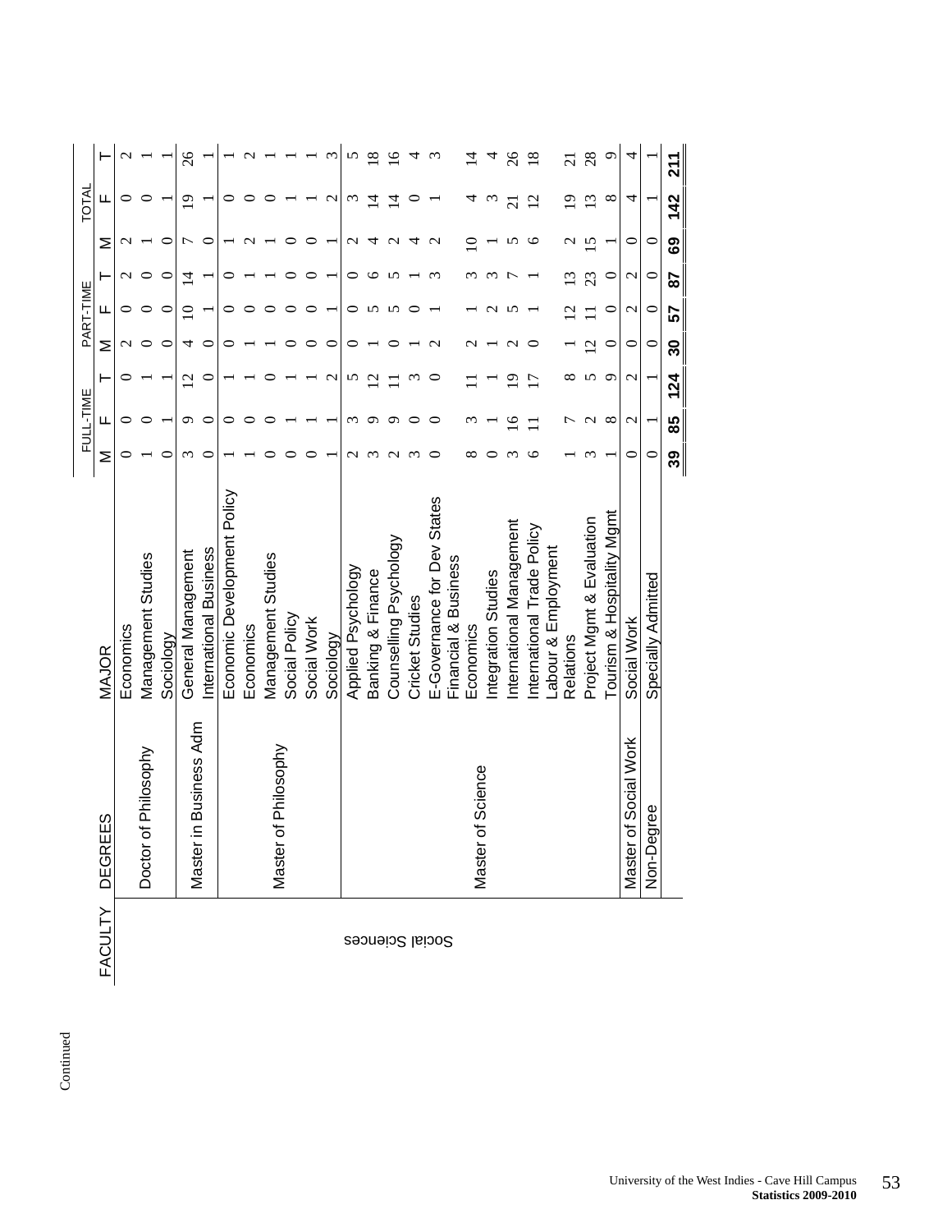Continued

| FACULTY | DEGREES | MAJOR | FULL-TIME | | | PART-TIME | | | TOTAL | | |
|---|---|---|---|---|---|---|---|---|---|---|---|
| | | | M | F | T | M | F | T | M | F | T |
| Social Sciences | Doctor of Philosophy | Economics | 0 | 0 | 0 | 2 | 0 | 2 | 2 | 0 | 2 |
| | | Management Studies | 1 | 0 | 1 | 0 | 0 | 0 | 1 | 0 | 1 |
| | | Sociology | 0 | 1 | 1 | 0 | 0 | 0 | 0 | 1 | 1 |
| | Master in Business Adm | General Management | 3 | 9 | 12 | 4 | 10 | 14 | 7 | 19 | 26 |
| | | International Business | 0 | 0 | 0 | 0 | 1 | 1 | 0 | 1 | 1 |
| | Master of Philosophy | Economic Development Policy | 1 | 0 | 1 | 0 | 0 | 0 | 1 | 0 | 1 |
| | | Economics | 1 | 0 | 1 | 1 | 0 | 1 | 2 | 0 | 2 |
| | | Management Studies | 0 | 0 | 0 | 1 | 0 | 1 | 1 | 0 | 1 |
| | | Social Policy | 0 | 1 | 1 | 0 | 0 | 0 | 0 | 1 | 1 |
| | | Social Work | 0 | 1 | 1 | 0 | 0 | 0 | 0 | 1 | 1 |
| | | Sociology | 1 | 1 | 2 | 0 | 1 | 1 | 1 | 2 | 3 |
| | Master of Science | Applied Psychology | 2 | 3 | 5 | 0 | 0 | 0 | 2 | 3 | 5 |
| | | Banking & Finance | 3 | 9 | 12 | 1 | 5 | 6 | 4 | 14 | 18 |
| | | Counselling Psychology | 2 | 9 | 11 | 0 | 5 | 5 | 2 | 14 | 16 |
| | | Cricket Studies | 3 | 0 | 3 | 1 | 0 | 1 | 4 | 0 | 4 |
| | | E-Governance for Dev States | 0 | 0 | 0 | 2 | 1 | 3 | 2 | 1 | 3 |
| | | Financial & Business Economics | 8 | 3 | 11 | 2 | 1 | 3 | 10 | 4 | 14 |
| | | Integration Studies | 0 | 1 | 1 | 1 | 2 | 3 | 1 | 3 | 4 |
| | | International Management | 3 | 16 | 19 | 2 | 5 | 7 | 5 | 21 | 26 |
| | | International Trade Policy | 6 | 11 | 17 | 0 | 1 | 1 | 6 | 12 | 18 |
| | | Labour & Employment Relations | 1 | 7 | 8 | 1 | 12 | 13 | 2 | 19 | 21 |
| | | Project Mgmt & Evaluation | 3 | 2 | 5 | 12 | 11 | 23 | 15 | 13 | 28 |
| | | Tourism & Hospitality Mgmt | 1 | 8 | 9 | 0 | 0 | 0 | 1 | 8 | 9 |
| | Master of Social Work | Social Work | 0 | 2 | 2 | 0 | 2 | 2 | 0 | 4 | 4 |
| | Non-Degree | Specially Admitted | 0 | 1 | 1 | 0 | 0 | 0 | 0 | 1 | 1 |
| | | | **39** | **85** | **124** | **30** | **57** | **87** | **69** | **142** | **211** |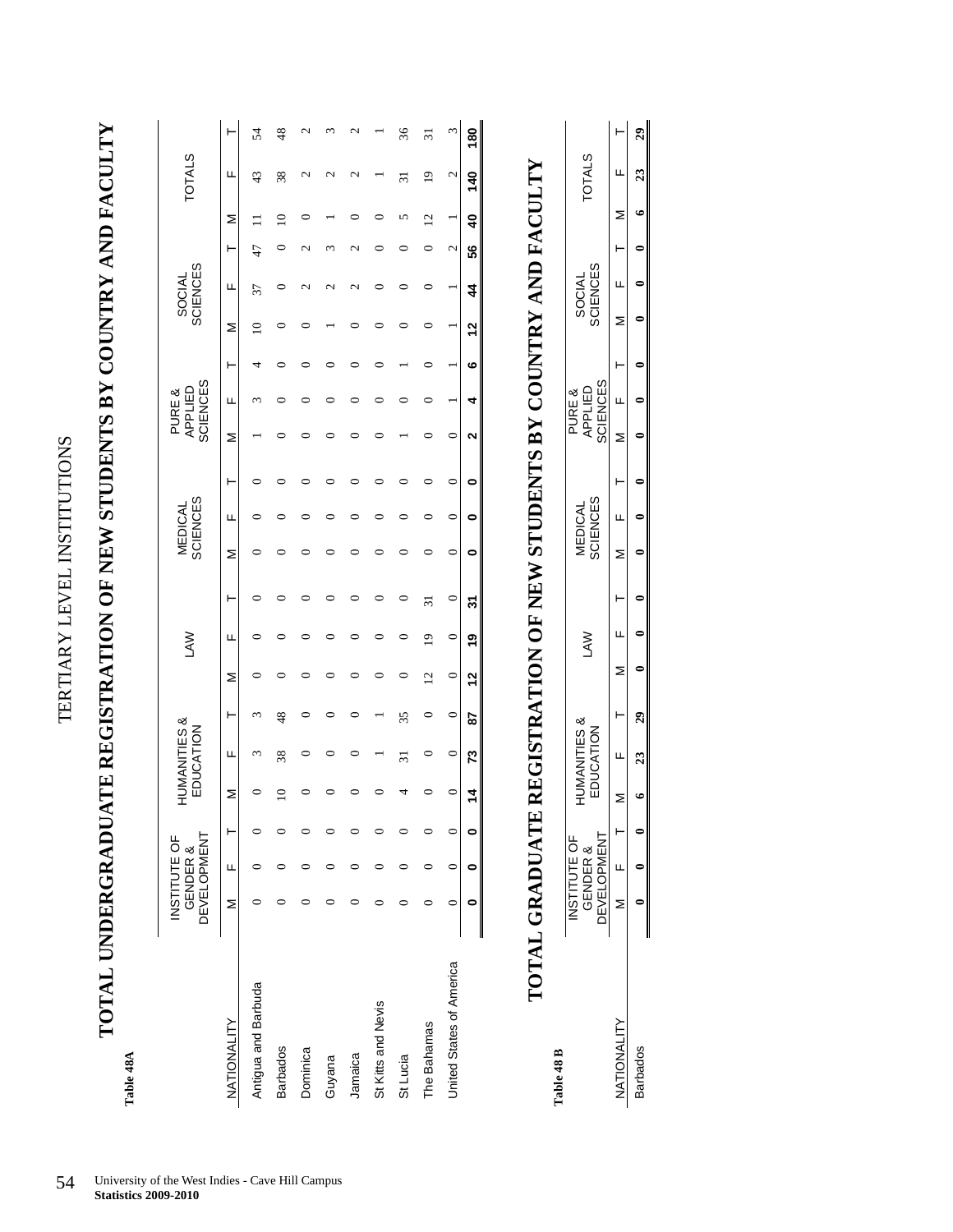# TERTIARY LEVEL INSTITUTIONS

## TOTAL UNDERGRADUATE REGISTRATION OF NEW STUDENTS BY COUNTRY AND FACULTY

**Table 48A**

| NATIONALITY | INSTITUTE OF GENDER & DEVELOPMENT | | | HUMANITIES & EDUCATION | | | LAW | | | MEDICAL SCIENCES | | | PURE & APPLIED SCIENCES | | | SOCIAL SCIENCES | | | TOTALS | | |
|---|---|---|---|---|---|---|---|---|---|---|---|---|---|---|---|---|---|---|---|---|---|
| | M | F | T | M | F | T | M | F | T | M | F | T | M | F | T | M | F | T | M | F | T |
| Antigua and Barbuda | 0 | 0 | 0 | 0 | 3 | 3 | 0 | 0 | 0 | 0 | 0 | 0 | 1 | 3 | 4 | 10 | 37 | 47 | 11 | 43 | 54 |
| Barbados | 0 | 0 | 0 | 10 | 38 | 48 | 0 | 0 | 0 | 0 | 0 | 0 | 0 | 0 | 0 | 0 | 0 | 0 | 10 | 38 | 48 |
| Dominica | 0 | 0 | 0 | 0 | 0 | 0 | 0 | 0 | 0 | 0 | 0 | 0 | 0 | 0 | 0 | 0 | 2 | 2 | 0 | 2 | 2 |
| Guyana | 0 | 0 | 0 | 0 | 0 | 0 | 0 | 0 | 0 | 0 | 0 | 0 | 0 | 0 | 0 | 1 | 2 | 3 | 1 | 2 | 3 |
| Jamaica | 0 | 0 | 0 | 0 | 0 | 0 | 0 | 0 | 0 | 0 | 0 | 0 | 0 | 0 | 0 | 0 | 2 | 2 | 0 | 2 | 2 |
| St Kitts and Nevis | 0 | 0 | 0 | 0 | 1 | 1 | 0 | 0 | 0 | 0 | 0 | 0 | 0 | 0 | 0 | 0 | 0 | 0 | 0 | 1 | 1 |
| St Lucia | 0 | 0 | 0 | 4 | 31 | 35 | 0 | 0 | 0 | 0 | 0 | 0 | 1 | 0 | 1 | 0 | 0 | 0 | 5 | 31 | 36 |
| The Bahamas | 0 | 0 | 0 | 0 | 0 | 0 | 12 | 19 | 31 | 0 | 0 | 0 | 0 | 0 | 0 | 0 | 0 | 0 | 12 | 19 | 31 |
| United States of America | 0 | 0 | 0 | 0 | 0 | 0 | 0 | 0 | 0 | 0 | 0 | 0 | 0 | 1 | 1 | 1 | 1 | 2 | 1 | 2 | 3 |
| | **0** | **0** | **0** | **14** | **73** | **87** | **12** | **19** | **31** | **0** | **0** | **0** | **2** | **4** | **6** | **12** | **44** | **56** | **40** | **140** | **180** |

## TOTAL GRADUATE REGISTRATION OF NEW STUDENTS BY COUNTRY AND FACULTY

**Table 48 B**

| NATIONALITY | INSTITUTE OF GENDER & DEVELOPMENT | | | HUMANITIES & EDUCATION | | | LAW | | | MEDICAL SCIENCES | | | PURE & APPLIED SCIENCES | | | SOCIAL SCIENCES | | | TOTALS | | |
|---|---|---|---|---|---|---|---|---|---|---|---|---|---|---|---|---|---|---|---|---|---|
| | M | F | T | M | F | T | M | F | T | M | F | T | M | F | T | M | F | T | M | F | T |
| Barbados | **0** | **0** | **0** | **6** | **23** | **29** | **0** | **0** | **0** | **0** | **0** | **0** | **0** | **0** | **0** | **0** | **0** | **0** | **6** | **23** | **29** |

University of the West Indies - Cave Hill Campus
**Statistics 2009-2010**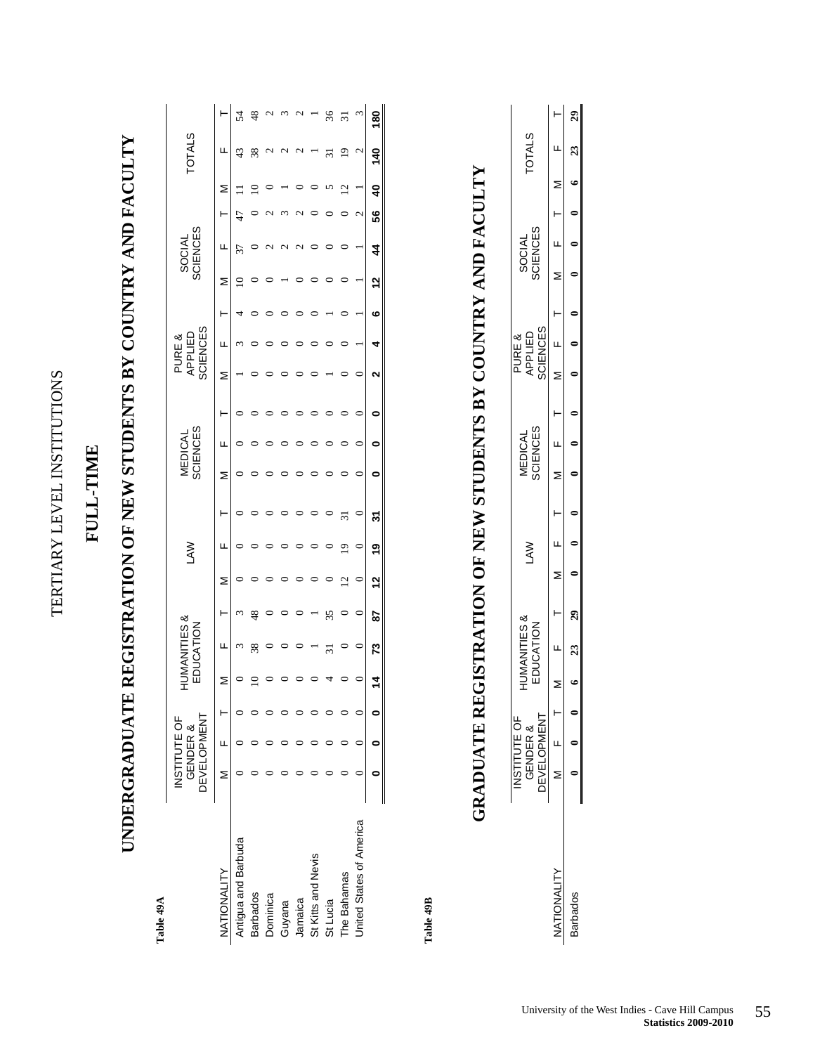# TERTIARY LEVEL INSTITUTIONS

## FULL-TIME

## UNDERGRADUATE REGISTRATION OF NEW STUDENTS BY COUNTRY AND FACULTY

**Table 49A**

| NATIONALITY | INSTITUTE OF GENDER & DEVELOPMENT | | | HUMANITIES & EDUCATION | | | LAW | | | MEDICAL SCIENCES | | | PURE & APPLIED SCIENCES | | | SOCIAL SCIENCES | | | TOTALS | | |
|---|---|---|---|---|---|---|---|---|---|---|---|---|---|---|---|---|---|---|---|---|---|
| | M | F | T | M | F | T | M | F | T | M | F | T | M | F | T | M | F | T | M | F | T |
| Antigua and Barbuda | 0 | 0 | 0 | 0 | 3 | 3 | 0 | 0 | 0 | 0 | 0 | 0 | 1 | 3 | 4 | 10 | 37 | 47 | 11 | 43 | 54 |
| Barbados | 0 | 0 | 0 | 10 | 38 | 48 | 0 | 0 | 0 | 0 | 0 | 0 | 0 | 0 | 0 | 0 | 0 | 0 | 10 | 38 | 48 |
| Dominica | 0 | 0 | 0 | 0 | 0 | 0 | 0 | 0 | 0 | 0 | 0 | 0 | 0 | 0 | 0 | 0 | 2 | 2 | 0 | 2 | 2 |
| Guyana | 0 | 0 | 0 | 0 | 0 | 0 | 0 | 0 | 0 | 0 | 0 | 0 | 0 | 0 | 0 | 1 | 2 | 3 | 1 | 2 | 3 |
| Jamaica | 0 | 0 | 0 | 0 | 0 | 0 | 0 | 0 | 0 | 0 | 0 | 0 | 0 | 0 | 0 | 0 | 2 | 2 | 0 | 2 | 2 |
| St Kitts and Nevis | 0 | 0 | 0 | 0 | 1 | 1 | 0 | 0 | 0 | 0 | 0 | 0 | 0 | 0 | 0 | 0 | 0 | 0 | 0 | 1 | 1 |
| St Lucia | 0 | 0 | 0 | 4 | 31 | 35 | 0 | 0 | 0 | 0 | 0 | 0 | 1 | 0 | 1 | 0 | 0 | 0 | 5 | 31 | 36 |
| The Bahamas | 0 | 0 | 0 | 0 | 0 | 0 | 12 | 19 | 31 | 0 | 0 | 0 | 0 | 0 | 0 | 0 | 0 | 0 | 12 | 19 | 31 |
| United States of America | 0 | 0 | 0 | 0 | 0 | 0 | 0 | 0 | 0 | 0 | 0 | 0 | 0 | 1 | 1 | 1 | 1 | 2 | 1 | 2 | 3 |
| | **0** | **0** | **0** | **14** | **73** | **87** | **12** | **19** | **31** | **0** | **0** | **0** | **2** | **4** | **6** | **12** | **44** | **56** | **40** | **140** | **180** |

## GRADUATE REGISTRATION OF NEW STUDENTS BY COUNTRY AND FACULTY

**Table 49B**

| NATIONALITY | INSTITUTE OF GENDER & DEVELOPMENT | | | HUMANITIES & EDUCATION | | | LAW | | | MEDICAL SCIENCES | | | PURE & APPLIED SCIENCES | | | SOCIAL SCIENCES | | | TOTALS | | |
|---|---|---|---|---|---|---|---|---|---|---|---|---|---|---|---|---|---|---|---|---|---|
| | M | F | T | M | F | T | M | F | T | M | F | T | M | F | T | M | F | T | M | F | T |
| Barbados | **0** | **0** | **0** | **6** | **23** | **29** | **0** | **0** | **0** | **0** | **0** | **0** | **0** | **0** | **0** | **0** | **0** | **0** | **6** | **23** | **29** |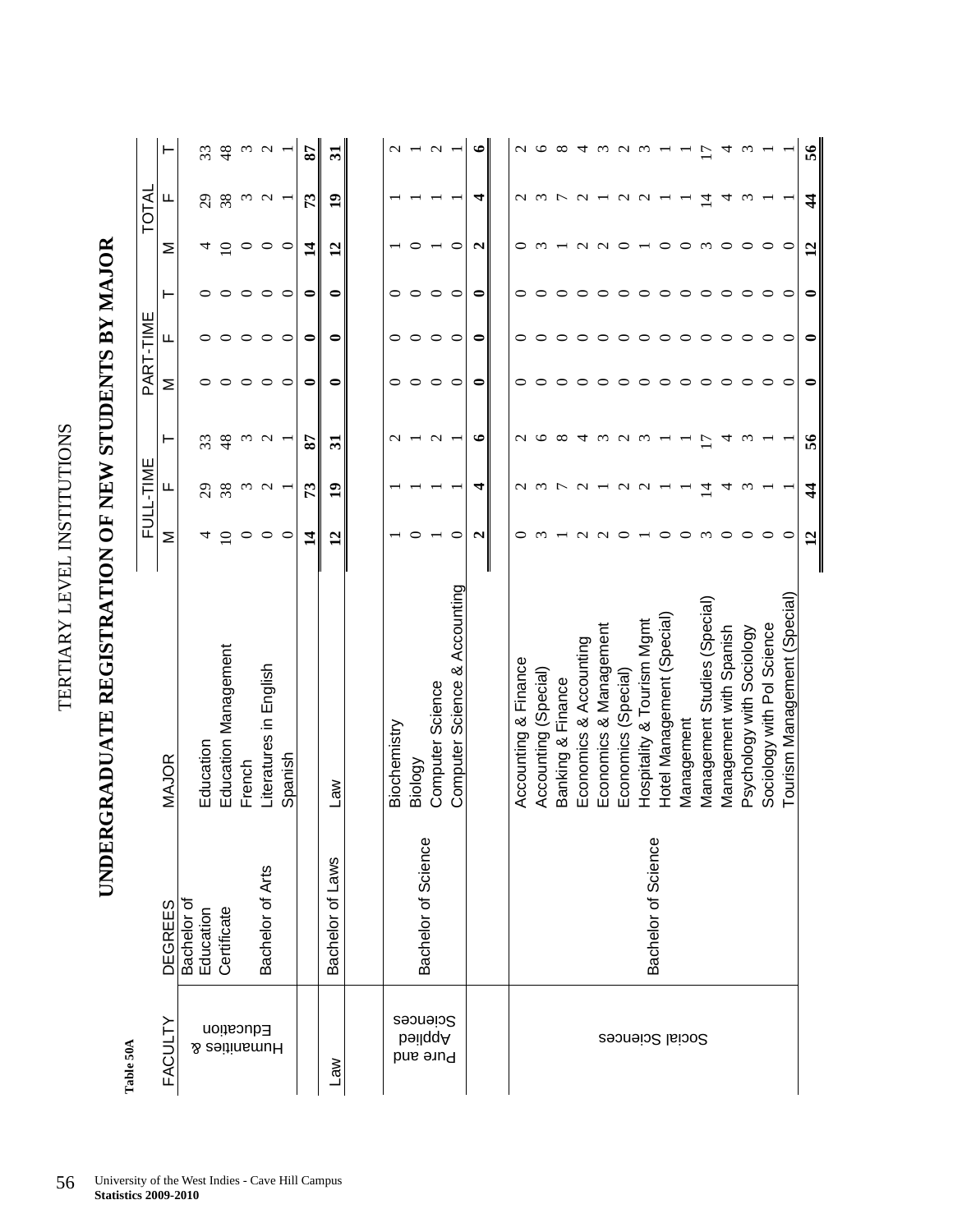# TERTIARY LEVEL INSTITUTIONS

**Table 50A**

## UNDERGRADUATE REGISTRATION OF NEW STUDENTS BY MAJOR

| FACULTY | DEGREES | MAJOR | FULL-TIME | | | PART-TIME | | | TOTAL | | |
|---|---|---|---|---|---|---|---|---|---|---|---|
| | | | M | F | T | M | F | T | M | F | T |
| Humanities & Education | Bachelor of Education Certificate | Education | 4 | 29 | 33 | 0 | 0 | 0 | 4 | 29 | 33 |
| | | Education Management | 10 | 38 | 48 | 0 | 0 | 0 | 10 | 38 | 48 |
| | Bachelor of Arts | French | 0 | 3 | 3 | 0 | 0 | 0 | 0 | 3 | 3 |
| | | Literatures in English | 0 | 2 | 2 | 0 | 0 | 0 | 0 | 2 | 2 |
| | | Spanish | 0 | 1 | 1 | 0 | 0 | 0 | 0 | 1 | 1 |
| | | | **14** | **73** | **87** | **0** | **0** | **0** | **14** | **73** | **87** |
| Law | Bachelor of Laws | Law | **12** | **19** | **31** | **0** | **0** | **0** | **12** | **19** | **31** |
| Pure and Applied Sciences | Bachelor of Science | Biochemistry | 1 | 1 | 2 | 0 | 0 | 0 | 1 | 1 | 2 |
| | | Biology | 0 | 1 | 1 | 0 | 0 | 0 | 0 | 1 | 1 |
| | | Computer Science | 1 | 1 | 2 | 0 | 0 | 0 | 1 | 1 | 2 |
| | | Computer Science & Accounting | 0 | 1 | 1 | 0 | 0 | 0 | 0 | 1 | 1 |
| | | | **2** | **4** | **6** | **0** | **0** | **0** | **2** | **4** | **6** |
| Social Sciences | Bachelor of Science | Accounting & Finance | 0 | 2 | 2 | 0 | 0 | 0 | 0 | 2 | 2 |
| | | Accounting (Special) | 3 | 3 | 6 | 0 | 0 | 0 | 3 | 3 | 6 |
| | | Banking & Finance | 1 | 7 | 8 | 0 | 0 | 0 | 1 | 7 | 8 |
| | | Economics & Accounting | 2 | 2 | 4 | 0 | 0 | 0 | 2 | 2 | 4 |
| | | Economics & Management | 2 | 1 | 3 | 0 | 0 | 0 | 2 | 1 | 3 |
| | | Economics (Special) | 0 | 2 | 2 | 0 | 0 | 0 | 0 | 2 | 2 |
| | | Hospitality & Tourism Mgmt | 1 | 2 | 3 | 0 | 0 | 0 | 1 | 2 | 3 |
| | | Hotel Management (Special) | 0 | 1 | 1 | 0 | 0 | 0 | 0 | 1 | 1 |
| | | Management | 0 | 1 | 1 | 0 | 0 | 0 | 0 | 1 | 1 |
| | | Management Studies (Special) | 3 | 14 | 17 | 0 | 0 | 0 | 3 | 14 | 17 |
| | | Management with Spanish | 0 | 4 | 4 | 0 | 0 | 0 | 0 | 4 | 4 |
| | | Psychology with Sociology | 0 | 3 | 3 | 0 | 0 | 0 | 0 | 3 | 3 |
| | | Sociology with Pol Science | 0 | 1 | 1 | 0 | 0 | 0 | 0 | 1 | 1 |
| | | Tourism Management (Special) | 0 | 1 | 1 | 0 | 0 | 0 | 0 | 1 | 1 |
| | | | **12** | **44** | **56** | **0** | **0** | **0** | **12** | **44** | **56** |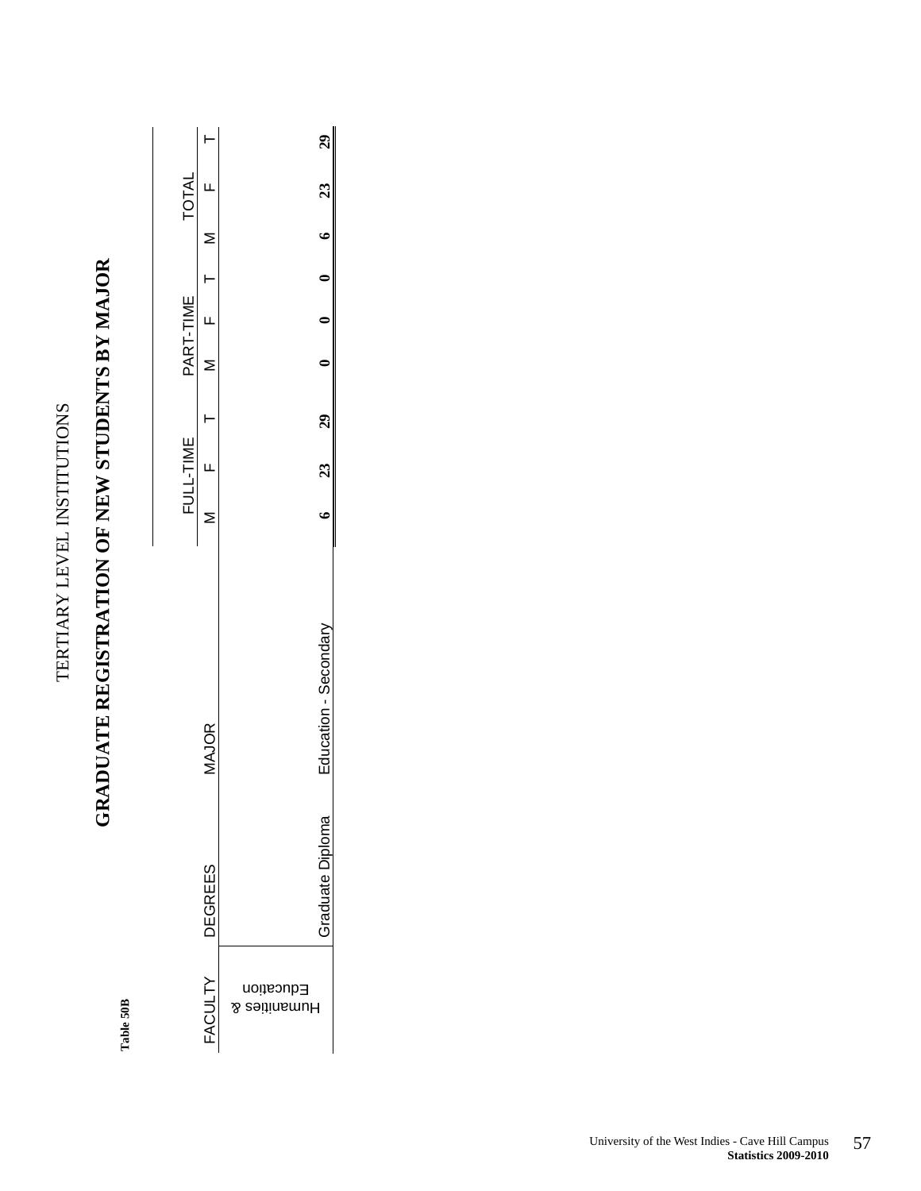Table 50B

TERTIARY LEVEL INSTITUTIONS

# GRADUATE REGISTRATION OF NEW STUDENTS BY MAJOR

| FACULTY | DEGREES | MAJOR | FULL-TIME | | | PART-TIME | | | TOTAL | | |
|---|---|---|---|---|---|---|---|---|---|---|---|
| | | | M | F | T | M | F | T | M | F | T |
| Humanities & Education | | | | | | | | | | | |
| | Graduate Diploma | Education - Secondary | **6** | **23** | **29** | **0** | **0** | **0** | **6** | **23** | **29** |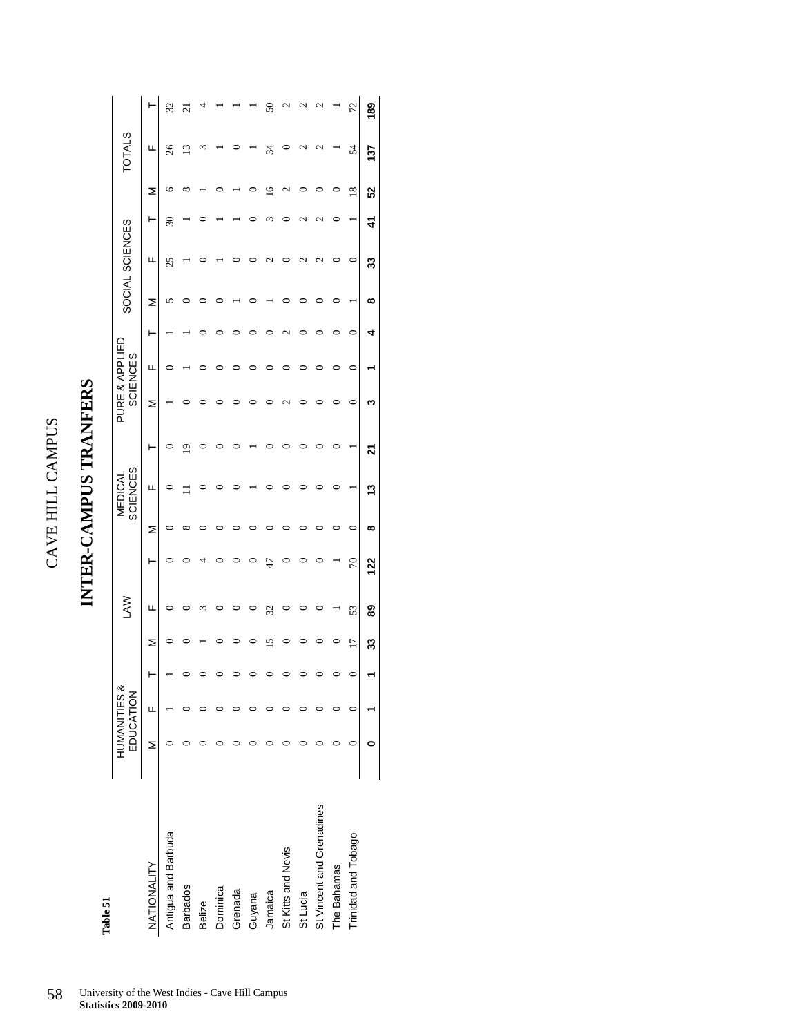# CAVE HILL CAMPUS

## INTER-CAMPUS TRANFERS

**Table 51**

| NATIONALITY | HUMANITIES & EDUCATION | | | LAW | | | MEDICAL SCIENCES | | | PURE & APPLIED SCIENCES | | | SOCIAL SCIENCES | | | TOTALS | | |
|---|---|---|---|---|---|---|---|---|---|---|---|---|---|---|---|---|---|---|
| | M | F | T | M | F | T | M | F | T | M | F | T | M | F | T | M | F | T |
| Antigua and Barbuda | 0 | 1 | 1 | 0 | 0 | 0 | 0 | 0 | 0 | 1 | 0 | 1 | 5 | 25 | 30 | 6 | 26 | 32 |
| Barbados | 0 | 0 | 0 | 0 | 0 | 0 | 8 | 11 | 19 | 0 | 1 | 1 | 0 | 1 | 1 | 8 | 13 | 21 |
| Belize | 0 | 0 | 0 | 1 | 3 | 4 | 0 | 0 | 0 | 0 | 0 | 0 | 0 | 0 | 0 | 1 | 3 | 4 |
| Dominica | 0 | 0 | 0 | 0 | 0 | 0 | 0 | 0 | 0 | 0 | 0 | 0 | 0 | 1 | 1 | 0 | 1 | 1 |
| Grenada | 0 | 0 | 0 | 0 | 0 | 0 | 0 | 0 | 0 | 0 | 0 | 0 | 1 | 0 | 1 | 1 | 0 | 1 |
| Guyana | 0 | 0 | 0 | 0 | 0 | 0 | 0 | 1 | 1 | 0 | 0 | 0 | 0 | 0 | 0 | 0 | 1 | 1 |
| Jamaica | 0 | 0 | 0 | 15 | 32 | 47 | 0 | 0 | 0 | 0 | 0 | 0 | 1 | 2 | 3 | 16 | 34 | 50 |
| St Kitts and Nevis | 0 | 0 | 0 | 0 | 0 | 0 | 0 | 0 | 0 | 2 | 0 | 2 | 0 | 0 | 0 | 2 | 0 | 2 |
| St Lucia | 0 | 0 | 0 | 0 | 0 | 0 | 0 | 0 | 0 | 0 | 0 | 0 | 0 | 2 | 2 | 0 | 2 | 2 |
| St Vincent and Grenadines | 0 | 0 | 0 | 0 | 0 | 0 | 0 | 0 | 0 | 0 | 0 | 0 | 0 | 2 | 2 | 0 | 2 | 2 |
| The Bahamas | 0 | 0 | 0 | 0 | 1 | 1 | 0 | 0 | 0 | 0 | 0 | 0 | 0 | 0 | 0 | 0 | 1 | 1 |
| Trinidad and Tobago | 0 | 0 | 0 | 17 | 53 | 70 | 0 | 1 | 1 | 0 | 0 | 0 | 1 | 0 | 1 | 18 | 54 | 72 |
| | **0** | **1** | **1** | **33** | **89** | **122** | **8** | **13** | **21** | **3** | **1** | **4** | **8** | **33** | **41** | **52** | **137** | **189** |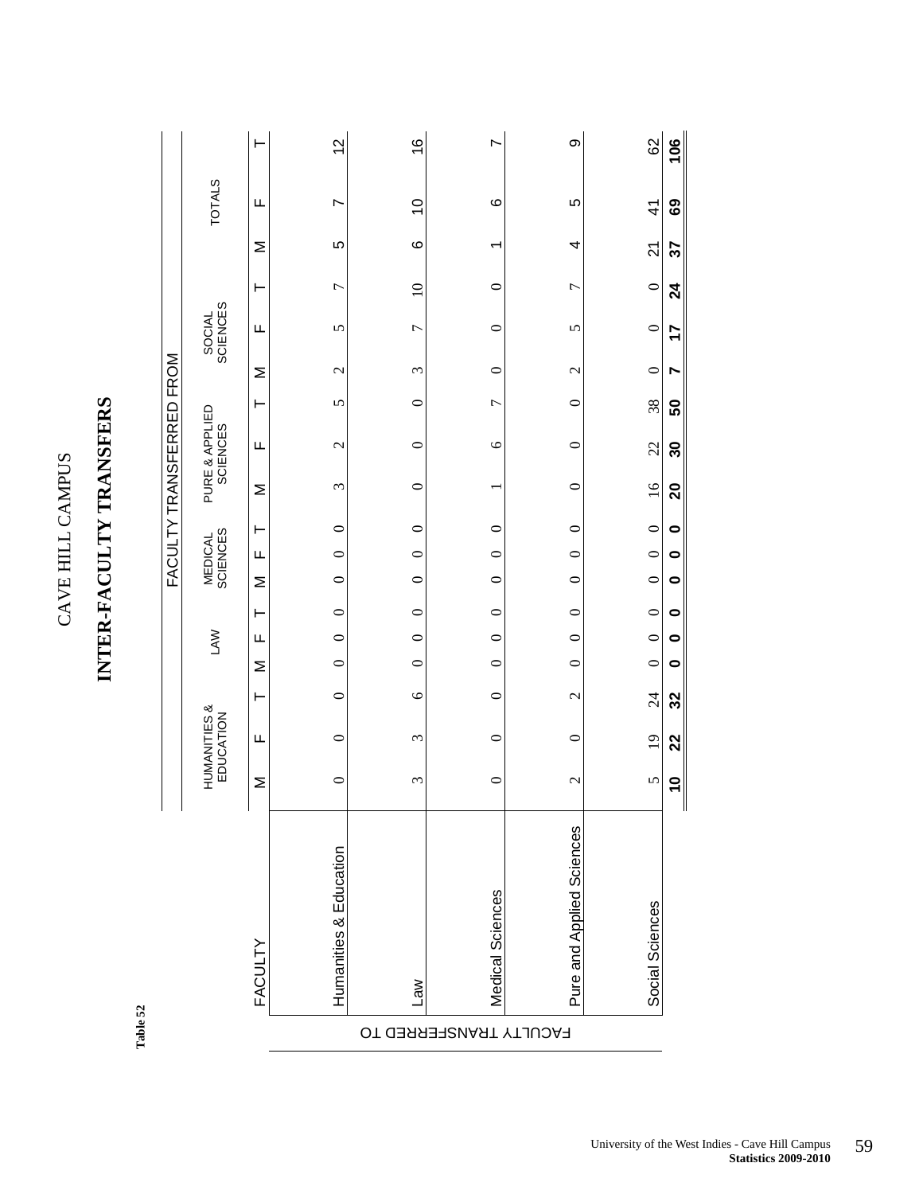Table 52

# CAVE HILL CAMPUS

## INTER-FACULTY TRANSFERS

| FACULTY TRANSFERRED TO | FACULTY TRANSFERRED FROM | | | | | | | | | | | | | | | | | |
|---|---|---|---|---|---|---|---|---|---|---|---|---|---|---|---|---|---|---|
| | HUMANITIES & EDUCATION | | | LAW | | | MEDICAL SCIENCES | | | PURE & APPLIED SCIENCES | | | SOCIAL SCIENCES | | | TOTALS | | |
| FACULTY | M | F | T | M | F | T | M | F | T | M | F | T | M | F | T | M | F | T |
| Humanities & Education | 0 | 0 | 0 | 0 | 0 | 0 | 0 | 0 | 0 | 3 | 2 | 5 | 2 | 5 | 7 | 5 | 7 | 12 |
| Law | 3 | 3 | 6 | 0 | 0 | 0 | 0 | 0 | 0 | 0 | 0 | 0 | 3 | 7 | 10 | 6 | 10 | 16 |
| Medical Sciences | 0 | 0 | 0 | 0 | 0 | 0 | 0 | 0 | 0 | 1 | 6 | 7 | 0 | 0 | 0 | 1 | 6 | 7 |
| Pure and Applied Sciences | 2 | 0 | 2 | 0 | 0 | 0 | 0 | 0 | 0 | 0 | 0 | 0 | 2 | 5 | 7 | 4 | 5 | 9 |
| Social Sciences | 5 | 19 | 24 | 0 | 0 | 0 | 0 | 0 | 0 | 16 | 22 | 38 | 0 | 0 | 0 | 21 | 41 | 62 |
| | **10** | **22** | **32** | **0** | **0** | **0** | **0** | **0** | **0** | **20** | **30** | **50** | **7** | **17** | **24** | **37** | **69** | **106** |

University of the West Indies - Cave Hill Campus
**Statistics 2009-2010**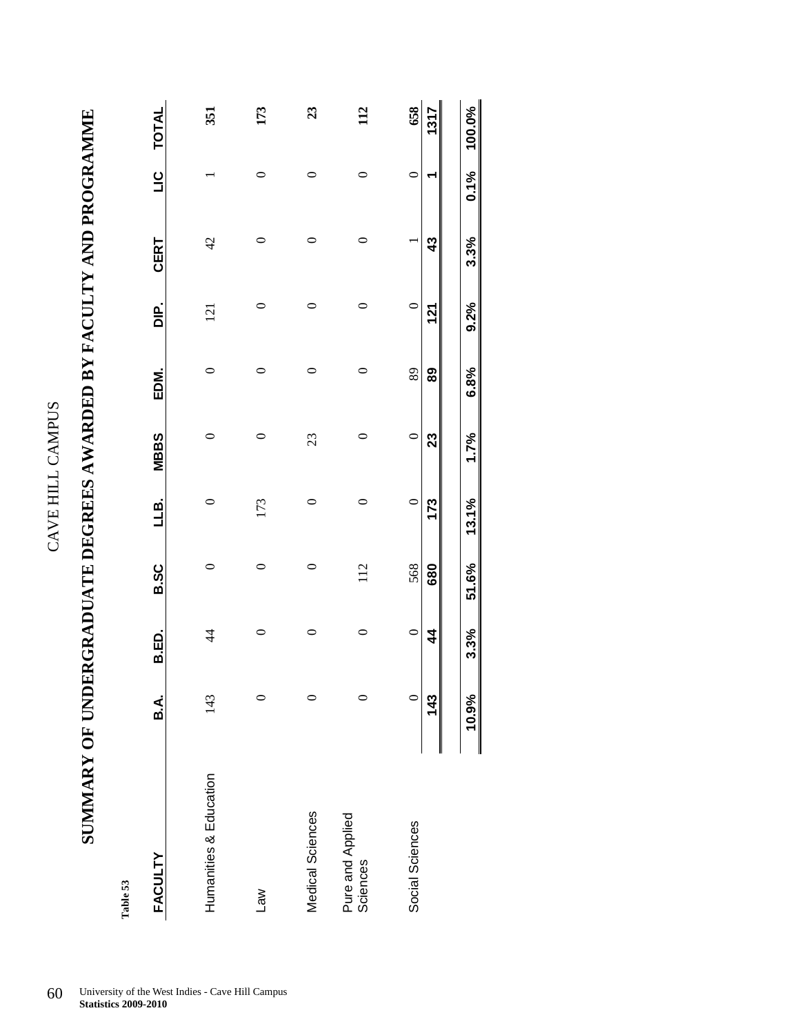CAVE HILL CAMPUS

# SUMMARY OF UNDERGRADUATE DEGREES AWARDED BY FACULTY AND PROGRAMME

Table 53

| FACULTY | B.A. | B.ED. | B.SC | LLB. | MBBS | EDM. | DIP. | CERT | LIC | TOTAL |
|---|---|---|---|---|---|---|---|---|---|---|
| Humanities & Education | 143 | 44 | 0 | 0 | 0 | 0 | 121 | 42 | 1 | 351 |
| Law | 0 | 0 | 0 | 173 | 0 | 0 | 0 | 0 | 0 | 173 |
| Medical Sciences | 0 | 0 | 0 | 0 | 23 | 0 | 0 | 0 | 0 | 23 |
| Pure and Applied Sciences | 0 | 0 | 112 | 0 | 0 | 0 | 0 | 0 | 0 | 112 |
| Social Sciences | 0 | 0 | 568 | 0 | 0 | 89 | 0 | 1 | 0 | 658 |
| | **143** | **44** | **680** | **173** | **23** | **89** | **121** | **43** | **1** | **1317** |
| | **10.9%** | **3.3%** | **51.6%** | **13.1%** | **1.7%** | **6.8%** | **9.2%** | **3.3%** | **0.1%** | **100.0%** |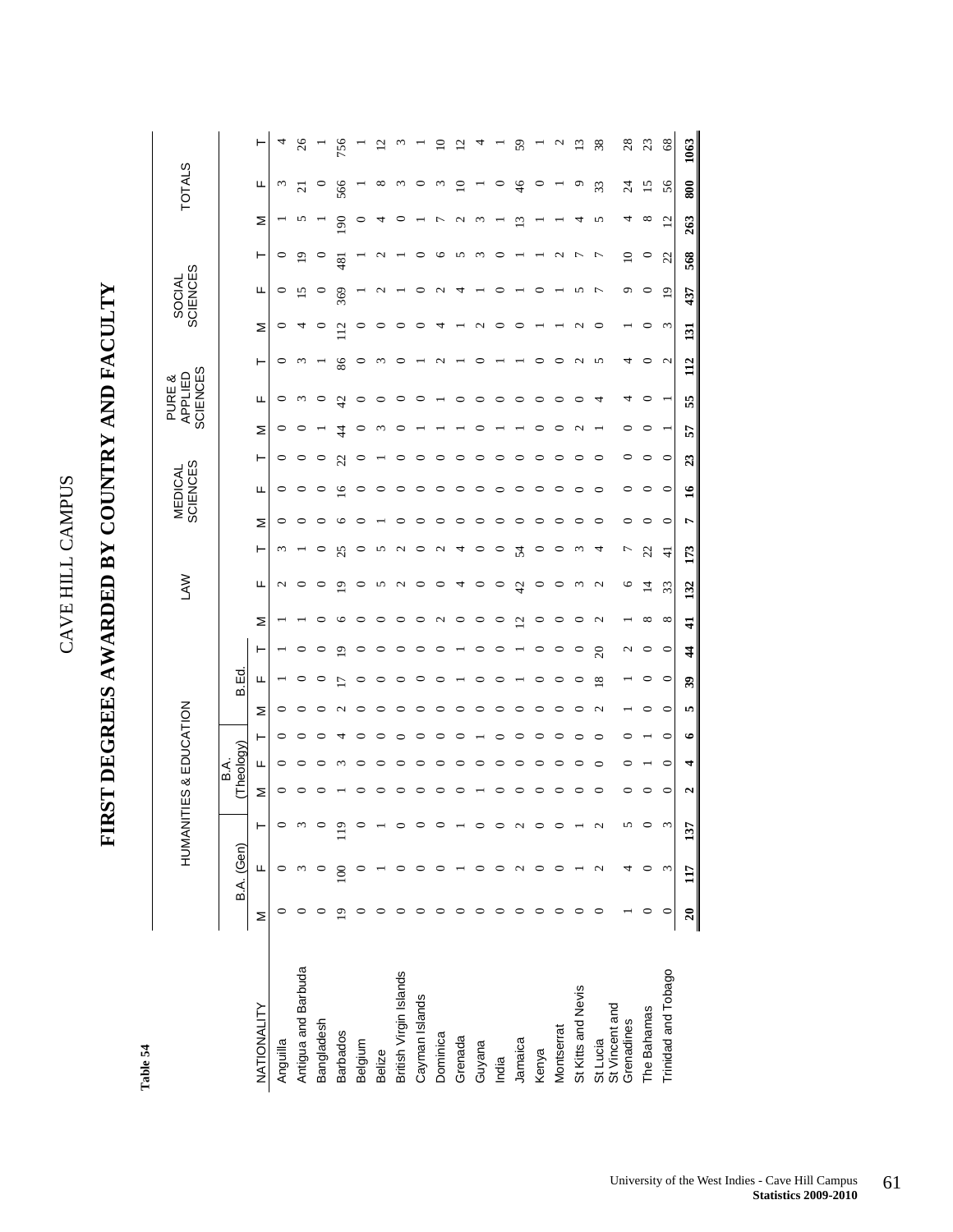**Table 54**

# CAVE HILL CAMPUS

## FIRST DEGREES AWARDED BY COUNTRY AND FACULTY

| NATIONALITY | HUMANITIES & EDUCATION | | | | | | | | | LAW | | | MEDICAL SCIENCES | | | PURE & APPLIED SCIENCES | | | SOCIAL SCIENCES | | | TOTALS | | |
|---|---|---|---|---|---|---|---|---|---|---|---|---|---|---|---|---|---|---|---|---|---|---|---|---|
| | B.A. (Gen) | | | B.A. (Theology) | | | B.Ed. | | | | | | | | | | | | | | | | | |
| | M | F | T | M | F | T | M | F | T | M | F | T | M | F | T | M | F | T | M | F | T | M | F | T |
| Anguilla | 0 | 0 | 0 | 0 | 0 | 0 | 0 | 1 | 1 | 1 | 2 | 3 | 0 | 0 | 0 | 0 | 0 | 0 | 0 | 0 | 0 | 1 | 3 | 4 |
| Antigua and Barbuda | 0 | 3 | 3 | 0 | 0 | 0 | 0 | 0 | 0 | 1 | 0 | 1 | 0 | 0 | 0 | 0 | 3 | 3 | 4 | 15 | 19 | 5 | 21 | 26 |
| Bangladesh | 0 | 0 | 0 | 0 | 0 | 0 | 0 | 0 | 0 | 0 | 0 | 0 | 0 | 0 | 0 | 1 | 0 | 1 | 0 | 0 | 0 | 1 | 0 | 1 |
| Barbados | 19 | 100 | 119 | 1 | 3 | 4 | 2 | 17 | 19 | 6 | 19 | 25 | 6 | 16 | 22 | 44 | 42 | 86 | 112 | 369 | 481 | 190 | 566 | 756 |
| Belgium | 0 | 0 | 0 | 0 | 0 | 0 | 0 | 0 | 0 | 0 | 0 | 0 | 0 | 0 | 0 | 0 | 0 | 0 | 0 | 1 | 1 | 0 | 1 | 1 |
| Belize | 0 | 1 | 1 | 0 | 0 | 0 | 0 | 0 | 0 | 0 | 5 | 5 | 1 | 0 | 1 | 3 | 0 | 3 | 0 | 2 | 2 | 4 | 8 | 12 |
| British Virgin Islands | 0 | 0 | 0 | 0 | 0 | 0 | 0 | 0 | 0 | 0 | 2 | 2 | 0 | 0 | 0 | 0 | 0 | 0 | 0 | 1 | 1 | 0 | 3 | 3 |
| Cayman Islands | 0 | 0 | 0 | 0 | 0 | 0 | 0 | 0 | 0 | 0 | 0 | 0 | 0 | 0 | 0 | 1 | 0 | 1 | 0 | 0 | 0 | 1 | 0 | 1 |
| Dominica | 0 | 0 | 0 | 0 | 0 | 0 | 0 | 0 | 0 | 2 | 0 | 2 | 0 | 0 | 0 | 1 | 1 | 2 | 4 | 2 | 6 | 7 | 3 | 10 |
| Grenada | 0 | 1 | 1 | 0 | 0 | 0 | 0 | 1 | 1 | 0 | 4 | 4 | 0 | 0 | 0 | 1 | 0 | 1 | 1 | 4 | 5 | 2 | 10 | 12 |
| Guyana | 0 | 0 | 0 | 1 | 0 | 1 | 0 | 0 | 0 | 0 | 0 | 0 | 0 | 0 | 0 | 0 | 0 | 0 | 2 | 1 | 3 | 3 | 1 | 4 |
| India | 0 | 0 | 0 | 0 | 0 | 0 | 0 | 0 | 0 | 0 | 0 | 0 | 0 | 0 | 0 | 1 | 0 | 1 | 0 | 0 | 0 | 1 | 0 | 1 |
| Jamaica | 0 | 2 | 2 | 0 | 0 | 0 | 0 | 1 | 1 | 12 | 42 | 54 | 0 | 0 | 0 | 1 | 0 | 1 | 0 | 1 | 1 | 13 | 46 | 59 |
| Kenya | 0 | 0 | 0 | 0 | 0 | 0 | 0 | 0 | 0 | 0 | 0 | 0 | 0 | 0 | 0 | 0 | 0 | 0 | 1 | 0 | 1 | 1 | 0 | 1 |
| Montserrat | 0 | 0 | 0 | 0 | 0 | 0 | 0 | 0 | 0 | 0 | 0 | 0 | 0 | 0 | 0 | 0 | 0 | 0 | 1 | 1 | 2 | 1 | 1 | 2 |
| St Kitts and Nevis | 0 | 1 | 1 | 0 | 0 | 0 | 0 | 0 | 0 | 0 | 3 | 3 | 0 | 0 | 0 | 2 | 0 | 2 | 2 | 5 | 7 | 4 | 9 | 13 |
| St Lucia | 0 | 2 | 2 | 0 | 0 | 0 | 2 | 18 | 20 | 2 | 2 | 4 | 0 | 0 | 0 | 1 | 4 | 5 | 0 | 7 | 7 | 5 | 33 | 38 |
| St Vincent and Grenadines | 1 | 4 | 5 | 0 | 0 | 0 | 1 | 1 | 2 | 1 | 6 | 7 | 0 | 0 | 0 | 0 | 4 | 4 | 1 | 9 | 10 | 4 | 24 | 28 |
| The Bahamas | 0 | 0 | 0 | 0 | 1 | 1 | 0 | 0 | 0 | 8 | 14 | 22 | 0 | 0 | 0 | 0 | 0 | 0 | 0 | 0 | 0 | 8 | 15 | 23 |
| Trinidad and Tobago | 0 | 3 | 3 | 0 | 0 | 0 | 0 | 0 | 0 | 8 | 33 | 41 | 0 | 0 | 0 | 1 | 1 | 2 | 3 | 19 | 22 | 12 | 56 | 68 |
| | **20** | **117** | **137** | **2** | **4** | **6** | **5** | **39** | **44** | **41** | **132** | **173** | **7** | **16** | **23** | **57** | **55** | **112** | **131** | **437** | **568** | **263** | **800** | **1063** |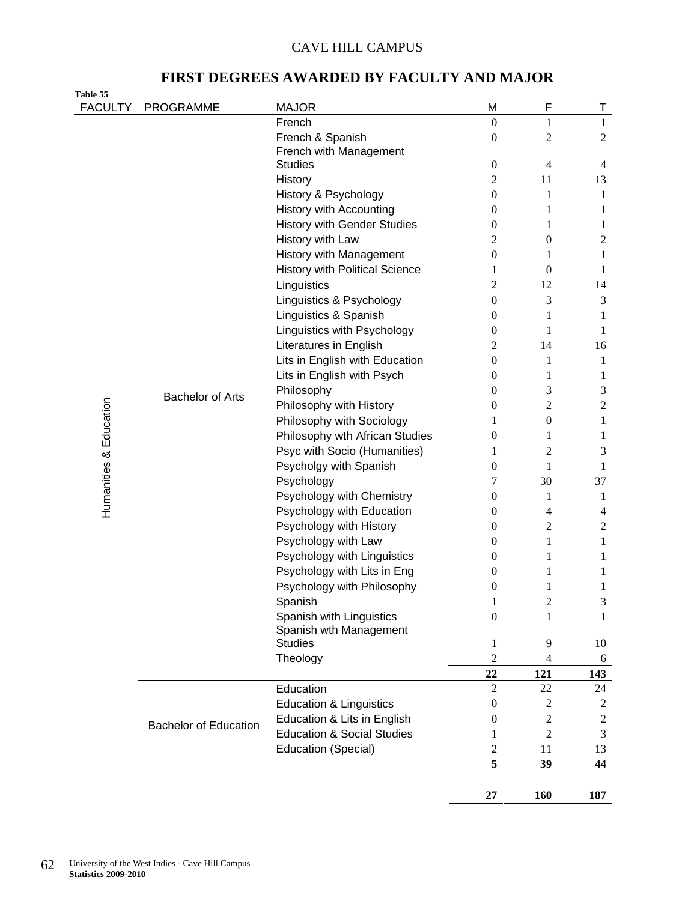CAVE HILL CAMPUS

# FIRST DEGREES AWARDED BY FACULTY AND MAJOR

**Table 55**

| FACULTY | PROGRAMME | MAJOR | M | F | T |
|---|---|---|---|---|---|
| Humanities & Education | Bachelor of Arts | French | 0 | 1 | 1 |
| | | French & Spanish | 0 | 2 | 2 |
| | | French with Management Studies | 0 | 4 | 4 |
| | | History | 2 | 11 | 13 |
| | | History & Psychology | 0 | 1 | 1 |
| | | History with Accounting | 0 | 1 | 1 |
| | | History with Gender Studies | 0 | 1 | 1 |
| | | History with Law | 2 | 0 | 2 |
| | | History with Management | 0 | 1 | 1 |
| | | History with Political Science | 1 | 0 | 1 |
| | | Linguistics | 2 | 12 | 14 |
| | | Linguistics & Psychology | 0 | 3 | 3 |
| | | Linguistics & Spanish | 0 | 1 | 1 |
| | | Linguistics with Psychology | 0 | 1 | 1 |
| | | Literatures in English | 2 | 14 | 16 |
| | | Lits in English with Education | 0 | 1 | 1 |
| | | Lits in English with Psych | 0 | 1 | 1 |
| | | Philosophy | 0 | 3 | 3 |
| | | Philosophy with History | 0 | 2 | 2 |
| | | Philosophy with Sociology | 1 | 0 | 1 |
| | | Philosophy wth African Studies | 0 | 1 | 1 |
| | | Psyc with Socio (Humanities) | 1 | 2 | 3 |
| | | Psycholgy with Spanish | 0 | 1 | 1 |
| | | Psychology | 7 | 30 | 37 |
| | | Psychology with Chemistry | 0 | 1 | 1 |
| | | Psychology with Education | 0 | 4 | 4 |
| | | Psychology with History | 0 | 2 | 2 |
| | | Psychology with Law | 0 | 1 | 1 |
| | | Psychology with Linguistics | 0 | 1 | 1 |
| | | Psychology with Lits in Eng | 0 | 1 | 1 |
| | | Psychology with Philosophy | 0 | 1 | 1 |
| | | Spanish | 1 | 2 | 3 |
| | | Spanish with Linguistics | 0 | 1 | 1 |
| | | Spanish wth Management Studies | 1 | 9 | 10 |
| | | Theology | 2 | 4 | 6 |
| | | | **22** | **121** | **143** |
| | Bachelor of Education | Education | 2 | 22 | 24 |
| | | Education & Linguistics | 0 | 2 | 2 |
| | | Education & Lits in English | 0 | 2 | 2 |
| | | Education & Social Studies | 1 | 2 | 3 |
| | | Education (Special) | 2 | 11 | 13 |
| | | | **5** | **39** | **44** |
| | | | **27** | **160** | **187** |

University of the West Indies - Cave Hill Campus
**Statistics 2009-2010**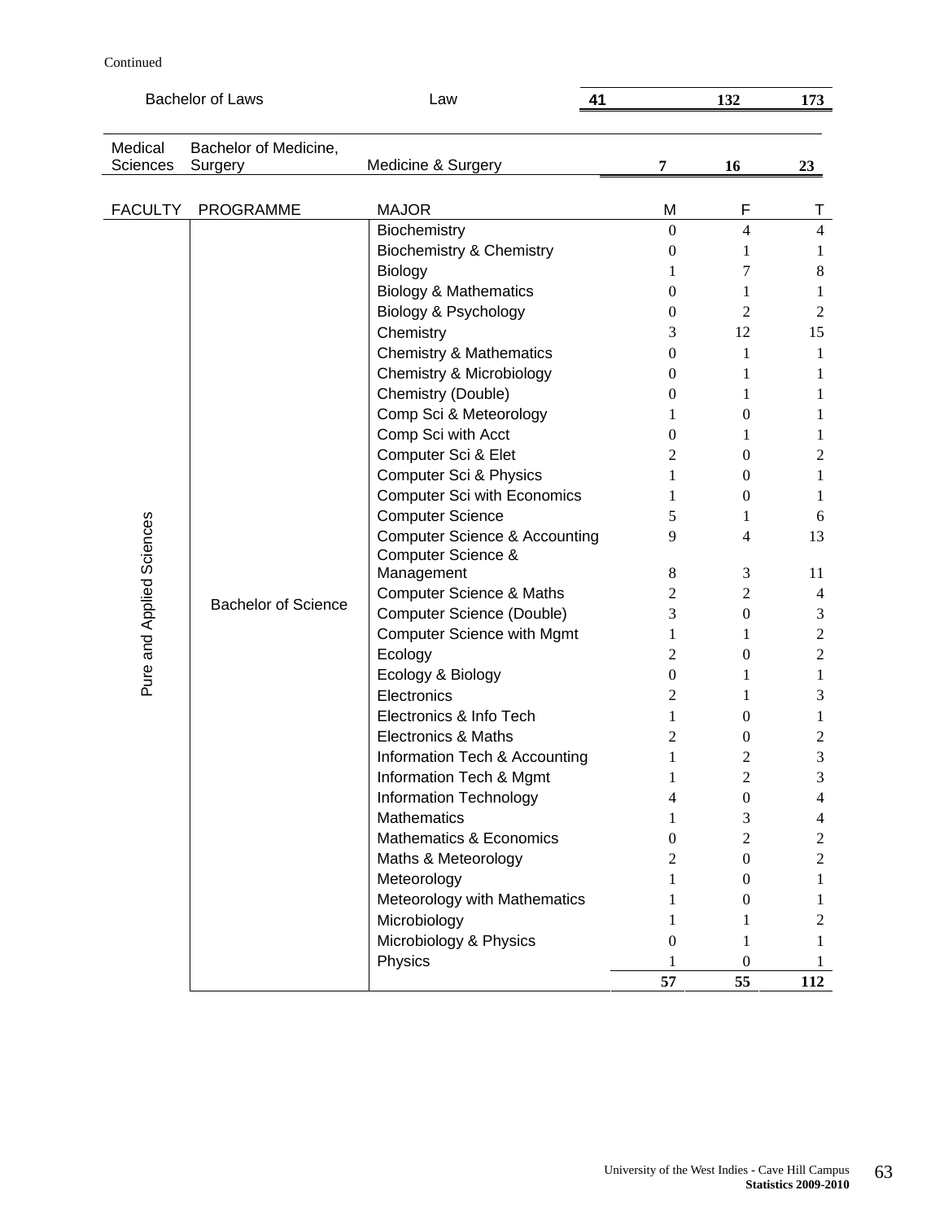Continued

| FACULTY | PROGRAMME | MAJOR | M | F | T |
|---|---|---|---|---|---|
| | Bachelor of Laws | Law | 41 | 132 | 173 |
| Medical Sciences | Bachelor of Medicine, Surgery | Medicine & Surgery | 7 | 16 | 23 |

| FACULTY | PROGRAMME | MAJOR | M | F | T |
|---|---|---|---|---|---|
| Pure and Applied Sciences | Bachelor of Science | Biochemistry | 0 | 4 | 4 |
| | | Biochemistry & Chemistry | 0 | 1 | 1 |
| | | Biology | 1 | 7 | 8 |
| | | Biology & Mathematics | 0 | 1 | 1 |
| | | Biology & Psychology | 0 | 2 | 2 |
| | | Chemistry | 3 | 12 | 15 |
| | | Chemistry & Mathematics | 0 | 1 | 1 |
| | | Chemistry & Microbiology | 0 | 1 | 1 |
| | | Chemistry (Double) | 0 | 1 | 1 |
| | | Comp Sci & Meteorology | 1 | 0 | 1 |
| | | Comp Sci with Acct | 0 | 1 | 1 |
| | | Computer Sci & Elet | 2 | 0 | 2 |
| | | Computer Sci & Physics | 1 | 0 | 1 |
| | | Computer Sci with Economics | 1 | 0 | 1 |
| | | Computer Science | 5 | 1 | 6 |
| | | Computer Science & Accounting | 9 | 4 | 13 |
| | | Computer Science & Management | 8 | 3 | 11 |
| | | Computer Science & Maths | 2 | 2 | 4 |
| | | Computer Science (Double) | 3 | 0 | 3 |
| | | Computer Science with Mgmt | 1 | 1 | 2 |
| | | Ecology | 2 | 0 | 2 |
| | | Ecology & Biology | 0 | 1 | 1 |
| | | Electronics | 2 | 1 | 3 |
| | | Electronics & Info Tech | 1 | 0 | 1 |
| | | Electronics & Maths | 2 | 0 | 2 |
| | | Information Tech & Accounting | 1 | 2 | 3 |
| | | Information Tech & Mgmt | 1 | 2 | 3 |
| | | Information Technology | 4 | 0 | 4 |
| | | Mathematics | 1 | 3 | 4 |
| | | Mathematics & Economics | 0 | 2 | 2 |
| | | Maths & Meteorology | 2 | 0 | 2 |
| | | Meteorology | 1 | 0 | 1 |
| | | Meteorology with Mathematics | 1 | 0 | 1 |
| | | Microbiology | 1 | 1 | 2 |
| | | Microbiology & Physics | 0 | 1 | 1 |
| | | Physics | 1 | 0 | 1 |
| | | | **57** | **55** | **112** |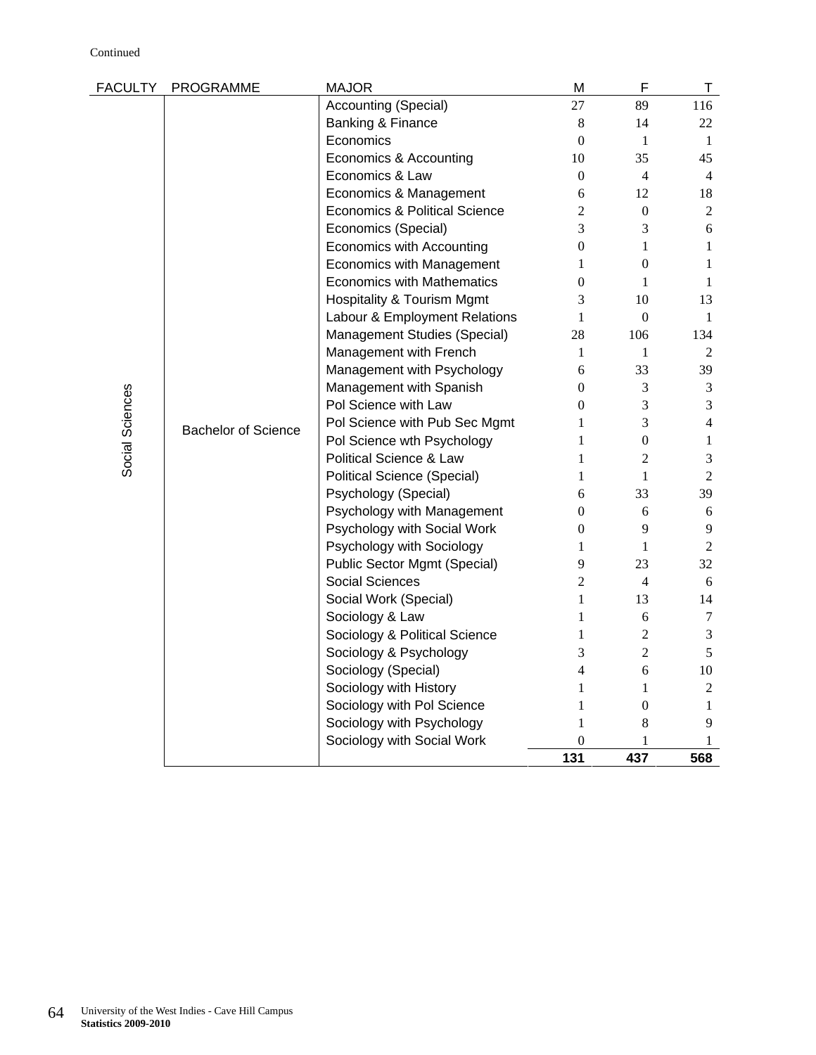Continued

| FACULTY | PROGRAMME | MAJOR | M | F | T |
|---|---|---|---|---|---|
| Social Sciences | Bachelor of Science | Accounting (Special) | 27 | 89 | 116 |
| | | Banking & Finance | 8 | 14 | 22 |
| | | Economics | 0 | 1 | 1 |
| | | Economics & Accounting | 10 | 35 | 45 |
| | | Economics & Law | 0 | 4 | 4 |
| | | Economics & Management | 6 | 12 | 18 |
| | | Economics & Political Science | 2 | 0 | 2 |
| | | Economics (Special) | 3 | 3 | 6 |
| | | Economics with Accounting | 0 | 1 | 1 |
| | | Economics with Management | 1 | 0 | 1 |
| | | Economics with Mathematics | 0 | 1 | 1 |
| | | Hospitality & Tourism Mgmt | 3 | 10 | 13 |
| | | Labour & Employment Relations | 1 | 0 | 1 |
| | | Management Studies (Special) | 28 | 106 | 134 |
| | | Management with French | 1 | 1 | 2 |
| | | Management with Psychology | 6 | 33 | 39 |
| | | Management with Spanish | 0 | 3 | 3 |
| | | Pol Science with Law | 0 | 3 | 3 |
| | | Pol Science with Pub Sec Mgmt | 1 | 3 | 4 |
| | | Pol Science wth Psychology | 1 | 0 | 1 |
| | | Political Science & Law | 1 | 2 | 3 |
| | | Political Science (Special) | 1 | 1 | 2 |
| | | Psychology (Special) | 6 | 33 | 39 |
| | | Psychology with Management | 0 | 6 | 6 |
| | | Psychology with Social Work | 0 | 9 | 9 |
| | | Psychology with Sociology | 1 | 1 | 2 |
| | | Public Sector Mgmt (Special) | 9 | 23 | 32 |
| | | Social Sciences | 2 | 4 | 6 |
| | | Social Work (Special) | 1 | 13 | 14 |
| | | Sociology & Law | 1 | 6 | 7 |
| | | Sociology & Political Science | 1 | 2 | 3 |
| | | Sociology & Psychology | 3 | 2 | 5 |
| | | Sociology (Special) | 4 | 6 | 10 |
| | | Sociology with History | 1 | 1 | 2 |
| | | Sociology with Pol Science | 1 | 0 | 1 |
| | | Sociology with Psychology | 1 | 8 | 9 |
| | | Sociology with Social Work | 0 | 1 | 1 |
| | | | **131** | **437** | **568** |

University of the West Indies - Cave Hill Campus
**Statistics 2009-2010**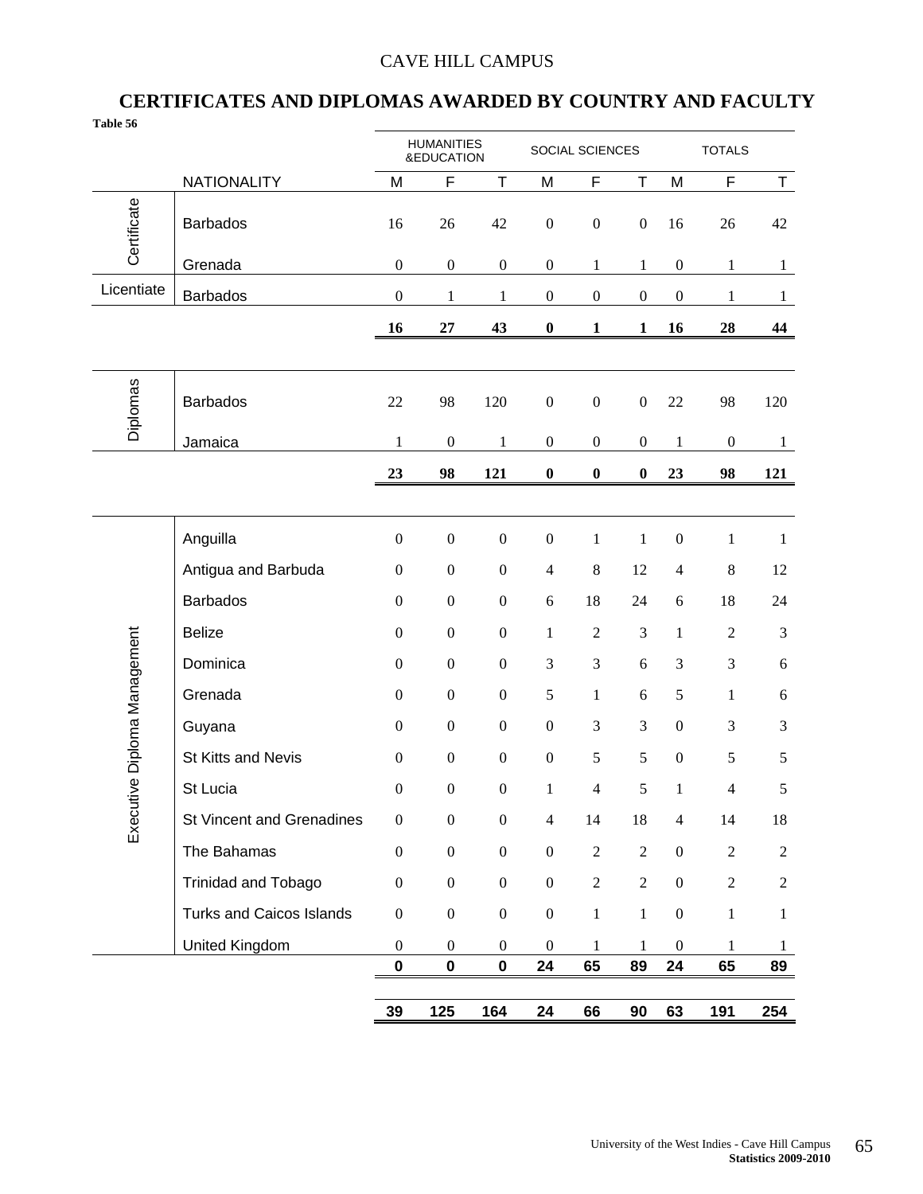CAVE HILL CAMPUS

## CERTIFICATES AND DIPLOMAS AWARDED BY COUNTRY AND FACULTY

**Table 56**

| | | HUMANITIES &EDUCATION | | | SOCIAL SCIENCES | | | TOTALS | | |
|---|---|---|---|---|---|---|---|---|---|---|
| | NATIONALITY | M | F | T | M | F | T | M | F | T |
| Certificate | Barbados | 16 | 26 | 42 | 0 | 0 | 0 | 16 | 26 | 42 |
| | Grenada | 0 | 0 | 0 | 0 | 1 | 1 | 0 | 1 | 1 |
| Licentiate | Barbados | 0 | 1 | 1 | 0 | 0 | 0 | 0 | 1 | 1 |
| | | **16** | **27** | **43** | **0** | **1** | **1** | **16** | **28** | **44** |
| Diplomas | Barbados | 22 | 98 | 120 | 0 | 0 | 0 | 22 | 98 | 120 |
| | Jamaica | 1 | 0 | 1 | 0 | 0 | 0 | 1 | 0 | 1 |
| | | **23** | **98** | **121** | **0** | **0** | **0** | **23** | **98** | **121** |
| Executive Diploma Management | Anguilla | 0 | 0 | 0 | 0 | 1 | 1 | 0 | 1 | 1 |
| | Antigua and Barbuda | 0 | 0 | 0 | 4 | 8 | 12 | 4 | 8 | 12 |
| | Barbados | 0 | 0 | 0 | 6 | 18 | 24 | 6 | 18 | 24 |
| | Belize | 0 | 0 | 0 | 1 | 2 | 3 | 1 | 2 | 3 |
| | Dominica | 0 | 0 | 0 | 3 | 3 | 6 | 3 | 3 | 6 |
| | Grenada | 0 | 0 | 0 | 5 | 1 | 6 | 5 | 1 | 6 |
| | Guyana | 0 | 0 | 0 | 0 | 3 | 3 | 0 | 3 | 3 |
| | St Kitts and Nevis | 0 | 0 | 0 | 0 | 5 | 5 | 0 | 5 | 5 |
| | St Lucia | 0 | 0 | 0 | 1 | 4 | 5 | 1 | 4 | 5 |
| | St Vincent and Grenadines | 0 | 0 | 0 | 4 | 14 | 18 | 4 | 14 | 18 |
| | The Bahamas | 0 | 0 | 0 | 0 | 2 | 2 | 0 | 2 | 2 |
| | Trinidad and Tobago | 0 | 0 | 0 | 0 | 2 | 2 | 0 | 2 | 2 |
| | Turks and Caicos Islands | 0 | 0 | 0 | 0 | 1 | 1 | 0 | 1 | 1 |
| | United Kingdom | 0 | 0 | 0 | 0 | 1 | 1 | 0 | 1 | 1 |
| | | **0** | **0** | **0** | **24** | **65** | **89** | **24** | **65** | **89** |
| | | **39** | **125** | **164** | **24** | **66** | **90** | **63** | **191** | **254** |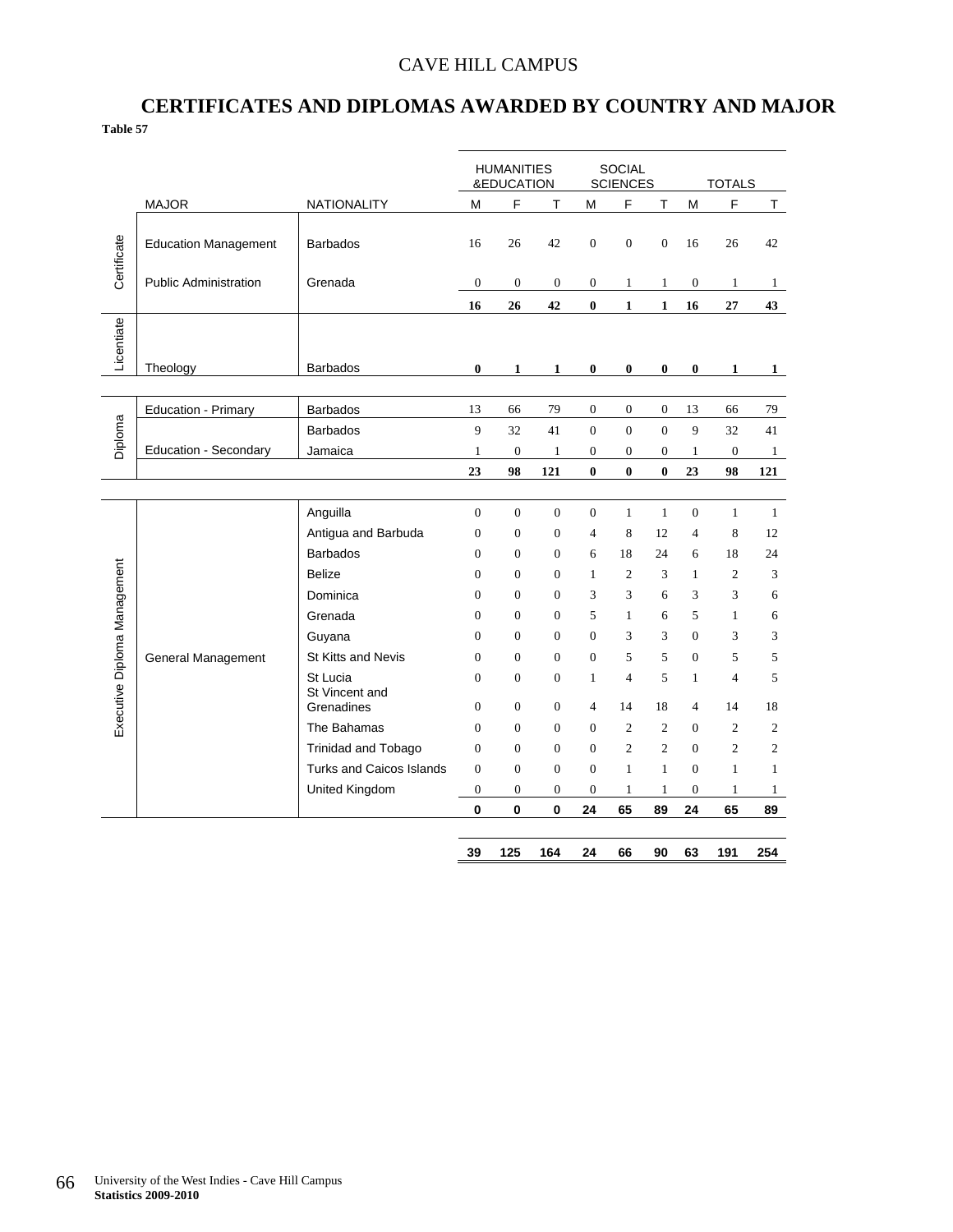CAVE HILL CAMPUS

## CERTIFICATES AND DIPLOMAS AWARDED BY COUNTRY AND MAJOR

**Table 57**

| | MAJOR | NATIONALITY | HUMANITIES &EDUCATION M | F | T | SOCIAL SCIENCES M | F | T | TOTALS M | F | T |
|---|---|---|---|---|---|---|---|---|---|---|---|
| Certificate | Education Management | Barbados | 16 | 26 | 42 | 0 | 0 | 0 | 16 | 26 | 42 |
| | Public Administration | Grenada | 0 | 0 | 0 | 0 | 1 | 1 | 0 | 1 | 1 |
| | | | **16** | **26** | **42** | **0** | **1** | **1** | **16** | **27** | **43** |
| Licentiate | Theology | Barbados | **0** | **1** | **1** | **0** | **0** | **0** | **0** | **1** | **1** |
| Diploma | Education - Primary | Barbados | 13 | 66 | 79 | 0 | 0 | 0 | 13 | 66 | 79 |
| | Education - Secondary | Barbados | 9 | 32 | 41 | 0 | 0 | 0 | 9 | 32 | 41 |
| | | Jamaica | 1 | 0 | 1 | 0 | 0 | 0 | 1 | 0 | 1 |
| | | | **23** | **98** | **121** | **0** | **0** | **0** | **23** | **98** | **121** |
| Executive Diploma Management | General Management | Anguilla | 0 | 0 | 0 | 0 | 1 | 1 | 0 | 1 | 1 |
| | | Antigua and Barbuda | 0 | 0 | 0 | 4 | 8 | 12 | 4 | 8 | 12 |
| | | Barbados | 0 | 0 | 0 | 6 | 18 | 24 | 6 | 18 | 24 |
| | | Belize | 0 | 0 | 0 | 1 | 2 | 3 | 1 | 2 | 3 |
| | | Dominica | 0 | 0 | 0 | 3 | 3 | 6 | 3 | 3 | 6 |
| | | Grenada | 0 | 0 | 0 | 5 | 1 | 6 | 5 | 1 | 6 |
| | | Guyana | 0 | 0 | 0 | 0 | 3 | 3 | 0 | 3 | 3 |
| | | St Kitts and Nevis | 0 | 0 | 0 | 0 | 5 | 5 | 0 | 5 | 5 |
| | | St Lucia | 0 | 0 | 0 | 1 | 4 | 5 | 1 | 4 | 5 |
| | | St Vincent and Grenadines | 0 | 0 | 0 | 4 | 14 | 18 | 4 | 14 | 18 |
| | | The Bahamas | 0 | 0 | 0 | 0 | 2 | 2 | 0 | 2 | 2 |
| | | Trinidad and Tobago | 0 | 0 | 0 | 0 | 2 | 2 | 0 | 2 | 2 |
| | | Turks and Caicos Islands | 0 | 0 | 0 | 0 | 1 | 1 | 0 | 1 | 1 |
| | | United Kingdom | 0 | 0 | 0 | 0 | 1 | 1 | 0 | 1 | 1 |
| | | | **0** | **0** | **0** | **24** | **65** | **89** | **24** | **65** | **89** |
| | | | **39** | **125** | **164** | **24** | **66** | **90** | **63** | **191** | **254** |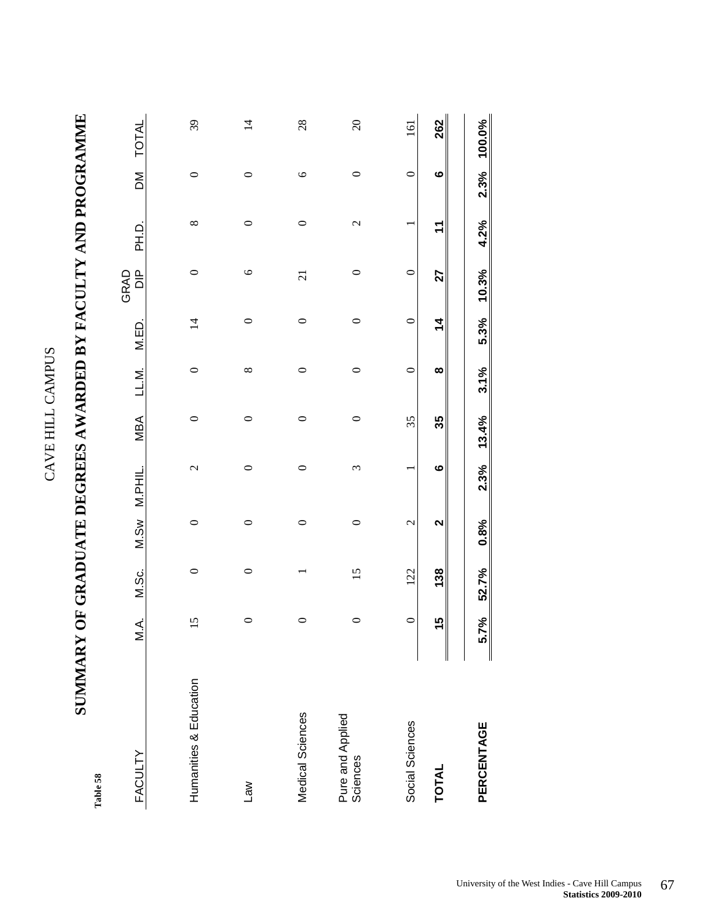Table 58

CAVE HILL CAMPUS

# SUMMARY OF GRADUATE DEGREES AWARDED BY FACULTY AND PROGRAMME

| FACULTY | M.A. | M.Sc. | M.Sw | M.PHIL. | MBA | LL.M. | M.ED. | GRAD DIP | PH.D. | DM | TOTAL |
|---|---|---|---|---|---|---|---|---|---|---|---|
| Humanities & Education | 15 | 0 | 0 | 2 | 0 | 0 | 14 | 0 | 8 | 0 | 39 |
| Law | 0 | 0 | 0 | 0 | 0 | 8 | 0 | 6 | 0 | 0 | 14 |
| Medical Sciences | 0 | 1 | 0 | 0 | 0 | 0 | 0 | 21 | 0 | 6 | 28 |
| Pure and Applied Sciences | 0 | 15 | 0 | 3 | 0 | 0 | 0 | 0 | 2 | 0 | 20 |
| Social Sciences | 0 | 122 | 2 | 1 | 35 | 0 | 0 | 0 | 1 | 0 | 161 |
| **TOTAL** | **15** | **138** | **2** | **6** | **35** | **8** | **14** | **27** | **11** | **6** | **262** |
| **PERCENTAGE** | **5.7%** | **52.7%** | **0.8%** | **2.3%** | **13.4%** | **3.1%** | **5.3%** | **10.3%** | **4.2%** | **2.3%** | **100.0%** |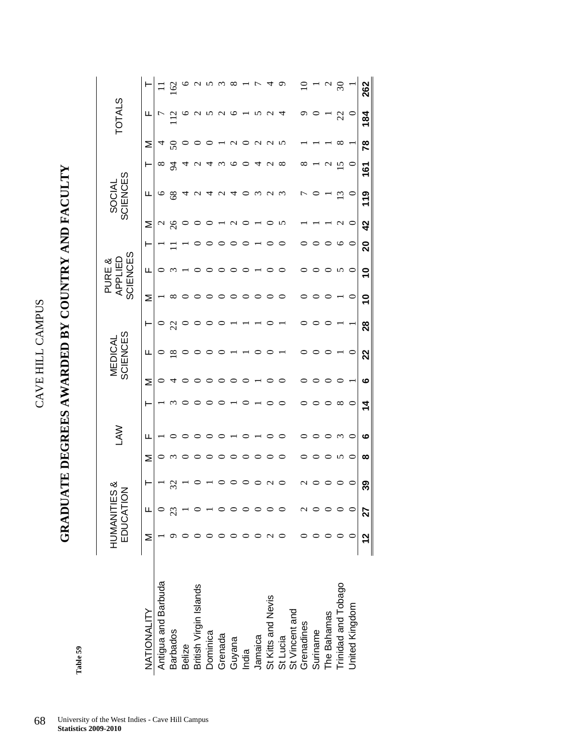# CAVE HILL CAMPUS

## GRADUATE DEGREES AWARDED BY COUNTRY AND FACULTY

**Table 59**

| NATIONALITY | HUMANITIES & EDUCATION | | | LAW | | | MEDICAL SCIENCES | | | PURE & APPLIED SCIENCES | | | SOCIAL SCIENCES | | | TOTALS | | |
|---|---|---|---|---|---|---|---|---|---|---|---|---|---|---|---|---|---|---|
| | M | F | T | M | F | T | M | F | T | M | F | T | M | F | T | M | F | T |
| Antigua and Barbuda | 1 | 0 | 1 | 0 | 1 | 1 | 0 | 0 | 0 | 1 | 0 | 1 | 2 | 6 | 8 | 4 | 7 | 11 |
| Barbados | 9 | 23 | 32 | 3 | 0 | 3 | 4 | 18 | 22 | 8 | 3 | 11 | 26 | 68 | 94 | 50 | 112 | 162 |
| Belize | 0 | 1 | 1 | 0 | 0 | 0 | 0 | 0 | 0 | 0 | 1 | 1 | 0 | 4 | 4 | 0 | 6 | 6 |
| British Virgin Islands | 0 | 0 | 0 | 0 | 0 | 0 | 0 | 0 | 0 | 0 | 0 | 0 | 0 | 2 | 2 | 0 | 2 | 2 |
| Dominica | 0 | 1 | 1 | 0 | 0 | 0 | 0 | 0 | 0 | 0 | 0 | 0 | 0 | 4 | 4 | 0 | 5 | 5 |
| Grenada | 0 | 0 | 0 | 0 | 0 | 0 | 0 | 0 | 0 | 0 | 0 | 0 | 1 | 2 | 3 | 1 | 2 | 3 |
| Guyana | 0 | 0 | 0 | 0 | 1 | 1 | 0 | 1 | 1 | 0 | 0 | 0 | 2 | 4 | 6 | 2 | 6 | 8 |
| India | 0 | 0 | 0 | 0 | 0 | 0 | 0 | 1 | 1 | 0 | 0 | 0 | 0 | 0 | 0 | 0 | 1 | 1 |
| Jamaica | 0 | 0 | 0 | 0 | 1 | 1 | 1 | 0 | 1 | 0 | 1 | 1 | 1 | 3 | 4 | 2 | 5 | 7 |
| St Kitts and Nevis | 2 | 0 | 2 | 0 | 0 | 0 | 0 | 0 | 0 | 0 | 0 | 0 | 0 | 2 | 2 | 2 | 2 | 4 |
| St Lucia | 0 | 0 | 0 | 0 | 0 | 0 | 0 | 1 | 1 | 0 | 0 | 0 | 5 | 3 | 8 | 5 | 4 | 9 |
| St Vincent and Grenadines | 0 | 2 | 2 | 0 | 0 | 0 | 0 | 0 | 0 | 0 | 0 | 0 | 1 | 7 | 8 | 1 | 9 | 10 |
| Suriname | 0 | 0 | 0 | 0 | 0 | 0 | 0 | 0 | 0 | 0 | 0 | 0 | 1 | 0 | 1 | 1 | 0 | 1 |
| The Bahamas | 0 | 0 | 0 | 0 | 0 | 0 | 0 | 0 | 0 | 0 | 0 | 0 | 1 | 1 | 2 | 1 | 1 | 2 |
| Trinidad and Tobago | 0 | 0 | 0 | 5 | 3 | 8 | 0 | 1 | 1 | 1 | 5 | 6 | 2 | 13 | 15 | 8 | 22 | 30 |
| United Kingdom | 0 | 0 | 0 | 0 | 0 | 0 | 1 | 0 | 1 | 0 | 0 | 0 | 0 | 0 | 0 | 1 | 0 | 1 |
| | **12** | **27** | **39** | **8** | **6** | **14** | **6** | **22** | **28** | **10** | **10** | **20** | **42** | **119** | **161** | **78** | **184** | **262** |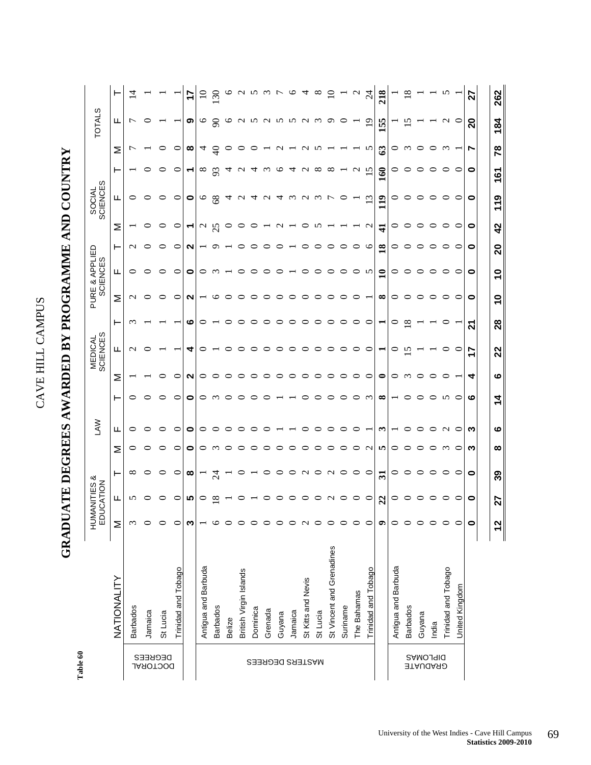Table 60

# CAVE HILL CAMPUS

## GRADUATE DEGREES AWARDED BY PROGRAMME AND COUNTRY

| | NATIONALITY | HUMANITIES & EDUCATION | | | LAW | | | MEDICAL SCIENCES | | | PURE & APPLIED SCIENCES | | | SOCIAL SCIENCES | | | TOTALS | | |
|---|---|---|---|---|---|---|---|---|---|---|---|---|---|---|---|---|---|---|---|
| | | M | F | T | M | F | T | M | F | T | M | F | T | M | F | T | M | F | T |
| DOCTORAL DEGREES | Barbados | 3 | 5 | 8 | 0 | 0 | 0 | 1 | 2 | 3 | 2 | 0 | 2 | 1 | 0 | 1 | 7 | 7 | 14 |
| | Jamaica | 0 | 0 | 0 | 0 | 0 | 0 | 1 | 0 | 1 | 0 | 0 | 0 | 0 | 0 | 0 | 1 | 0 | 1 |
| | St Lucia | 0 | 0 | 0 | 0 | 0 | 0 | 0 | 1 | 1 | 0 | 0 | 0 | 0 | 0 | 0 | 0 | 1 | 1 |
| | Trinidad and Tobago | 0 | 0 | 0 | 0 | 0 | 0 | 0 | 1 | 1 | 0 | 0 | 0 | 0 | 0 | 0 | 0 | 1 | 1 |
| | | **3** | **5** | **8** | **0** | **0** | **0** | **2** | **4** | **6** | **2** | **0** | **2** | **1** | **0** | **1** | **8** | **9** | **17** |
| MASTERS DEGREES | Antigua and Barbuda | 1 | 0 | 1 | 0 | 0 | 0 | 0 | 0 | 0 | 1 | 0 | 1 | 2 | 6 | 8 | 4 | 6 | 10 |
| | Barbados | 6 | 18 | 24 | 3 | 0 | 3 | 0 | 1 | 1 | 6 | 3 | 9 | 25 | 68 | 93 | 40 | 90 | 130 |
| | Belize | 0 | 1 | 1 | 0 | 0 | 0 | 0 | 0 | 0 | 0 | 1 | 1 | 0 | 4 | 4 | 0 | 6 | 6 |
| | British Virgin Islands | 0 | 0 | 0 | 0 | 0 | 0 | 0 | 0 | 0 | 0 | 0 | 0 | 0 | 2 | 2 | 0 | 2 | 2 |
| | Dominica | 0 | 1 | 1 | 0 | 0 | 0 | 0 | 0 | 0 | 0 | 0 | 0 | 0 | 4 | 4 | 0 | 5 | 5 |
| | Grenada | 0 | 0 | 0 | 0 | 0 | 0 | 0 | 0 | 0 | 0 | 0 | 0 | 1 | 2 | 3 | 1 | 2 | 3 |
| | Guyana | 0 | 0 | 0 | 0 | 1 | 1 | 0 | 0 | 0 | 0 | 0 | 0 | 2 | 4 | 6 | 2 | 5 | 7 |
| | Jamaica | 0 | 0 | 0 | 0 | 1 | 1 | 0 | 0 | 0 | 0 | 1 | 1 | 1 | 3 | 4 | 1 | 5 | 6 |
| | St Kitts and Nevis | 2 | 0 | 2 | 0 | 0 | 0 | 0 | 0 | 0 | 0 | 0 | 0 | 0 | 2 | 2 | 2 | 2 | 4 |
| | St Lucia | 0 | 0 | 0 | 0 | 0 | 0 | 0 | 0 | 0 | 0 | 0 | 0 | 5 | 3 | 8 | 5 | 3 | 8 |
| | St Vincent and Grenadines | 0 | 2 | 2 | 0 | 0 | 0 | 0 | 0 | 0 | 0 | 0 | 0 | 1 | 7 | 8 | 1 | 9 | 10 |
| | Suriname | 0 | 0 | 0 | 0 | 0 | 0 | 0 | 0 | 0 | 0 | 0 | 0 | 1 | 0 | 1 | 1 | 0 | 1 |
| | The Bahamas | 0 | 0 | 0 | 0 | 0 | 0 | 0 | 0 | 0 | 0 | 0 | 0 | 1 | 1 | 2 | 1 | 1 | 2 |
| | Trinidad and Tobago | 0 | 0 | 0 | 2 | 1 | 3 | 0 | 0 | 0 | 1 | 5 | 6 | 2 | 13 | 15 | 5 | 19 | 24 |
| | | **9** | **22** | **31** | **5** | **3** | **8** | **0** | **1** | **1** | **8** | **10** | **18** | **41** | **119** | **160** | **63** | **155** | **218** |
| GRADUATE DIPLOMAS | Antigua and Barbuda | 0 | 0 | 0 | 0 | 1 | 1 | 0 | 0 | 0 | 0 | 0 | 0 | 0 | 0 | 0 | 0 | 1 | 1 |
| | Barbados | 0 | 0 | 0 | 0 | 0 | 0 | 3 | 15 | 18 | 0 | 0 | 0 | 0 | 0 | 0 | 3 | 15 | 18 |
| | Guyana | 0 | 0 | 0 | 0 | 0 | 0 | 0 | 1 | 1 | 0 | 0 | 0 | 0 | 0 | 0 | 0 | 1 | 1 |
| | India | 0 | 0 | 0 | 0 | 0 | 0 | 0 | 1 | 1 | 0 | 0 | 0 | 0 | 0 | 0 | 0 | 1 | 1 |
| | Trinidad and Tobago | 0 | 0 | 0 | 3 | 2 | 5 | 0 | 0 | 0 | 0 | 0 | 0 | 0 | 0 | 0 | 3 | 2 | 5 |
| | United Kingdom | 0 | 0 | 0 | 0 | 0 | 0 | 1 | 0 | 1 | 0 | 0 | 0 | 0 | 0 | 0 | 1 | 0 | 1 |
| | | **0** | **0** | **0** | **3** | **3** | **6** | **4** | **17** | **21** | **0** | **0** | **0** | **0** | **0** | **0** | **7** | **20** | **27** |
| | | **12** | **27** | **39** | **8** | **6** | **14** | **6** | **22** | **28** | **10** | **10** | **20** | **42** | **119** | **161** | **78** | **184** | **262** |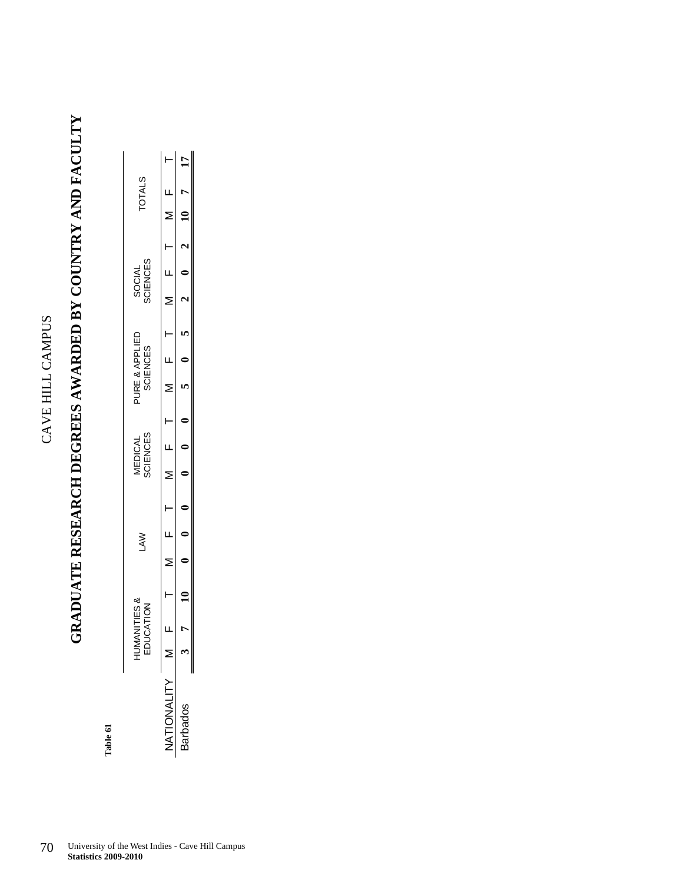CAVE HILL CAMPUS

# GRADUATE RESEARCH DEGREES AWARDED BY COUNTRY AND FACULTY

**Table 61**

| NATIONALITY | HUMANITIES & EDUCATION | | | LAW | | | MEDICAL SCIENCES | | | PURE & APPLIED SCIENCES | | | SOCIAL SCIENCES | | | TOTALS | | |
|---|---|---|---|---|---|---|---|---|---|---|---|---|---|---|---|---|---|---|
| | M | F | T | M | F | T | M | F | T | M | F | T | M | F | T | M | F | T |
| Barbados | **3** | **7** | **10** | **0** | **0** | **0** | **0** | **0** | **0** | **5** | **0** | **5** | **2** | **0** | **2** | **10** | **7** | **17** |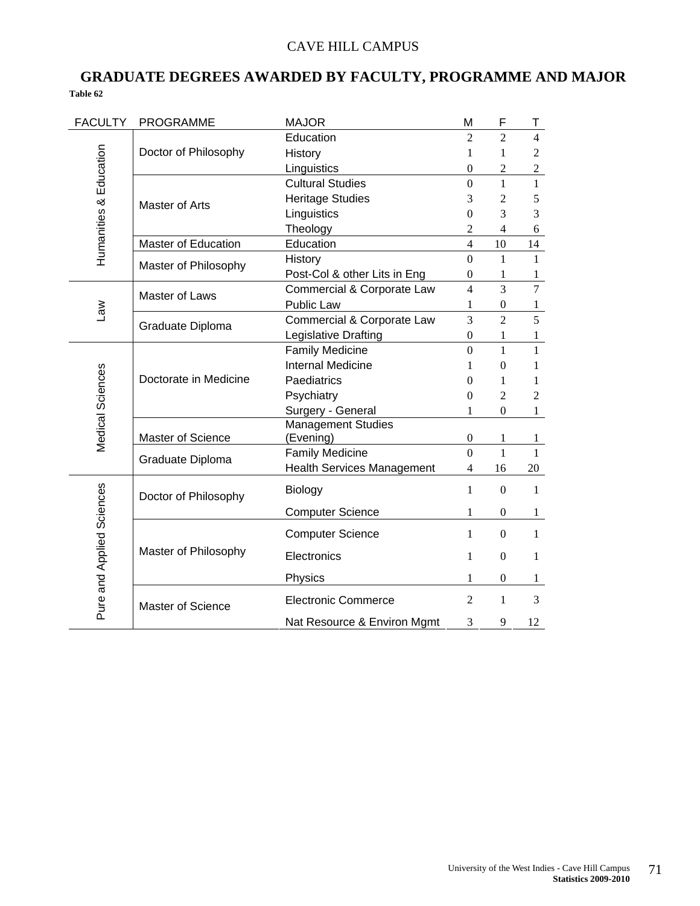CAVE HILL CAMPUS

## GRADUATE DEGREES AWARDED BY FACULTY, PROGRAMME AND MAJOR

**Table 62**

| FACULTY | PROGRAMME | MAJOR | M | F | T |
|---|---|---|---|---|---|
| Humanities & Education | Doctor of Philosophy | Education | 2 | 2 | 4 |
| | | History | 1 | 1 | 2 |
| | | Linguistics | 0 | 2 | 2 |
| | Master of Arts | Cultural Studies | 0 | 1 | 1 |
| | | Heritage Studies | 3 | 2 | 5 |
| | | Linguistics | 0 | 3 | 3 |
| | | Theology | 2 | 4 | 6 |
| | Master of Education | Education | 4 | 10 | 14 |
| | Master of Philosophy | History | 0 | 1 | 1 |
| | | Post-Col & other Lits in Eng | 0 | 1 | 1 |
| Law | Master of Laws | Commercial & Corporate Law | 4 | 3 | 7 |
| | | Public Law | 1 | 0 | 1 |
| | Graduate Diploma | Commercial & Corporate Law | 3 | 2 | 5 |
| | | Legislative Drafting | 0 | 1 | 1 |
| Medical Sciences | Doctorate in Medicine | Family Medicine | 0 | 1 | 1 |
| | | Internal Medicine | 1 | 0 | 1 |
| | | Paediatrics | 0 | 1 | 1 |
| | | Psychiatry | 0 | 2 | 2 |
| | | Surgery - General | 1 | 0 | 1 |
| | Master of Science | Management Studies (Evening) | 0 | 1 | 1 |
| | Graduate Diploma | Family Medicine | 0 | 1 | 1 |
| | | Health Services Management | 4 | 16 | 20 |
| Pure and Applied Sciences | Doctor of Philosophy | Biology | 1 | 0 | 1 |
| | | Computer Science | 1 | 0 | 1 |
| | Master of Philosophy | Computer Science | 1 | 0 | 1 |
| | | Electronics | 1 | 0 | 1 |
| | | Physics | 1 | 0 | 1 |
| | Master of Science | Electronic Commerce | 2 | 1 | 3 |
| | | Nat Resource & Environ Mgmt | 3 | 9 | 12 |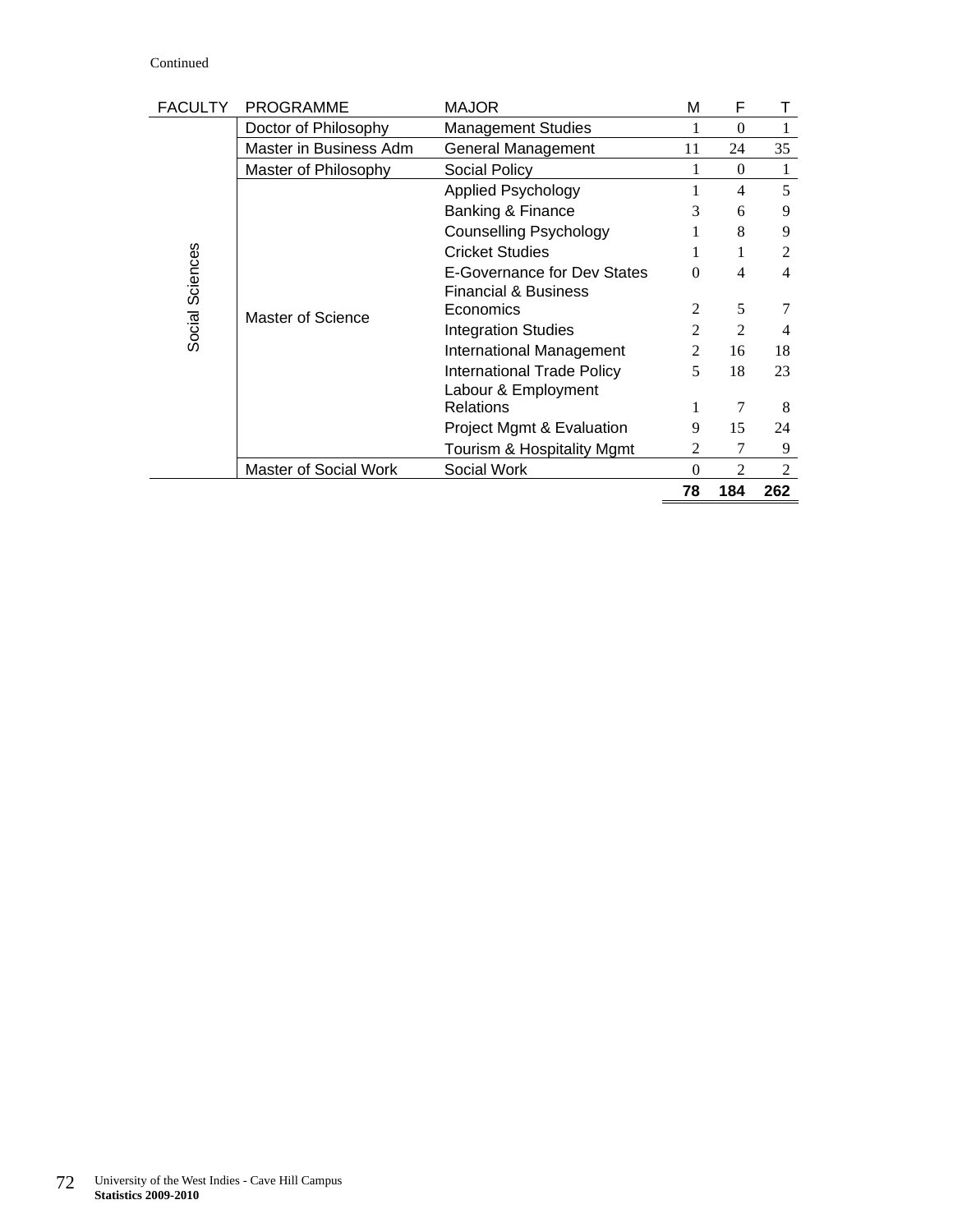Continued

| FACULTY | PROGRAMME | MAJOR | M | F | T |
|---|---|---|---|---|---|
| Social Sciences | Doctor of Philosophy | Management Studies | 1 | 0 | 1 |
| | Master in Business Adm | General Management | 11 | 24 | 35 |
| | Master of Philosophy | Social Policy | 1 | 0 | 1 |
| | Master of Science | Applied Psychology | 1 | 4 | 5 |
| | | Banking & Finance | 3 | 6 | 9 |
| | | Counselling Psychology | 1 | 8 | 9 |
| | | Cricket Studies | 1 | 1 | 2 |
| | | E-Governance for Dev States | 0 | 4 | 4 |
| | | Financial & Business Economics | 2 | 5 | 7 |
| | | Integration Studies | 2 | 2 | 4 |
| | | International Management | 2 | 16 | 18 |
| | | International Trade Policy | 5 | 18 | 23 |
| | | Labour & Employment Relations | 1 | 7 | 8 |
| | | Project Mgmt & Evaluation | 9 | 15 | 24 |
| | | Tourism & Hospitality Mgmt | 2 | 7 | 9 |
| | Master of Social Work | Social Work | 0 | 2 | 2 |
| | | | **78** | **184** | **262** |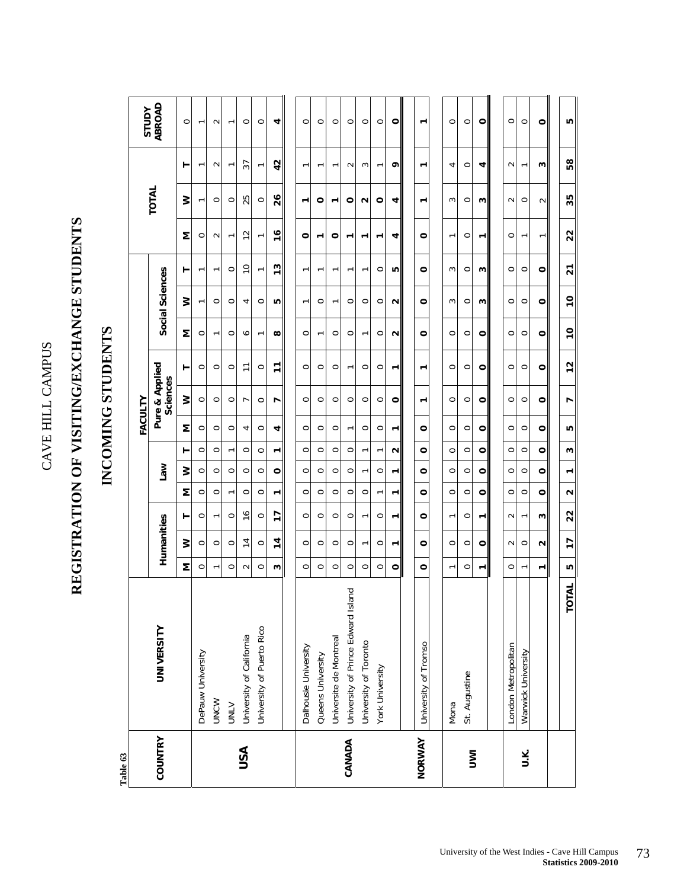Table 63

# CAVE HILL CAMPUS

## REGISTRATION OF VISITING/EXCHANGE STUDENTS

## INCOMING STUDENTS

| COUNTRY | UNIVERSITY | FACULTY | | | | | | | | | | | | TOTAL | | | STUDY ABROAD |
|---|---|---|---|---|---|---|---|---|---|---|---|---|---|---|---|---|---|
| | | Humanities | | | Law | | | Pure & Applied Sciences | | | Social Sciences | | | | | | |
| | | M | W | T | M | W | T | M | W | T | M | W | T | M | W | T | |
| USA | DePauw University | 0 | 0 | 0 | 0 | 0 | 0 | 0 | 0 | 0 | 0 | 1 | 1 | 0 | 1 | 1 | 0 |
| | UNCW | 1 | 0 | 1 | 0 | 0 | 0 | 0 | 0 | 0 | 1 | 0 | 1 | 2 | 0 | 2 | 1 |
| | UNLV | 0 | 0 | 0 | 1 | 0 | 1 | 0 | 0 | 0 | 0 | 0 | 0 | 1 | 0 | 1 | 2 |
| | University of California | 2 | 14 | 16 | 0 | 0 | 0 | 4 | 7 | 11 | 6 | 4 | 10 | 12 | 25 | 37 | 1 |
| | University of Puerto Rico | 0 | 0 | 0 | 0 | 0 | 0 | 0 | 0 | 0 | 1 | 0 | 1 | 1 | 0 | 1 | 0 |
| | | **3** | **14** | **17** | **1** | **0** | **1** | **4** | **7** | **11** | **8** | **5** | **13** | **16** | **26** | **42** | **4** |
| CANADA | Dalhousie University | 0 | 0 | 0 | 0 | 0 | 0 | 0 | 0 | 0 | 0 | 1 | 1 | **0** | **1** | 1 | 0 |
| | Queens University | 0 | 0 | 0 | 0 | 0 | 0 | 0 | 0 | 0 | 1 | 0 | 1 | **1** | **0** | 1 | 0 |
| | Universite de Montreal | 0 | 0 | 0 | 0 | 0 | 0 | 0 | 0 | 0 | 0 | 1 | 1 | **0** | **1** | 1 | 0 |
| | University of Prince Edward Island | 0 | 0 | 0 | 0 | 0 | 0 | 1 | 0 | 1 | 0 | 0 | 1 | **1** | **0** | 2 | 0 |
| | University of Toronto | 0 | 1 | 1 | 0 | 1 | 1 | 0 | 0 | 0 | 1 | 0 | 1 | **1** | **2** | 3 | 0 |
| | York University | 0 | 0 | 0 | 1 | 0 | 1 | 0 | 0 | 0 | 0 | 0 | 0 | **1** | **0** | 1 | 0 |
| | | **0** | **1** | **1** | **1** | **1** | **2** | **1** | **0** | **1** | **2** | **2** | **5** | **4** | **4** | **9** | **0** |
| NORWAY | University of Tromso | **0** | **0** | **0** | **0** | **0** | **0** | **0** | **1** | **1** | **0** | **0** | **0** | **0** | **1** | **1** | **1** |
| UWI | Mona | 1 | 0 | 1 | 0 | 0 | 0 | 0 | 0 | 0 | 0 | 3 | 3 | 1 | 3 | 4 | 0 |
| | St. Augustine | 0 | 0 | 0 | 0 | 0 | 0 | 0 | 0 | 0 | 0 | 0 | 0 | 0 | 0 | 0 | 0 |
| | | **1** | **0** | **1** | **0** | **0** | **0** | **0** | **0** | **0** | **0** | **3** | **3** | **1** | **3** | **4** | **0** |
| U.K. | London Metropolitan | 0 | 2 | 2 | 0 | 0 | 0 | 0 | 0 | 0 | 0 | 0 | 0 | 0 | 2 | 2 | 0 |
| | Warwick University | 1 | 0 | 1 | 0 | 0 | 0 | 0 | 0 | 0 | 0 | 0 | 0 | 1 | 0 | 1 | 0 |
| | | **1** | **2** | **3** | **0** | **0** | **0** | **0** | **0** | **0** | **0** | **0** | **0** | 1 | 2 | **3** | **0** |
| | **TOTAL** | **5** | **17** | **22** | **2** | **1** | **3** | **5** | **7** | **12** | **10** | **10** | **21** | **22** | **35** | **58** | **5** |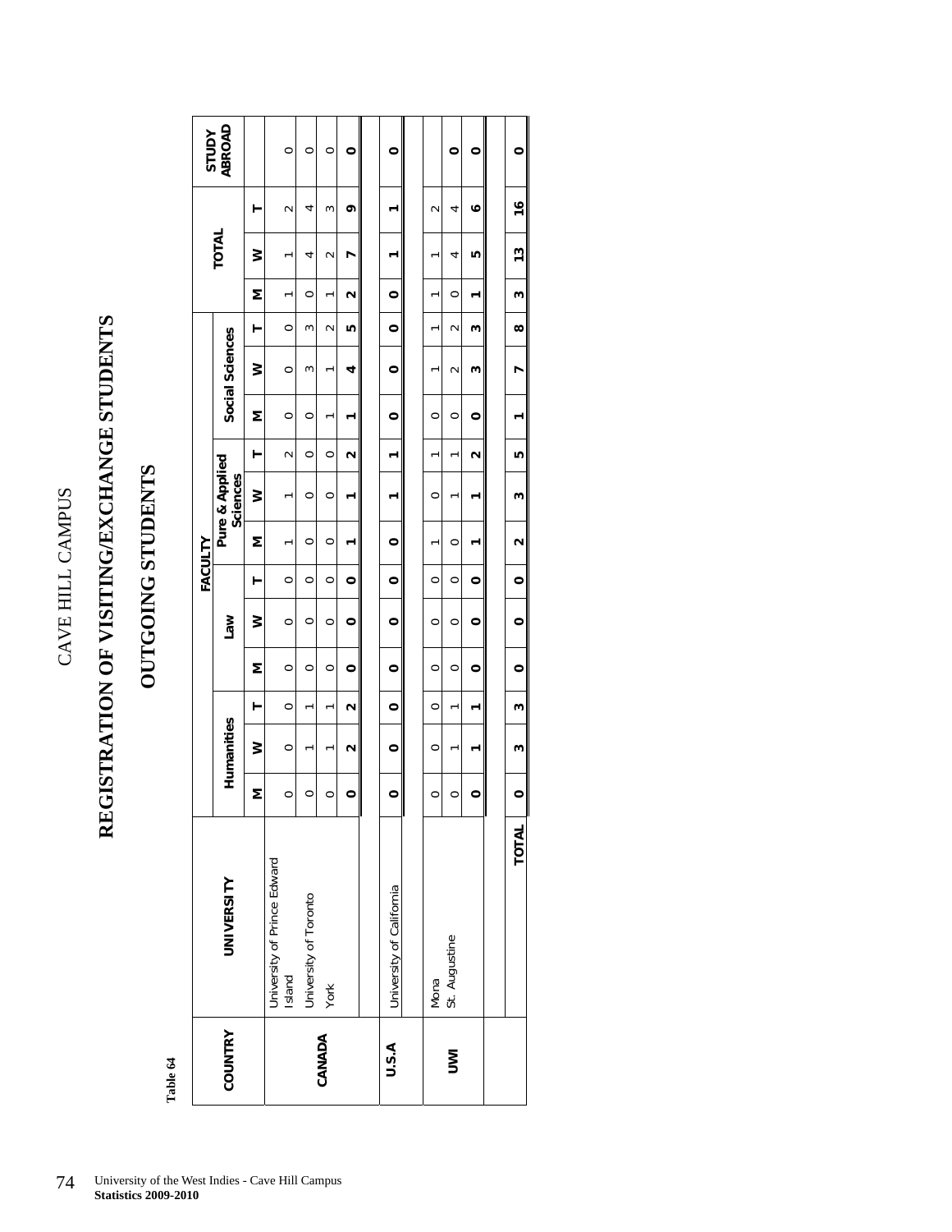CAVE HILL CAMPUS

# REGISTRATION OF VISITING/EXCHANGE STUDENTS

## OUTGOING STUDENTS

**Table 64**

| COUNTRY | UNIVERSITY | FACULTY | | | | | | | | | | | | TOTAL | | | STUDY ABROAD |
|---|---|---|---|---|---|---|---|---|---|---|---|---|---|---|---|---|---|
| | | Humanities | | | Law | | | Pure & Applied Sciences | | | Social Sciences | | | | | | |
| | | M | W | T | M | W | T | M | W | T | M | W | T | M | W | T | |
| CANADA | University of Prince Edward Island | 0 | 0 | 0 | 0 | 0 | 0 | 1 | 1 | 2 | 0 | 0 | 0 | 1 | 1 | 2 | 0 |
| | University of Toronto | 0 | 1 | 1 | 0 | 0 | 0 | 0 | 0 | 0 | 0 | 3 | 3 | 0 | 4 | 4 | 0 |
| | York | 0 | 1 | 1 | 0 | 0 | 0 | 0 | 0 | 0 | 1 | 1 | 2 | 1 | 2 | 3 | 0 |
| | | **0** | **2** | **2** | **0** | **0** | **0** | **1** | **1** | **2** | **1** | **4** | **5** | **2** | **7** | **9** | **0** |
| U.S.A | University of California | **0** | **0** | **0** | **0** | **0** | **0** | **0** | **1** | **1** | **0** | **0** | **0** | **0** | **1** | **1** | **0** |
| UWI | Mona | 0 | 0 | 0 | 0 | 0 | 0 | 1 | 0 | 1 | 0 | 1 | 1 | 1 | 1 | 2 | |
| | St. Augustine | 0 | 1 | 1 | 0 | 0 | 0 | 0 | 1 | 1 | 0 | 2 | 2 | 0 | 4 | 4 | **0** |
| | | **0** | **1** | **1** | **0** | **0** | **0** | **1** | **1** | **2** | **0** | **3** | **3** | **1** | **5** | **6** | **0** |
| | **TOTAL** | **0** | **3** | **3** | **0** | **0** | **0** | **2** | **3** | **5** | **1** | **7** | **8** | **3** | **13** | **16** | **0** |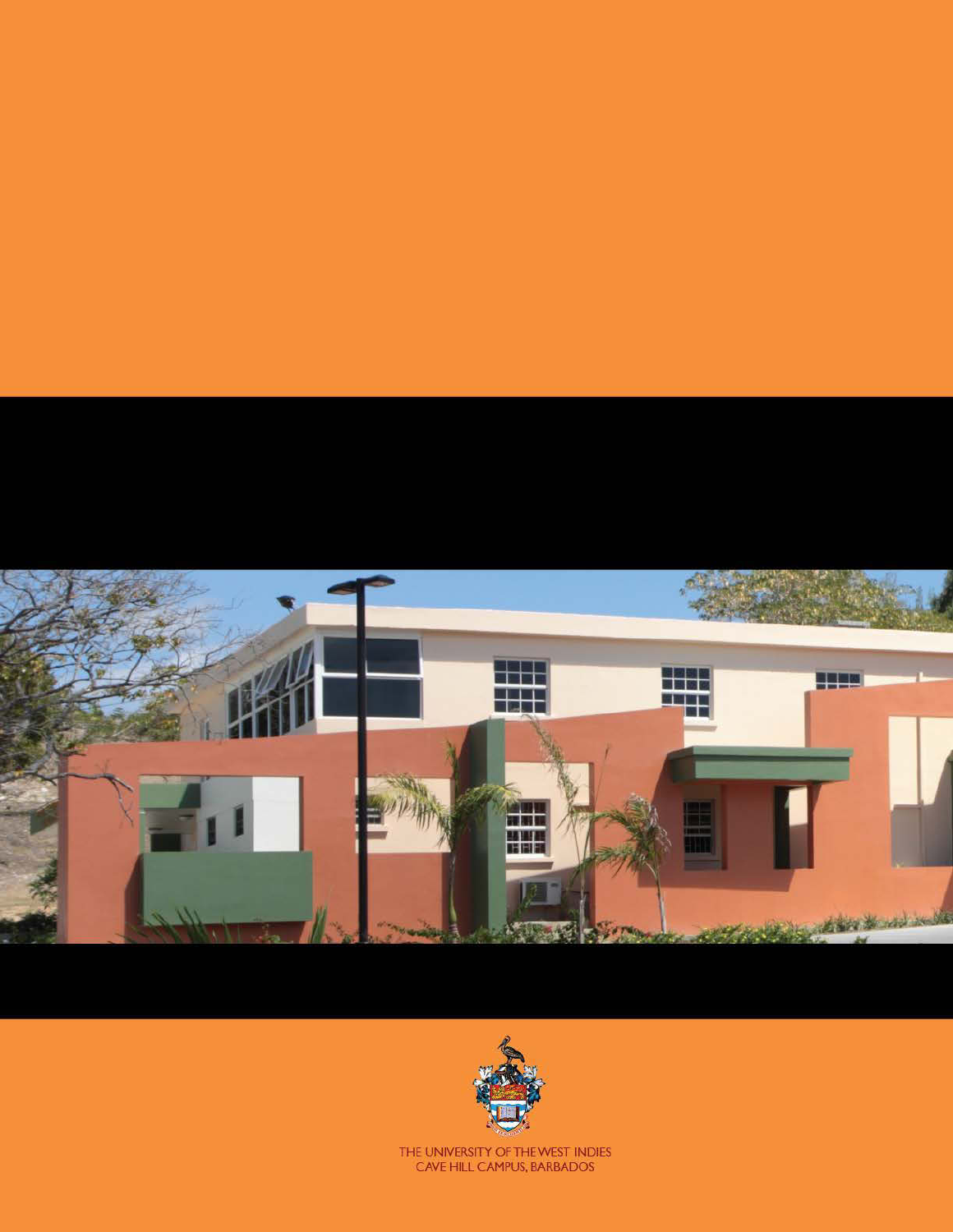THE UNIVERSITY OF THE WEST INDIES
CAVE HILL CAMPUS, BARBADOS